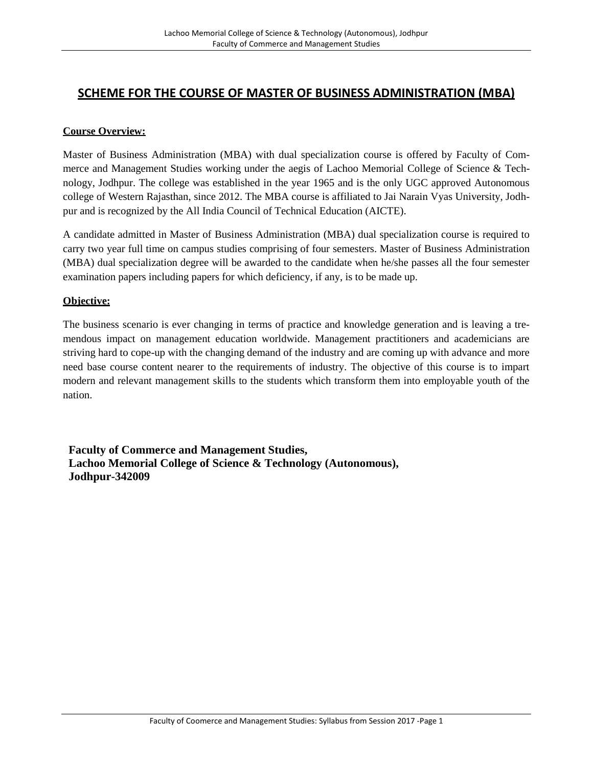# SCHEME FOR THE COURSE OF MASTER OF BUSINESS ADMINISTRATION (MBA)

**Course Overview:**

Master of Business Administration (MBA) with dual specialization course is offered by Faculty of Commerce and Management Studies working under the aegis of Lachoo Memorial College of Science & Technology, Jodhpur. The college was established in the year 1965 and is the only UGC approved Autonomous college of Western Rajasthan, since 2012. The MBA course is affiliated to Jai Narain Vyas University, Jodhpur and is recognized by the All India Council of Technical Education (AICTE).

A candidate admitted in Master of Business Administration (MBA) dual specialization course is required to carry two year full time on campus studies comprising of four semesters. Master of Business Administration (MBA) dual specialization degree will be awarded to the candidate when he/she passes all the four semester examination papers including papers for which deficiency, if any, is to be made up.

**Objective:**

The business scenario is ever changing in terms of practice and knowledge generation and is leaving a tremendous impact on management education worldwide. Management practitioners and academicians are striving hard to cope-up with the changing demand of the industry and are coming up with advance and more need base course content nearer to the requirements of industry. The objective of this course is to impart modern and relevant management skills to the students which transform them into employable youth of the nation.

**Faculty of Commerce and Management Studies,**
**Lachoo Memorial College of Science & Technology (Autonomous),**
**Jodhpur-342009**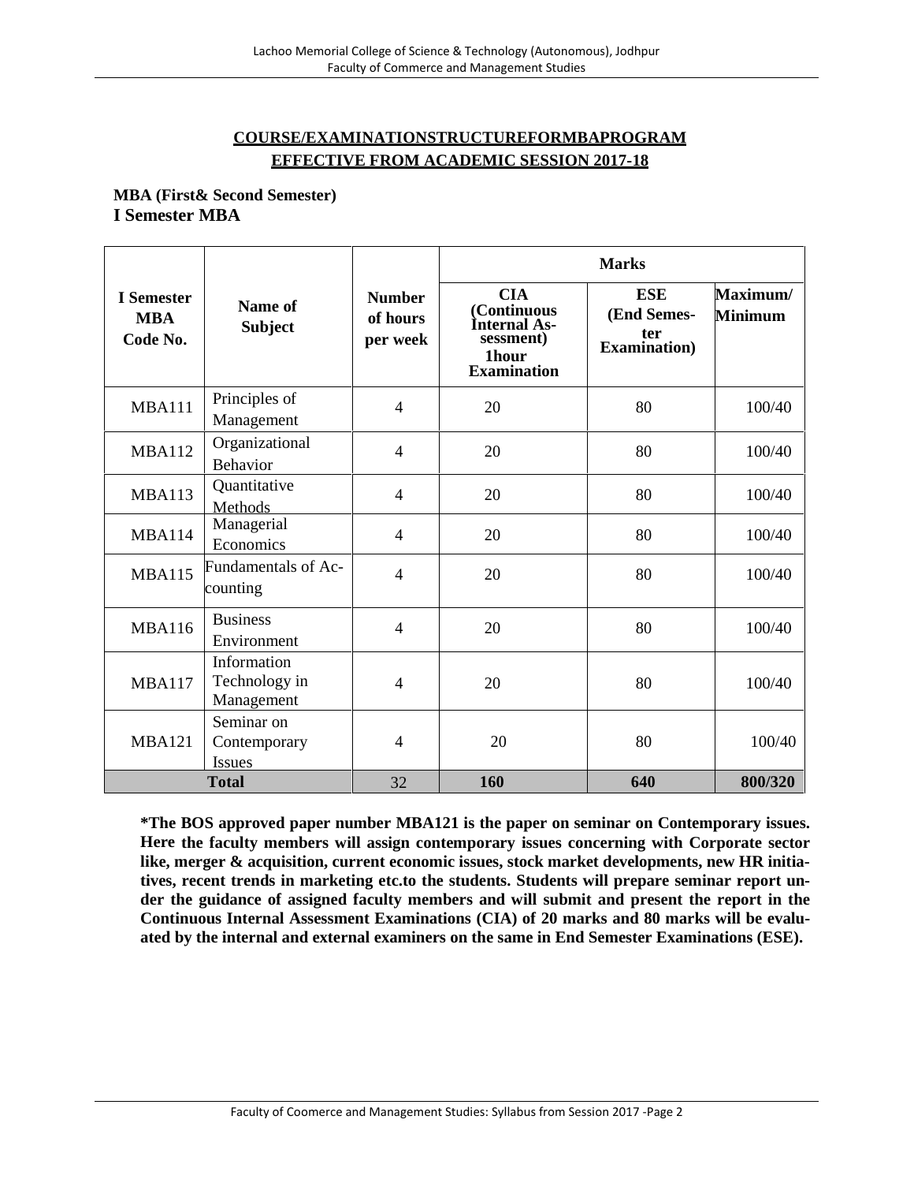## COURSE/EXAMINATIONSTRUCTUREFORMBAPROGRAM
## EFFECTIVE FROM ACADEMIC SESSION 2017-18

**MBA (First& Second Semester)**

**I Semester MBA**

| I Semester MBA Code No. | Name of Subject | Number of hours per week | Marks | | |
|---|---|---|---|---|---|
| | | | CIA (Continuous Internal Assessment) 1hour Examination | ESE (End Semester Examination) | Maximum/ Minimum |
| MBA111 | Principles of Management | 4 | 20 | 80 | 100/40 |
| MBA112 | Organizational Behavior | 4 | 20 | 80 | 100/40 |
| MBA113 | Quantitative Methods | 4 | 20 | 80 | 100/40 |
| MBA114 | Managerial Economics | 4 | 20 | 80 | 100/40 |
| MBA115 | Fundamentals of Accounting | 4 | 20 | 80 | 100/40 |
| MBA116 | Business Environment | 4 | 20 | 80 | 100/40 |
| MBA117 | Information Technology in Management | 4 | 20 | 80 | 100/40 |
| MBA121 | Seminar on Contemporary Issues | 4 | 20 | 80 | 100/40 |
| **Total** | | 32 | **160** | **640** | **800/320** |

**\*The BOS approved paper number MBA121 is the paper on seminar on Contemporary issues. Here the faculty members will assign contemporary issues concerning with Corporate sector like, merger & acquisition, current economic issues, stock market developments, new HR initiatives, recent trends in marketing etc.to the students. Students will prepare seminar report under the guidance of assigned faculty members and will submit and present the report in the Continuous Internal Assessment Examinations (CIA) of 20 marks and 80 marks will be evaluated by the internal and external examiners on the same in End Semester Examinations (ESE).**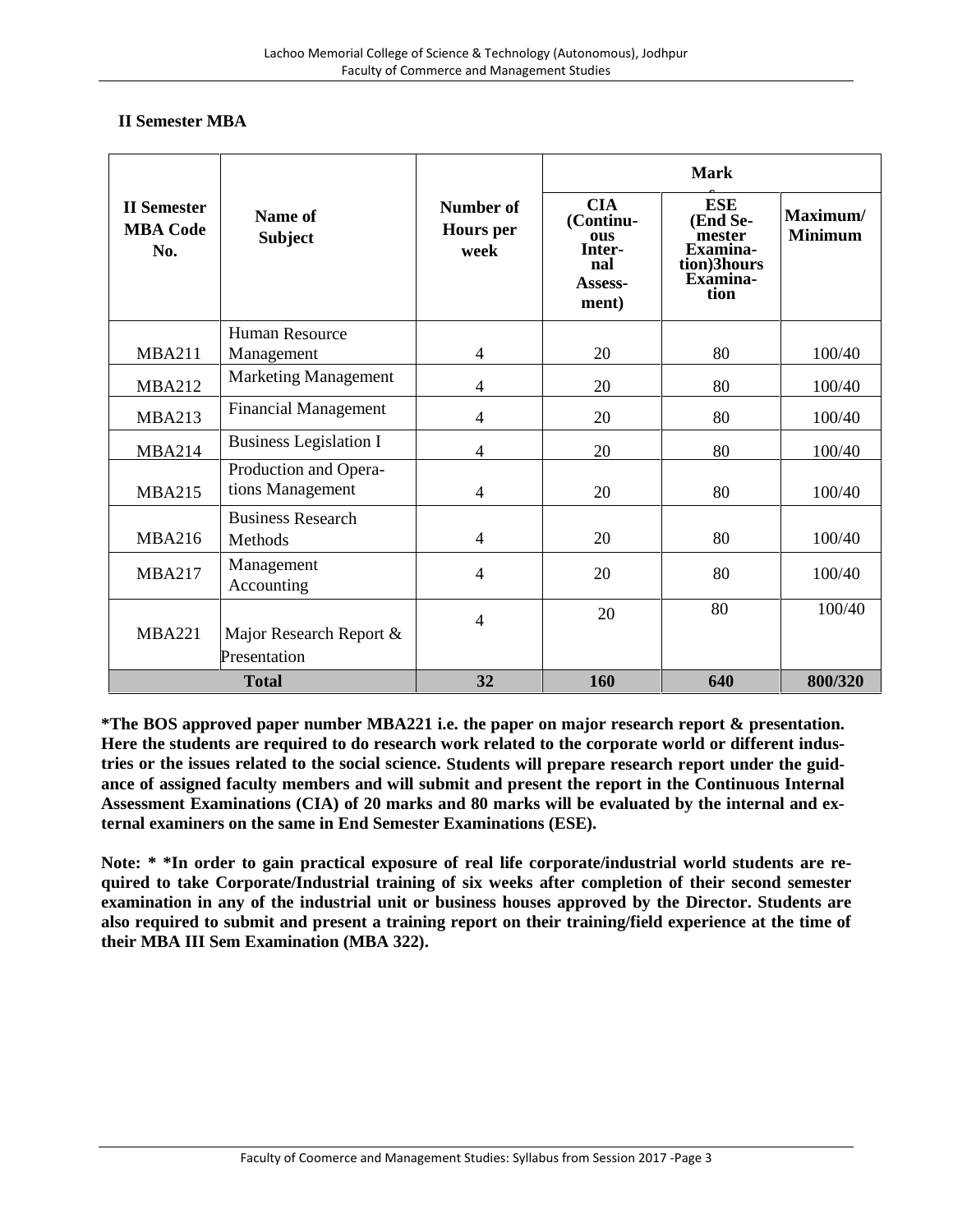## II Semester MBA

| II Semester MBA Code No. | Name of Subject | Number of Hours per week | Marks | | |
|---|---|---|---|---|---|
| | | | CIA (Continuous Internal Assessment) | ESE (End Semester Examination)3hours Examination | Maximum/ Minimum |
| MBA211 | Human Resource Management | 4 | 20 | 80 | 100/40 |
| MBA212 | Marketing Management | 4 | 20 | 80 | 100/40 |
| MBA213 | Financial Management | 4 | 20 | 80 | 100/40 |
| MBA214 | Business Legislation I | 4 | 20 | 80 | 100/40 |
| MBA215 | Production and Operations Management | 4 | 20 | 80 | 100/40 |
| MBA216 | Business Research Methods | 4 | 20 | 80 | 100/40 |
| MBA217 | Management Accounting | 4 | 20 | 80 | 100/40 |
| MBA221 | Major Research Report & Presentation | 4 | 20 | 80 | 100/40 |
| **Total** | | **32** | **160** | **640** | **800/320** |

**\*The BOS approved paper number MBA221 i.e. the paper on major research report & presentation. Here the students are required to do research work related to the corporate world or different industries or the issues related to the social science. Students will prepare research report under the guidance of assigned faculty members and will submit and present the report in the Continuous Internal Assessment Examinations (CIA) of 20 marks and 80 marks will be evaluated by the internal and external examiners on the same in End Semester Examinations (ESE).**

**Note: \* \*In order to gain practical exposure of real life corporate/industrial world students are required to take Corporate/Industrial training of six weeks after completion of their second semester examination in any of the industrial unit or business houses approved by the Director. Students are also required to submit and present a training report on their training/field experience at the time of their MBA III Sem Examination (MBA 322).**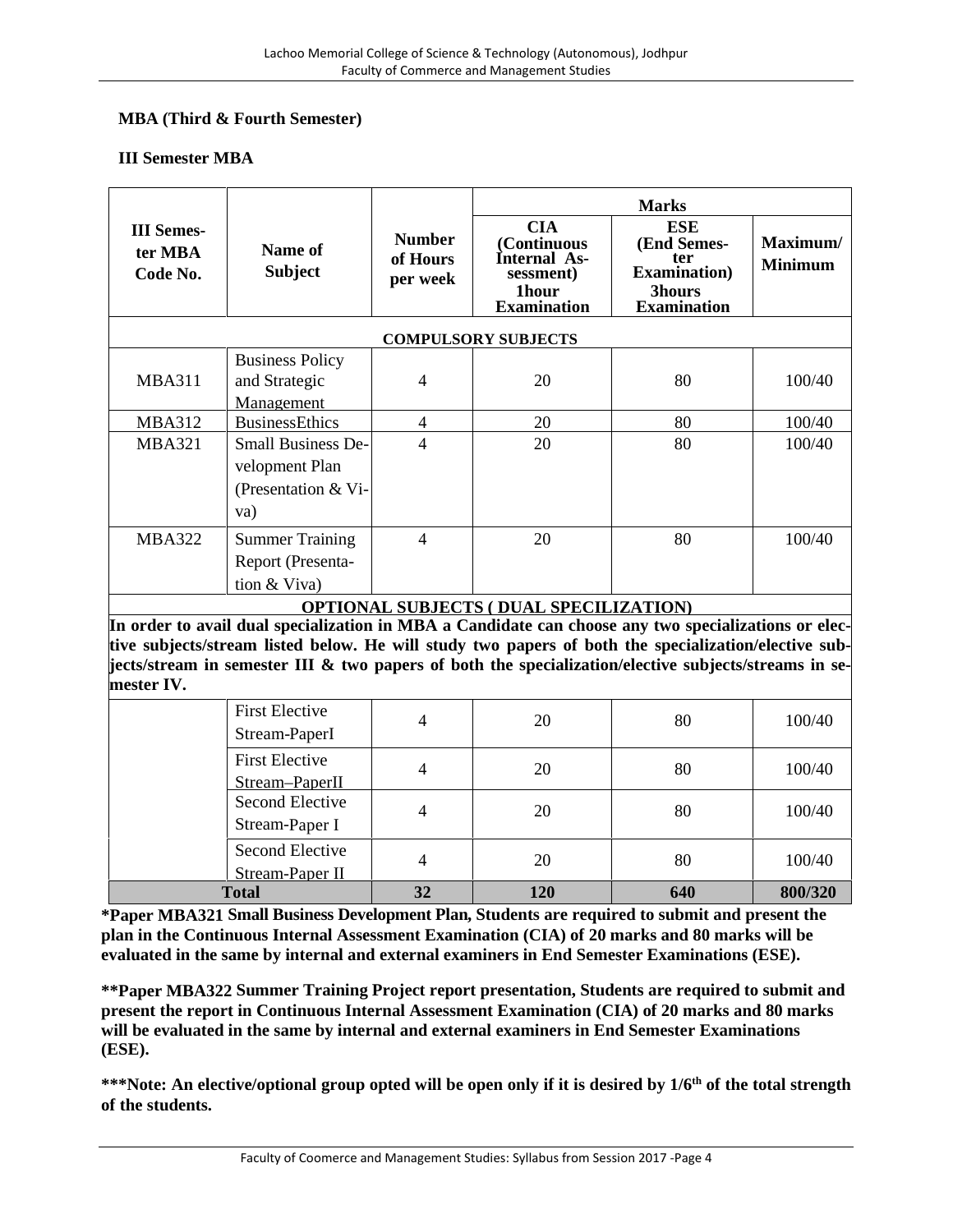**MBA (Third & Fourth Semester)**

**III Semester MBA**

| III Semester MBA Code No. | Name of Subject | Number of Hours per week | Marks | | |
|---|---|---|---|---|---|
| | | | CIA (Continuous Internal Assessment) 1hour Examination | ESE (End Semester Examination) 3hours Examination | Maximum/ Minimum |
| **COMPULSORY SUBJECTS** | | | | | |
| MBA311 | Business Policy and Strategic Management | 4 | 20 | 80 | 100/40 |
| MBA312 | BusinessEthics | 4 | 20 | 80 | 100/40 |
| MBA321 | Small Business Development Plan (Presentation & Viva) | 4 | 20 | 80 | 100/40 |
| MBA322 | Summer Training Report (Presentation & Viva) | 4 | 20 | 80 | 100/40 |
| **OPTIONAL SUBJECTS ( DUAL SPECILIZATION)** | | | | | |
| **In order to avail dual specialization in MBA a Candidate can choose any two specializations or elective subjects/stream listed below. He will study two papers of both the specialization/elective subjects/stream in semester III & two papers of both the specialization/elective subjects/streams in semester IV.** | | | | | |
| | First Elective Stream-PaperI | 4 | 20 | 80 | 100/40 |
| | First Elective Stream–PaperII | 4 | 20 | 80 | 100/40 |
| | Second Elective Stream-Paper I | 4 | 20 | 80 | 100/40 |
| | Second Elective Stream-Paper II | 4 | 20 | 80 | 100/40 |
| **Total** | | **32** | **120** | **640** | **800/320** |

**\*Paper MBA321 Small Business Development Plan, Students are required to submit and present the plan in the Continuous Internal Assessment Examination (CIA) of 20 marks and 80 marks will be evaluated in the same by internal and external examiners in End Semester Examinations (ESE).**

**\*\*Paper MBA322 Summer Training Project report presentation, Students are required to submit and present the report in Continuous Internal Assessment Examination (CIA) of 20 marks and 80 marks will be evaluated in the same by internal and external examiners in End Semester Examinations (ESE).**

**\*\*\*Note: An elective/optional group opted will be open only if it is desired by 1/6th of the total strength of the students.**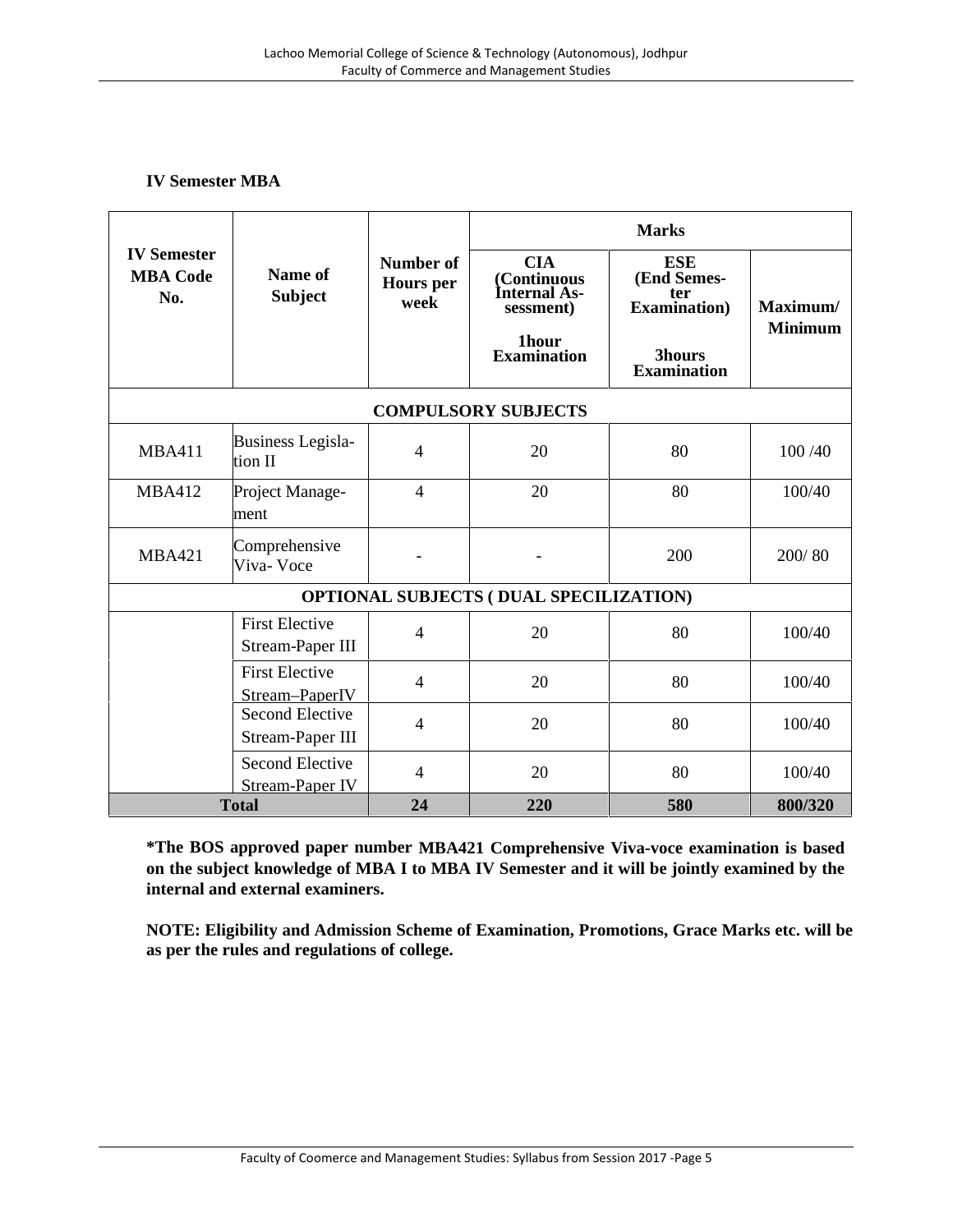**IV Semester MBA**

| IV Semester MBA Code No. | Name of Subject | Number of Hours per week | Marks | | |
|---|---|---|---|---|---|
| | | | CIA (Continuous Internal Assessment) 1hour Examination | ESE (End Semester Examination) 3hours Examination | Maximum/ Minimum |
| **COMPULSORY SUBJECTS** | | | | | |
| MBA411 | Business Legislation II | 4 | 20 | 80 | 100 /40 |
| MBA412 | Project Management | 4 | 20 | 80 | 100/40 |
| MBA421 | Comprehensive Viva- Voce | - | - | 200 | 200/ 80 |
| **OPTIONAL SUBJECTS ( DUAL SPECILIZATION)** | | | | | |
| | First Elective Stream-Paper III | 4 | 20 | 80 | 100/40 |
| | First Elective Stream–PaperIV | 4 | 20 | 80 | 100/40 |
| | Second Elective Stream-Paper III | 4 | 20 | 80 | 100/40 |
| | Second Elective Stream-Paper IV | 4 | 20 | 80 | 100/40 |
| **Total** | | **24** | **220** | **580** | **800/320** |

**\*The BOS approved paper number MBA421 Comprehensive Viva-voce examination is based on the subject knowledge of MBA I to MBA IV Semester and it will be jointly examined by the internal and external examiners.**

**NOTE: Eligibility and Admission Scheme of Examination, Promotions, Grace Marks etc. will be as per the rules and regulations of college.**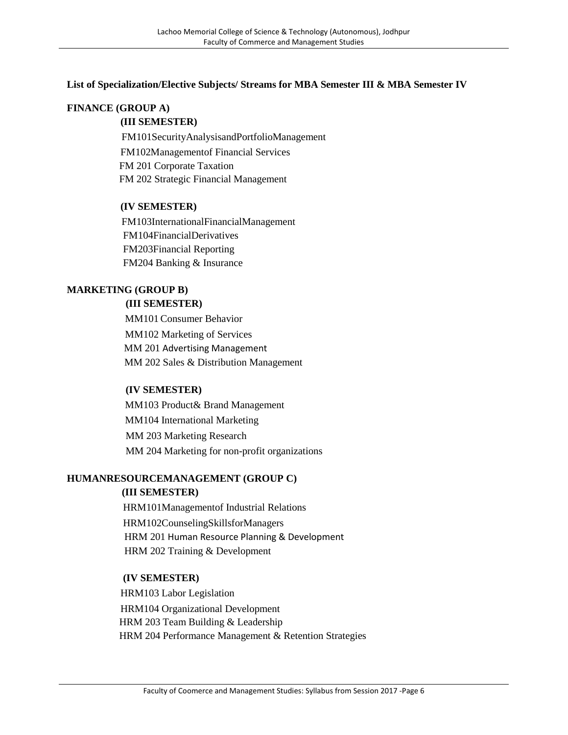## List of Specialization/Elective Subjects/ Streams for MBA Semester III & MBA Semester IV

### FINANCE (GROUP A)

**(III SEMESTER)**

FM101SecurityAnalysisandPortfolioManagement

FM102Managementof Financial Services

FM 201 Corporate Taxation

FM 202 Strategic Financial Management

**(IV SEMESTER)**

FM103InternationalFinancialManagement

FM104FinancialDerivatives

FM203Financial Reporting

FM204 Banking & Insurance

### MARKETING (GROUP B)

**(III SEMESTER)**

MM101 Consumer Behavior

MM102 Marketing of Services

MM 201 Advertising Management

MM 202 Sales & Distribution Management

**(IV SEMESTER)**

MM103 Product& Brand Management

MM104 International Marketing

MM 203 Marketing Research

MM 204 Marketing for non-profit organizations

### HUMANRESOURCEMANAGEMENT (GROUP C)

**(III SEMESTER)**

HRM101Managementof Industrial Relations

HRM102CounselingSkillsforManagers

HRM 201 Human Resource Planning & Development

HRM 202 Training & Development

**(IV SEMESTER)**

HRM103 Labor Legislation

HRM104 Organizational Development

HRM 203 Team Building & Leadership

HRM 204 Performance Management & Retention Strategies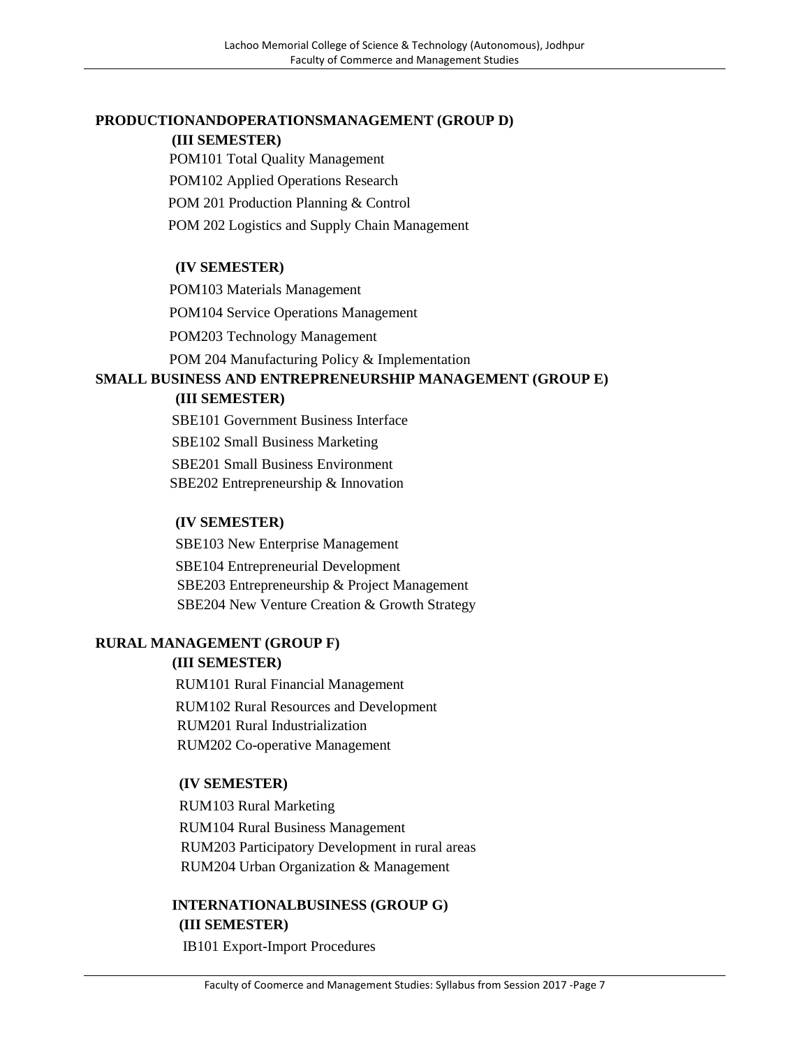**PRODUCTIONANDOPERATIONSMANAGEMENT (GROUP D)**

**(III SEMESTER)**

POM101 Total Quality Management

POM102 Applied Operations Research

POM 201 Production Planning & Control

POM 202 Logistics and Supply Chain Management

**(IV SEMESTER)**

POM103 Materials Management

POM104 Service Operations Management

POM203 Technology Management

POM 204 Manufacturing Policy & Implementation

**SMALL BUSINESS AND ENTREPRENEURSHIP MANAGEMENT (GROUP E)**

**(III SEMESTER)**

SBE101 Government Business Interface

SBE102 Small Business Marketing

SBE201 Small Business Environment

SBE202 Entrepreneurship & Innovation

**(IV SEMESTER)**

SBE103 New Enterprise Management

SBE104 Entrepreneurial Development

SBE203 Entrepreneurship & Project Management

SBE204 New Venture Creation & Growth Strategy

**RURAL MANAGEMENT (GROUP F)**

**(III SEMESTER)**

RUM101 Rural Financial Management

RUM102 Rural Resources and Development

RUM201 Rural Industrialization

RUM202 Co-operative Management

**(IV SEMESTER)**

RUM103 Rural Marketing

RUM104 Rural Business Management

RUM203 Participatory Development in rural areas

RUM204 Urban Organization & Management

**INTERNATIONALBUSINESS (GROUP G)**

**(III SEMESTER)**

IB101 Export-Import Procedures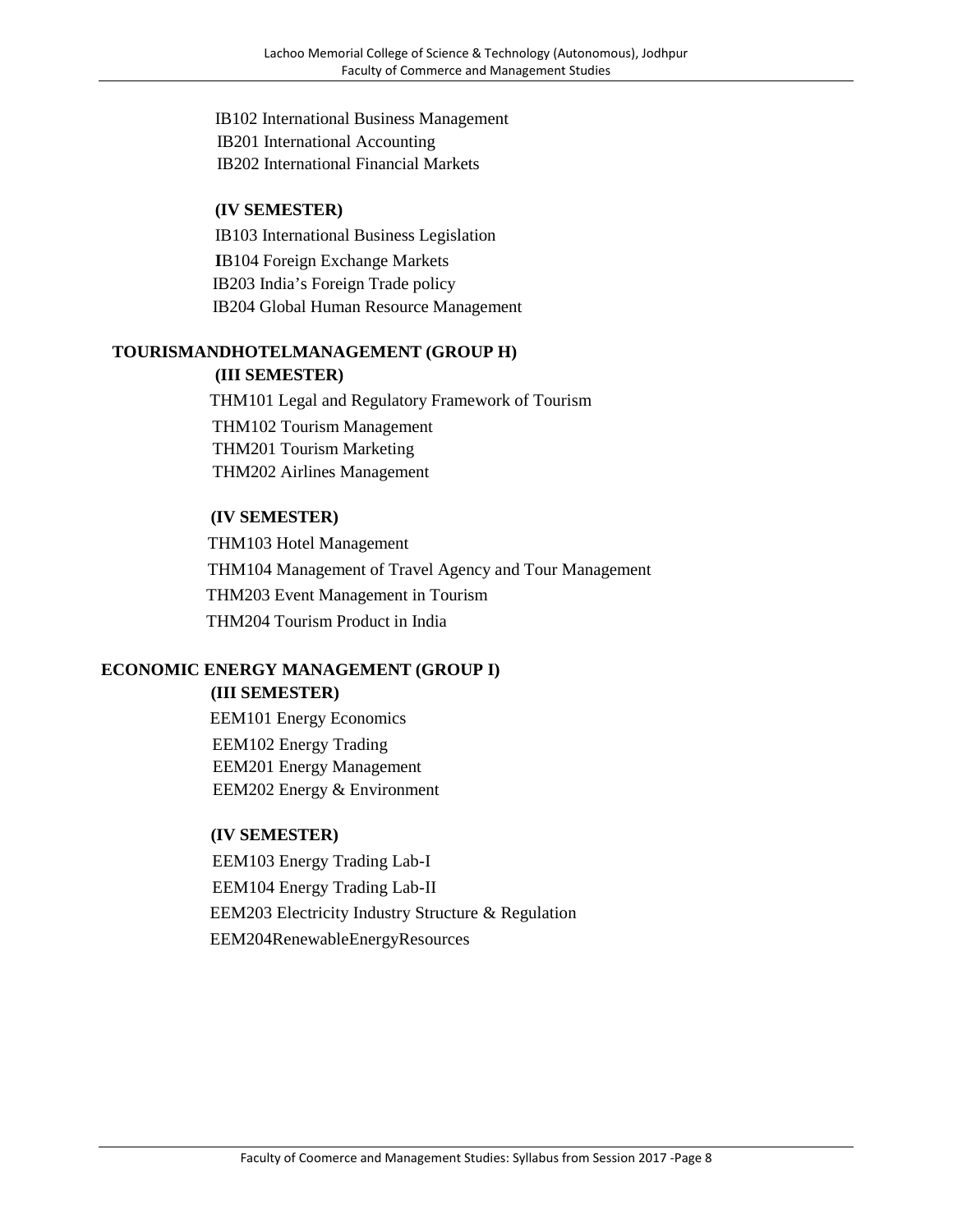IB102 International Business Management
IB201 International Accounting
IB202 International Financial Markets

**(IV SEMESTER)**

IB103 International Business Legislation
IB104 Foreign Exchange Markets
IB203 India's Foreign Trade policy
IB204 Global Human Resource Management

## TOURISMANDHOTELMANAGEMENT (GROUP H)

**(III SEMESTER)**

THM101 Legal and Regulatory Framework of Tourism
THM102 Tourism Management
THM201 Tourism Marketing
THM202 Airlines Management

**(IV SEMESTER)**

THM103 Hotel Management
THM104 Management of Travel Agency and Tour Management
THM203 Event Management in Tourism
THM204 Tourism Product in India

## ECONOMIC ENERGY MANAGEMENT (GROUP I)

**(III SEMESTER)**

EEM101 Energy Economics
EEM102 Energy Trading
EEM201 Energy Management
EEM202 Energy & Environment

**(IV SEMESTER)**

EEM103 Energy Trading Lab-I
EEM104 Energy Trading Lab-II
EEM203 Electricity Industry Structure & Regulation
EEM204RenewableEnergyResources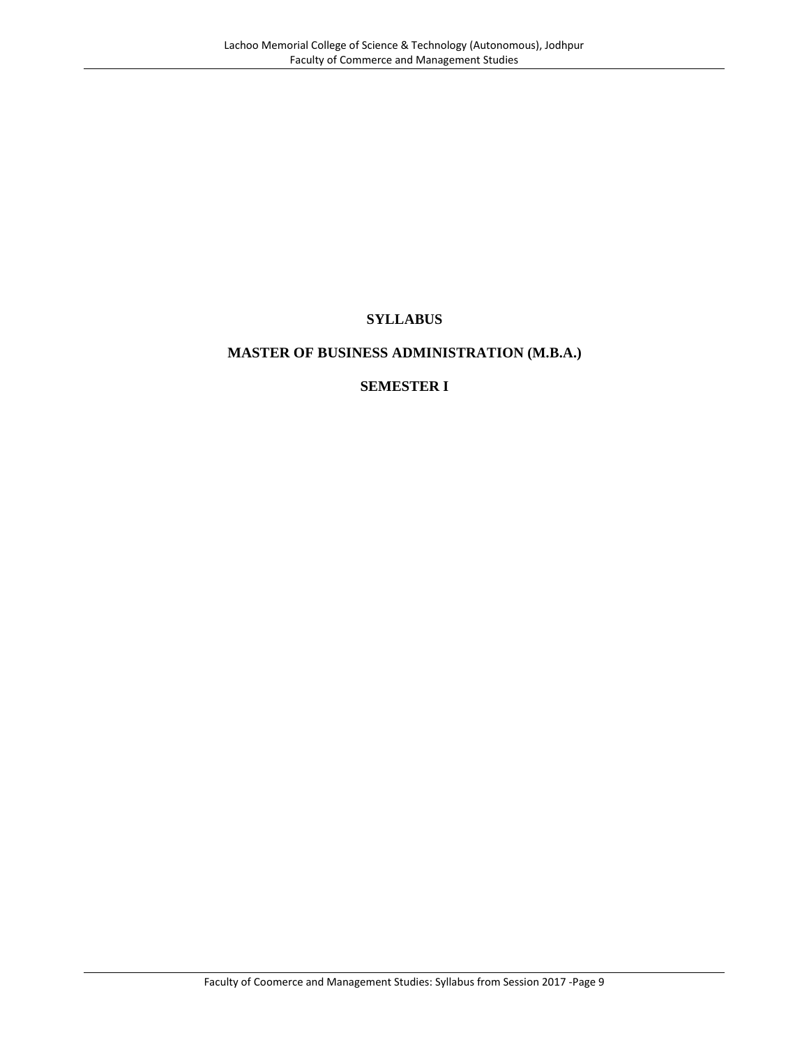# SYLLABUS

# MASTER OF BUSINESS ADMINISTRATION (M.B.A.)

# SEMESTER I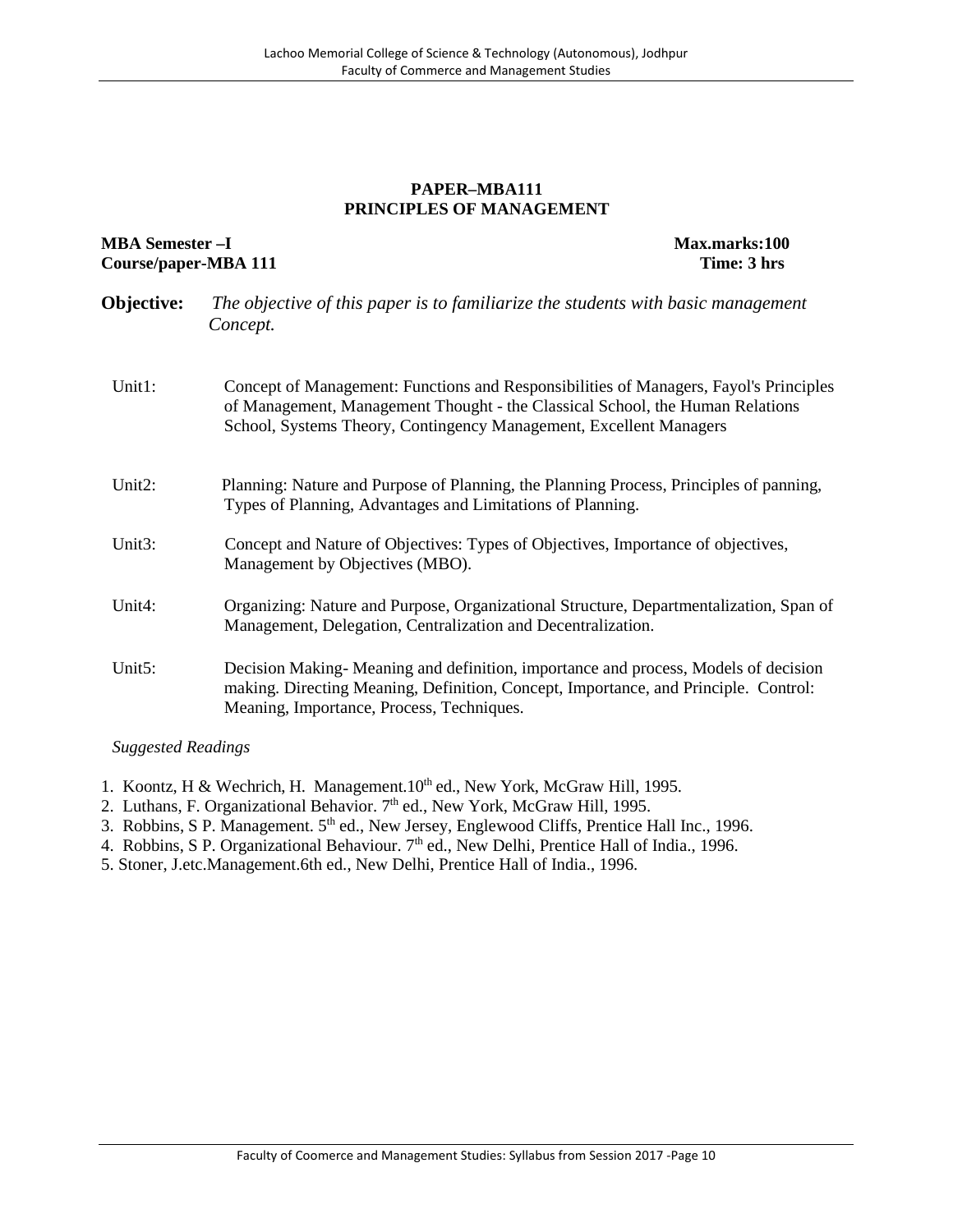## PAPER–MBA111
## PRINCIPLES OF MANAGEMENT

**MBA Semester –I** **Max.marks:100**
**Course/paper-MBA 111** **Time: 3 hrs**

**Objective:** *The objective of this paper is to familiarize the students with basic management Concept.*

Unit1: Concept of Management: Functions and Responsibilities of Managers, Fayol's Principles of Management, Management Thought - the Classical School, the Human Relations School, Systems Theory, Contingency Management, Excellent Managers

Unit2: Planning: Nature and Purpose of Planning, the Planning Process, Principles of panning, Types of Planning, Advantages and Limitations of Planning.

Unit3: Concept and Nature of Objectives: Types of Objectives, Importance of objectives, Management by Objectives (MBO).

Unit4: Organizing: Nature and Purpose, Organizational Structure, Departmentalization, Span of Management, Delegation, Centralization and Decentralization.

Unit5: Decision Making- Meaning and definition, importance and process, Models of decision making. Directing Meaning, Definition, Concept, Importance, and Principle. Control: Meaning, Importance, Process, Techniques.

*Suggested Readings*

1. Koontz, H & Wechrich, H. Management.10th ed., New York, McGraw Hill, 1995.
2. Luthans, F. Organizational Behavior. 7th ed., New York, McGraw Hill, 1995.
3. Robbins, S P. Management. 5th ed., New Jersey, Englewood Cliffs, Prentice Hall Inc., 1996.
4. Robbins, S P. Organizational Behaviour. 7th ed., New Delhi, Prentice Hall of India., 1996.
5. Stoner, J.etc.Management.6th ed., New Delhi, Prentice Hall of India., 1996.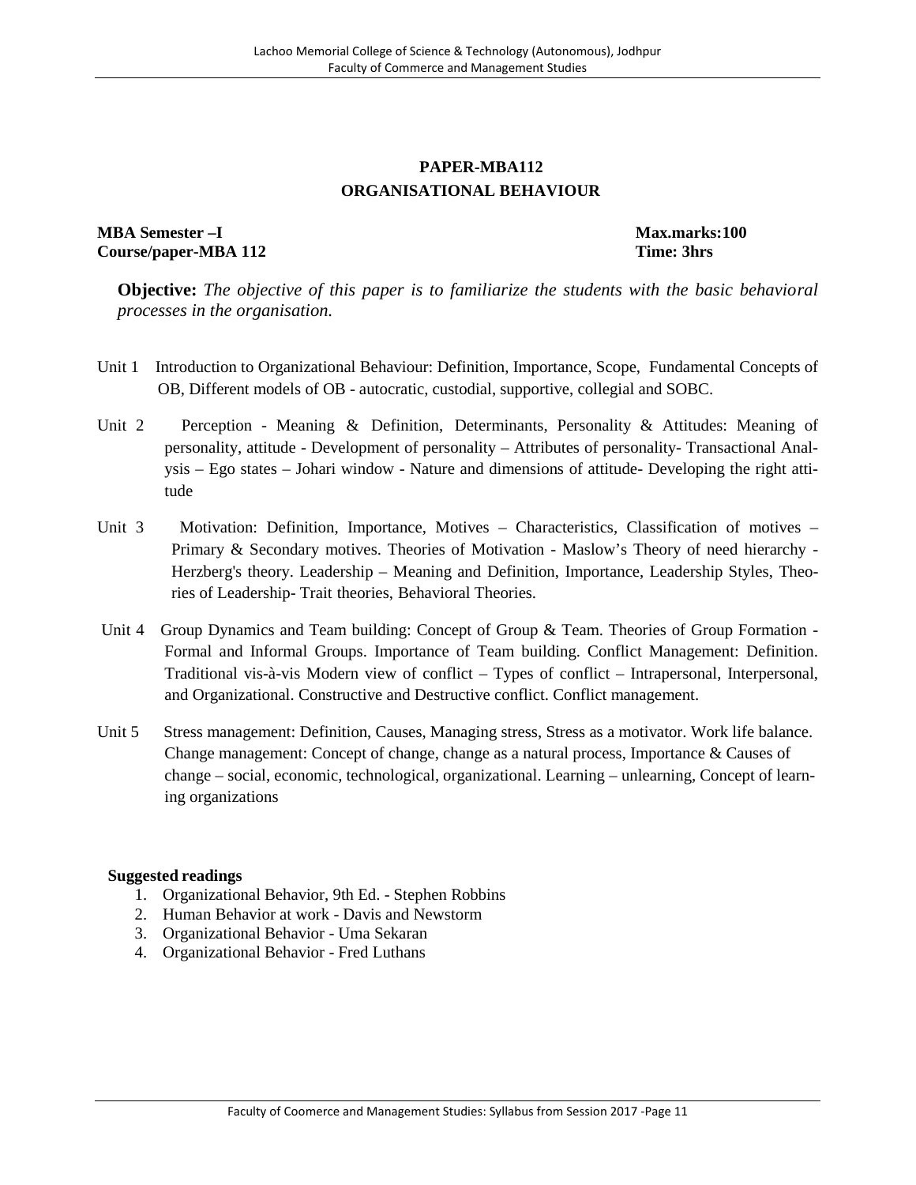## PAPER-MBA112
## ORGANISATIONAL BEHAVIOUR

**MBA Semester –I** **Max.marks:100**
**Course/paper-MBA 112** **Time: 3hrs**

**Objective:** *The objective of this paper is to familiarize the students with the basic behavioral processes in the organisation.*

Unit 1 Introduction to Organizational Behaviour: Definition, Importance, Scope, Fundamental Concepts of OB, Different models of OB - autocratic, custodial, supportive, collegial and SOBC.

Unit 2 Perception - Meaning & Definition, Determinants, Personality & Attitudes: Meaning of personality, attitude - Development of personality – Attributes of personality- Transactional Analysis – Ego states – Johari window - Nature and dimensions of attitude- Developing the right attitude

Unit 3 Motivation: Definition, Importance, Motives – Characteristics, Classification of motives – Primary & Secondary motives. Theories of Motivation - Maslow's Theory of need hierarchy - Herzberg's theory. Leadership – Meaning and Definition, Importance, Leadership Styles, Theories of Leadership- Trait theories, Behavioral Theories.

Unit 4 Group Dynamics and Team building: Concept of Group & Team. Theories of Group Formation - Formal and Informal Groups. Importance of Team building. Conflict Management: Definition. Traditional vis-à-vis Modern view of conflict – Types of conflict – Intrapersonal, Interpersonal, and Organizational. Constructive and Destructive conflict. Conflict management.

Unit 5 Stress management: Definition, Causes, Managing stress, Stress as a motivator. Work life balance. Change management: Concept of change, change as a natural process, Importance & Causes of change – social, economic, technological, organizational. Learning – unlearning, Concept of learning organizations

**Suggested readings**

1. Organizational Behavior, 9th Ed. - Stephen Robbins
2. Human Behavior at work - Davis and Newstorm
3. Organizational Behavior - Uma Sekaran
4. Organizational Behavior - Fred Luthans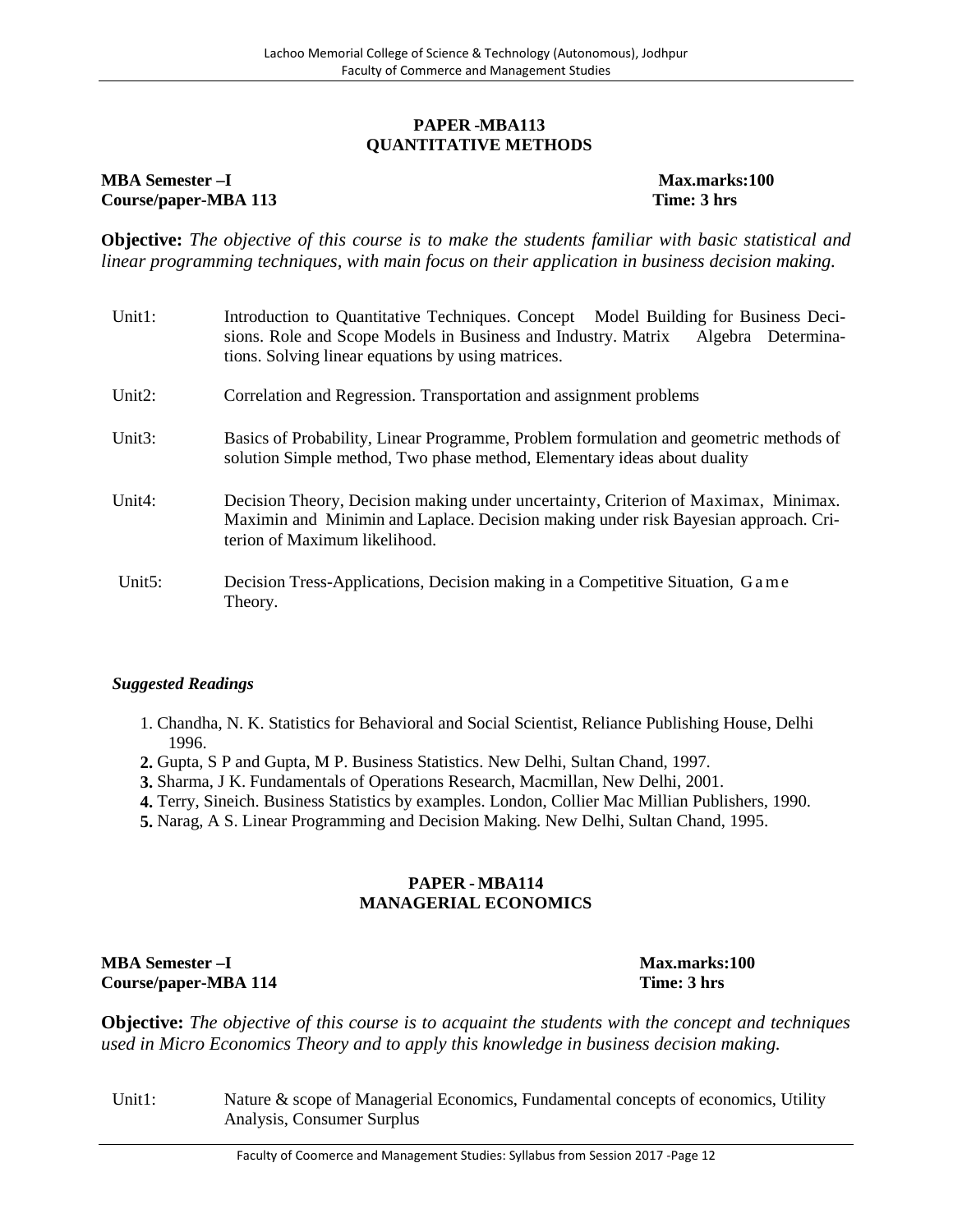## PAPER -MBA113
## QUANTITATIVE METHODS

**MBA Semester –I** **Max.marks:100**
**Course/paper-MBA 113** **Time: 3 hrs**

**Objective:** *The objective of this course is to make the students familiar with basic statistical and linear programming techniques, with main focus on their application in business decision making.*

| | |
|---|---|
| Unit1: | Introduction to Quantitative Techniques. Concept Model Building for Business Decisions. Role and Scope Models in Business and Industry. Matrix Algebra Determinations. Solving linear equations by using matrices. |
| Unit2: | Correlation and Regression. Transportation and assignment problems |
| Unit3: | Basics of Probability, Linear Programme, Problem formulation and geometric methods of solution Simple method, Two phase method, Elementary ideas about duality |
| Unit4: | Decision Theory, Decision making under uncertainty, Criterion of Maximax, Minimax. Maximin and Minimin and Laplace. Decision making under risk Bayesian approach. Criterion of Maximum likelihood. |
| Unit5: | Decision Tress-Applications, Decision making in a Competitive Situation, Game Theory. |

***Suggested Readings***

1. Chandha, N. K. Statistics for Behavioral and Social Scientist, Reliance Publishing House, Delhi 1996.
2. Gupta, S P and Gupta, M P. Business Statistics. New Delhi, Sultan Chand, 1997.
3. Sharma, J K. Fundamentals of Operations Research, Macmillan, New Delhi, 2001.
4. Terry, Sineich. Business Statistics by examples. London, Collier Mac Millian Publishers, 1990.
5. Narag, A S. Linear Programming and Decision Making. New Delhi, Sultan Chand, 1995.

## PAPER - MBA114
## MANAGERIAL ECONOMICS

**MBA Semester –I** **Max.marks:100**
**Course/paper-MBA 114** **Time: 3 hrs**

**Objective:** *The objective of this course is to acquaint the students with the concept and techniques used in Micro Economics Theory and to apply this knowledge in business decision making.*

| | |
|---|---|
| Unit1: | Nature & scope of Managerial Economics, Fundamental concepts of economics, Utility Analysis, Consumer Surplus |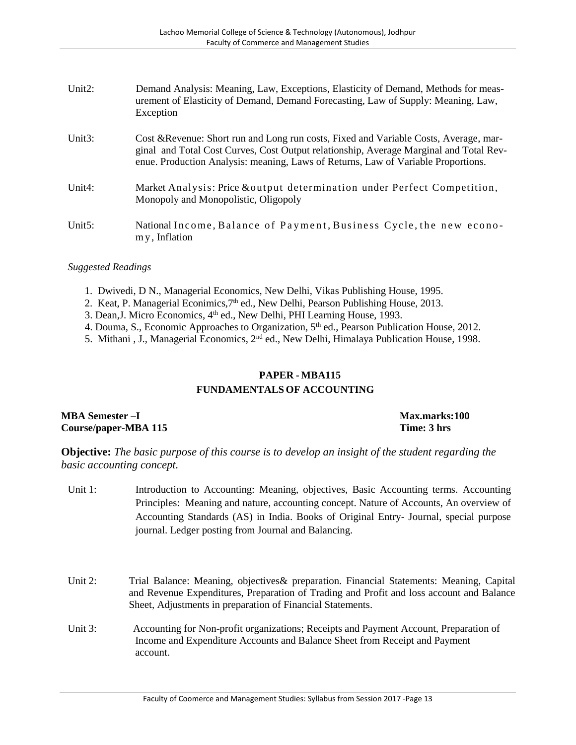Unit2: Demand Analysis: Meaning, Law, Exceptions, Elasticity of Demand, Methods for measurement of Elasticity of Demand, Demand Forecasting, Law of Supply: Meaning, Law, Exception

Unit3: Cost &Revenue: Short run and Long run costs, Fixed and Variable Costs, Average, marginal and Total Cost Curves, Cost Output relationship, Average Marginal and Total Revenue. Production Analysis: meaning, Laws of Returns, Law of Variable Proportions.

Unit4: Market Analysis: Price &output determination under Perfect Competition, Monopoly and Monopolistic, Oligopoly

Unit5: National Income, Balance of Payment, Business Cycle, the new economy, Inflation

*Suggested Readings*

1. Dwivedi, D N., Managerial Economics, New Delhi, Vikas Publishing House, 1995.
2. Keat, P. Managerial Econimics,7th ed., New Delhi, Pearson Publishing House, 2013.
3. Dean,J. Micro Economics, 4th ed., New Delhi, PHI Learning House, 1993.
4. Douma, S., Economic Approaches to Organization, 5th ed., Pearson Publication House, 2012.
5. Mithani , J., Managerial Economics, 2nd ed., New Delhi, Himalaya Publication House, 1998.

## PAPER - MBA115
## FUNDAMENTALS OF ACCOUNTING

**MBA Semester –I** **Max.marks:100**
**Course/paper-MBA 115** **Time: 3 hrs**

**Objective:** *The basic purpose of this course is to develop an insight of the student regarding the basic accounting concept.*

Unit 1: Introduction to Accounting: Meaning, objectives, Basic Accounting terms. Accounting Principles: Meaning and nature, accounting concept. Nature of Accounts, An overview of Accounting Standards (AS) in India. Books of Original Entry- Journal, special purpose journal. Ledger posting from Journal and Balancing.

Unit 2: Trial Balance: Meaning, objectives& preparation. Financial Statements: Meaning, Capital and Revenue Expenditures, Preparation of Trading and Profit and loss account and Balance Sheet, Adjustments in preparation of Financial Statements.

Unit 3: Accounting for Non-profit organizations; Receipts and Payment Account, Preparation of Income and Expenditure Accounts and Balance Sheet from Receipt and Payment account.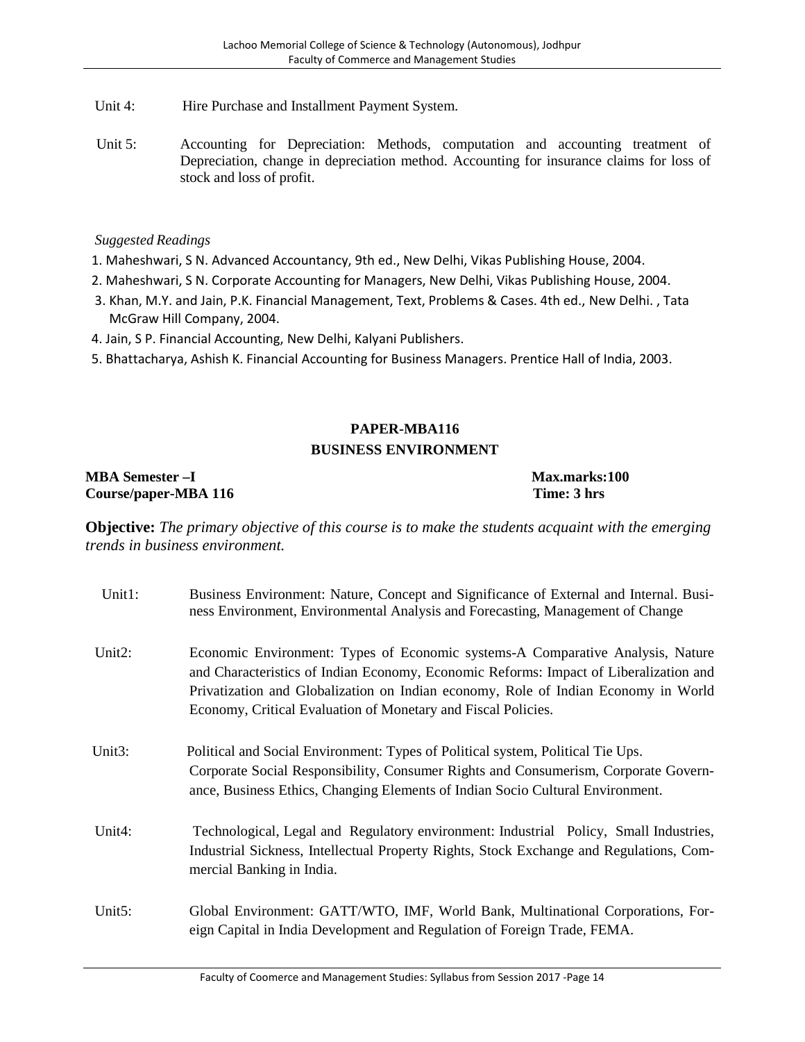Unit 4: Hire Purchase and Installment Payment System.

Unit 5: Accounting for Depreciation: Methods, computation and accounting treatment of Depreciation, change in depreciation method. Accounting for insurance claims for loss of stock and loss of profit.

*Suggested Readings*

1. Maheshwari, S N. Advanced Accountancy, 9th ed., New Delhi, Vikas Publishing House, 2004.
2. Maheshwari, S N. Corporate Accounting for Managers, New Delhi, Vikas Publishing House, 2004.
3. Khan, M.Y. and Jain, P.K. Financial Management, Text, Problems & Cases. 4th ed., New Delhi. , Tata McGraw Hill Company, 2004.
4. Jain, S P. Financial Accounting, New Delhi, Kalyani Publishers.
5. Bhattacharya, Ashish K. Financial Accounting for Business Managers. Prentice Hall of India, 2003.

## PAPER-MBA116
## BUSINESS ENVIRONMENT

**MBA Semester –I** **Max.marks:100**
**Course/paper-MBA 116** **Time: 3 hrs**

**Objective:** *The primary objective of this course is to make the students acquaint with the emerging trends in business environment.*

Unit1: Business Environment: Nature, Concept and Significance of External and Internal. Business Environment, Environmental Analysis and Forecasting, Management of Change

Unit2: Economic Environment: Types of Economic systems-A Comparative Analysis, Nature and Characteristics of Indian Economy, Economic Reforms: Impact of Liberalization and Privatization and Globalization on Indian economy, Role of Indian Economy in World Economy, Critical Evaluation of Monetary and Fiscal Policies.

Unit3: Political and Social Environment: Types of Political system, Political Tie Ups. Corporate Social Responsibility, Consumer Rights and Consumerism, Corporate Governance, Business Ethics, Changing Elements of Indian Socio Cultural Environment.

Unit4: Technological, Legal and Regulatory environment: Industrial Policy, Small Industries, Industrial Sickness, Intellectual Property Rights, Stock Exchange and Regulations, Commercial Banking in India.

Unit5: Global Environment: GATT/WTO, IMF, World Bank, Multinational Corporations, Foreign Capital in India Development and Regulation of Foreign Trade, FEMA.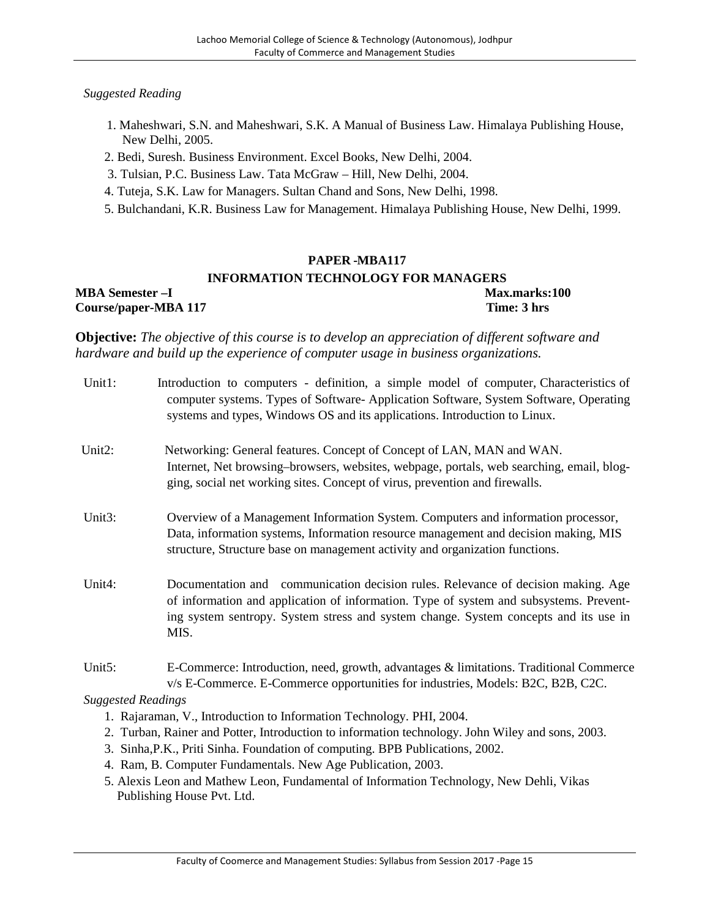*Suggested Reading*

1. Maheshwari, S.N. and Maheshwari, S.K. A Manual of Business Law. Himalaya Publishing House, New Delhi, 2005.
2. Bedi, Suresh. Business Environment. Excel Books, New Delhi, 2004.
3. Tulsian, P.C. Business Law. Tata McGraw – Hill, New Delhi, 2004.
4. Tuteja, S.K. Law for Managers. Sultan Chand and Sons, New Delhi, 1998.
5. Bulchandani, K.R. Business Law for Management. Himalaya Publishing House, New Delhi, 1999.

## PAPER -MBA117

## INFORMATION TECHNOLOGY FOR MANAGERS

**MBA Semester –I** **Max.marks:100**
**Course/paper-MBA 117** **Time: 3 hrs**

**Objective:** *The objective of this course is to develop an appreciation of different software and hardware and build up the experience of computer usage in business organizations.*

Unit1: Introduction to computers - definition, a simple model of computer, Characteristics of computer systems. Types of Software- Application Software, System Software, Operating systems and types, Windows OS and its applications. Introduction to Linux.

Unit2: Networking: General features. Concept of Concept of LAN, MAN and WAN. Internet, Net browsing–browsers, websites, webpage, portals, web searching, email, blogging, social net working sites. Concept of virus, prevention and firewalls.

Unit3: Overview of a Management Information System. Computers and information processor, Data, information systems, Information resource management and decision making, MIS structure, Structure base on management activity and organization functions.

Unit4: Documentation and communication decision rules. Relevance of decision making. Age of information and application of information. Type of system and subsystems. Preventing system sentropy. System stress and system change. System concepts and its use in MIS.

Unit5: E-Commerce: Introduction, need, growth, advantages & limitations. Traditional Commerce v/s E-Commerce. E-Commerce opportunities for industries, Models: B2C, B2B, C2C.

*Suggested Readings*

1. Rajaraman, V., Introduction to Information Technology. PHI, 2004.
2. Turban, Rainer and Potter, Introduction to information technology. John Wiley and sons, 2003.
3. Sinha,P.K., Priti Sinha. Foundation of computing. BPB Publications, 2002.
4. Ram, B. Computer Fundamentals. New Age Publication, 2003.
5. Alexis Leon and Mathew Leon, Fundamental of Information Technology, New Dehli, Vikas Publishing House Pvt. Ltd.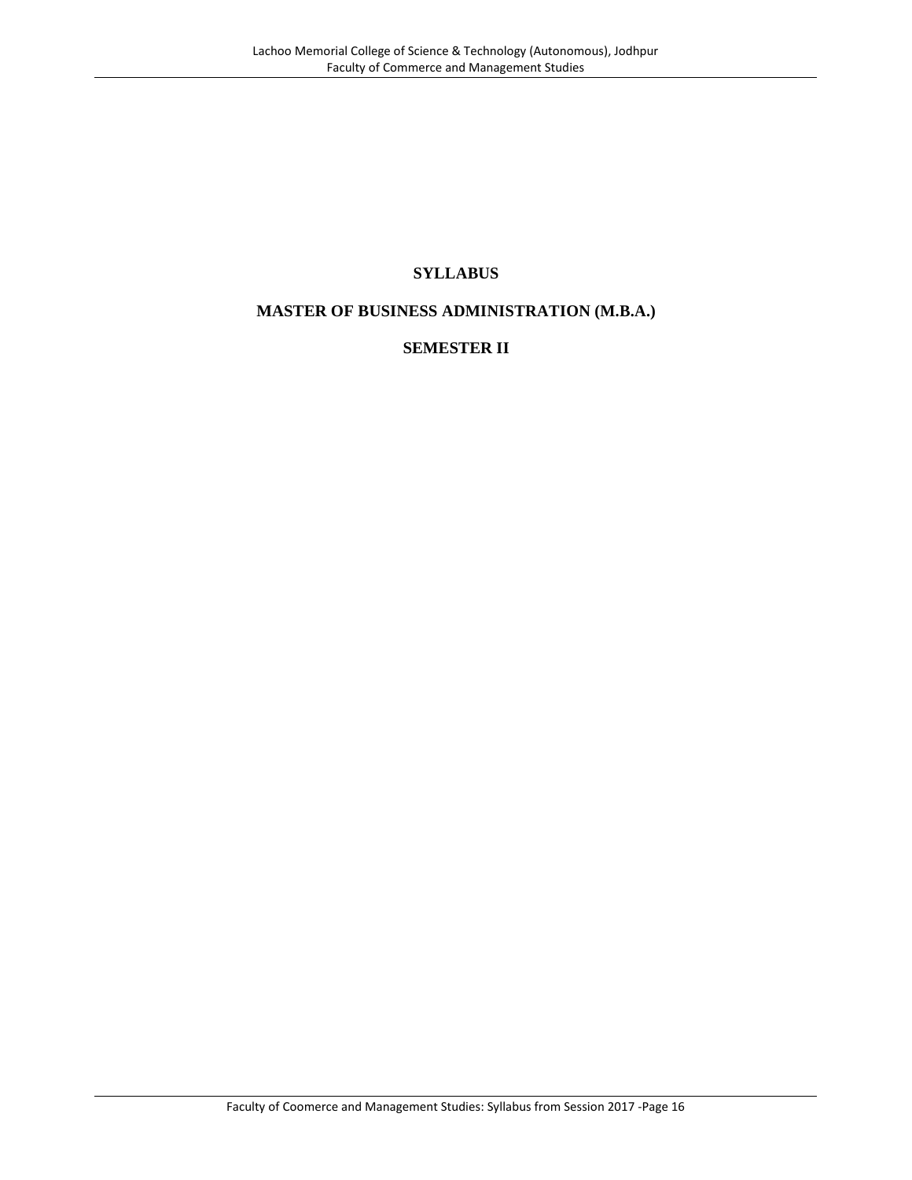# SYLLABUS

# MASTER OF BUSINESS ADMINISTRATION (M.B.A.)

# SEMESTER II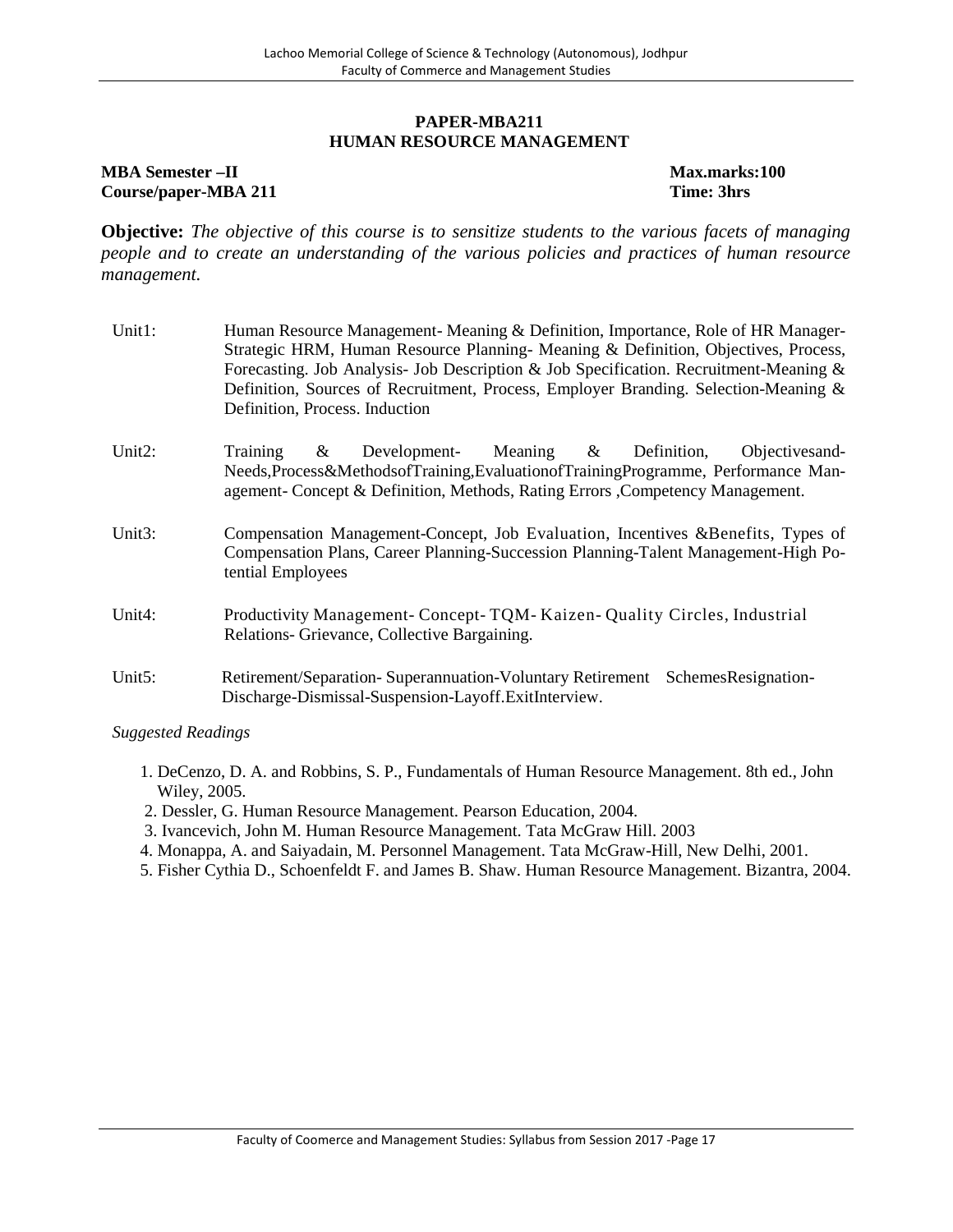# PAPER-MBA211
# HUMAN RESOURCE MANAGEMENT

**MBA Semester –II** **Max.marks:100**
**Course/paper-MBA 211** **Time: 3hrs**

**Objective:** *The objective of this course is to sensitize students to the various facets of managing people and to create an understanding of the various policies and practices of human resource management.*

| | |
|---|---|
| Unit1: | Human Resource Management- Meaning & Definition, Importance, Role of HR Manager-Strategic HRM, Human Resource Planning- Meaning & Definition, Objectives, Process, Forecasting. Job Analysis- Job Description & Job Specification. Recruitment-Meaning & Definition, Sources of Recruitment, Process, Employer Branding. Selection-Meaning & Definition, Process. Induction |
| Unit2: | Training & Development- Meaning & Definition, Objectivesand-Needs,Process&MethodsofTraining,EvaluationofTrainingProgramme, Performance Management- Concept & Definition, Methods, Rating Errors ,Competency Management. |
| Unit3: | Compensation Management-Concept, Job Evaluation, Incentives &Benefits, Types of Compensation Plans, Career Planning-Succession Planning-Talent Management-High Potential Employees |
| Unit4: | Productivity Management- Concept- TQM- Kaizen- Quality Circles, Industrial Relations- Grievance, Collective Bargaining. |
| Unit5: | Retirement/Separation- Superannuation-Voluntary Retirement SchemesResignation-Discharge-Dismissal-Suspension-Layoff.ExitInterview. |

*Suggested Readings*

1. DeCenzo, D. A. and Robbins, S. P., Fundamentals of Human Resource Management. 8th ed., John Wiley, 2005.
2. Dessler, G. Human Resource Management. Pearson Education, 2004.
3. Ivancevich, John M. Human Resource Management. Tata McGraw Hill. 2003
4. Monappa, A. and Saiyadain, M. Personnel Management. Tata McGraw-Hill, New Delhi, 2001.
5. Fisher Cythia D., Schoenfeldt F. and James B. Shaw. Human Resource Management. Bizantra, 2004.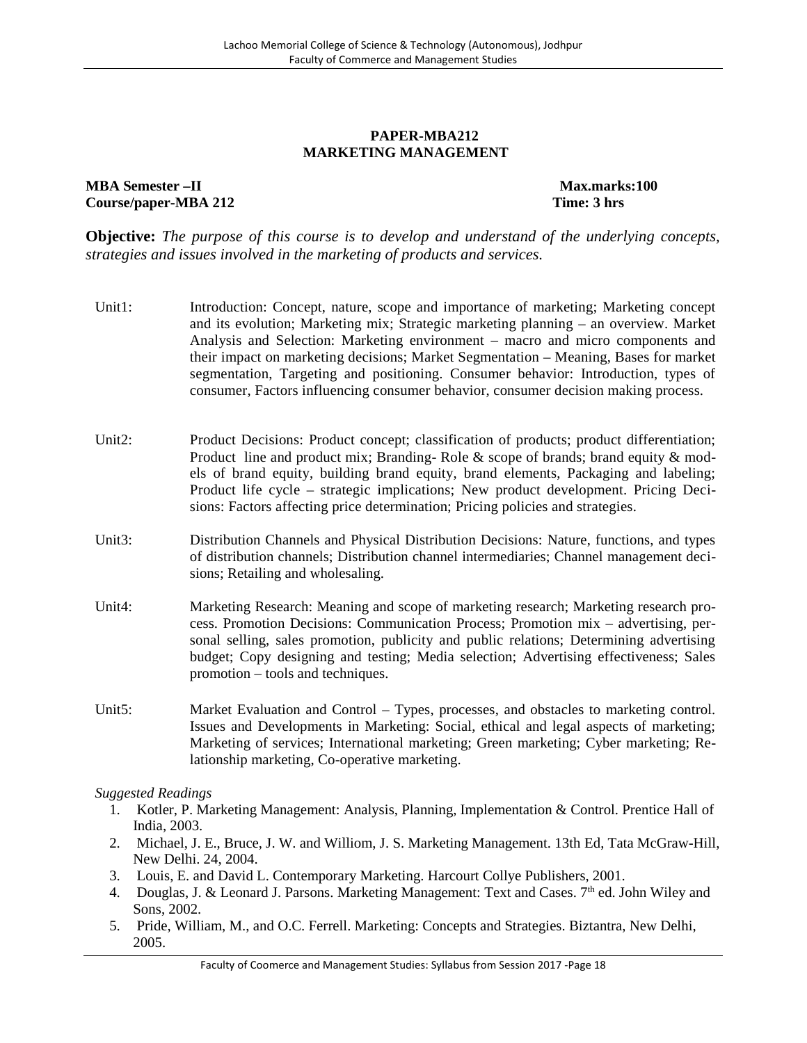## PAPER-MBA212
## MARKETING MANAGEMENT

**MBA Semester –II** **Max.marks:100**
**Course/paper-MBA 212** **Time: 3 hrs**

**Objective:** *The purpose of this course is to develop and understand of the underlying concepts, strategies and issues involved in the marketing of products and services.*

| | |
|---|---|
| Unit1: | Introduction: Concept, nature, scope and importance of marketing; Marketing concept and its evolution; Marketing mix; Strategic marketing planning – an overview. Market Analysis and Selection: Marketing environment – macro and micro components and their impact on marketing decisions; Market Segmentation – Meaning, Bases for market segmentation, Targeting and positioning. Consumer behavior: Introduction, types of consumer, Factors influencing consumer behavior, consumer decision making process. |
| Unit2: | Product Decisions: Product concept; classification of products; product differentiation; Product line and product mix; Branding- Role & scope of brands; brand equity & models of brand equity, building brand equity, brand elements, Packaging and labeling; Product life cycle – strategic implications; New product development. Pricing Decisions: Factors affecting price determination; Pricing policies and strategies. |
| Unit3: | Distribution Channels and Physical Distribution Decisions: Nature, functions, and types of distribution channels; Distribution channel intermediaries; Channel management decisions; Retailing and wholesaling. |
| Unit4: | Marketing Research: Meaning and scope of marketing research; Marketing research process. Promotion Decisions: Communication Process; Promotion mix – advertising, personal selling, sales promotion, publicity and public relations; Determining advertising budget; Copy designing and testing; Media selection; Advertising effectiveness; Sales promotion – tools and techniques. |
| Unit5: | Market Evaluation and Control – Types, processes, and obstacles to marketing control. Issues and Developments in Marketing: Social, ethical and legal aspects of marketing; Marketing of services; International marketing; Green marketing; Cyber marketing; Relationship marketing, Co-operative marketing. |

*Suggested Readings*

1. Kotler, P. Marketing Management: Analysis, Planning, Implementation & Control. Prentice Hall of India, 2003.
2. Michael, J. E., Bruce, J. W. and Williom, J. S. Marketing Management. 13th Ed, Tata McGraw-Hill, New Delhi. 24, 2004.
3. Louis, E. and David L. Contemporary Marketing. Harcourt Collye Publishers, 2001.
4. Douglas, J. & Leonard J. Parsons. Marketing Management: Text and Cases. 7th ed. John Wiley and Sons, 2002.
5. Pride, William, M., and O.C. Ferrell. Marketing: Concepts and Strategies. Biztantra, New Delhi, 2005.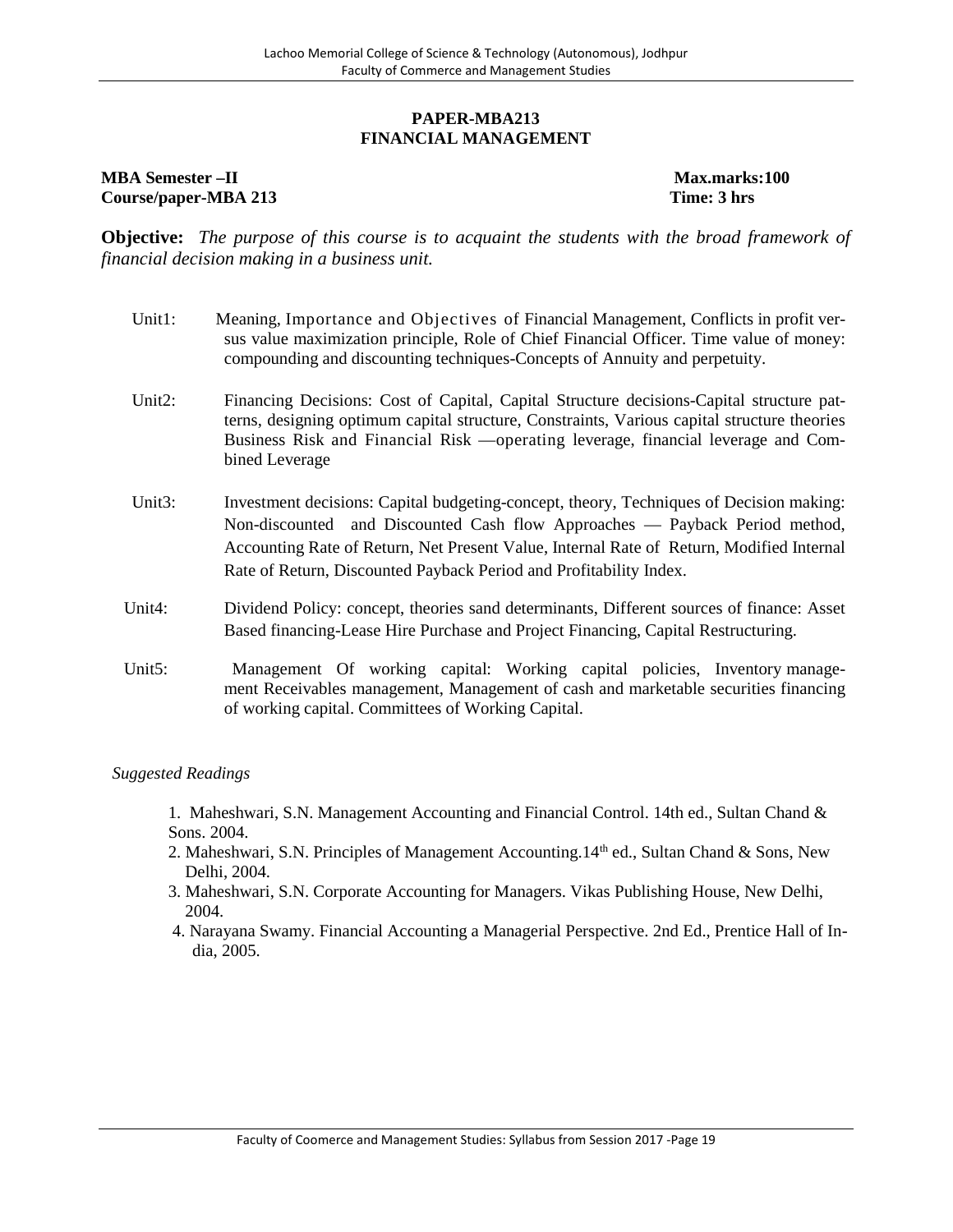## PAPER-MBA213
## FINANCIAL MANAGEMENT

**MBA Semester –II** **Max.marks:100**
**Course/paper-MBA 213** **Time: 3 hrs**

**Objective:** *The purpose of this course is to acquaint the students with the broad framework of financial decision making in a business unit.*

Unit1: Meaning, Importance and Objectives of Financial Management, Conflicts in profit versus value maximization principle, Role of Chief Financial Officer. Time value of money: compounding and discounting techniques-Concepts of Annuity and perpetuity.

Unit2: Financing Decisions: Cost of Capital, Capital Structure decisions-Capital structure patterns, designing optimum capital structure, Constraints, Various capital structure theories Business Risk and Financial Risk —operating leverage, financial leverage and Combined Leverage

Unit3: Investment decisions: Capital budgeting-concept, theory, Techniques of Decision making: Non-discounted and Discounted Cash flow Approaches — Payback Period method, Accounting Rate of Return, Net Present Value, Internal Rate of Return, Modified Internal Rate of Return, Discounted Payback Period and Profitability Index.

Unit4: Dividend Policy: concept, theories sand determinants, Different sources of finance: Asset Based financing-Lease Hire Purchase and Project Financing, Capital Restructuring.

Unit5: Management Of working capital: Working capital policies, Inventory management Receivables management, Management of cash and marketable securities financing of working capital. Committees of Working Capital.

*Suggested Readings*

1. Maheshwari, S.N. Management Accounting and Financial Control. 14th ed., Sultan Chand & Sons. 2004.
2. Maheshwari, S.N. Principles of Management Accounting.14th ed., Sultan Chand & Sons, New Delhi, 2004.
3. Maheshwari, S.N. Corporate Accounting for Managers. Vikas Publishing House, New Delhi, 2004.
4. Narayana Swamy. Financial Accounting a Managerial Perspective. 2nd Ed., Prentice Hall of India, 2005.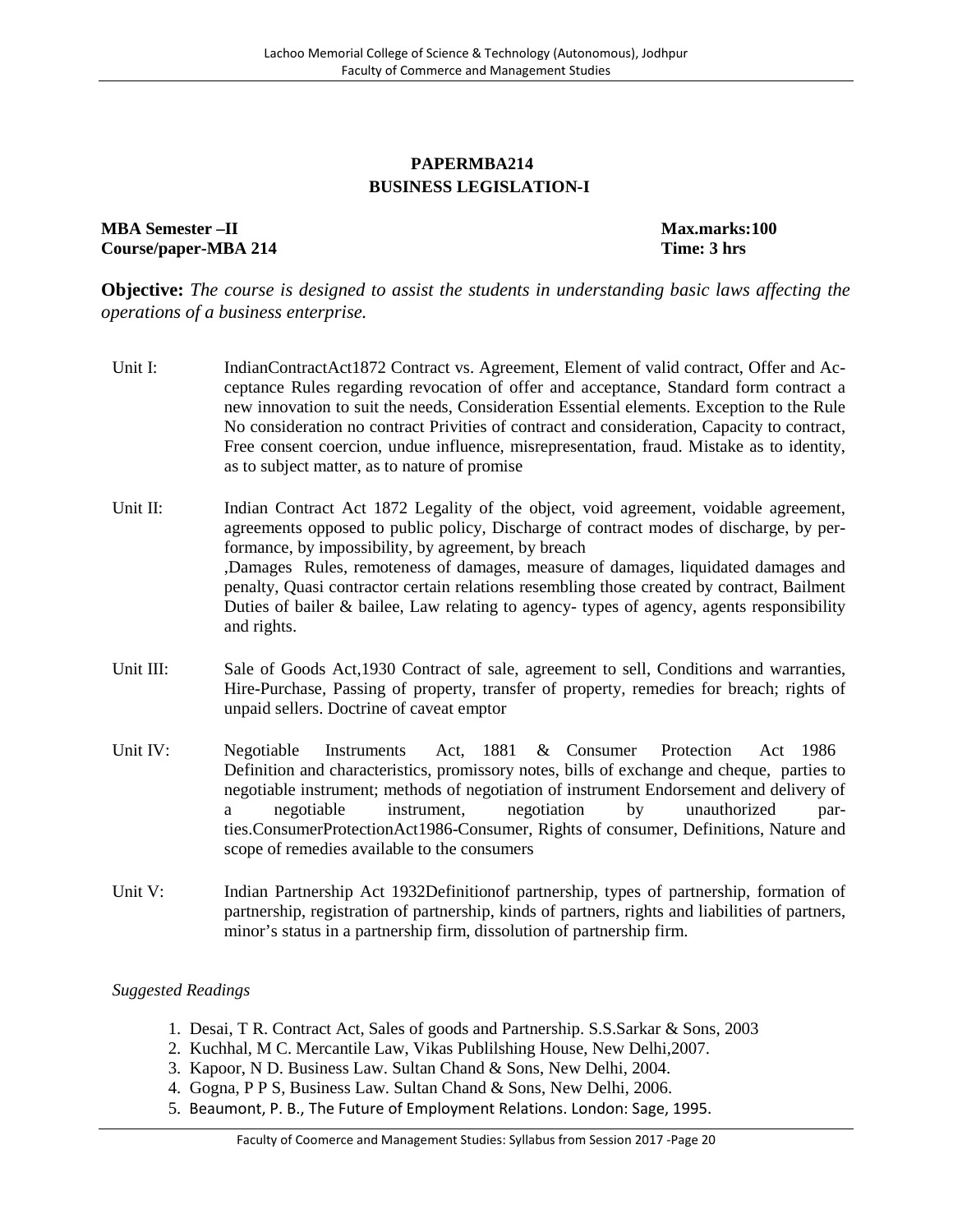# PAPERMBA214
## BUSINESS LEGISLATION-I

**MBA Semester –II** **Max.marks:100**
**Course/paper-MBA 214** **Time: 3 hrs**

**Objective:** *The course is designed to assist the students in understanding basic laws affecting the operations of a business enterprise.*

Unit I: IndianContractAct1872 Contract vs. Agreement, Element of valid contract, Offer and Acceptance Rules regarding revocation of offer and acceptance, Standard form contract a new innovation to suit the needs, Consideration Essential elements. Exception to the Rule No consideration no contract Privities of contract and consideration, Capacity to contract, Free consent coercion, undue influence, misrepresentation, fraud. Mistake as to identity, as to subject matter, as to nature of promise

Unit II: Indian Contract Act 1872 Legality of the object, void agreement, voidable agreement, agreements opposed to public policy, Discharge of contract modes of discharge, by performance, by impossibility, by agreement, by breach ,Damages Rules, remoteness of damages, measure of damages, liquidated damages and penalty, Quasi contractor certain relations resembling those created by contract, Bailment Duties of bailer & bailee, Law relating to agency- types of agency, agents responsibility and rights.

Unit III: Sale of Goods Act,1930 Contract of sale, agreement to sell, Conditions and warranties, Hire-Purchase, Passing of property, transfer of property, remedies for breach; rights of unpaid sellers. Doctrine of caveat emptor

Unit IV: Negotiable Instruments Act, 1881 & Consumer Protection Act 1986 Definition and characteristics, promissory notes, bills of exchange and cheque, parties to negotiable instrument; methods of negotiation of instrument Endorsement and delivery of a negotiable instrument, negotiation by unauthorized parties.ConsumerProtectionAct1986-Consumer, Rights of consumer, Definitions, Nature and scope of remedies available to the consumers

Unit V: Indian Partnership Act 1932Definitionof partnership, types of partnership, formation of partnership, registration of partnership, kinds of partners, rights and liabilities of partners, minor's status in a partnership firm, dissolution of partnership firm.

*Suggested Readings*

1. Desai, T R. Contract Act, Sales of goods and Partnership. S.S.Sarkar & Sons, 2003
2. Kuchhal, M C. Mercantile Law, Vikas Publilshing House, New Delhi,2007.
3. Kapoor, N D. Business Law. Sultan Chand & Sons, New Delhi, 2004.
4. Gogna, P P S, Business Law. Sultan Chand & Sons, New Delhi, 2006.
5. Beaumont, P. B., The Future of Employment Relations. London: Sage, 1995.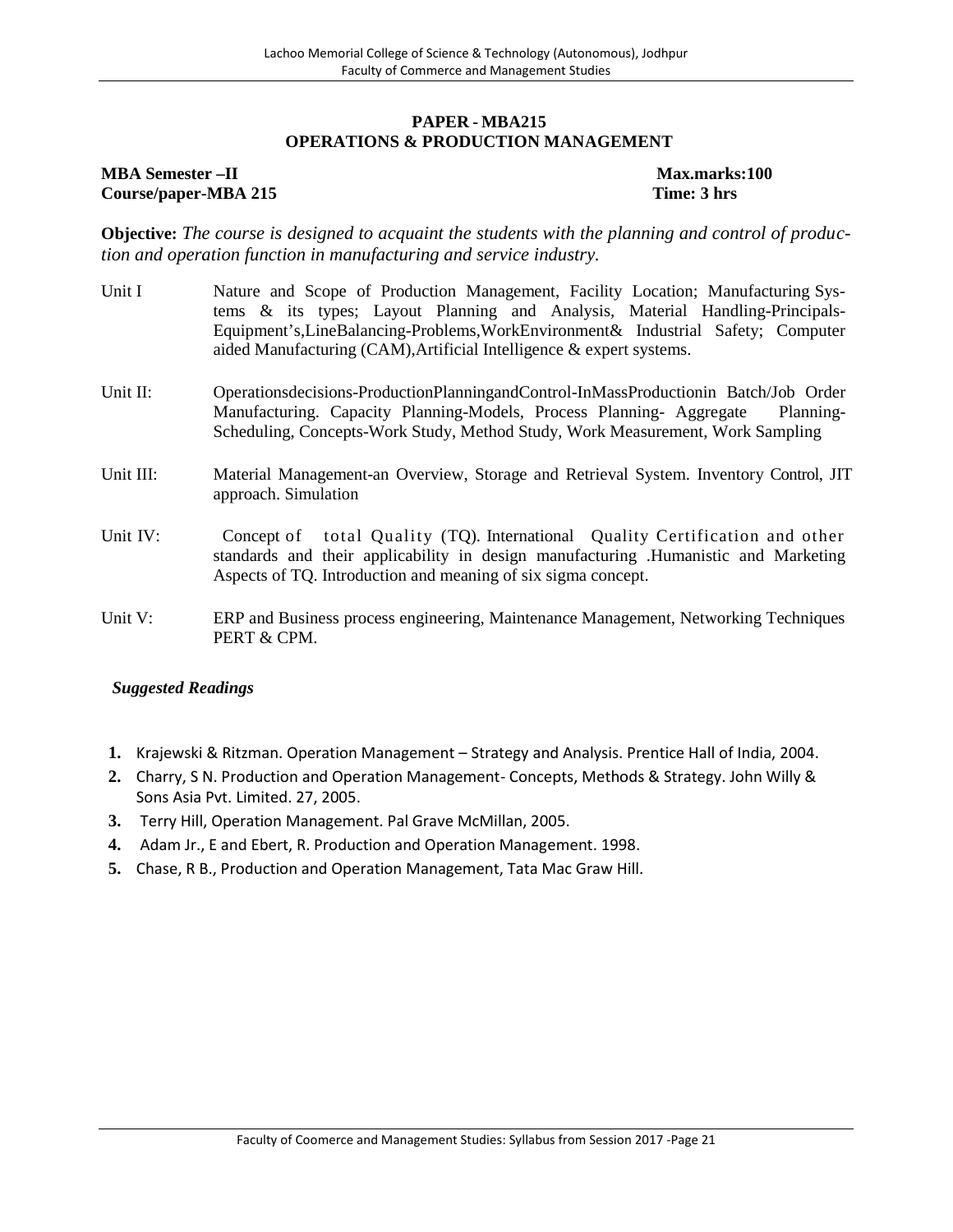## PAPER - MBA215
## OPERATIONS & PRODUCTION MANAGEMENT

**MBA Semester –II** **Max.marks:100**
**Course/paper-MBA 215** **Time: 3 hrs**

**Objective:** *The course is designed to acquaint the students with the planning and control of production and operation function in manufacturing and service industry.*

| | |
|---|---|
| Unit I | Nature and Scope of Production Management, Facility Location; Manufacturing Systems & its types; Layout Planning and Analysis, Material Handling-Principals-Equipment's,LineBalancing-Problems,WorkEnvironment& Industrial Safety; Computer aided Manufacturing (CAM),Artificial Intelligence & expert systems. |
| Unit II: | Operationsdecisions-ProductionPlanningandControl-InMassProductionin Batch/Job Order Manufacturing. Capacity Planning-Models, Process Planning- Aggregate Planning-Scheduling, Concepts-Work Study, Method Study, Work Measurement, Work Sampling |
| Unit III: | Material Management-an Overview, Storage and Retrieval System. Inventory Control, JIT approach. Simulation |
| Unit IV: | Concept of total Quality (TQ). International Quality Certification and other standards and their applicability in design manufacturing .Humanistic and Marketing Aspects of TQ. Introduction and meaning of six sigma concept. |
| Unit V: | ERP and Business process engineering, Maintenance Management, Networking Techniques PERT & CPM. |

***Suggested Readings***

1. Krajewski & Ritzman. Operation Management – Strategy and Analysis. Prentice Hall of India, 2004.
2. Charry, S N. Production and Operation Management- Concepts, Methods & Strategy. John Willy & Sons Asia Pvt. Limited. 27, 2005.
3. Terry Hill, Operation Management. Pal Grave McMillan, 2005.
4. Adam Jr., E and Ebert, R. Production and Operation Management. 1998.
5. Chase, R B., Production and Operation Management, Tata Mac Graw Hill.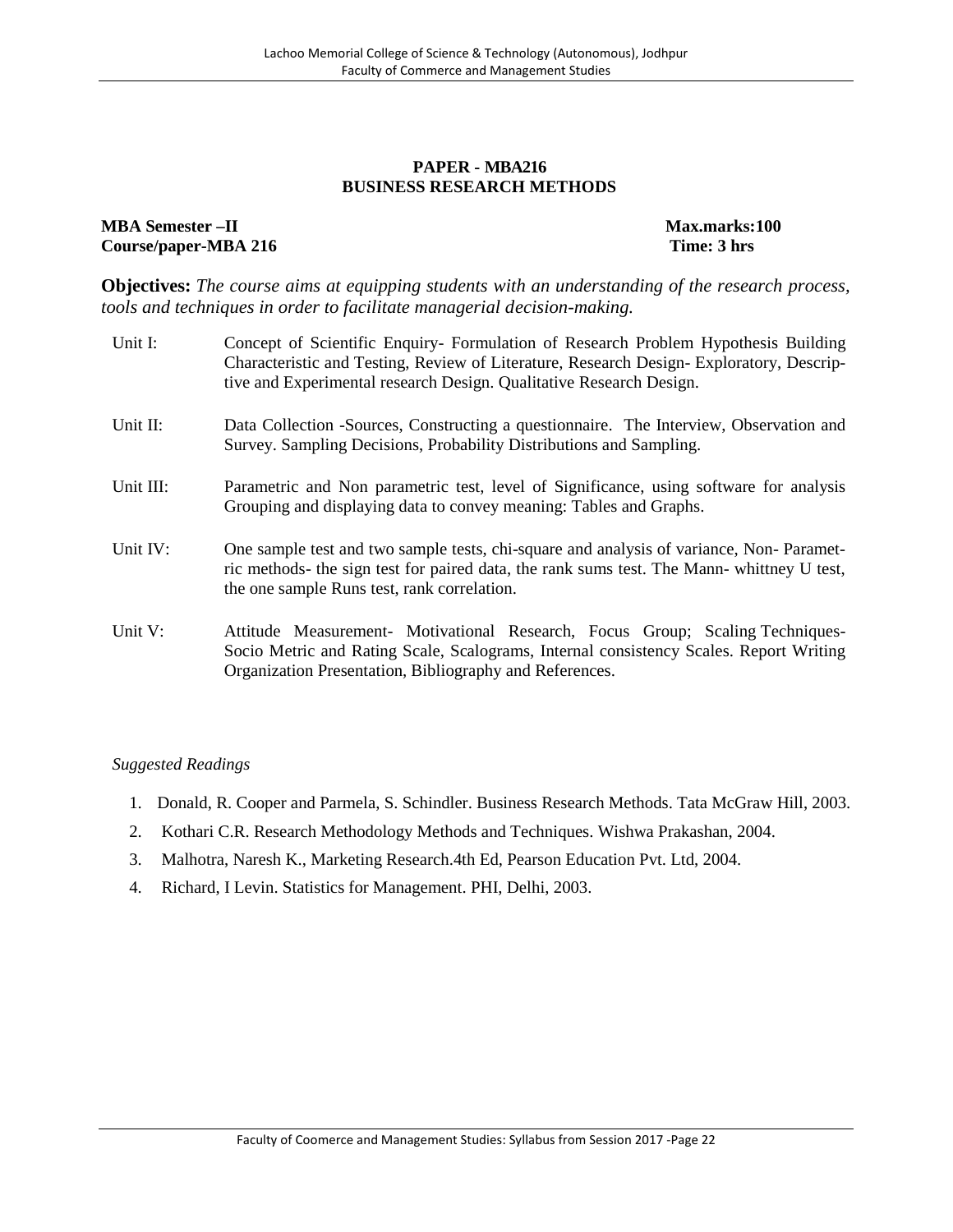**PAPER - MBA216**
**BUSINESS RESEARCH METHODS**

**MBA Semester –II** **Max.marks:100**
**Course/paper-MBA 216** **Time: 3 hrs**

**Objectives:** *The course aims at equipping students with an understanding of the research process, tools and techniques in order to facilitate managerial decision-making.*

| | |
|---|---|
| Unit I: | Concept of Scientific Enquiry- Formulation of Research Problem Hypothesis Building Characteristic and Testing, Review of Literature, Research Design- Exploratory, Descriptive and Experimental research Design. Qualitative Research Design. |
| Unit II: | Data Collection -Sources, Constructing a questionnaire. The Interview, Observation and Survey. Sampling Decisions, Probability Distributions and Sampling. |
| Unit III: | Parametric and Non parametric test, level of Significance, using software for analysis Grouping and displaying data to convey meaning: Tables and Graphs. |
| Unit IV: | One sample test and two sample tests, chi-square and analysis of variance, Non- Parametric methods- the sign test for paired data, the rank sums test. The Mann- whittney U test, the one sample Runs test, rank correlation. |
| Unit V: | Attitude Measurement- Motivational Research, Focus Group; Scaling Techniques- Socio Metric and Rating Scale, Scalograms, Internal consistency Scales. Report Writing Organization Presentation, Bibliography and References. |

*Suggested Readings*

1. Donald, R. Cooper and Parmela, S. Schindler. Business Research Methods. Tata McGraw Hill, 2003.
2. Kothari C.R. Research Methodology Methods and Techniques. Wishwa Prakashan, 2004.
3. Malhotra, Naresh K., Marketing Research.4th Ed, Pearson Education Pvt. Ltd, 2004.
4. Richard, I Levin. Statistics for Management. PHI, Delhi, 2003.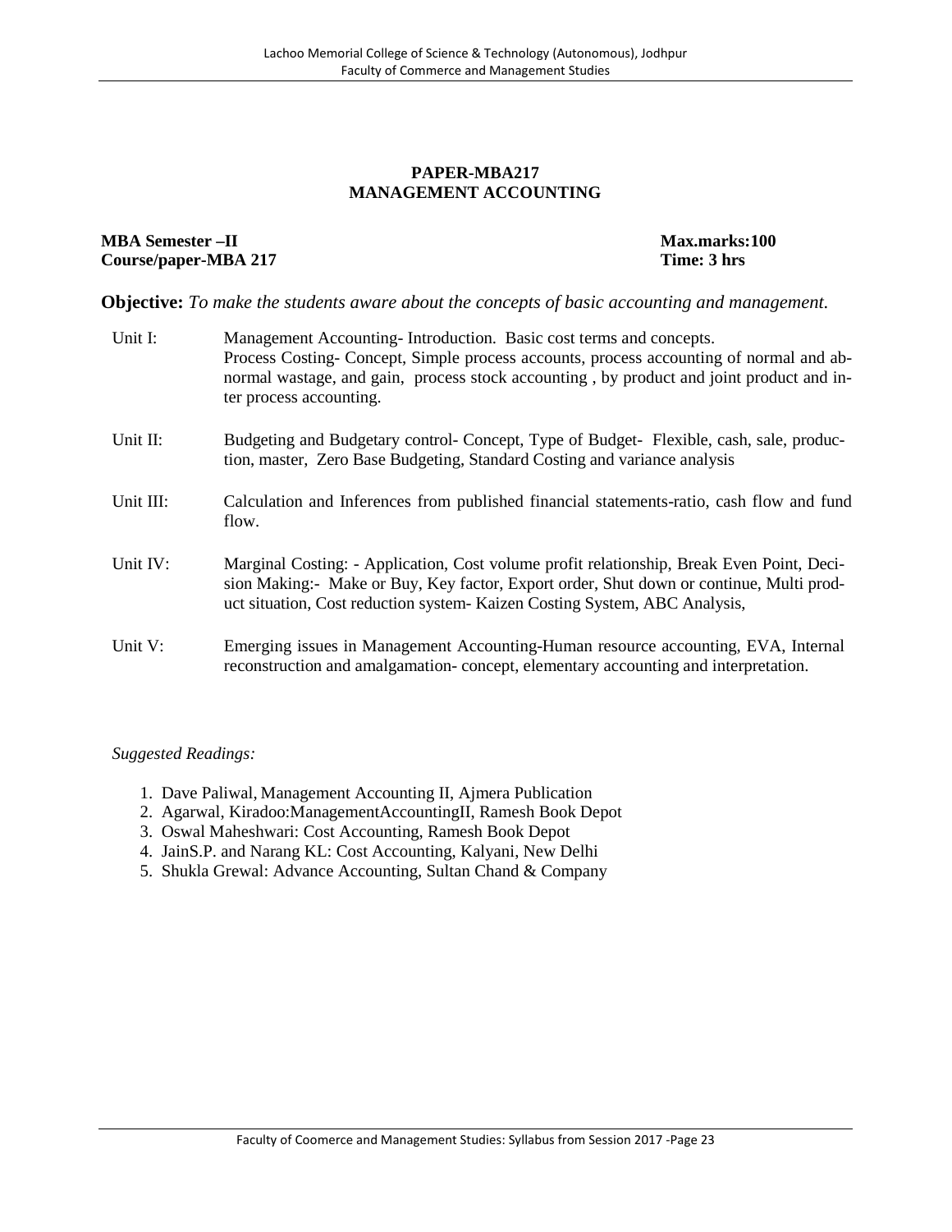## PAPER-MBA217
## MANAGEMENT ACCOUNTING

**MBA Semester –II** **Max.marks:100**
**Course/paper-MBA 217** **Time: 3 hrs**

**Objective:** *To make the students aware about the concepts of basic accounting and management.*

| | |
|---|---|
| Unit I: | Management Accounting- Introduction. Basic cost terms and concepts. Process Costing- Concept, Simple process accounts, process accounting of normal and abnormal wastage, and gain, process stock accounting , by product and joint product and inter process accounting. |
| Unit II: | Budgeting and Budgetary control- Concept, Type of Budget- Flexible, cash, sale, production, master, Zero Base Budgeting, Standard Costing and variance analysis |
| Unit III: | Calculation and Inferences from published financial statements-ratio, cash flow and fund flow. |
| Unit IV: | Marginal Costing: - Application, Cost volume profit relationship, Break Even Point, Decision Making:- Make or Buy, Key factor, Export order, Shut down or continue, Multi product situation, Cost reduction system- Kaizen Costing System, ABC Analysis, |
| Unit V: | Emerging issues in Management Accounting-Human resource accounting, EVA, Internal reconstruction and amalgamation- concept, elementary accounting and interpretation. |

*Suggested Readings:*

1. Dave Paliwal, Management Accounting II, Ajmera Publication
2. Agarwal, Kiradoo:ManagementAccountingII, Ramesh Book Depot
3. Oswal Maheshwari: Cost Accounting, Ramesh Book Depot
4. JainS.P. and Narang KL: Cost Accounting, Kalyani, New Delhi
5. Shukla Grewal: Advance Accounting, Sultan Chand & Company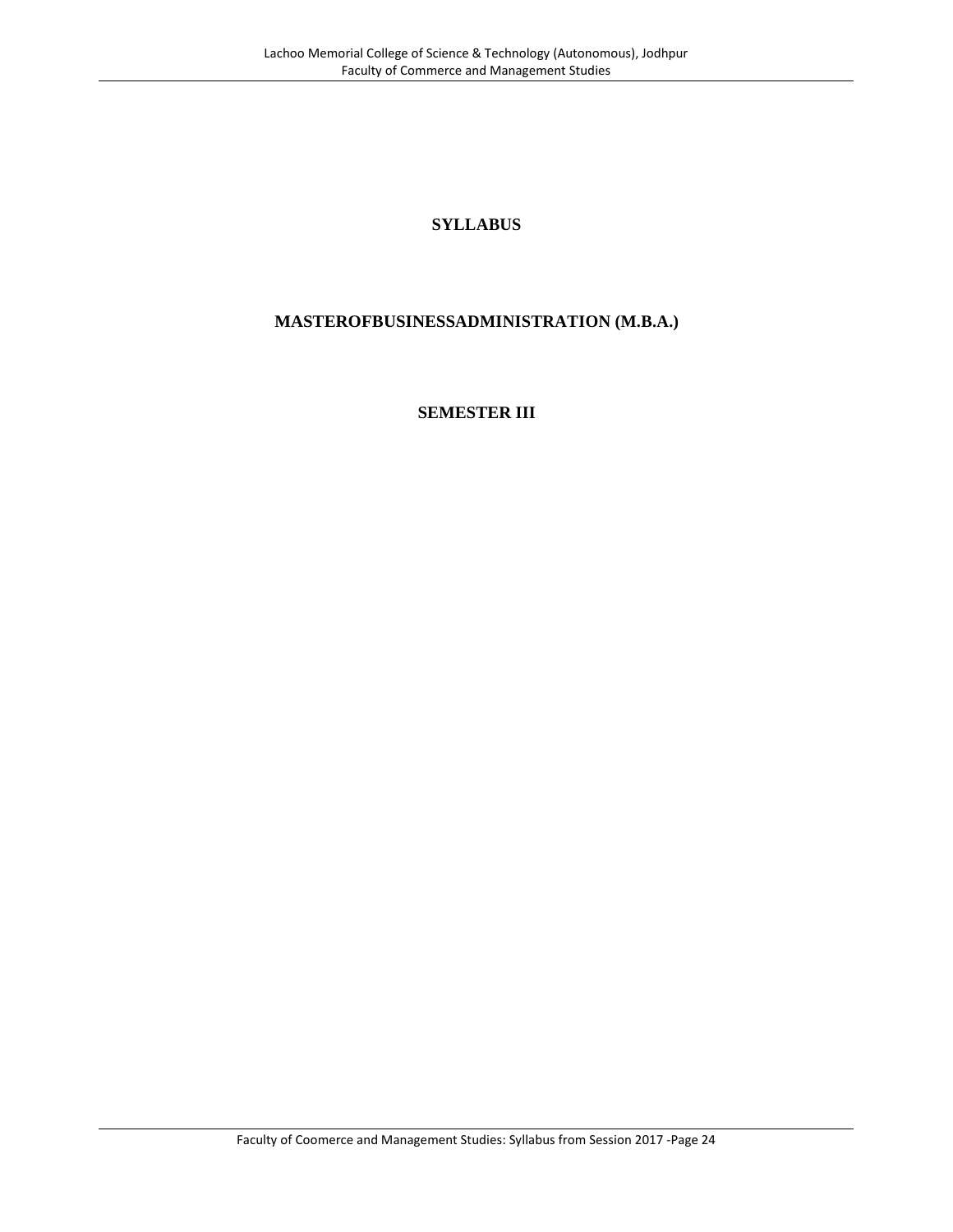# SYLLABUS

# MASTEROFBUSINESSADMINISTRATION (M.B.A.)

# SEMESTER III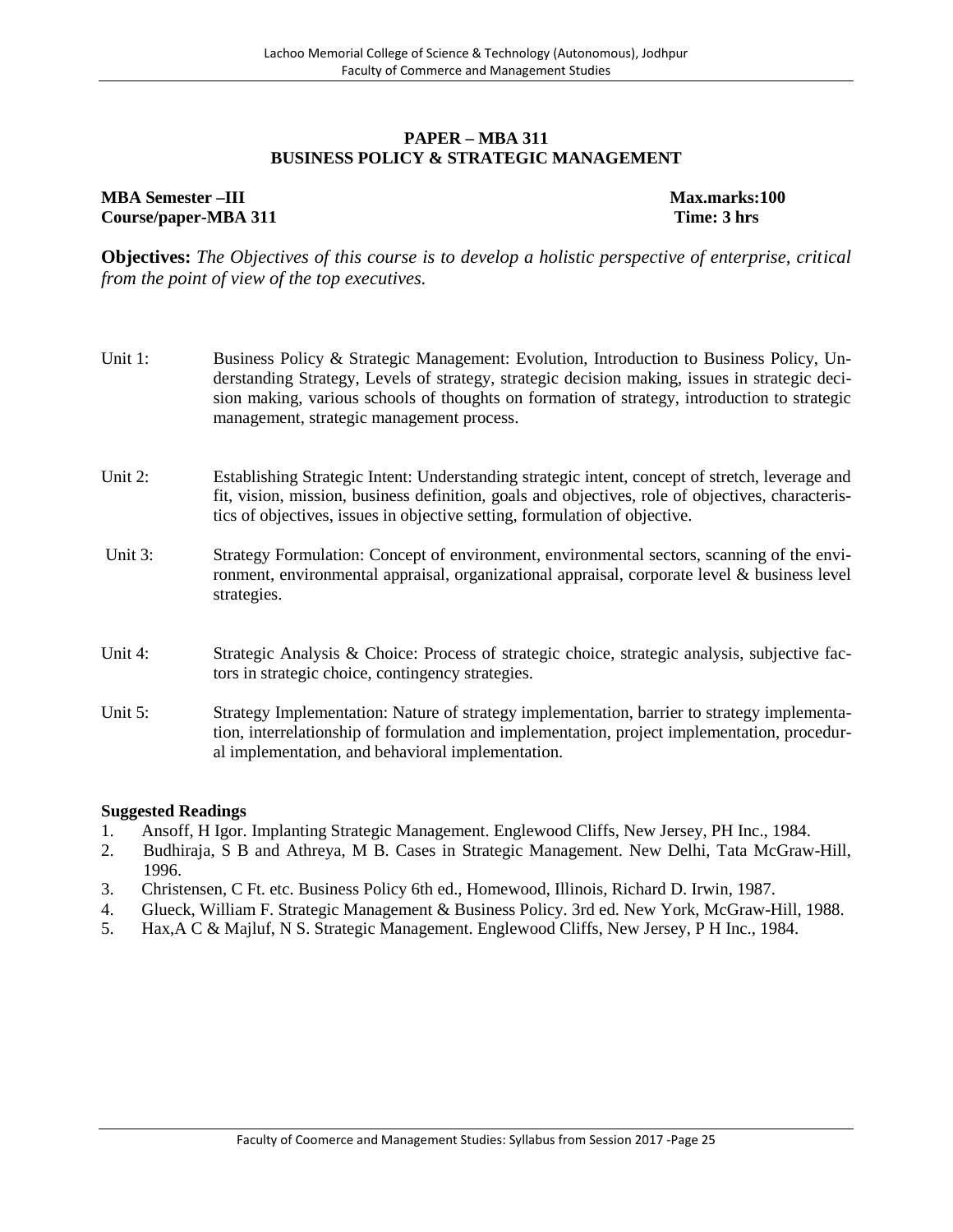## PAPER – MBA 311
## BUSINESS POLICY & STRATEGIC MANAGEMENT

**MBA Semester –III** **Max.marks:100**
**Course/paper-MBA 311** **Time: 3 hrs**

**Objectives:** *The Objectives of this course is to develop a holistic perspective of enterprise, critical from the point of view of the top executives.*

Unit 1: Business Policy & Strategic Management: Evolution, Introduction to Business Policy, Understanding Strategy, Levels of strategy, strategic decision making, issues in strategic decision making, various schools of thoughts on formation of strategy, introduction to strategic management, strategic management process.

Unit 2: Establishing Strategic Intent: Understanding strategic intent, concept of stretch, leverage and fit, vision, mission, business definition, goals and objectives, role of objectives, characteristics of objectives, issues in objective setting, formulation of objective.

Unit 3: Strategy Formulation: Concept of environment, environmental sectors, scanning of the environment, environmental appraisal, organizational appraisal, corporate level & business level strategies.

Unit 4: Strategic Analysis & Choice: Process of strategic choice, strategic analysis, subjective factors in strategic choice, contingency strategies.

Unit 5: Strategy Implementation: Nature of strategy implementation, barrier to strategy implementation, interrelationship of formulation and implementation, project implementation, procedural implementation, and behavioral implementation.

**Suggested Readings**

1. Ansoff, H Igor. Implanting Strategic Management. Englewood Cliffs, New Jersey, PH Inc., 1984.
2. Budhiraja, S B and Athreya, M B. Cases in Strategic Management. New Delhi, Tata McGraw-Hill, 1996.
3. Christensen, C Ft. etc. Business Policy 6th ed., Homewood, Illinois, Richard D. Irwin, 1987.
4. Glueck, William F. Strategic Management & Business Policy. 3rd ed. New York, McGraw-Hill, 1988.
5. Hax,A C & Majluf, N S. Strategic Management. Englewood Cliffs, New Jersey, P H Inc., 1984.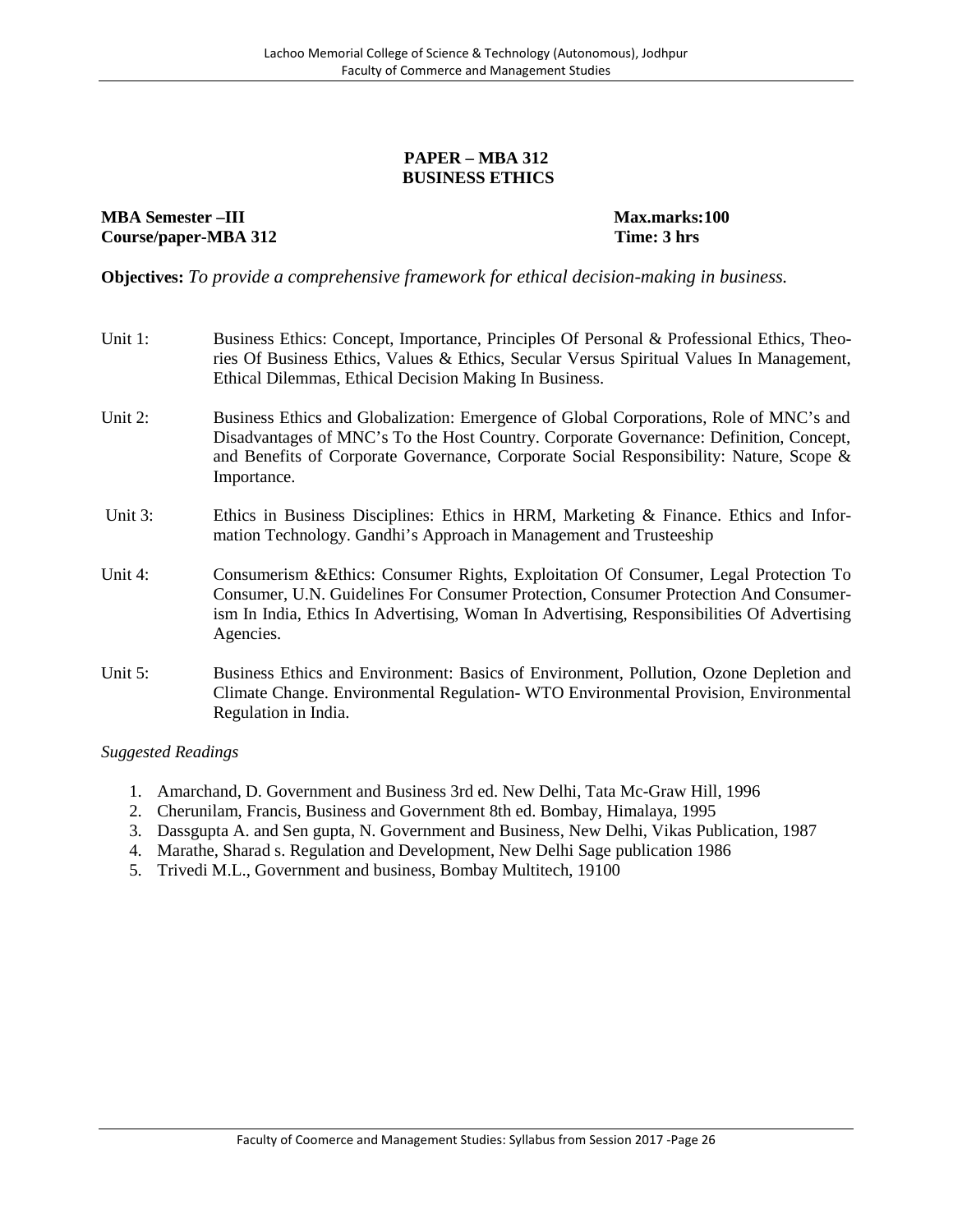## PAPER – MBA 312
## BUSINESS ETHICS

**MBA Semester –III** **Max.marks:100**
**Course/paper-MBA 312** **Time: 3 hrs**

**Objectives:** *To provide a comprehensive framework for ethical decision-making in business.*

Unit 1: Business Ethics: Concept, Importance, Principles Of Personal & Professional Ethics, Theories Of Business Ethics, Values & Ethics, Secular Versus Spiritual Values In Management, Ethical Dilemmas, Ethical Decision Making In Business.

Unit 2: Business Ethics and Globalization: Emergence of Global Corporations, Role of MNC's and Disadvantages of MNC's To the Host Country. Corporate Governance: Definition, Concept, and Benefits of Corporate Governance, Corporate Social Responsibility: Nature, Scope & Importance.

Unit 3: Ethics in Business Disciplines: Ethics in HRM, Marketing & Finance. Ethics and Information Technology. Gandhi's Approach in Management and Trusteeship

Unit 4: Consumerism &Ethics: Consumer Rights, Exploitation Of Consumer, Legal Protection To Consumer, U.N. Guidelines For Consumer Protection, Consumer Protection And Consumerism In India, Ethics In Advertising, Woman In Advertising, Responsibilities Of Advertising Agencies.

Unit 5: Business Ethics and Environment: Basics of Environment, Pollution, Ozone Depletion and Climate Change. Environmental Regulation- WTO Environmental Provision, Environmental Regulation in India.

*Suggested Readings*

1. Amarchand, D. Government and Business 3rd ed. New Delhi, Tata Mc-Graw Hill, 1996
2. Cherunilam, Francis, Business and Government 8th ed. Bombay, Himalaya, 1995
3. Dassgupta A. and Sen gupta, N. Government and Business, New Delhi, Vikas Publication, 1987
4. Marathe, Sharad s. Regulation and Development, New Delhi Sage publication 1986
5. Trivedi M.L., Government and business, Bombay Multitech, 19100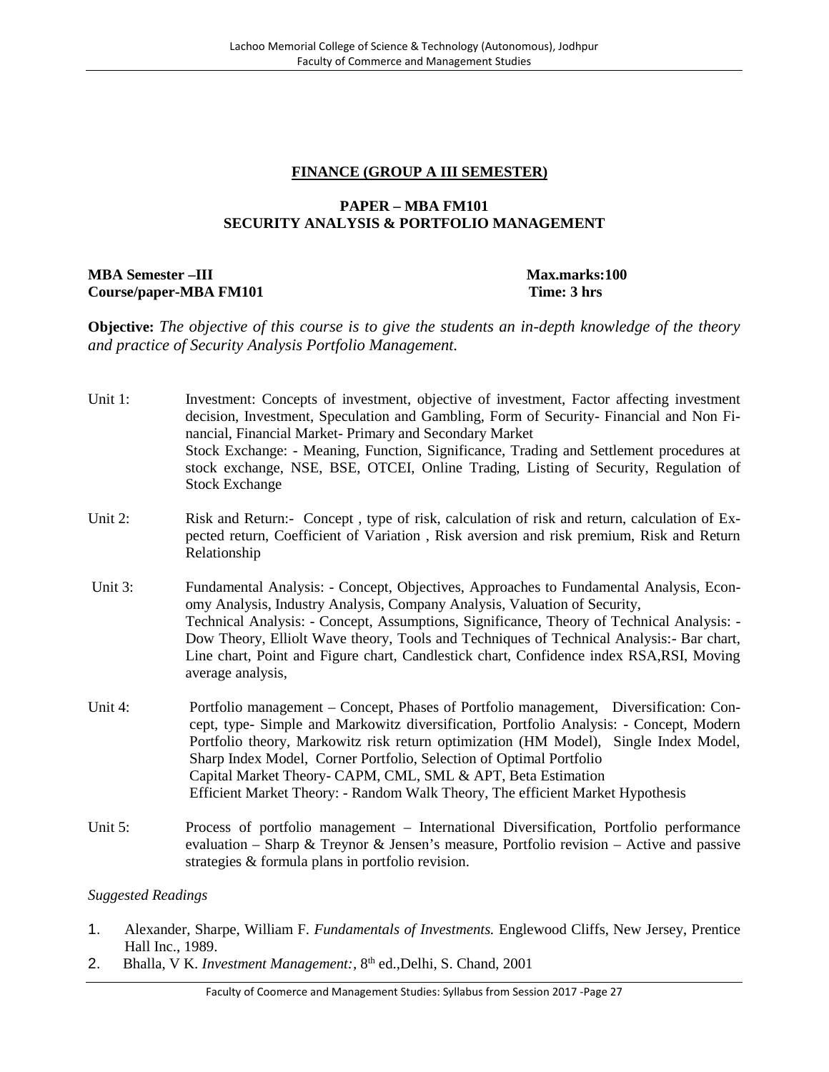## FINANCE (GROUP A III SEMESTER)

### PAPER – MBA FM101
### SECURITY ANALYSIS & PORTFOLIO MANAGEMENT

**MBA Semester –III** **Max.marks:100**
**Course/paper-MBA FM101** **Time: 3 hrs**

**Objective:** *The objective of this course is to give the students an in-depth knowledge of the theory and practice of Security Analysis Portfolio Management.*

Unit 1: Investment: Concepts of investment, objective of investment, Factor affecting investment decision, Investment, Speculation and Gambling, Form of Security- Financial and Non Financial, Financial Market- Primary and Secondary Market
Stock Exchange: - Meaning, Function, Significance, Trading and Settlement procedures at stock exchange, NSE, BSE, OTCEI, Online Trading, Listing of Security, Regulation of Stock Exchange

Unit 2: Risk and Return:- Concept , type of risk, calculation of risk and return, calculation of Expected return, Coefficient of Variation , Risk aversion and risk premium, Risk and Return Relationship

Unit 3: Fundamental Analysis: - Concept, Objectives, Approaches to Fundamental Analysis, Economy Analysis, Industry Analysis, Company Analysis, Valuation of Security,
Technical Analysis: - Concept, Assumptions, Significance, Theory of Technical Analysis: - Dow Theory, Elliolt Wave theory, Tools and Techniques of Technical Analysis:- Bar chart, Line chart, Point and Figure chart, Candlestick chart, Confidence index RSA,RSI, Moving average analysis,

Unit 4: Portfolio management – Concept, Phases of Portfolio management, Diversification: Concept, type- Simple and Markowitz diversification, Portfolio Analysis: - Concept, Modern Portfolio theory, Markowitz risk return optimization (HM Model), Single Index Model, Sharp Index Model, Corner Portfolio, Selection of Optimal Portfolio
Capital Market Theory- CAPM, CML, SML & APT, Beta Estimation
Efficient Market Theory: - Random Walk Theory, The efficient Market Hypothesis

Unit 5: Process of portfolio management – International Diversification, Portfolio performance evaluation – Sharp & Treynor & Jensen's measure, Portfolio revision – Active and passive strategies & formula plans in portfolio revision.

*Suggested Readings*

1. Alexander, Sharpe, William F. *Fundamentals of Investments.* Englewood Cliffs, New Jersey, Prentice Hall Inc., 1989.
2. Bhalla, V K. *Investment Management:*, 8th ed.,Delhi, S. Chand, 2001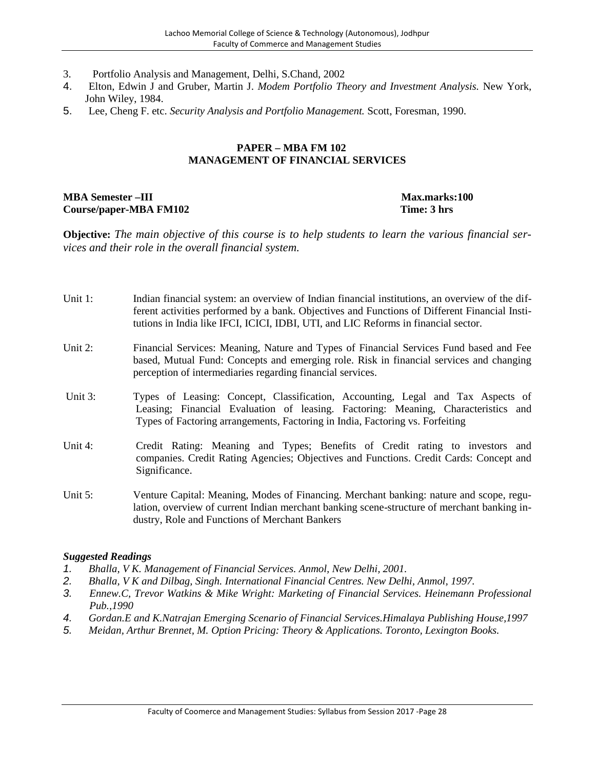3. Portfolio Analysis and Management, Delhi, S.Chand, 2002
4. Elton, Edwin J and Gruber, Martin J. *Modem Portfolio Theory and Investment Analysis.* New York, John Wiley, 1984.
5. Lee, Cheng F. etc. *Security Analysis and Portfolio Management.* Scott, Foresman, 1990.

## PAPER – MBA FM 102
## MANAGEMENT OF FINANCIAL SERVICES

**MBA Semester –III** **Max.marks:100**
**Course/paper-MBA FM102** **Time: 3 hrs**

**Objective:** *The main objective of this course is to help students to learn the various financial services and their role in the overall financial system.*

Unit 1: Indian financial system: an overview of Indian financial institutions, an overview of the different activities performed by a bank. Objectives and Functions of Different Financial Institutions in India like IFCI, ICICI, IDBI, UTI, and LIC Reforms in financial sector.

Unit 2: Financial Services: Meaning, Nature and Types of Financial Services Fund based and Fee based, Mutual Fund: Concepts and emerging role. Risk in financial services and changing perception of intermediaries regarding financial services.

Unit 3: Types of Leasing: Concept, Classification, Accounting, Legal and Tax Aspects of Leasing; Financial Evaluation of leasing. Factoring: Meaning, Characteristics and Types of Factoring arrangements, Factoring in India, Factoring vs. Forfeiting

Unit 4: Credit Rating: Meaning and Types; Benefits of Credit rating to investors and companies. Credit Rating Agencies; Objectives and Functions. Credit Cards: Concept and Significance.

Unit 5: Venture Capital: Meaning, Modes of Financing. Merchant banking: nature and scope, regulation, overview of current Indian merchant banking scene-structure of merchant banking industry, Role and Functions of Merchant Bankers

***Suggested Readings***

1. *Bhalla, V K. Management of Financial Services. Anmol, New Delhi, 2001.*
2. *Bhalla, V K and Dilbag, Singh. International Financial Centres. New Delhi, Anmol, 1997.*
3. *Ennew.C, Trevor Watkins & Mike Wright: Marketing of Financial Services. Heinemann Professional Pub.,1990*
4. *Gordan.E and K.Natrajan Emerging Scenario of Financial Services.Himalaya Publishing House,1997*
5. *Meidan, Arthur Brennet, M. Option Pricing: Theory & Applications. Toronto, Lexington Books.*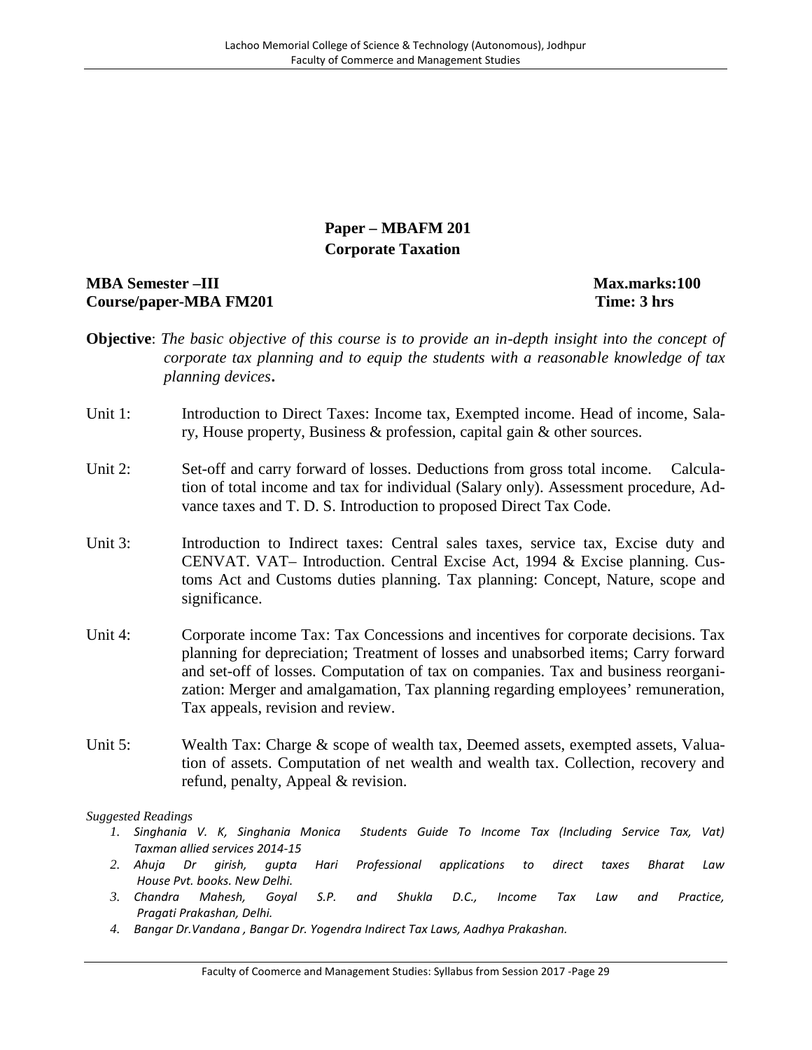## Paper – MBAFM 201
## Corporate Taxation

**MBA Semester –III** **Max.marks:100**
**Course/paper-MBA FM201** **Time: 3 hrs**

**Objective**: *The basic objective of this course is to provide an in-depth insight into the concept of corporate tax planning and to equip the students with a reasonable knowledge of tax planning devices***.**

Unit 1: Introduction to Direct Taxes: Income tax, Exempted income. Head of income, Salary, House property, Business & profession, capital gain & other sources.

Unit 2: Set-off and carry forward of losses. Deductions from gross total income. Calculation of total income and tax for individual (Salary only). Assessment procedure, Advance taxes and T. D. S. Introduction to proposed Direct Tax Code.

Unit 3: Introduction to Indirect taxes: Central sales taxes, service tax, Excise duty and CENVAT. VAT– Introduction. Central Excise Act, 1994 & Excise planning. Customs Act and Customs duties planning. Tax planning: Concept, Nature, scope and significance.

Unit 4: Corporate income Tax: Tax Concessions and incentives for corporate decisions. Tax planning for depreciation; Treatment of losses and unabsorbed items; Carry forward and set-off of losses. Computation of tax on companies. Tax and business reorganization: Merger and amalgamation, Tax planning regarding employees' remuneration, Tax appeals, revision and review.

Unit 5: Wealth Tax: Charge & scope of wealth tax, Deemed assets, exempted assets, Valuation of assets. Computation of net wealth and wealth tax. Collection, recovery and refund, penalty, Appeal & revision.

*Suggested Readings*

1. *Singhania V. K, Singhania Monica Students Guide To Income Tax (Including Service Tax, Vat) Taxman allied services 2014-15*
2. *Ahuja Dr girish, gupta Hari Professional applications to direct taxes Bharat Law House Pvt. books. New Delhi.*
3. *Chandra Mahesh, Goyal S.P. and Shukla D.C., Income Tax Law and Practice, Pragati Prakashan, Delhi.*
4. *Bangar Dr.Vandana , Bangar Dr. Yogendra Indirect Tax Laws, Aadhya Prakashan.*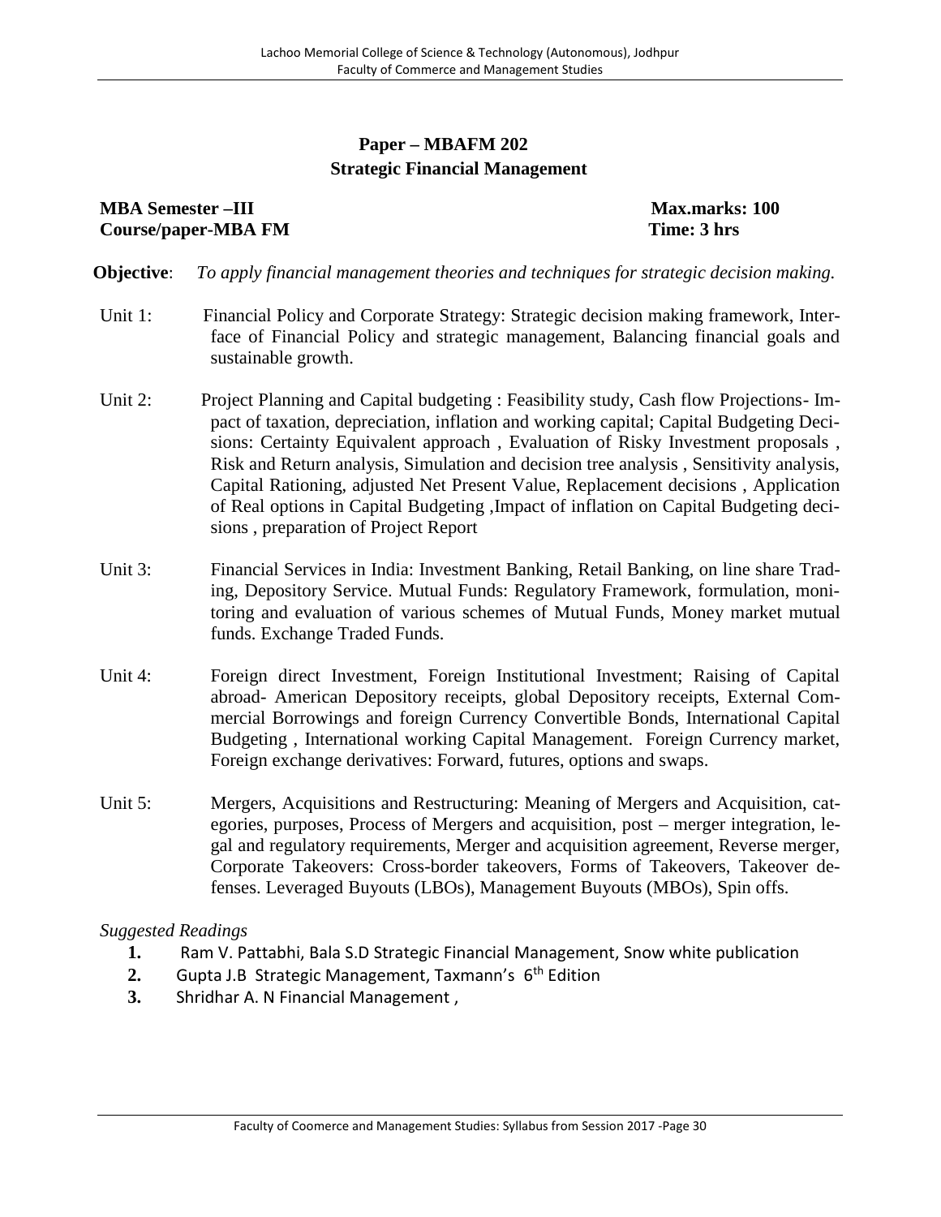## Paper – MBAFM 202
## Strategic Financial Management

**MBA Semester –III** **Max.marks: 100**
**Course/paper-MBA FM** **Time: 3 hrs**

**Objective**: *To apply financial management theories and techniques for strategic decision making.*

Unit 1: Financial Policy and Corporate Strategy: Strategic decision making framework, Interface of Financial Policy and strategic management, Balancing financial goals and sustainable growth.

Unit 2: Project Planning and Capital budgeting : Feasibility study, Cash flow Projections- Impact of taxation, depreciation, inflation and working capital; Capital Budgeting Decisions: Certainty Equivalent approach , Evaluation of Risky Investment proposals , Risk and Return analysis, Simulation and decision tree analysis , Sensitivity analysis, Capital Rationing, adjusted Net Present Value, Replacement decisions , Application of Real options in Capital Budgeting ,Impact of inflation on Capital Budgeting decisions , preparation of Project Report

Unit 3: Financial Services in India: Investment Banking, Retail Banking, on line share Trading, Depository Service. Mutual Funds: Regulatory Framework, formulation, monitoring and evaluation of various schemes of Mutual Funds, Money market mutual funds. Exchange Traded Funds.

Unit 4: Foreign direct Investment, Foreign Institutional Investment; Raising of Capital abroad- American Depository receipts, global Depository receipts, External Commercial Borrowings and foreign Currency Convertible Bonds, International Capital Budgeting , International working Capital Management. Foreign Currency market, Foreign exchange derivatives: Forward, futures, options and swaps.

Unit 5: Mergers, Acquisitions and Restructuring: Meaning of Mergers and Acquisition, categories, purposes, Process of Mergers and acquisition, post – merger integration, legal and regulatory requirements, Merger and acquisition agreement, Reverse merger, Corporate Takeovers: Cross-border takeovers, Forms of Takeovers, Takeover defenses. Leveraged Buyouts (LBOs), Management Buyouts (MBOs), Spin offs.

*Suggested Readings*

1. Ram V. Pattabhi, Bala S.D Strategic Financial Management, Snow white publication
2. Gupta J.B Strategic Management, Taxmann's 6th Edition
3. Shridhar A. N Financial Management ,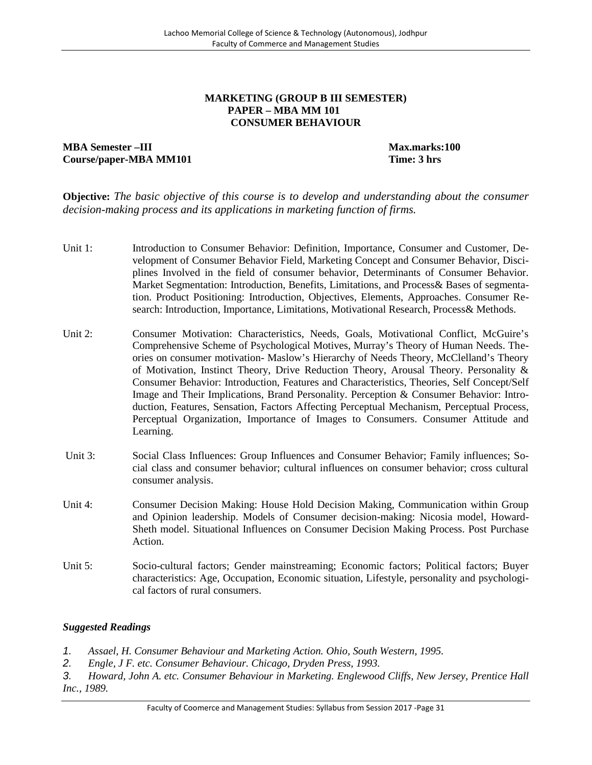## MARKETING (GROUP B III SEMESTER)
## PAPER – MBA MM 101
## CONSUMER BEHAVIOUR

**MBA Semester –III** **Max.marks:100**
**Course/paper-MBA MM101** **Time: 3 hrs**

**Objective:** *The basic objective of this course is to develop and understanding about the consumer decision-making process and its applications in marketing function of firms.*

Unit 1: Introduction to Consumer Behavior: Definition, Importance, Consumer and Customer, Development of Consumer Behavior Field, Marketing Concept and Consumer Behavior, Disciplines Involved in the field of consumer behavior, Determinants of Consumer Behavior. Market Segmentation: Introduction, Benefits, Limitations, and Process& Bases of segmentation. Product Positioning: Introduction, Objectives, Elements, Approaches. Consumer Research: Introduction, Importance, Limitations, Motivational Research, Process& Methods.

Unit 2: Consumer Motivation: Characteristics, Needs, Goals, Motivational Conflict, McGuire's Comprehensive Scheme of Psychological Motives, Murray's Theory of Human Needs. Theories on consumer motivation- Maslow's Hierarchy of Needs Theory, McClelland's Theory of Motivation, Instinct Theory, Drive Reduction Theory, Arousal Theory. Personality & Consumer Behavior: Introduction, Features and Characteristics, Theories, Self Concept/Self Image and Their Implications, Brand Personality. Perception & Consumer Behavior: Introduction, Features, Sensation, Factors Affecting Perceptual Mechanism, Perceptual Process, Perceptual Organization, Importance of Images to Consumers. Consumer Attitude and Learning.

Unit 3: Social Class Influences: Group Influences and Consumer Behavior; Family influences; Social class and consumer behavior; cultural influences on consumer behavior; cross cultural consumer analysis.

Unit 4: Consumer Decision Making: House Hold Decision Making, Communication within Group and Opinion leadership. Models of Consumer decision-making: Nicosia model, Howard-Sheth model. Situational Influences on Consumer Decision Making Process. Post Purchase Action.

Unit 5: Socio-cultural factors; Gender mainstreaming; Economic factors; Political factors; Buyer characteristics: Age, Occupation, Economic situation, Lifestyle, personality and psychological factors of rural consumers.

***Suggested Readings***

1. *Assael, H. Consumer Behaviour and Marketing Action. Ohio, South Western, 1995.*
2. *Engle, J F. etc. Consumer Behaviour. Chicago, Dryden Press, 1993.*
3. *Howard, John A. etc. Consumer Behaviour in Marketing. Englewood Cliffs, New Jersey, Prentice Hall Inc., 1989.*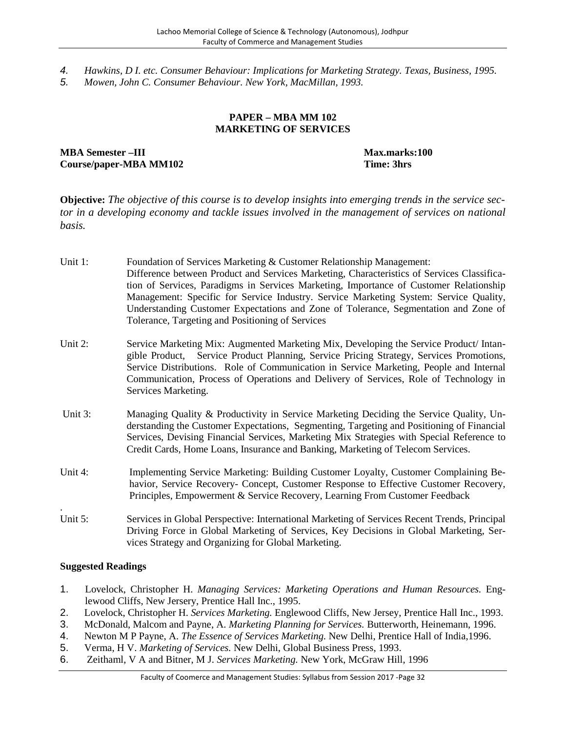4. *Hawkins, D I. etc. Consumer Behaviour: Implications for Marketing Strategy. Texas, Business, 1995.*
5. *Mowen, John C. Consumer Behaviour. New York, MacMillan, 1993.*

## PAPER – MBA MM 102
## MARKETING OF SERVICES

**MBA Semester –III** **Max.marks:100**
**Course/paper-MBA MM102** **Time: 3hrs**

**Objective:** *The objective of this course is to develop insights into emerging trends in the service sector in a developing economy and tackle issues involved in the management of services on national basis.*

Unit 1: Foundation of Services Marketing & Customer Relationship Management:
Difference between Product and Services Marketing, Characteristics of Services Classification of Services, Paradigms in Services Marketing, Importance of Customer Relationship Management: Specific for Service Industry. Service Marketing System: Service Quality, Understanding Customer Expectations and Zone of Tolerance, Segmentation and Zone of Tolerance, Targeting and Positioning of Services

Unit 2: Service Marketing Mix: Augmented Marketing Mix, Developing the Service Product/ Intangible Product, Service Product Planning, Service Pricing Strategy, Services Promotions, Service Distributions. Role of Communication in Service Marketing, People and Internal Communication, Process of Operations and Delivery of Services, Role of Technology in Services Marketing.

Unit 3: Managing Quality & Productivity in Service Marketing Deciding the Service Quality, Understanding the Customer Expectations, Segmenting, Targeting and Positioning of Financial Services, Devising Financial Services, Marketing Mix Strategies with Special Reference to Credit Cards, Home Loans, Insurance and Banking, Marketing of Telecom Services.

Unit 4: Implementing Service Marketing: Building Customer Loyalty, Customer Complaining Behavior, Service Recovery- Concept, Customer Response to Effective Customer Recovery, Principles, Empowerment & Service Recovery, Learning From Customer Feedback

Unit 5: Services in Global Perspective: International Marketing of Services Recent Trends, Principal Driving Force in Global Marketing of Services, Key Decisions in Global Marketing, Services Strategy and Organizing for Global Marketing.

### Suggested Readings

1. Lovelock, Christopher H. *Managing Services: Marketing Operations and Human Resources.* Englewood Cliffs, New Jersery, Prentice Hall Inc., 1995.
2. Lovelock, Christopher H. *Services Marketing.* Englewood Cliffs, New Jersey, Prentice Hall Inc., 1993.
3. McDonald, Malcom and Payne, A. *Marketing Planning for Services.* Butterworth, Heinemann, 1996.
4. Newton M P Payne, A. *The Essence of Services Marketing.* New Delhi, Prentice Hall of India,1996.
5. Verma, H V. *Marketing of Services.* New Delhi, Global Business Press, 1993.
6. Zeithaml, V A and Bitner, M J. *Services Marketing.* New York, McGraw Hill, 1996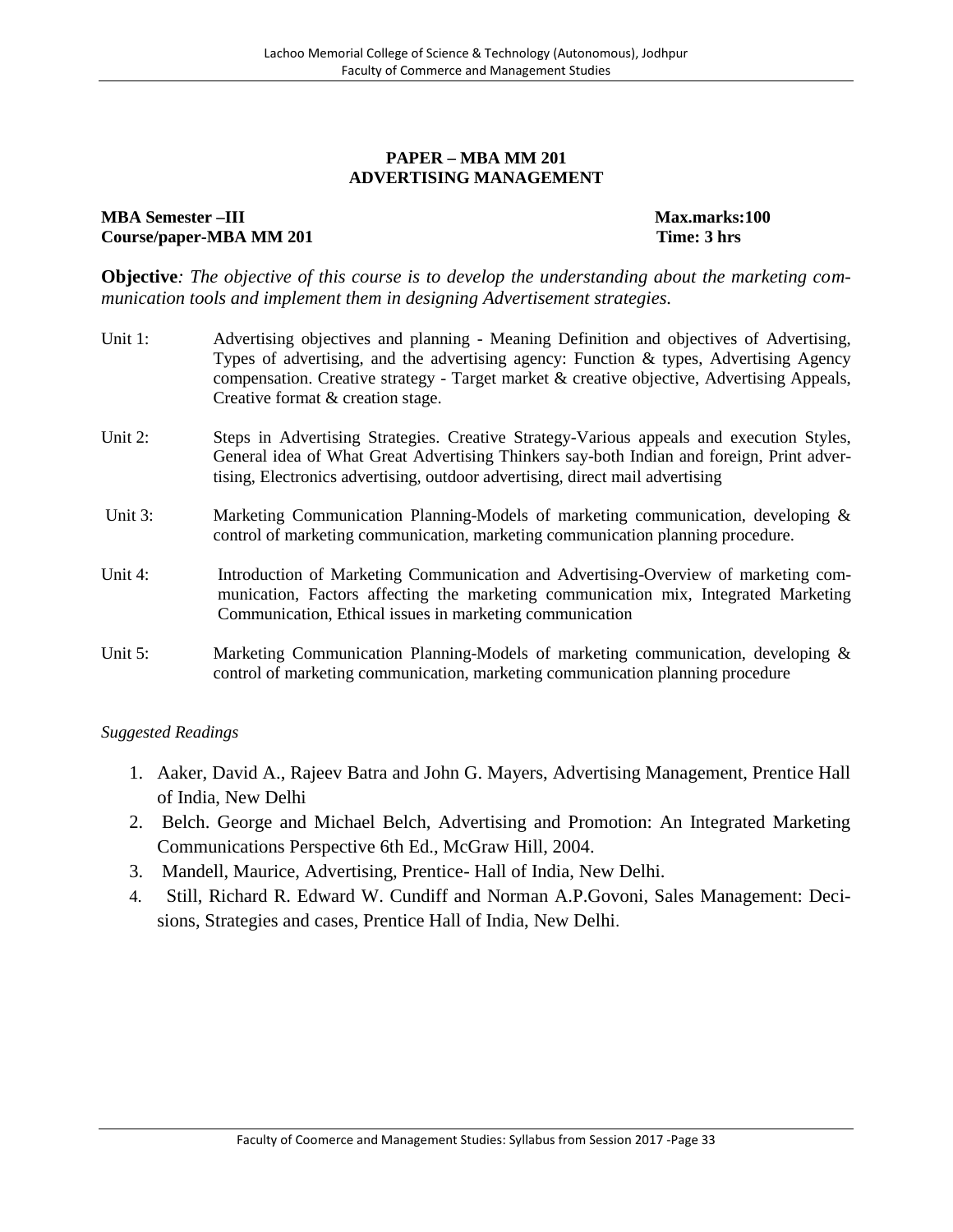## PAPER – MBA MM 201
## ADVERTISING MANAGEMENT

**MBA Semester –III** **Max.marks:100**
**Course/paper-MBA MM 201** **Time: 3 hrs**

**Objective***: The objective of this course is to develop the understanding about the marketing communication tools and implement them in designing Advertisement strategies.*

Unit 1: Advertising objectives and planning - Meaning Definition and objectives of Advertising, Types of advertising, and the advertising agency: Function & types, Advertising Agency compensation. Creative strategy - Target market & creative objective, Advertising Appeals, Creative format & creation stage.

Unit 2: Steps in Advertising Strategies. Creative Strategy-Various appeals and execution Styles, General idea of What Great Advertising Thinkers say-both Indian and foreign, Print advertising, Electronics advertising, outdoor advertising, direct mail advertising

Unit 3: Marketing Communication Planning-Models of marketing communication, developing & control of marketing communication, marketing communication planning procedure.

Unit 4: Introduction of Marketing Communication and Advertising-Overview of marketing communication, Factors affecting the marketing communication mix, Integrated Marketing Communication, Ethical issues in marketing communication

Unit 5: Marketing Communication Planning-Models of marketing communication, developing & control of marketing communication, marketing communication planning procedure

*Suggested Readings*

1. Aaker, David A., Rajeev Batra and John G. Mayers, Advertising Management, Prentice Hall of India, New Delhi
2. Belch. George and Michael Belch, Advertising and Promotion: An Integrated Marketing Communications Perspective 6th Ed., McGraw Hill, 2004.
3. Mandell, Maurice, Advertising, Prentice- Hall of India, New Delhi.
4. Still, Richard R. Edward W. Cundiff and Norman A.P.Govoni, Sales Management: Decisions, Strategies and cases, Prentice Hall of India, New Delhi.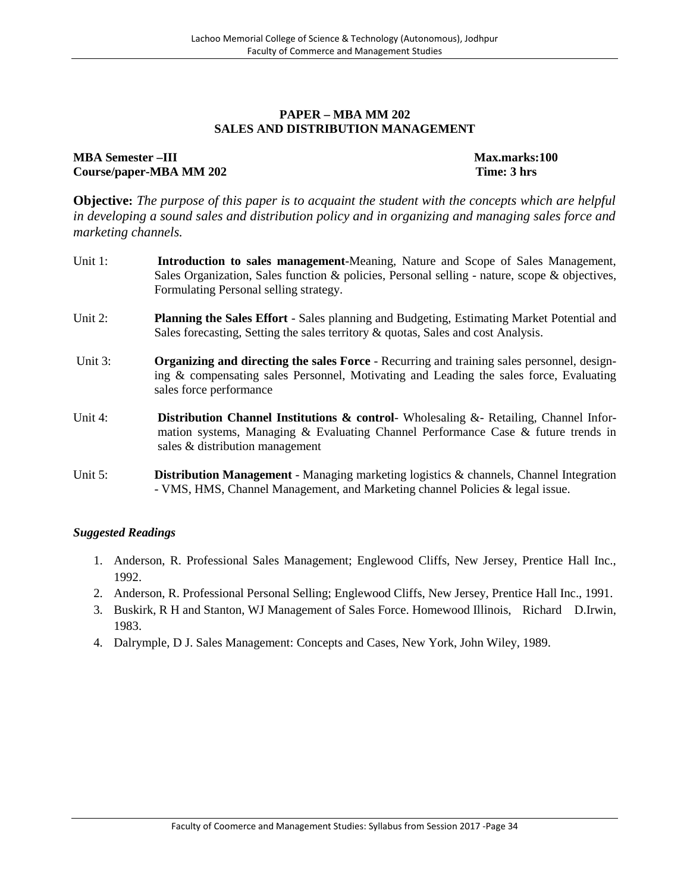## PAPER – MBA MM 202
## SALES AND DISTRIBUTION MANAGEMENT

**MBA Semester –III** **Max.marks:100**
**Course/paper-MBA MM 202** **Time: 3 hrs**

**Objective:** *The purpose of this paper is to acquaint the student with the concepts which are helpful in developing a sound sales and distribution policy and in organizing and managing sales force and marketing channels.*

Unit 1: **Introduction to sales management**-Meaning, Nature and Scope of Sales Management, Sales Organization, Sales function & policies, Personal selling - nature, scope & objectives, Formulating Personal selling strategy.

Unit 2: **Planning the Sales Effort** - Sales planning and Budgeting, Estimating Market Potential and Sales forecasting, Setting the sales territory & quotas, Sales and cost Analysis.

Unit 3: **Organizing and directing the sales Force** - Recurring and training sales personnel, designing & compensating sales Personnel, Motivating and Leading the sales force, Evaluating sales force performance

Unit 4: **Distribution Channel Institutions & control**- Wholesaling &- Retailing, Channel Information systems, Managing & Evaluating Channel Performance Case & future trends in sales & distribution management

Unit 5: **Distribution Management** - Managing marketing logistics & channels, Channel Integration - VMS, HMS, Channel Management, and Marketing channel Policies & legal issue.

### *Suggested Readings*

1. Anderson, R. Professional Sales Management; Englewood Cliffs, New Jersey, Prentice Hall Inc., 1992.
2. Anderson, R. Professional Personal Selling; Englewood Cliffs, New Jersey, Prentice Hall Inc., 1991.
3. Buskirk, R H and Stanton, WJ Management of Sales Force. Homewood Illinois, Richard D.Irwin, 1983.
4. Dalrymple, D J. Sales Management: Concepts and Cases, New York, John Wiley, 1989.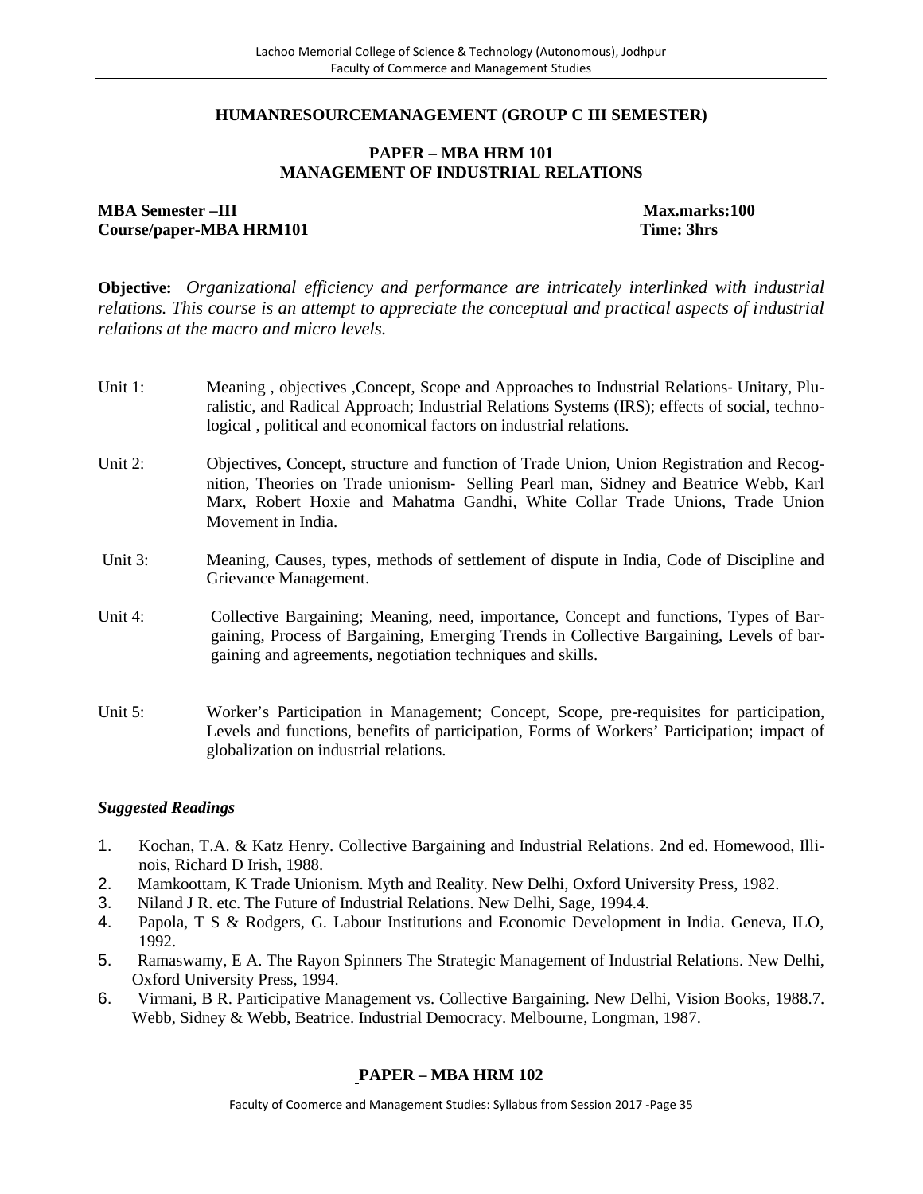## HUMANRESOURCEMANAGEMENT (GROUP C III SEMESTER)

### PAPER – MBA HRM 101
### MANAGEMENT OF INDUSTRIAL RELATIONS

**MBA Semester –III** **Max.marks:100**
**Course/paper-MBA HRM101** **Time: 3hrs**

**Objective:** *Organizational efficiency and performance are intricately interlinked with industrial relations. This course is an attempt to appreciate the conceptual and practical aspects of industrial relations at the macro and micro levels.*

Unit 1: Meaning , objectives ,Concept, Scope and Approaches to Industrial Relations- Unitary, Pluralistic, and Radical Approach; Industrial Relations Systems (IRS); effects of social, technological , political and economical factors on industrial relations.

Unit 2: Objectives, Concept, structure and function of Trade Union, Union Registration and Recognition, Theories on Trade unionism- Selling Pearl man, Sidney and Beatrice Webb, Karl Marx, Robert Hoxie and Mahatma Gandhi, White Collar Trade Unions, Trade Union Movement in India.

Unit 3: Meaning, Causes, types, methods of settlement of dispute in India, Code of Discipline and Grievance Management.

Unit 4: Collective Bargaining; Meaning, need, importance, Concept and functions, Types of Bargaining, Process of Bargaining, Emerging Trends in Collective Bargaining, Levels of bargaining and agreements, negotiation techniques and skills.

Unit 5: Worker's Participation in Management; Concept, Scope, pre-requisites for participation, Levels and functions, benefits of participation, Forms of Workers' Participation; impact of globalization on industrial relations.

***Suggested Readings***

1. Kochan, T.A. & Katz Henry. Collective Bargaining and Industrial Relations. 2nd ed. Homewood, Illinois, Richard D Irish, 1988.
2. Mamkoottam, K Trade Unionism. Myth and Reality. New Delhi, Oxford University Press, 1982.
3. Niland J R. etc. The Future of Industrial Relations. New Delhi, Sage, 1994.4.
4. Papola, T S & Rodgers, G. Labour Institutions and Economic Development in India. Geneva, ILO, 1992.
5. Ramaswamy, E A. The Rayon Spinners The Strategic Management of Industrial Relations. New Delhi, Oxford University Press, 1994.
6. Virmani, B R. Participative Management vs. Collective Bargaining. New Delhi, Vision Books, 1988.7. Webb, Sidney & Webb, Beatrice. Industrial Democracy. Melbourne, Longman, 1987.

### PAPER – MBA HRM 102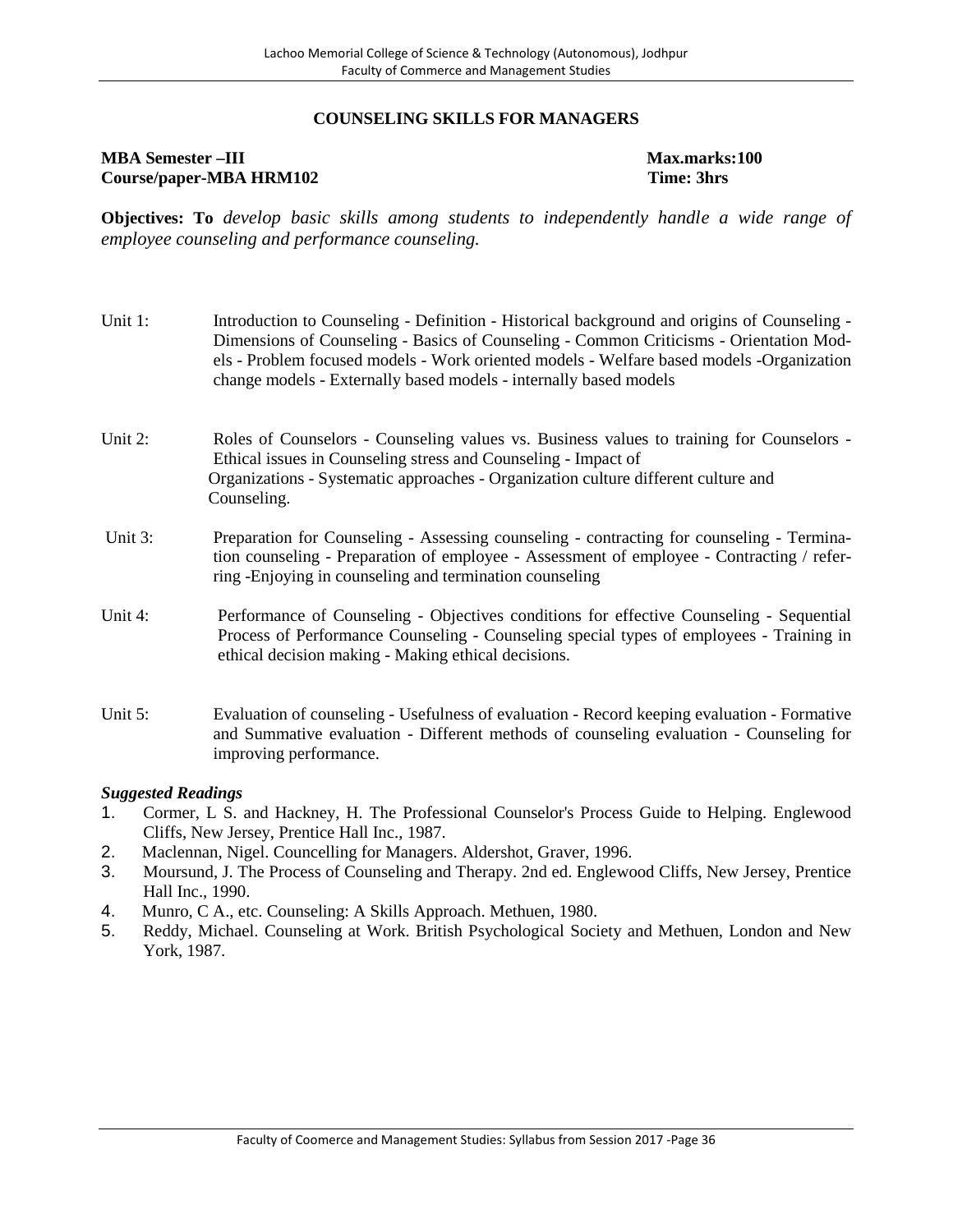## COUNSELING SKILLS FOR MANAGERS

**MBA Semester –III** **Max.marks:100**
**Course/paper-MBA HRM102** **Time: 3hrs**

**Objectives: To** *develop basic skills among students to independently handle a wide range of employee counseling and performance counseling.*

Unit 1: Introduction to Counseling - Definition - Historical background and origins of Counseling - Dimensions of Counseling - Basics of Counseling - Common Criticisms - Orientation Models - Problem focused models - Work oriented models - Welfare based models -Organization change models - Externally based models - internally based models

Unit 2: Roles of Counselors - Counseling values vs. Business values to training for Counselors - Ethical issues in Counseling stress and Counseling - Impact of Organizations - Systematic approaches - Organization culture different culture and Counseling.

Unit 3: Preparation for Counseling - Assessing counseling - contracting for counseling - Termination counseling - Preparation of employee - Assessment of employee - Contracting / referring -Enjoying in counseling and termination counseling

Unit 4: Performance of Counseling - Objectives conditions for effective Counseling - Sequential Process of Performance Counseling - Counseling special types of employees - Training in ethical decision making - Making ethical decisions.

Unit 5: Evaluation of counseling - Usefulness of evaluation - Record keeping evaluation - Formative and Summative evaluation - Different methods of counseling evaluation - Counseling for improving performance.

***Suggested Readings***

1. Cormer, L S. and Hackney, H. The Professional Counselor's Process Guide to Helping. Englewood Cliffs, New Jersey, Prentice Hall Inc., 1987.
2. Maclennan, Nigel. Councelling for Managers. Aldershot, Graver, 1996.
3. Moursund, J. The Process of Counseling and Therapy. 2nd ed. Englewood Cliffs, New Jersey, Prentice Hall Inc., 1990.
4. Munro, C A., etc. Counseling: A Skills Approach. Methuen, 1980.
5. Reddy, Michael. Counseling at Work. British Psychological Society and Methuen, London and New York, 1987.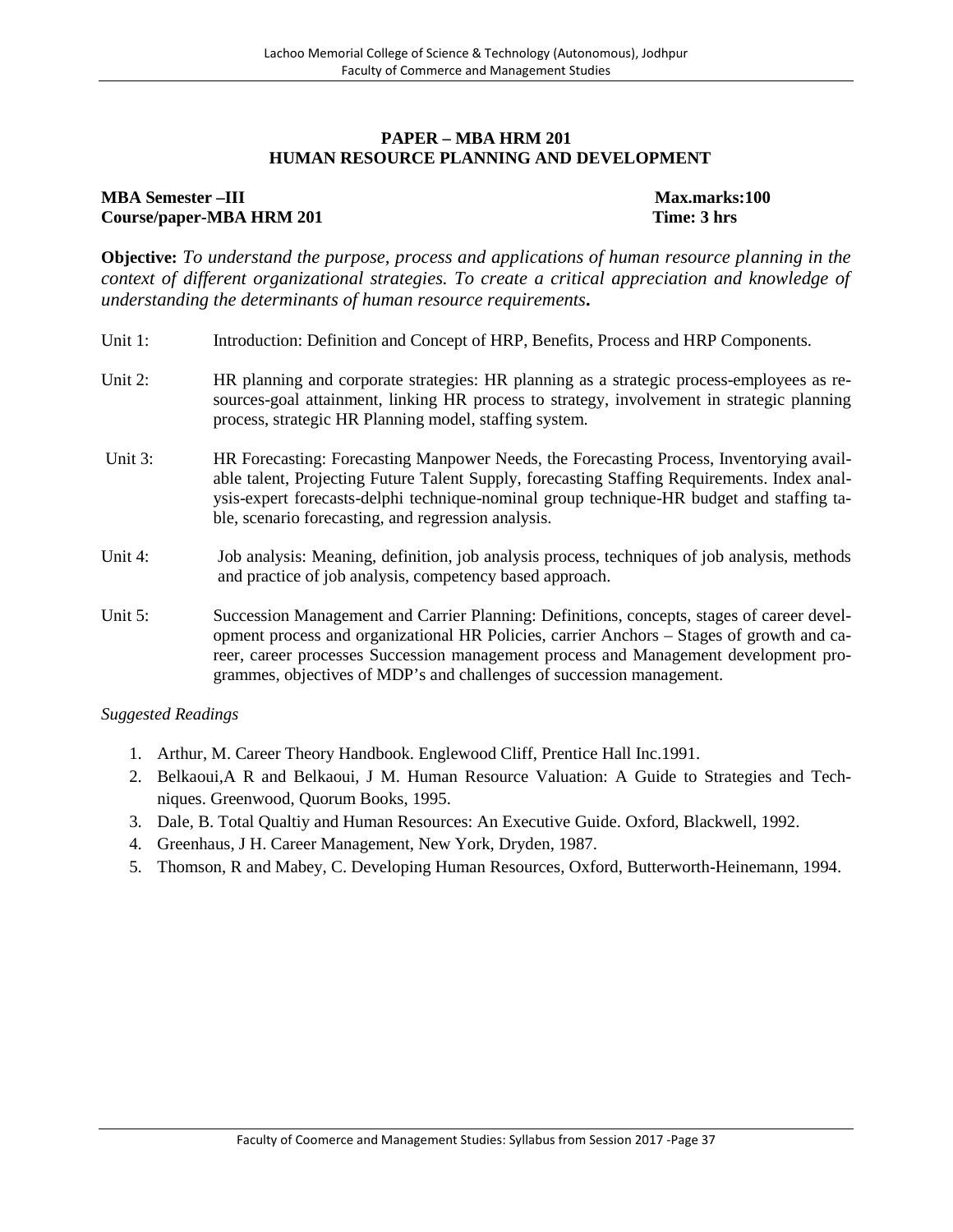## PAPER – MBA HRM 201
## HUMAN RESOURCE PLANNING AND DEVELOPMENT

**MBA Semester –III** **Max.marks:100**
**Course/paper-MBA HRM 201** **Time: 3 hrs**

**Objective:** *To understand the purpose, process and applications of human resource planning in the context of different organizational strategies. To create a critical appreciation and knowledge of understanding the determinants of human resource requirements***.**

Unit 1: Introduction: Definition and Concept of HRP, Benefits, Process and HRP Components.

Unit 2: HR planning and corporate strategies: HR planning as a strategic process-employees as resources-goal attainment, linking HR process to strategy, involvement in strategic planning process, strategic HR Planning model, staffing system.

Unit 3: HR Forecasting: Forecasting Manpower Needs, the Forecasting Process, Inventorying available talent, Projecting Future Talent Supply, forecasting Staffing Requirements. Index analysis-expert forecasts-delphi technique-nominal group technique-HR budget and staffing table, scenario forecasting, and regression analysis.

Unit 4: Job analysis: Meaning, definition, job analysis process, techniques of job analysis, methods and practice of job analysis, competency based approach.

Unit 5: Succession Management and Carrier Planning: Definitions, concepts, stages of career development process and organizational HR Policies, carrier Anchors – Stages of growth and career, career processes Succession management process and Management development programmes, objectives of MDP's and challenges of succession management.

*Suggested Readings*

1. Arthur, M. Career Theory Handbook. Englewood Cliff, Prentice Hall Inc.1991.
2. Belkaoui,A R and Belkaoui, J M. Human Resource Valuation: A Guide to Strategies and Techniques. Greenwood, Quorum Books, 1995.
3. Dale, B. Total Qualtiy and Human Resources: An Executive Guide. Oxford, Blackwell, 1992.
4. Greenhaus, J H. Career Management, New York, Dryden, 1987.
5. Thomson, R and Mabey, C. Developing Human Resources, Oxford, Butterworth-Heinemann, 1994.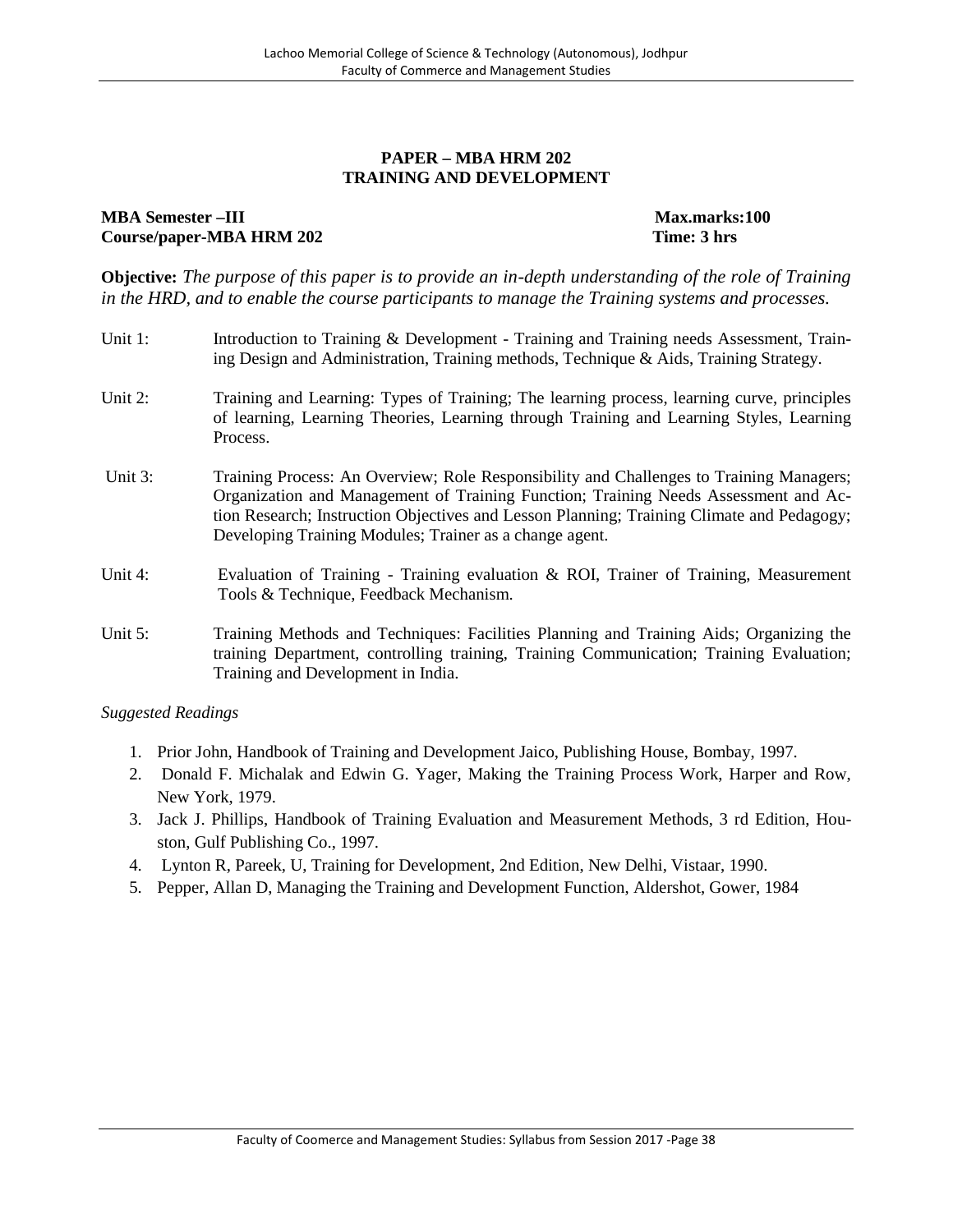## PAPER – MBA HRM 202
## TRAINING AND DEVELOPMENT

**MBA Semester –III** **Max.marks:100**
**Course/paper-MBA HRM 202** **Time: 3 hrs**

**Objective:** *The purpose of this paper is to provide an in-depth understanding of the role of Training in the HRD, and to enable the course participants to manage the Training systems and processes.*

Unit 1: Introduction to Training & Development - Training and Training needs Assessment, Training Design and Administration, Training methods, Technique & Aids, Training Strategy.

Unit 2: Training and Learning: Types of Training; The learning process, learning curve, principles of learning, Learning Theories, Learning through Training and Learning Styles, Learning Process.

Unit 3: Training Process: An Overview; Role Responsibility and Challenges to Training Managers; Organization and Management of Training Function; Training Needs Assessment and Action Research; Instruction Objectives and Lesson Planning; Training Climate and Pedagogy; Developing Training Modules; Trainer as a change agent.

Unit 4: Evaluation of Training - Training evaluation & ROI, Trainer of Training, Measurement Tools & Technique, Feedback Mechanism.

Unit 5: Training Methods and Techniques: Facilities Planning and Training Aids; Organizing the training Department, controlling training, Training Communication; Training Evaluation; Training and Development in India.

*Suggested Readings*

1. Prior John, Handbook of Training and Development Jaico, Publishing House, Bombay, 1997.
2. Donald F. Michalak and Edwin G. Yager, Making the Training Process Work, Harper and Row, New York, 1979.
3. Jack J. Phillips, Handbook of Training Evaluation and Measurement Methods, 3 rd Edition, Houston, Gulf Publishing Co., 1997.
4. Lynton R, Pareek, U, Training for Development, 2nd Edition, New Delhi, Vistaar, 1990.
5. Pepper, Allan D, Managing the Training and Development Function, Aldershot, Gower, 1984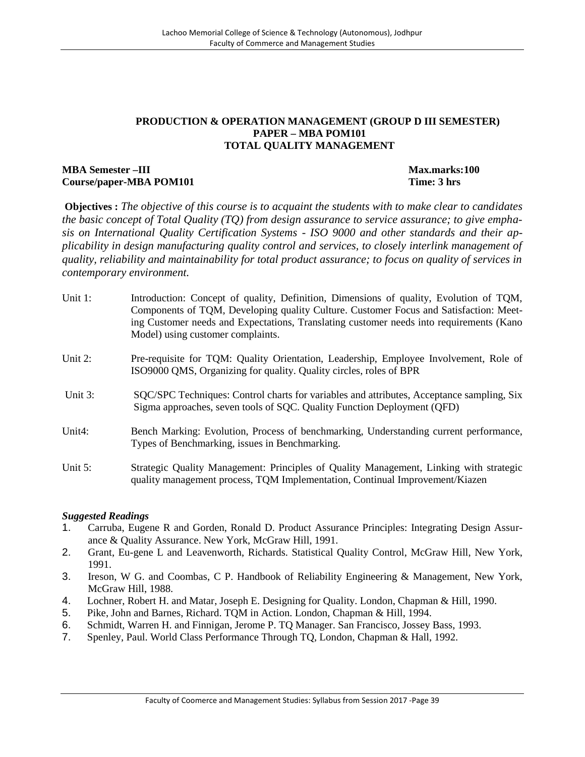## PRODUCTION & OPERATION MANAGEMENT (GROUP D III SEMESTER)
## PAPER – MBA POM101
## TOTAL QUALITY MANAGEMENT

**MBA Semester –III** **Max.marks:100**
**Course/paper-MBA POM101** **Time: 3 hrs**

**Objectives :** *The objective of this course is to acquaint the students with to make clear to candidates the basic concept of Total Quality (TQ) from design assurance to service assurance; to give emphasis on International Quality Certification Systems - ISO 9000 and other standards and their applicability in design manufacturing quality control and services, to closely interlink management of quality, reliability and maintainability for total product assurance; to focus on quality of services in contemporary environment.*

Unit 1: Introduction: Concept of quality, Definition, Dimensions of quality, Evolution of TQM, Components of TQM, Developing quality Culture. Customer Focus and Satisfaction: Meeting Customer needs and Expectations, Translating customer needs into requirements (Kano Model) using customer complaints.

Unit 2: Pre-requisite for TQM: Quality Orientation, Leadership, Employee Involvement, Role of ISO9000 QMS, Organizing for quality. Quality circles, roles of BPR

Unit 3: SQC/SPC Techniques: Control charts for variables and attributes, Acceptance sampling, Six Sigma approaches, seven tools of SQC. Quality Function Deployment (QFD)

Unit4: Bench Marking: Evolution, Process of benchmarking, Understanding current performance, Types of Benchmarking, issues in Benchmarking.

Unit 5: Strategic Quality Management: Principles of Quality Management, Linking with strategic quality management process, TQM Implementation, Continual Improvement/Kiazen

***Suggested Readings***

1. Carruba, Eugene R and Gorden, Ronald D. Product Assurance Principles: Integrating Design Assurance & Quality Assurance. New York, McGraw Hill, 1991.
2. Grant, Eu-gene L and Leavenworth, Richards. Statistical Quality Control, McGraw Hill, New York, 1991.
3. Ireson, W G. and Coombas, C P. Handbook of Reliability Engineering & Management, New York, McGraw Hill, 1988.
4. Lochner, Robert H. and Matar, Joseph E. Designing for Quality. London, Chapman & Hill, 1990.
5. Pike, John and Barnes, Richard. TQM in Action. London, Chapman & Hill, 1994.
6. Schmidt, Warren H. and Finnigan, Jerome P. TQ Manager. San Francisco, Jossey Bass, 1993.
7. Spenley, Paul. World Class Performance Through TQ, London, Chapman & Hall, 1992.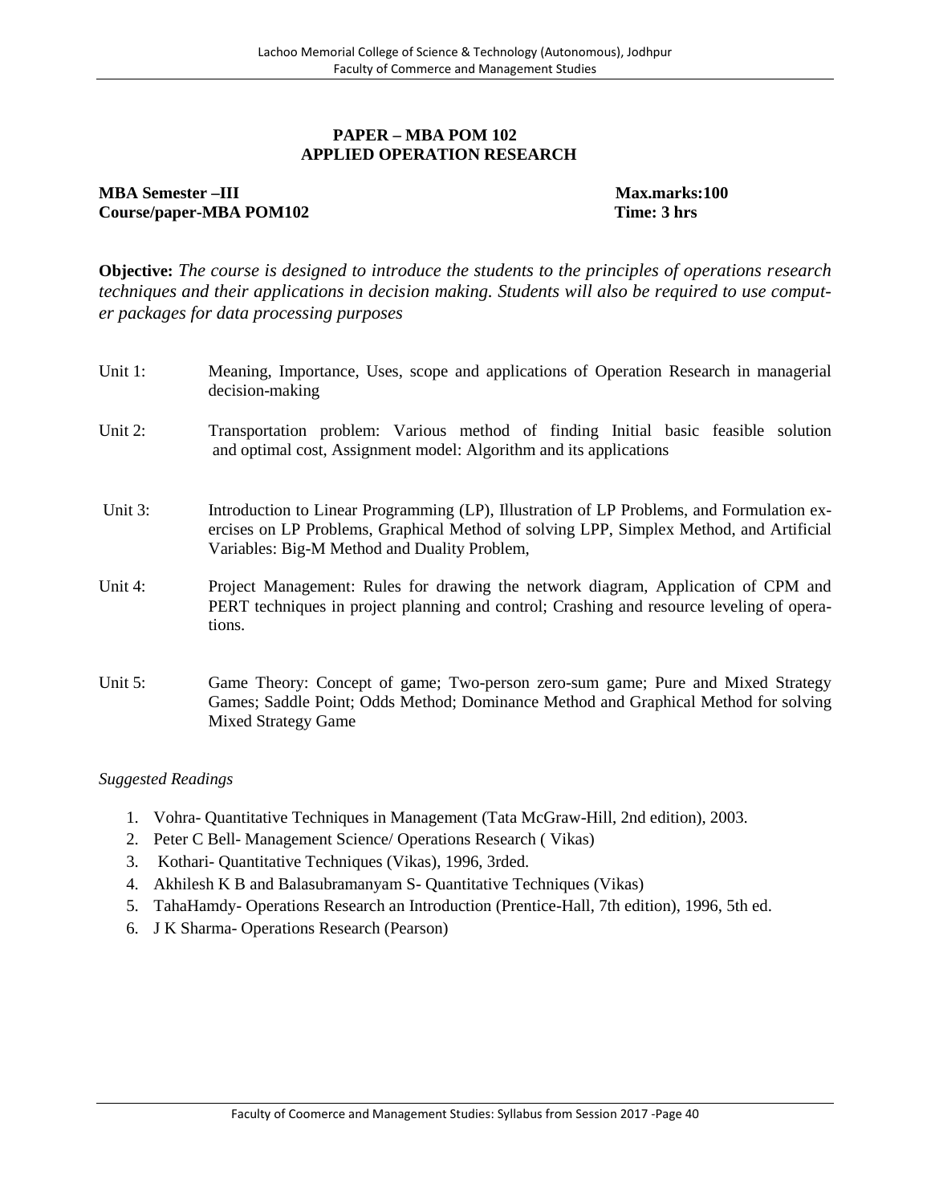## PAPER – MBA POM 102
## APPLIED OPERATION RESEARCH

**MBA Semester –III** **Max.marks:100**
**Course/paper-MBA POM102** **Time: 3 hrs**

**Objective:** *The course is designed to introduce the students to the principles of operations research techniques and their applications in decision making. Students will also be required to use computer packages for data processing purposes*

| | |
|---|---|
| Unit 1: | Meaning, Importance, Uses, scope and applications of Operation Research in managerial decision-making |
| Unit 2: | Transportation problem: Various method of finding Initial basic feasible solution and optimal cost, Assignment model: Algorithm and its applications |
| Unit 3: | Introduction to Linear Programming (LP), Illustration of LP Problems, and Formulation exercises on LP Problems, Graphical Method of solving LPP, Simplex Method, and Artificial Variables: Big-M Method and Duality Problem, |
| Unit 4: | Project Management: Rules for drawing the network diagram, Application of CPM and PERT techniques in project planning and control; Crashing and resource leveling of operations. |
| Unit 5: | Game Theory: Concept of game; Two-person zero-sum game; Pure and Mixed Strategy Games; Saddle Point; Odds Method; Dominance Method and Graphical Method for solving Mixed Strategy Game |

*Suggested Readings*

1. Vohra- Quantitative Techniques in Management (Tata McGraw-Hill, 2nd edition), 2003.
2. Peter C Bell- Management Science/ Operations Research ( Vikas)
3. Kothari- Quantitative Techniques (Vikas), 1996, 3rded.
4. Akhilesh K B and Balasubramanyam S- Quantitative Techniques (Vikas)
5. TahaHamdy- Operations Research an Introduction (Prentice-Hall, 7th edition), 1996, 5th ed.
6. J K Sharma- Operations Research (Pearson)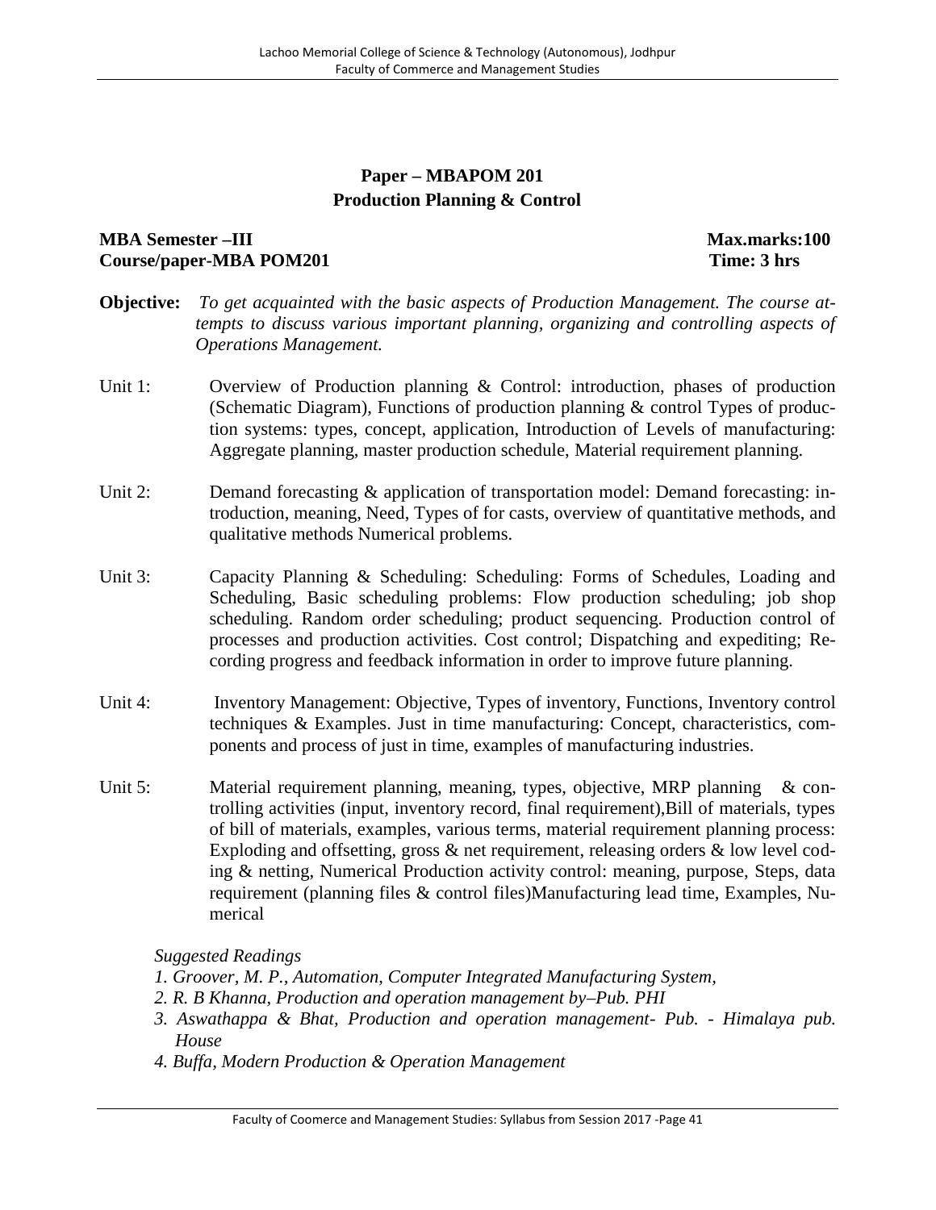## Paper – MBAPOM 201
## Production Planning & Control

**MBA Semester –III** **Max.marks:100**
**Course/paper-MBA POM201** **Time: 3 hrs**

**Objective:** *To get acquainted with the basic aspects of Production Management. The course attempts to discuss various important planning, organizing and controlling aspects of Operations Management.*

Unit 1: Overview of Production planning & Control: introduction, phases of production (Schematic Diagram), Functions of production planning & control Types of production systems: types, concept, application, Introduction of Levels of manufacturing: Aggregate planning, master production schedule, Material requirement planning.

Unit 2: Demand forecasting & application of transportation model: Demand forecasting: introduction, meaning, Need, Types of for casts, overview of quantitative methods, and qualitative methods Numerical problems.

Unit 3: Capacity Planning & Scheduling: Scheduling: Forms of Schedules, Loading and Scheduling, Basic scheduling problems: Flow production scheduling; job shop scheduling. Random order scheduling; product sequencing. Production control of processes and production activities. Cost control; Dispatching and expediting; Recording progress and feedback information in order to improve future planning.

Unit 4: Inventory Management: Objective, Types of inventory, Functions, Inventory control techniques & Examples. Just in time manufacturing: Concept, characteristics, components and process of just in time, examples of manufacturing industries.

Unit 5: Material requirement planning, meaning, types, objective, MRP planning & controlling activities (input, inventory record, final requirement),Bill of materials, types of bill of materials, examples, various terms, material requirement planning process: Exploding and offsetting, gross & net requirement, releasing orders & low level coding & netting, Numerical Production activity control: meaning, purpose, Steps, data requirement (planning files & control files)Manufacturing lead time, Examples, Numerical

*Suggested Readings*

1. *Groover, M. P., Automation, Computer Integrated Manufacturing System,*
2. *R. B Khanna, Production and operation management by–Pub. PHI*
3. *Aswathappa & Bhat, Production and operation management- Pub. - Himalaya pub. House*
4. *Buffa, Modern Production & Operation Management*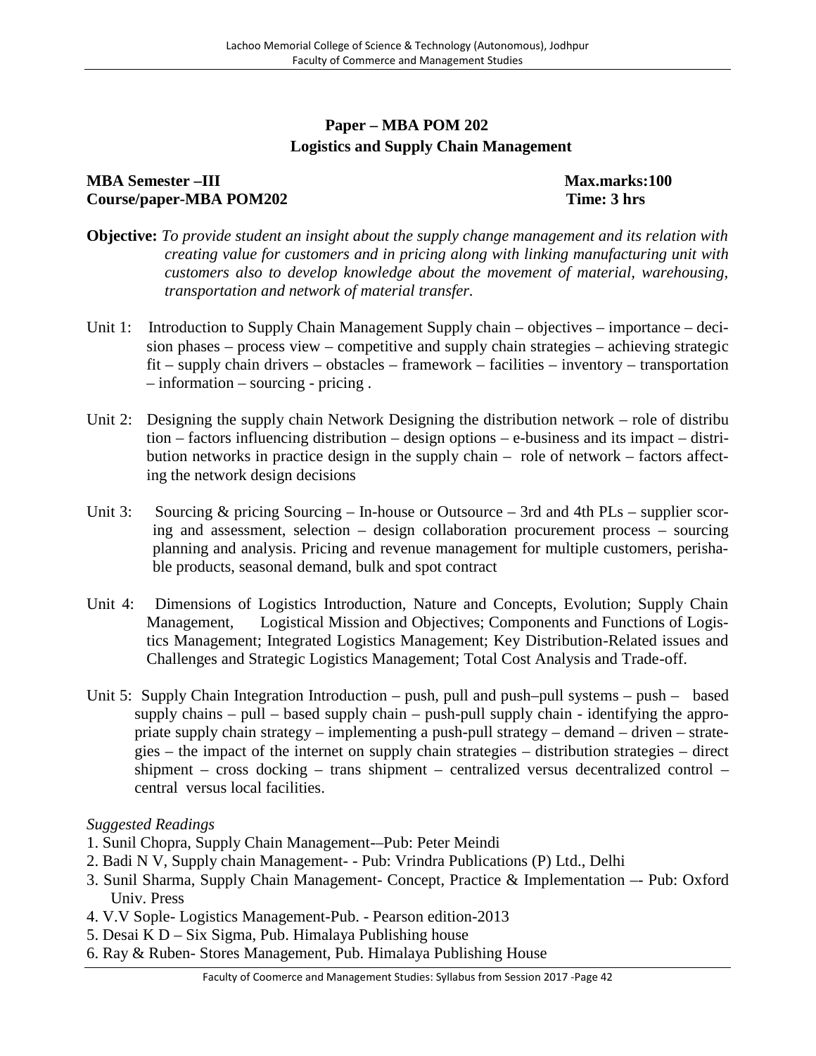**Paper – MBA POM 202**
**Logistics and Supply Chain Management**

**MBA Semester –III** **Max.marks:100**
**Course/paper-MBA POM202** **Time: 3 hrs**

**Objective:** *To provide student an insight about the supply change management and its relation with creating value for customers and in pricing along with linking manufacturing unit with customers also to develop knowledge about the movement of material, warehousing, transportation and network of material transfer.*

Unit 1: Introduction to Supply Chain Management Supply chain – objectives – importance – decision phases – process view – competitive and supply chain strategies – achieving strategic fit – supply chain drivers – obstacles – framework – facilities – inventory – transportation – information – sourcing - pricing .

Unit 2: Designing the supply chain Network Designing the distribution network – role of distribu tion – factors influencing distribution – design options – e-business and its impact – distribution networks in practice design in the supply chain – role of network – factors affecting the network design decisions

Unit 3: Sourcing & pricing Sourcing – In-house or Outsource – 3rd and 4th PLs – supplier scoring and assessment, selection – design collaboration procurement process – sourcing planning and analysis. Pricing and revenue management for multiple customers, perishable products, seasonal demand, bulk and spot contract

Unit 4: Dimensions of Logistics Introduction, Nature and Concepts, Evolution; Supply Chain Management, Logistical Mission and Objectives; Components and Functions of Logistics Management; Integrated Logistics Management; Key Distribution-Related issues and Challenges and Strategic Logistics Management; Total Cost Analysis and Trade-off.

Unit 5: Supply Chain Integration Introduction – push, pull and push–pull systems – push – based supply chains – pull – based supply chain – push-pull supply chain - identifying the appropriate supply chain strategy – implementing a push-pull strategy – demand – driven – strategies – the impact of the internet on supply chain strategies – distribution strategies – direct shipment – cross docking – trans shipment – centralized versus decentralized control – central versus local facilities.

*Suggested Readings*

1. Sunil Chopra, Supply Chain Management-–Pub: Peter Meindi
2. Badi N V, Supply chain Management- - Pub: Vrindra Publications (P) Ltd., Delhi
3. Sunil Sharma, Supply Chain Management- Concept, Practice & Implementation –- Pub: Oxford Univ. Press
4. V.V Sople- Logistics Management-Pub. - Pearson edition-2013
5. Desai K D – Six Sigma, Pub. Himalaya Publishing house
6. Ray & Ruben- Stores Management, Pub. Himalaya Publishing House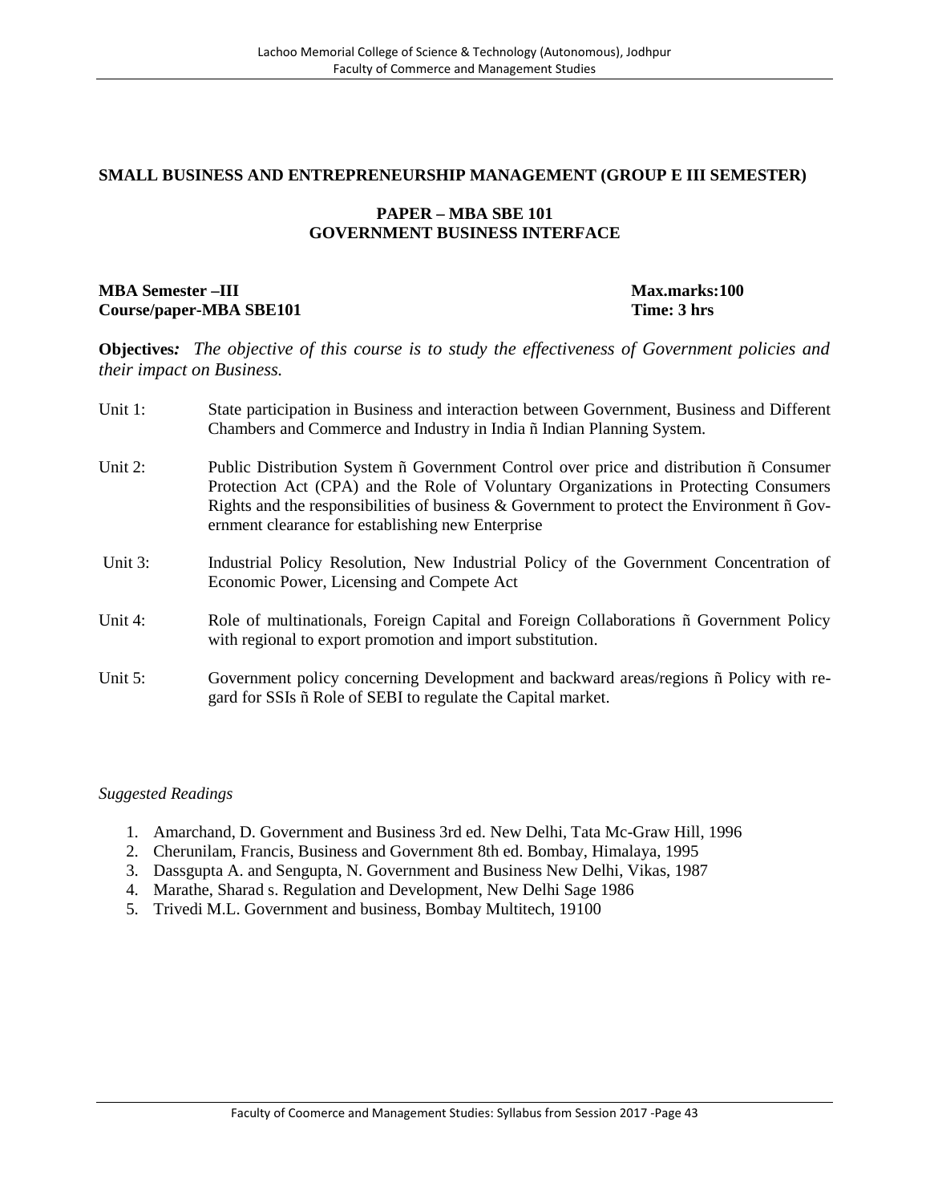## SMALL BUSINESS AND ENTREPRENEURSHIP MANAGEMENT (GROUP E III SEMESTER)

### PAPER – MBA SBE 101
### GOVERNMENT BUSINESS INTERFACE

**MBA Semester –III** **Max.marks:100**
**Course/paper-MBA SBE101** **Time: 3 hrs**

**Objectives:** *The objective of this course is to study the effectiveness of Government policies and their impact on Business.*

Unit 1: State participation in Business and interaction between Government, Business and Different Chambers and Commerce and Industry in India ñ Indian Planning System.

Unit 2: Public Distribution System ñ Government Control over price and distribution ñ Consumer Protection Act (CPA) and the Role of Voluntary Organizations in Protecting Consumers Rights and the responsibilities of business & Government to protect the Environment ñ Government clearance for establishing new Enterprise

Unit 3: Industrial Policy Resolution, New Industrial Policy of the Government Concentration of Economic Power, Licensing and Compete Act

Unit 4: Role of multinationals, Foreign Capital and Foreign Collaborations ñ Government Policy with regional to export promotion and import substitution.

Unit 5: Government policy concerning Development and backward areas/regions ñ Policy with regard for SSIs ñ Role of SEBI to regulate the Capital market.

*Suggested Readings*

1. Amarchand, D. Government and Business 3rd ed. New Delhi, Tata Mc-Graw Hill, 1996
2. Cherunilam, Francis, Business and Government 8th ed. Bombay, Himalaya, 1995
3. Dassgupta A. and Sengupta, N. Government and Business New Delhi, Vikas, 1987
4. Marathe, Sharad s. Regulation and Development, New Delhi Sage 1986
5. Trivedi M.L. Government and business, Bombay Multitech, 19100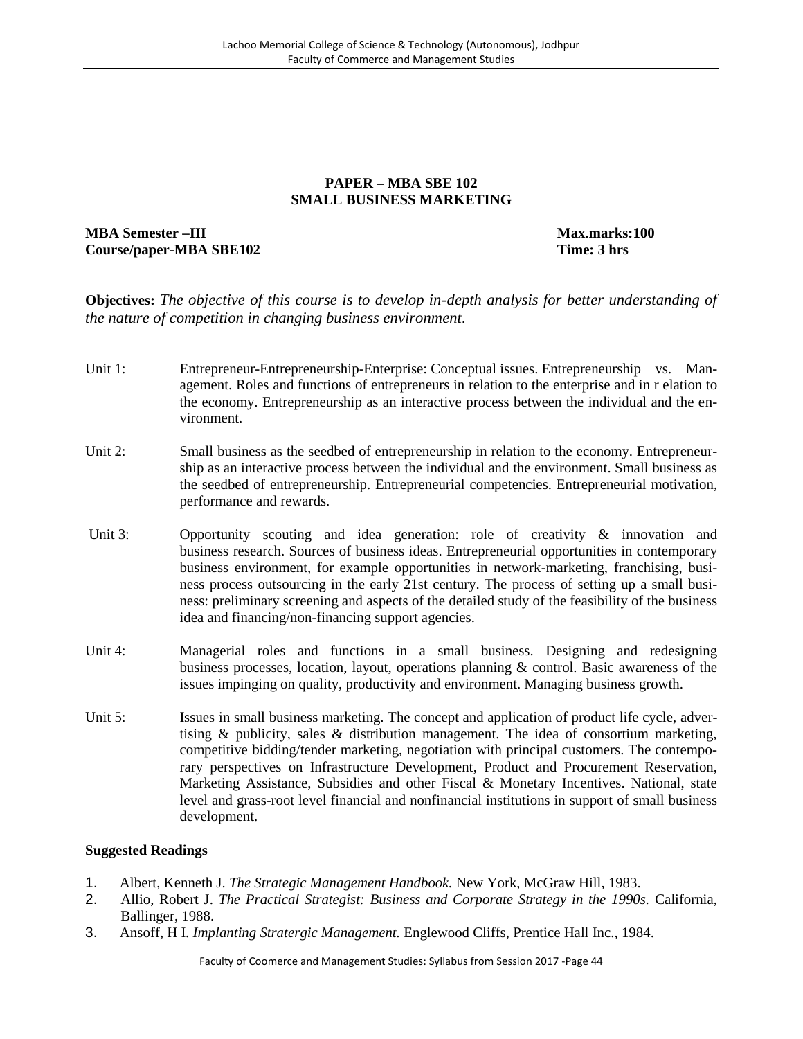## PAPER – MBA SBE 102
## SMALL BUSINESS MARKETING

**MBA Semester –III** **Max.marks:100**
**Course/paper-MBA SBE102** **Time: 3 hrs**

**Objectives:** *The objective of this course is to develop in-depth analysis for better understanding of the nature of competition in changing business environment*.

Unit 1: Entrepreneur-Entrepreneurship-Enterprise: Conceptual issues. Entrepreneurship vs. Management. Roles and functions of entrepreneurs in relation to the enterprise and in r elation to the economy. Entrepreneurship as an interactive process between the individual and the environment.

Unit 2: Small business as the seedbed of entrepreneurship in relation to the economy. Entrepreneurship as an interactive process between the individual and the environment. Small business as the seedbed of entrepreneurship. Entrepreneurial competencies. Entrepreneurial motivation, performance and rewards.

Unit 3: Opportunity scouting and idea generation: role of creativity & innovation and business research. Sources of business ideas. Entrepreneurial opportunities in contemporary business environment, for example opportunities in network-marketing, franchising, business process outsourcing in the early 21st century. The process of setting up a small business: preliminary screening and aspects of the detailed study of the feasibility of the business idea and financing/non-financing support agencies.

Unit 4: Managerial roles and functions in a small business. Designing and redesigning business processes, location, layout, operations planning & control. Basic awareness of the issues impinging on quality, productivity and environment. Managing business growth.

Unit 5: Issues in small business marketing. The concept and application of product life cycle, advertising & publicity, sales & distribution management. The idea of consortium marketing, competitive bidding/tender marketing, negotiation with principal customers. The contemporary perspectives on Infrastructure Development, Product and Procurement Reservation, Marketing Assistance, Subsidies and other Fiscal & Monetary Incentives. National, state level and grass-root level financial and nonfinancial institutions in support of small business development.

### Suggested Readings

1. Albert, Kenneth J. *The Strategic Management Handbook.* New York, McGraw Hill, 1983.
2. Allio, Robert J. *The Practical Strategist: Business and Corporate Strategy in the 1990s.* California, Ballinger, 1988.
3. Ansoff, H I. *Implanting Stratergic Management.* Englewood Cliffs, Prentice Hall Inc., 1984.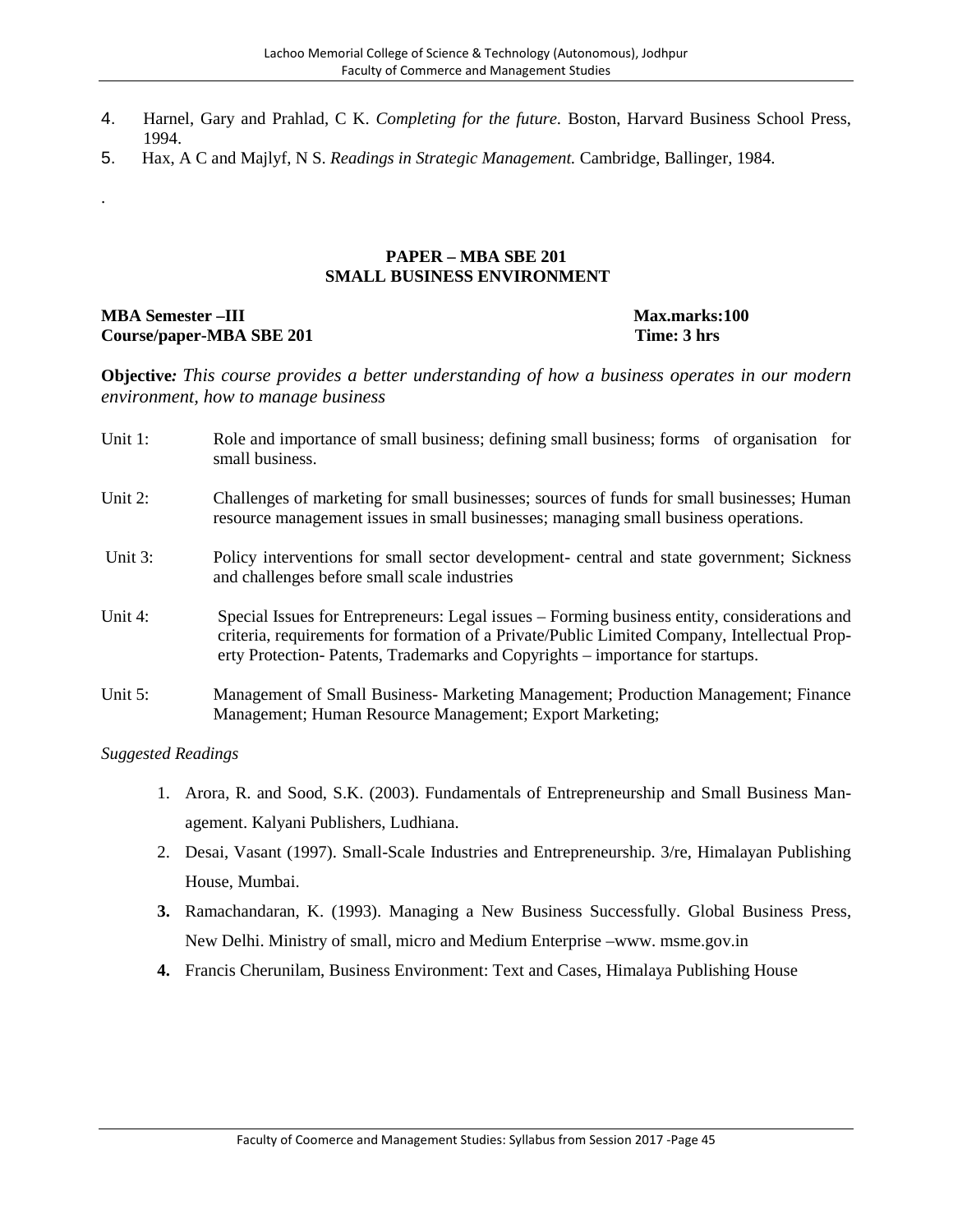4. Harnel, Gary and Prahlad, C K. *Completing for the future.* Boston, Harvard Business School Press, 1994.
5. Hax, A C and Majlyf, N S. *Readings in Strategic Management.* Cambridge, Ballinger, 1984.

.

## PAPER – MBA SBE 201
## SMALL BUSINESS ENVIRONMENT

**MBA Semester –III** **Max.marks:100**
**Course/paper-MBA SBE 201** **Time: 3 hrs**

**Objective***: This course provides a better understanding of how a business operates in our modern environment, how to manage business*

Unit 1: Role and importance of small business; defining small business; forms of organisation for small business.

Unit 2: Challenges of marketing for small businesses; sources of funds for small businesses; Human resource management issues in small businesses; managing small business operations.

Unit 3: Policy interventions for small sector development- central and state government; Sickness and challenges before small scale industries

Unit 4: Special Issues for Entrepreneurs: Legal issues – Forming business entity, considerations and criteria, requirements for formation of a Private/Public Limited Company, Intellectual Property Protection- Patents, Trademarks and Copyrights – importance for startups.

Unit 5: Management of Small Business- Marketing Management; Production Management; Finance Management; Human Resource Management; Export Marketing;

*Suggested Readings*

1. Arora, R. and Sood, S.K. (2003). Fundamentals of Entrepreneurship and Small Business Management. Kalyani Publishers, Ludhiana.
2. Desai, Vasant (1997). Small-Scale Industries and Entrepreneurship. 3/re, Himalayan Publishing House, Mumbai.
3. Ramachandaran, K. (1993). Managing a New Business Successfully. Global Business Press, New Delhi. Ministry of small, micro and Medium Enterprise –www. msme.gov.in
4. Francis Cherunilam, Business Environment: Text and Cases, Himalaya Publishing House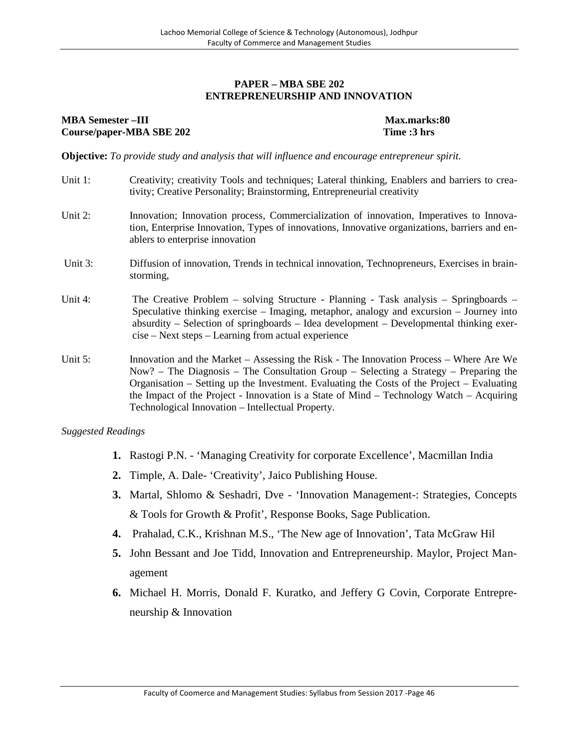## PAPER – MBA SBE 202
## ENTREPRENEURSHIP AND INNOVATION

**MBA Semester –III** **Max.marks:80**
**Course/paper-MBA SBE 202** **Time :3 hrs**

**Objective:** *To provide study and analysis that will influence and encourage entrepreneur spirit.*

Unit 1: Creativity; creativity Tools and techniques; Lateral thinking, Enablers and barriers to creativity; Creative Personality; Brainstorming, Entrepreneurial creativity

Unit 2: Innovation; Innovation process, Commercialization of innovation, Imperatives to Innovation, Enterprise Innovation, Types of innovations, Innovative organizations, barriers and enablers to enterprise innovation

Unit 3: Diffusion of innovation, Trends in technical innovation, Technopreneurs, Exercises in brainstorming,

Unit 4: The Creative Problem – solving Structure - Planning - Task analysis – Springboards – Speculative thinking exercise – Imaging, metaphor, analogy and excursion – Journey into absurdity – Selection of springboards – Idea development – Developmental thinking exercise – Next steps – Learning from actual experience

Unit 5: Innovation and the Market – Assessing the Risk - The Innovation Process – Where Are We Now? – The Diagnosis – The Consultation Group – Selecting a Strategy – Preparing the Organisation – Setting up the Investment. Evaluating the Costs of the Project – Evaluating the Impact of the Project - Innovation is a State of Mind – Technology Watch – Acquiring Technological Innovation – Intellectual Property.

*Suggested Readings*

1. Rastogi P.N. - 'Managing Creativity for corporate Excellence', Macmillan India
2. Timple, A. Dale- 'Creativity', Jaico Publishing House.
3. Martal, Shlomo & Seshadri, Dve - 'Innovation Management-: Strategies, Concepts & Tools for Growth & Profit', Response Books, Sage Publication.
4. Prahalad, C.K., Krishnan M.S., 'The New age of Innovation', Tata McGraw Hil
5. John Bessant and Joe Tidd, Innovation and Entrepreneurship. Maylor, Project Management
6. Michael H. Morris, Donald F. Kuratko, and Jeffery G Covin, Corporate Entrepreneurship & Innovation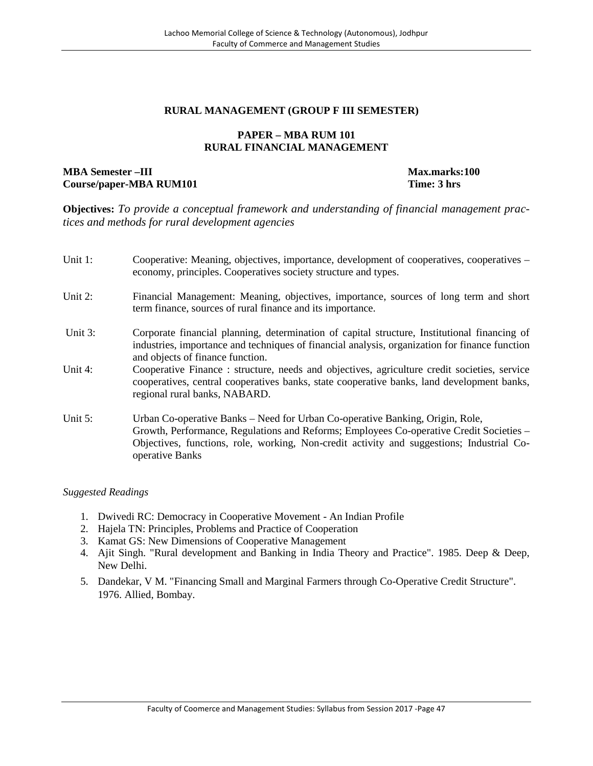### RURAL MANAGEMENT (GROUP F III SEMESTER)

### PAPER – MBA RUM 101
### RURAL FINANCIAL MANAGEMENT

**MBA Semester –III** **Max.marks:100**
**Course/paper-MBA RUM101** **Time: 3 hrs**

**Objectives:** *To provide a conceptual framework and understanding of financial management practices and methods for rural development agencies*

Unit 1: Cooperative: Meaning, objectives, importance, development of cooperatives, cooperatives – economy, principles. Cooperatives society structure and types.

Unit 2: Financial Management: Meaning, objectives, importance, sources of long term and short term finance, sources of rural finance and its importance.

Unit 3: Corporate financial planning, determination of capital structure, Institutional financing of industries, importance and techniques of financial analysis, organization for finance function and objects of finance function.

Unit 4: Cooperative Finance : structure, needs and objectives, agriculture credit societies, service cooperatives, central cooperatives banks, state cooperative banks, land development banks, regional rural banks, NABARD.

Unit 5: Urban Co-operative Banks – Need for Urban Co-operative Banking, Origin, Role, Growth, Performance, Regulations and Reforms; Employees Co-operative Credit Societies – Objectives, functions, role, working, Non-credit activity and suggestions; Industrial Co-operative Banks

*Suggested Readings*

1. Dwivedi RC: Democracy in Cooperative Movement - An Indian Profile
2. Hajela TN: Principles, Problems and Practice of Cooperation
3. Kamat GS: New Dimensions of Cooperative Management
4. Ajit Singh. "Rural development and Banking in India Theory and Practice". 1985. Deep & Deep, New Delhi.
5. Dandekar, V M. "Financing Small and Marginal Farmers through Co-Operative Credit Structure". 1976. Allied, Bombay.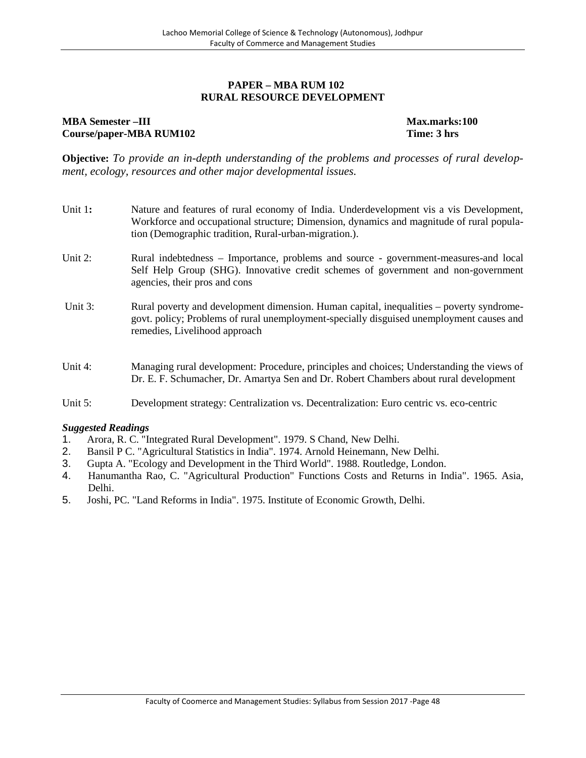## PAPER – MBA RUM 102
## RURAL RESOURCE DEVELOPMENT

**MBA Semester –III** **Max.marks:100**
**Course/paper-MBA RUM102** **Time: 3 hrs**

**Objective:** *To provide an in-depth understanding of the problems and processes of rural development, ecology, resources and other major developmental issues.*

Unit 1**:** Nature and features of rural economy of India. Underdevelopment vis a vis Development, Workforce and occupational structure; Dimension, dynamics and magnitude of rural population (Demographic tradition, Rural-urban-migration.).

Unit 2: Rural indebtedness – Importance, problems and source - government-measures-and local Self Help Group (SHG). Innovative credit schemes of government and non-government agencies, their pros and cons

Unit 3: Rural poverty and development dimension. Human capital, inequalities – poverty syndrome-govt. policy; Problems of rural unemployment-specially disguised unemployment causes and remedies, Livelihood approach

Unit 4: Managing rural development: Procedure, principles and choices; Understanding the views of Dr. E. F. Schumacher, Dr. Amartya Sen and Dr. Robert Chambers about rural development

Unit 5: Development strategy: Centralization vs. Decentralization: Euro centric vs. eco-centric

***Suggested Readings***

1. Arora, R. C. "Integrated Rural Development". 1979. S Chand, New Delhi.
2. Bansil P C. "Agricultural Statistics in India". 1974. Arnold Heinemann, New Delhi.
3. Gupta A. "Ecology and Development in the Third World". 1988. Routledge, London.
4. Hanumantha Rao, C. "Agricultural Production" Functions Costs and Returns in India". 1965. Asia, Delhi.
5. Joshi, PC. "Land Reforms in India". 1975. Institute of Economic Growth, Delhi.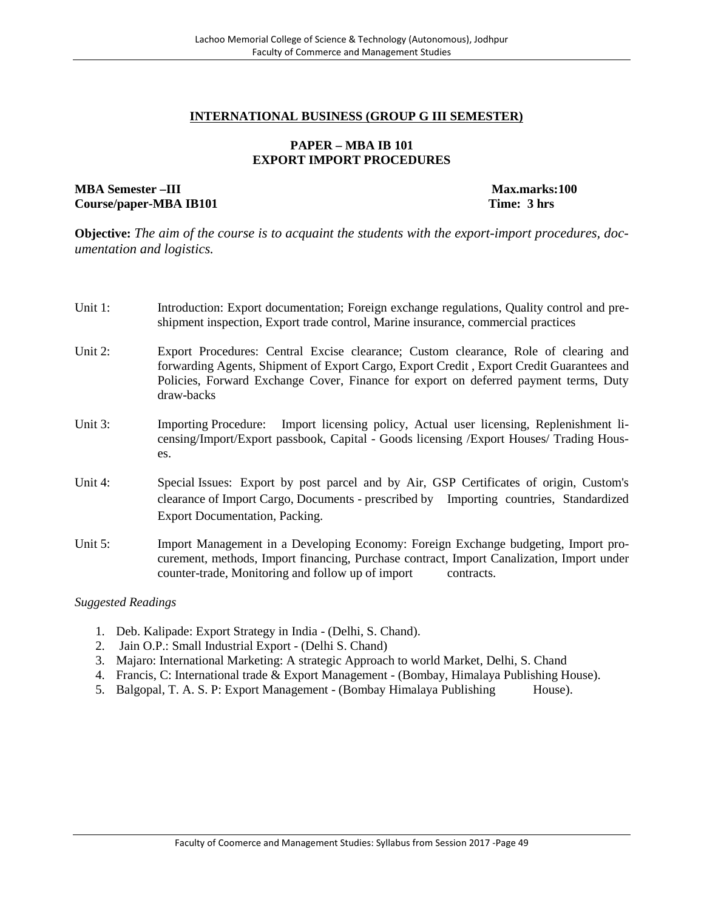## INTERNATIONAL BUSINESS (GROUP G III SEMESTER)

### PAPER – MBA IB 101
### EXPORT IMPORT PROCEDURES

**MBA Semester –III** **Max.marks:100**
**Course/paper-MBA IB101** **Time: 3 hrs**

**Objective:** *The aim of the course is to acquaint the students with the export-import procedures, documentation and logistics.*

Unit 1: Introduction: Export documentation; Foreign exchange regulations, Quality control and pre-shipment inspection, Export trade control, Marine insurance, commercial practices

Unit 2: Export Procedures: Central Excise clearance; Custom clearance, Role of clearing and forwarding Agents, Shipment of Export Cargo, Export Credit , Export Credit Guarantees and Policies, Forward Exchange Cover, Finance for export on deferred payment terms, Duty draw-backs

Unit 3: Importing Procedure: Import licensing policy, Actual user licensing, Replenishment licensing/Import/Export passbook, Capital - Goods licensing /Export Houses/ Trading Houses.

Unit 4: Special Issues: Export by post parcel and by Air, GSP Certificates of origin, Custom's clearance of Import Cargo, Documents - prescribed by Importing countries, Standardized Export Documentation, Packing.

Unit 5: Import Management in a Developing Economy: Foreign Exchange budgeting, Import procurement, methods, Import financing, Purchase contract, Import Canalization, Import under counter-trade, Monitoring and follow up of import contracts.

*Suggested Readings*

1. Deb. Kalipade: Export Strategy in India - (Delhi, S. Chand).
2. Jain O.P.: Small Industrial Export - (Delhi S. Chand)
3. Majaro: International Marketing: A strategic Approach to world Market, Delhi, S. Chand
4. Francis, C: International trade & Export Management - (Bombay, Himalaya Publishing House).
5. Balgopal, T. A. S. P: Export Management - (Bombay Himalaya Publishing House).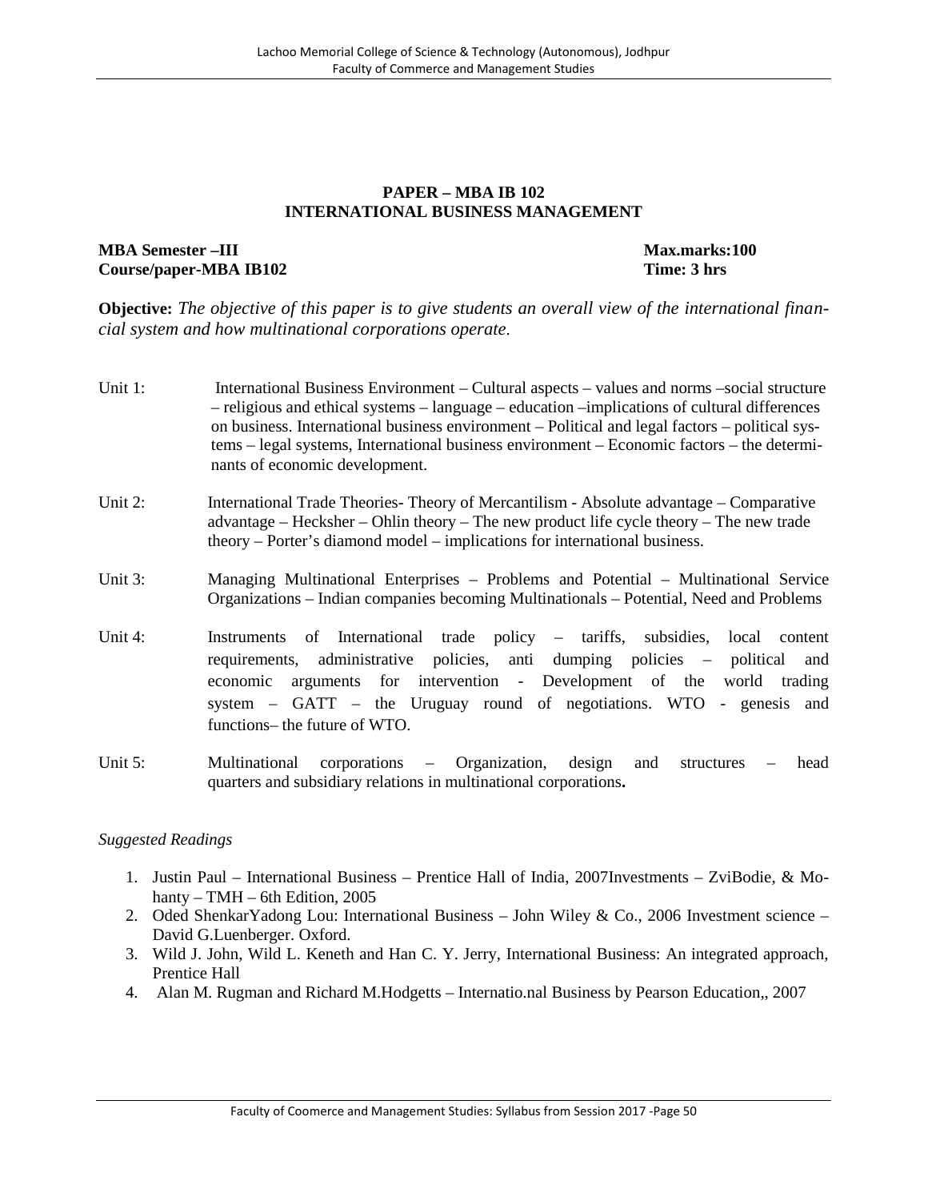## PAPER – MBA IB 102
## INTERNATIONAL BUSINESS MANAGEMENT

**MBA Semester –III** **Max.marks:100**
**Course/paper-MBA IB102** **Time: 3 hrs**

**Objective:** *The objective of this paper is to give students an overall view of the international financial system and how multinational corporations operate.*

Unit 1: International Business Environment – Cultural aspects – values and norms –social structure – religious and ethical systems – language – education –implications of cultural differences on business. International business environment – Political and legal factors – political systems – legal systems, International business environment – Economic factors – the determinants of economic development.

Unit 2: International Trade Theories- Theory of Mercantilism - Absolute advantage – Comparative advantage – Hecksher – Ohlin theory – The new product life cycle theory – The new trade theory – Porter's diamond model – implications for international business.

Unit 3: Managing Multinational Enterprises – Problems and Potential – Multinational Service Organizations – Indian companies becoming Multinationals – Potential, Need and Problems

Unit 4: Instruments of International trade policy – tariffs, subsidies, local content requirements, administrative policies, anti dumping policies – political and economic arguments for intervention - Development of the world trading system – GATT – the Uruguay round of negotiations. WTO - genesis and functions– the future of WTO.

Unit 5: Multinational corporations – Organization, design and structures – head quarters and subsidiary relations in multinational corporations**.**

*Suggested Readings*

1. Justin Paul – International Business – Prentice Hall of India, 2007Investments – ZviBodie, & Mohanty – TMH – 6th Edition, 2005
2. Oded ShenkarYadong Lou: International Business – John Wiley & Co., 2006 Investment science – David G.Luenberger. Oxford.
3. Wild J. John, Wild L. Keneth and Han C. Y. Jerry, International Business: An integrated approach, Prentice Hall
4. Alan M. Rugman and Richard M.Hodgetts – Internatio.nal Business by Pearson Education,, 2007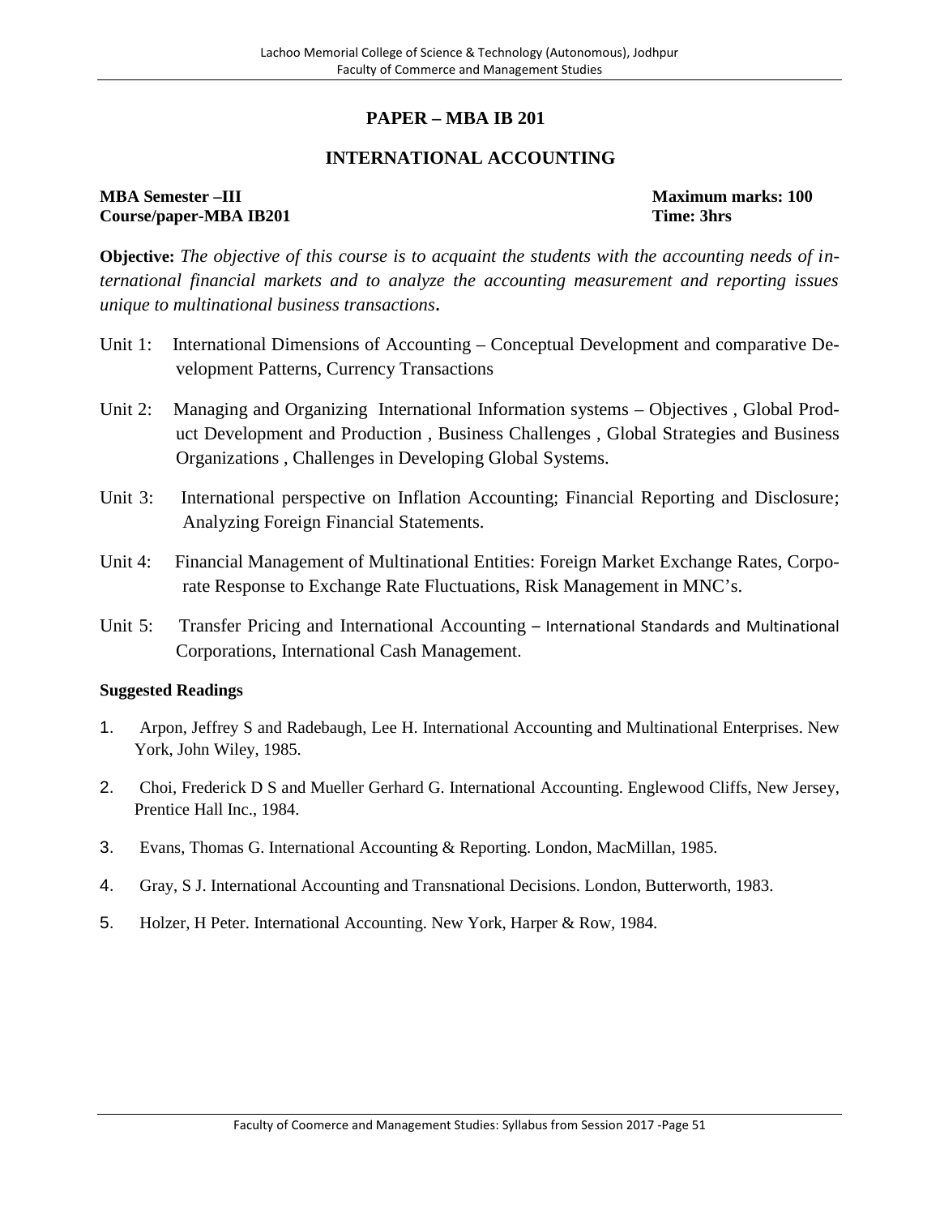## PAPER – MBA IB 201

## INTERNATIONAL ACCOUNTING

**MBA Semester –III** **Maximum marks: 100**
**Course/paper-MBA IB201** **Time: 3hrs**

**Objective:** *The objective of this course is to acquaint the students with the accounting needs of international financial markets and to analyze the accounting measurement and reporting issues unique to multinational business transactions*.

Unit 1: International Dimensions of Accounting – Conceptual Development and comparative Development Patterns, Currency Transactions

Unit 2: Managing and Organizing International Information systems – Objectives , Global Product Development and Production , Business Challenges , Global Strategies and Business Organizations , Challenges in Developing Global Systems.

Unit 3: International perspective on Inflation Accounting; Financial Reporting and Disclosure; Analyzing Foreign Financial Statements.

Unit 4: Financial Management of Multinational Entities: Foreign Market Exchange Rates, Corporate Response to Exchange Rate Fluctuations, Risk Management in MNC's.

Unit 5: Transfer Pricing and International Accounting – International Standards and Multinational Corporations, International Cash Management.

**Suggested Readings**

1. Arpon, Jeffrey S and Radebaugh, Lee H. International Accounting and Multinational Enterprises. New York, John Wiley, 1985.
2. Choi, Frederick D S and Mueller Gerhard G. International Accounting. Englewood Cliffs, New Jersey, Prentice Hall Inc., 1984.
3. Evans, Thomas G. International Accounting & Reporting. London, MacMillan, 1985.
4. Gray, S J. International Accounting and Transnational Decisions. London, Butterworth, 1983.
5. Holzer, H Peter. International Accounting. New York, Harper & Row, 1984.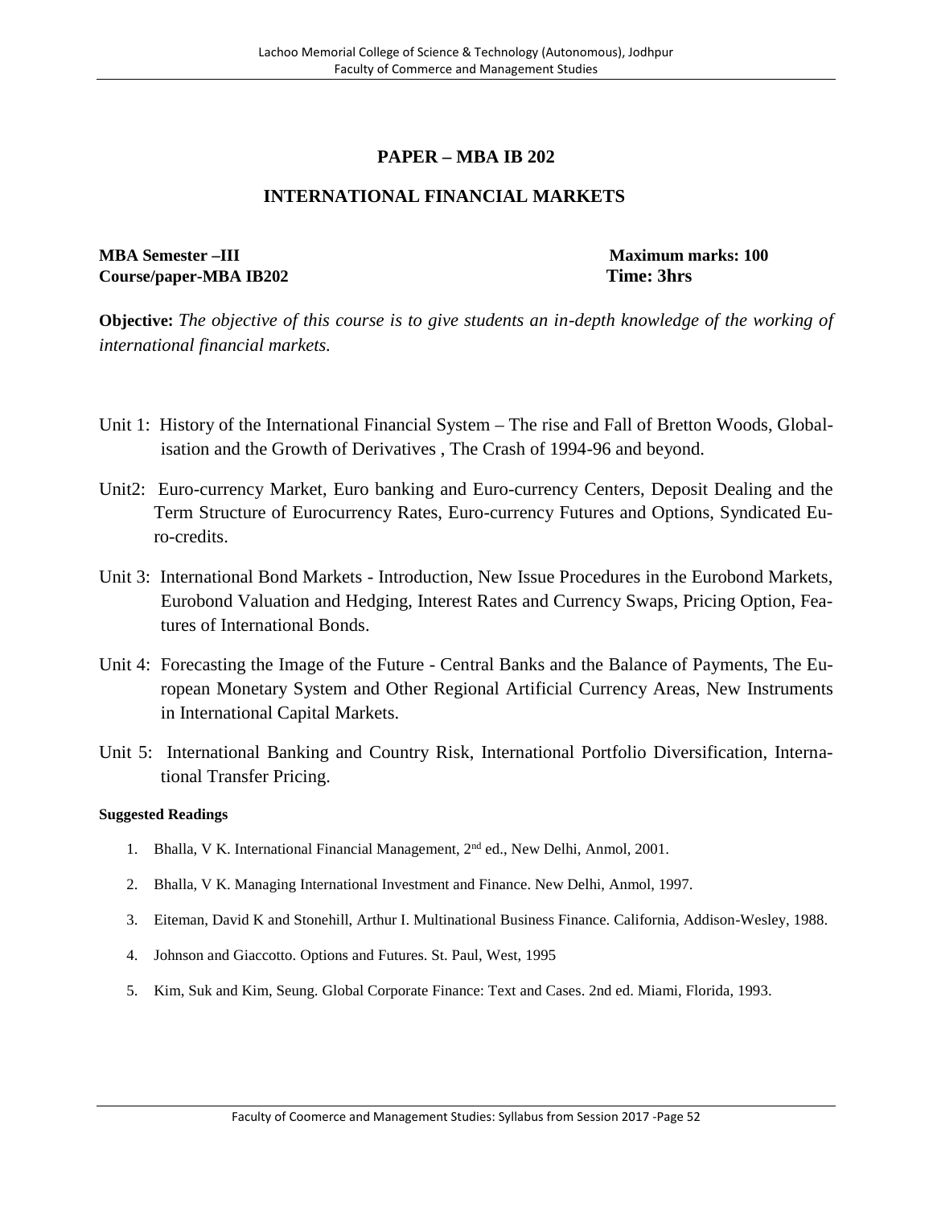## PAPER – MBA IB 202

## INTERNATIONAL FINANCIAL MARKETS

**MBA Semester –III** **Maximum marks: 100**
**Course/paper-MBA IB202** **Time: 3hrs**

**Objective:** *The objective of this course is to give students an in-depth knowledge of the working of international financial markets.*

Unit 1: History of the International Financial System – The rise and Fall of Bretton Woods, Globalisation and the Growth of Derivatives , The Crash of 1994-96 and beyond.

Unit2: Euro-currency Market, Euro banking and Euro-currency Centers, Deposit Dealing and the Term Structure of Eurocurrency Rates, Euro-currency Futures and Options, Syndicated Euro-credits.

Unit 3: International Bond Markets - Introduction, New Issue Procedures in the Eurobond Markets, Eurobond Valuation and Hedging, Interest Rates and Currency Swaps, Pricing Option, Features of International Bonds.

Unit 4: Forecasting the Image of the Future - Central Banks and the Balance of Payments, The European Monetary System and Other Regional Artificial Currency Areas, New Instruments in International Capital Markets.

Unit 5: International Banking and Country Risk, International Portfolio Diversification, International Transfer Pricing.

**Suggested Readings**

1. Bhalla, V K. International Financial Management, 2nd ed., New Delhi, Anmol, 2001.
2. Bhalla, V K. Managing International Investment and Finance. New Delhi, Anmol, 1997.
3. Eiteman, David K and Stonehill, Arthur I. Multinational Business Finance. California, Addison-Wesley, 1988.
4. Johnson and Giaccotto. Options and Futures. St. Paul, West, 1995
5. Kim, Suk and Kim, Seung. Global Corporate Finance: Text and Cases. 2nd ed. Miami, Florida, 1993.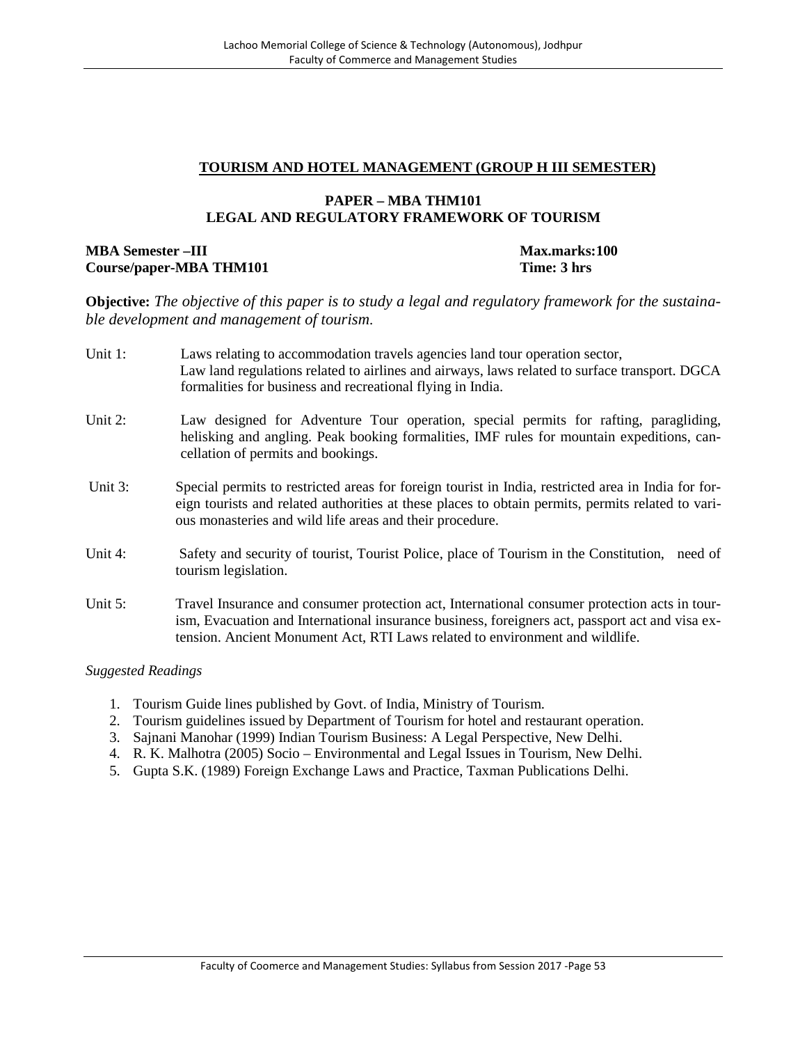## TOURISM AND HOTEL MANAGEMENT (GROUP H III SEMESTER)

### PAPER – MBA THM101
### LEGAL AND REGULATORY FRAMEWORK OF TOURISM

**MBA Semester –III** **Max.marks:100**
**Course/paper-MBA THM101** **Time: 3 hrs**

**Objective:** *The objective of this paper is to study a legal and regulatory framework for the sustainable development and management of tourism.*

Unit 1: Laws relating to accommodation travels agencies land tour operation sector, Law land regulations related to airlines and airways, laws related to surface transport. DGCA formalities for business and recreational flying in India.

Unit 2: Law designed for Adventure Tour operation, special permits for rafting, paragliding, helisking and angling. Peak booking formalities, IMF rules for mountain expeditions, cancellation of permits and bookings.

Unit 3: Special permits to restricted areas for foreign tourist in India, restricted area in India for foreign tourists and related authorities at these places to obtain permits, permits related to various monasteries and wild life areas and their procedure.

Unit 4: Safety and security of tourist, Tourist Police, place of Tourism in the Constitution, need of tourism legislation.

Unit 5: Travel Insurance and consumer protection act, International consumer protection acts in tourism, Evacuation and International insurance business, foreigners act, passport act and visa extension. Ancient Monument Act, RTI Laws related to environment and wildlife.

*Suggested Readings*

1. Tourism Guide lines published by Govt. of India, Ministry of Tourism.
2. Tourism guidelines issued by Department of Tourism for hotel and restaurant operation.
3. Sajnani Manohar (1999) Indian Tourism Business: A Legal Perspective, New Delhi.
4. R. K. Malhotra (2005) Socio – Environmental and Legal Issues in Tourism, New Delhi.
5. Gupta S.K. (1989) Foreign Exchange Laws and Practice, Taxman Publications Delhi.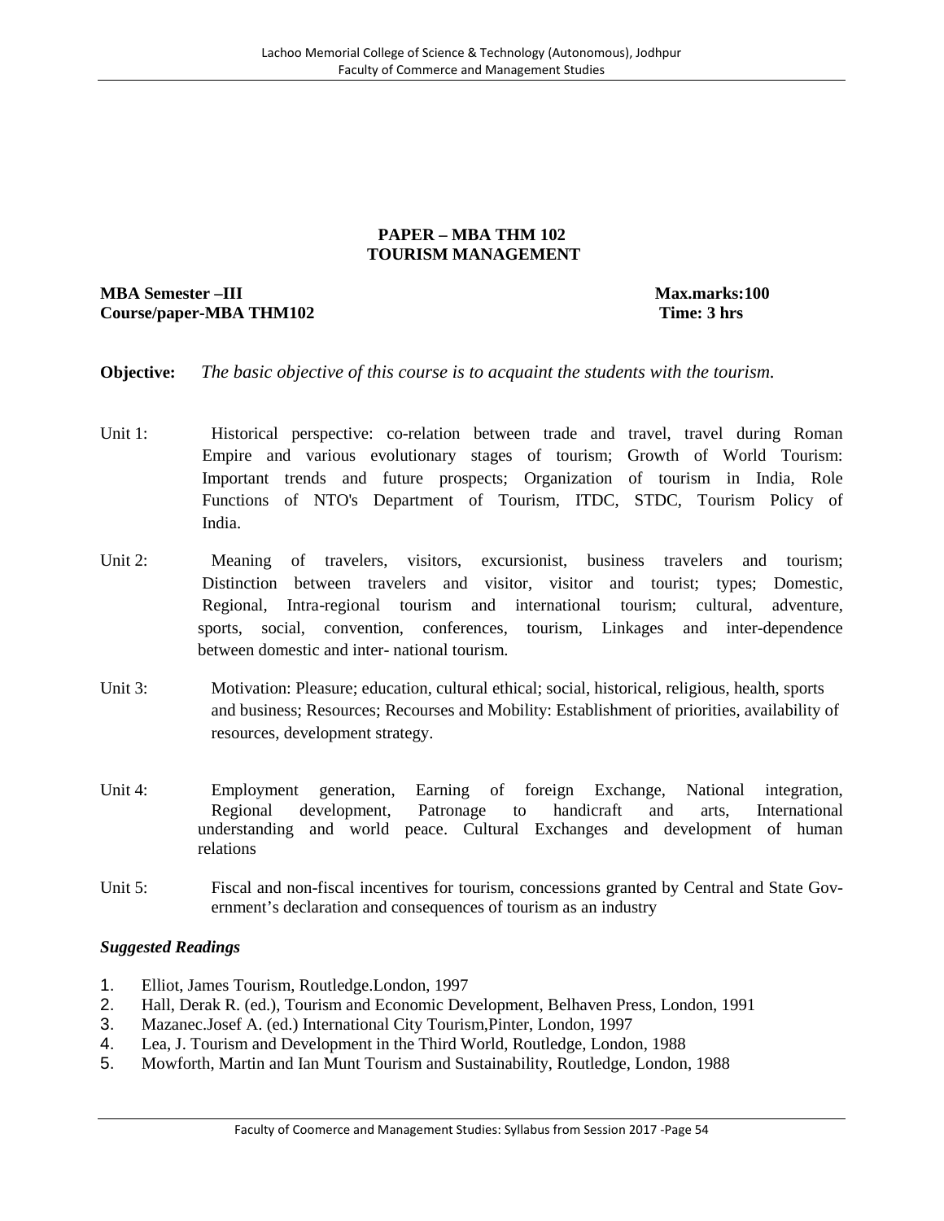## PAPER – MBA THM 102
## TOURISM MANAGEMENT

**MBA Semester –III** **Max.marks:100**
**Course/paper-MBA THM102** **Time: 3 hrs**

**Objective:** *The basic objective of this course is to acquaint the students with the tourism.*

Unit 1: Historical perspective: co-relation between trade and travel, travel during Roman Empire and various evolutionary stages of tourism; Growth of World Tourism: Important trends and future prospects; Organization of tourism in India, Role Functions of NTO's Department of Tourism, ITDC, STDC, Tourism Policy of India.

Unit 2: Meaning of travelers, visitors, excursionist, business travelers and tourism; Distinction between travelers and visitor, visitor and tourist; types; Domestic, Regional, Intra-regional tourism and international tourism; cultural, adventure, sports, social, convention, conferences, tourism, Linkages and inter-dependence between domestic and inter- national tourism.

Unit 3: Motivation: Pleasure; education, cultural ethical; social, historical, religious, health, sports and business; Resources; Recourses and Mobility: Establishment of priorities, availability of resources, development strategy.

Unit 4: Employment generation, Earning of foreign Exchange, National integration, Regional development, Patronage to handicraft and arts, International understanding and world peace. Cultural Exchanges and development of human relations

Unit 5: Fiscal and non-fiscal incentives for tourism, concessions granted by Central and State Government's declaration and consequences of tourism as an industry

### *Suggested Readings*

1. Elliot, James Tourism, Routledge.London, 1997
2. Hall, Derak R. (ed.), Tourism and Economic Development, Belhaven Press, London, 1991
3. Mazanec.Josef A. (ed.) International City Tourism,Pinter, London, 1997
4. Lea, J. Tourism and Development in the Third World, Routledge, London, 1988
5. Mowforth, Martin and Ian Munt Tourism and Sustainability, Routledge, London, 1988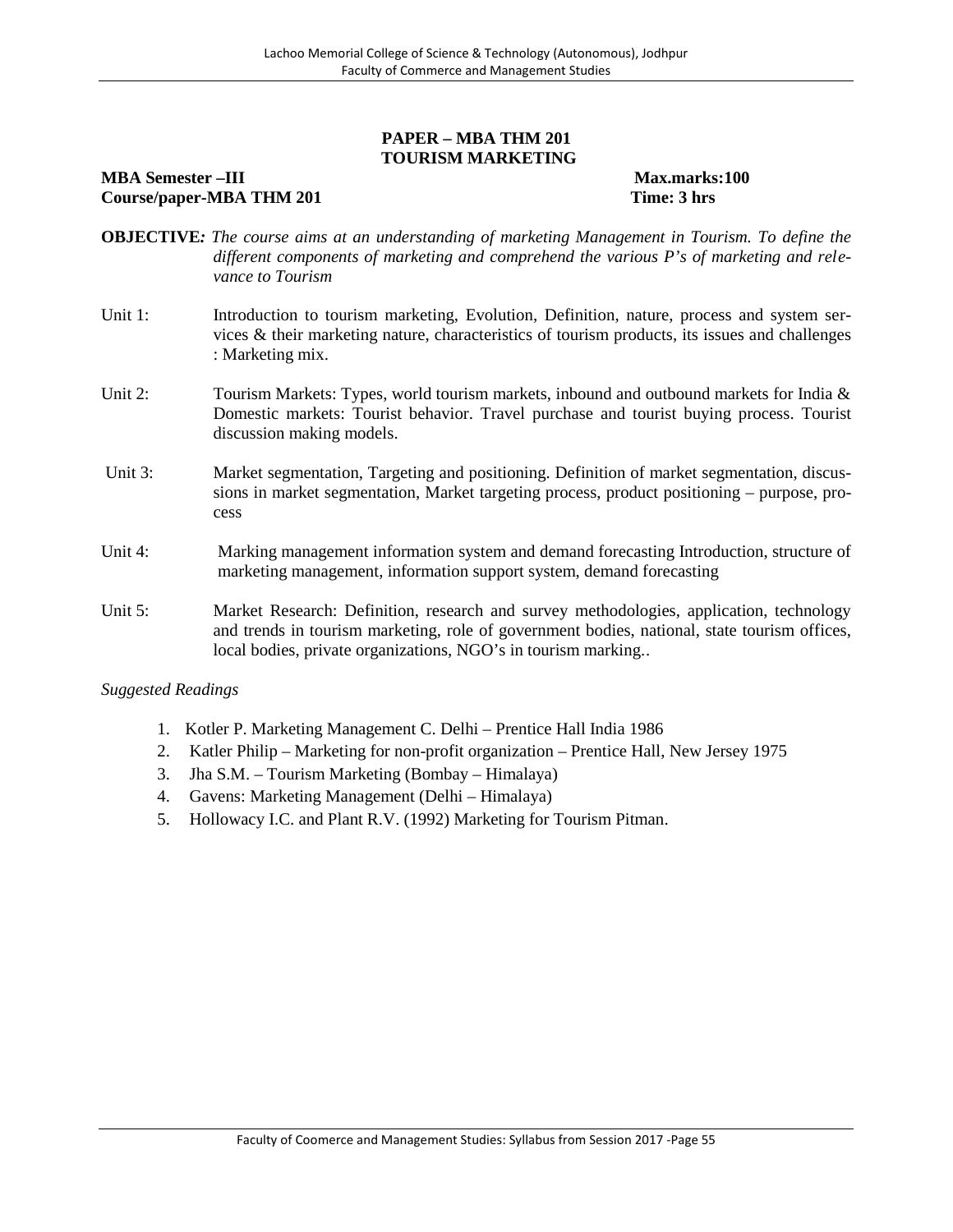## PAPER – MBA THM 201
## TOURISM MARKETING

**MBA Semester –III** **Max.marks:100**
**Course/paper-MBA THM 201** **Time: 3 hrs**

**OBJECTIVE***: The course aims at an understanding of marketing Management in Tourism. To define the different components of marketing and comprehend the various P's of marketing and relevance to Tourism*

Unit 1: Introduction to tourism marketing, Evolution, Definition, nature, process and system services & their marketing nature, characteristics of tourism products, its issues and challenges : Marketing mix.

Unit 2: Tourism Markets: Types, world tourism markets, inbound and outbound markets for India & Domestic markets: Tourist behavior. Travel purchase and tourist buying process. Tourist discussion making models.

Unit 3: Market segmentation, Targeting and positioning. Definition of market segmentation, discussions in market segmentation, Market targeting process, product positioning – purpose, process

Unit 4: Marking management information system and demand forecasting Introduction, structure of marketing management, information support system, demand forecasting

Unit 5: Market Research: Definition, research and survey methodologies, application, technology and trends in tourism marketing, role of government bodies, national, state tourism offices, local bodies, private organizations, NGO's in tourism marking..

*Suggested Readings*

1. Kotler P. Marketing Management C. Delhi – Prentice Hall India 1986
2. Katler Philip – Marketing for non-profit organization – Prentice Hall, New Jersey 1975
3. Jha S.M. – Tourism Marketing (Bombay – Himalaya)
4. Gavens: Marketing Management (Delhi – Himalaya)
5. Hollowacy I.C. and Plant R.V. (1992) Marketing for Tourism Pitman.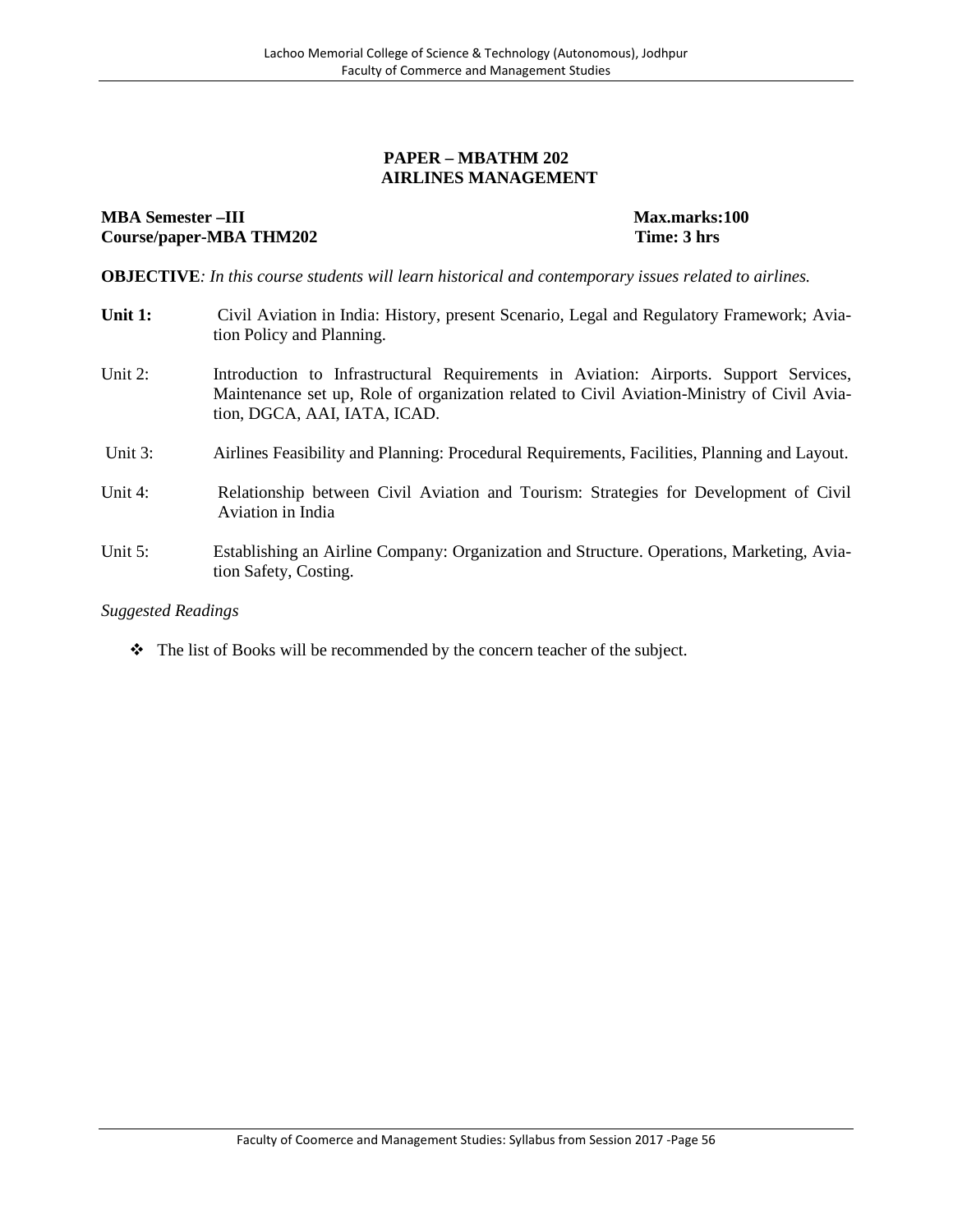## PAPER – MBATHM 202
## AIRLINES MANAGEMENT

**MBA Semester –III** **Max.marks:100**
**Course/paper-MBA THM202** **Time: 3 hrs**

**OBJECTIVE***: In this course students will learn historical and contemporary issues related to airlines.*

**Unit 1:** Civil Aviation in India: History, present Scenario, Legal and Regulatory Framework; Aviation Policy and Planning.

Unit 2: Introduction to Infrastructural Requirements in Aviation: Airports. Support Services, Maintenance set up, Role of organization related to Civil Aviation-Ministry of Civil Aviation, DGCA, AAI, IATA, ICAD.

Unit 3: Airlines Feasibility and Planning: Procedural Requirements, Facilities, Planning and Layout.

Unit 4: Relationship between Civil Aviation and Tourism: Strategies for Development of Civil Aviation in India

Unit 5: Establishing an Airline Company: Organization and Structure. Operations, Marketing, Aviation Safety, Costing.

*Suggested Readings*

- The list of Books will be recommended by the concern teacher of the subject.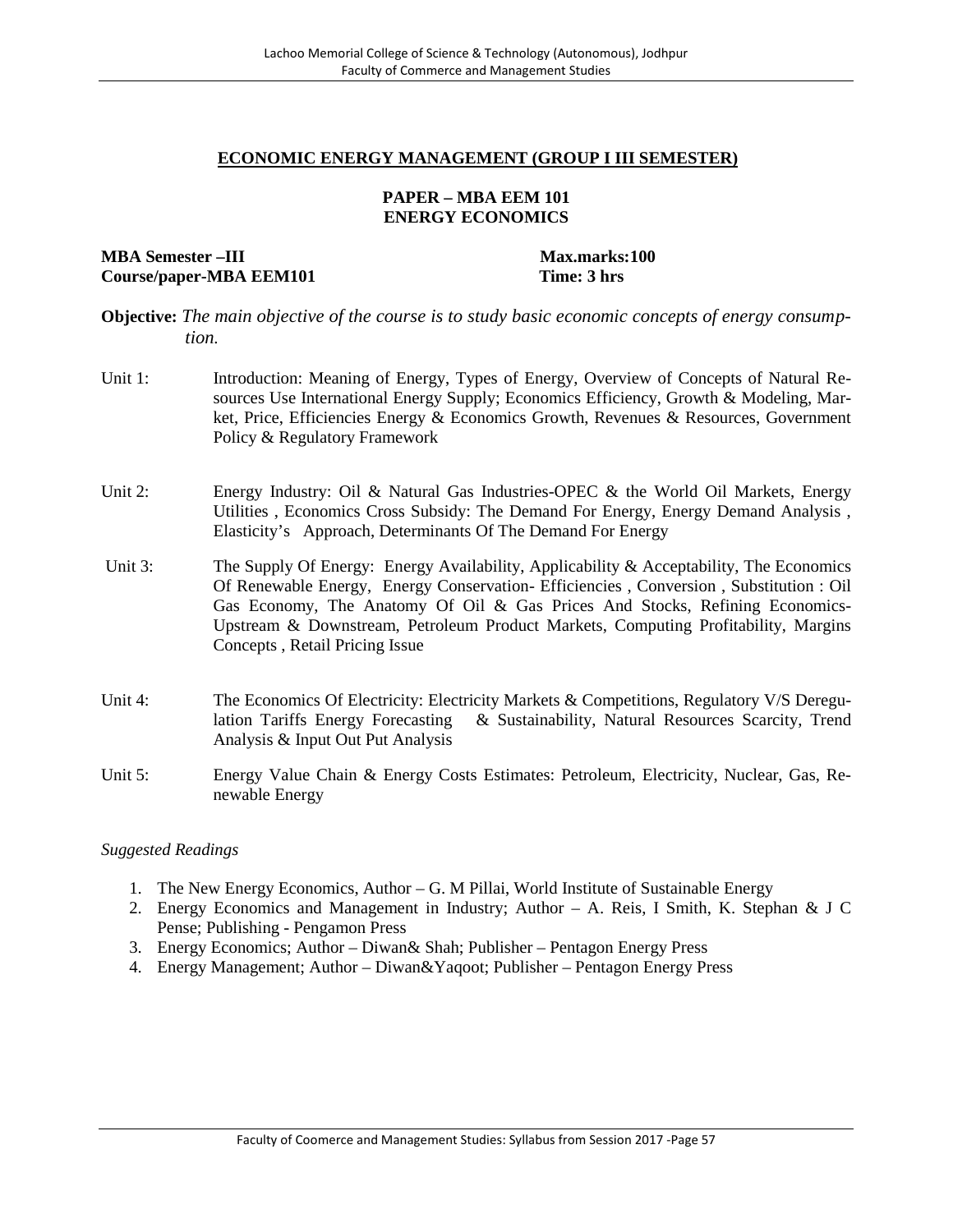## ECONOMIC ENERGY MANAGEMENT (GROUP I III SEMESTER)

### PAPER – MBA EEM 101
### ENERGY ECONOMICS

**MBA Semester –III** **Max.marks:100**
**Course/paper-MBA EEM101** **Time: 3 hrs**

**Objective:** *The main objective of the course is to study basic economic concepts of energy consumption.*

Unit 1: Introduction: Meaning of Energy, Types of Energy, Overview of Concepts of Natural Resources Use International Energy Supply; Economics Efficiency, Growth & Modeling, Market, Price, Efficiencies Energy & Economics Growth, Revenues & Resources, Government Policy & Regulatory Framework

Unit 2: Energy Industry: Oil & Natural Gas Industries-OPEC & the World Oil Markets, Energy Utilities , Economics Cross Subsidy: The Demand For Energy, Energy Demand Analysis , Elasticity's Approach, Determinants Of The Demand For Energy

Unit 3: The Supply Of Energy: Energy Availability, Applicability & Acceptability, The Economics Of Renewable Energy, Energy Conservation- Efficiencies , Conversion , Substitution : Oil Gas Economy, The Anatomy Of Oil & Gas Prices And Stocks, Refining Economics-Upstream & Downstream, Petroleum Product Markets, Computing Profitability, Margins Concepts , Retail Pricing Issue

Unit 4: The Economics Of Electricity: Electricity Markets & Competitions, Regulatory V/S Deregulation Tariffs Energy Forecasting & Sustainability, Natural Resources Scarcity, Trend Analysis & Input Out Put Analysis

Unit 5: Energy Value Chain & Energy Costs Estimates: Petroleum, Electricity, Nuclear, Gas, Renewable Energy

*Suggested Readings*

1. The New Energy Economics, Author – G. M Pillai, World Institute of Sustainable Energy
2. Energy Economics and Management in Industry; Author – A. Reis, I Smith, K. Stephan & J C Pense; Publishing - Pengamon Press
3. Energy Economics; Author – Diwan& Shah; Publisher – Pentagon Energy Press
4. Energy Management; Author – Diwan&Yaqoot; Publisher – Pentagon Energy Press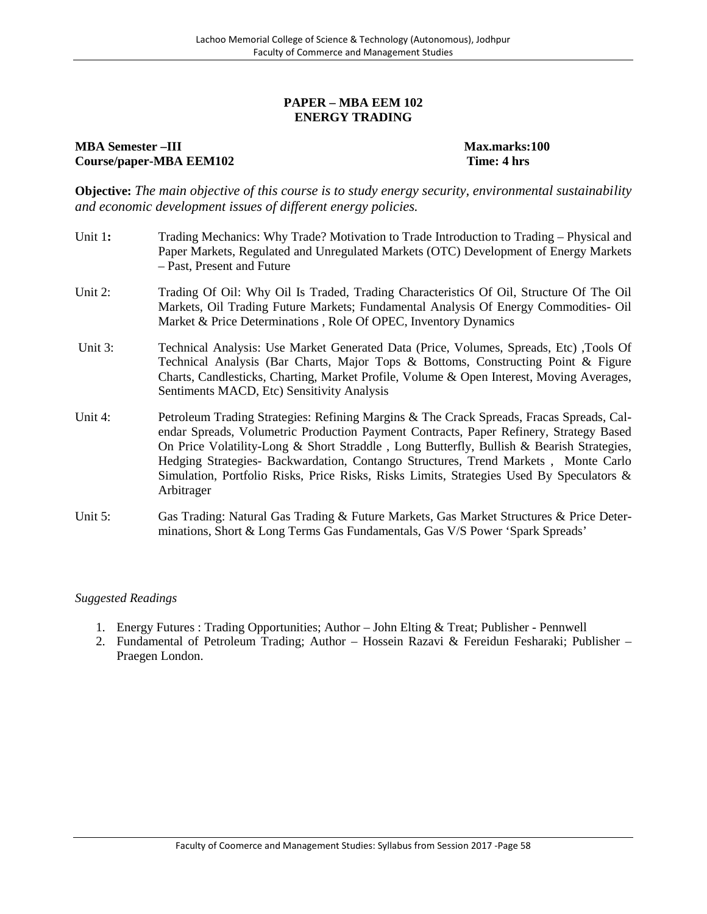## PAPER – MBA EEM 102
## ENERGY TRADING

**MBA Semester –III** **Max.marks:100**
**Course/paper-MBA EEM102** **Time: 4 hrs**

**Objective:** *The main objective of this course is to study energy security, environmental sustainability and economic development issues of different energy policies.*

Unit 1**:** Trading Mechanics: Why Trade? Motivation to Trade Introduction to Trading – Physical and Paper Markets, Regulated and Unregulated Markets (OTC) Development of Energy Markets – Past, Present and Future

Unit 2: Trading Of Oil: Why Oil Is Traded, Trading Characteristics Of Oil, Structure Of The Oil Markets, Oil Trading Future Markets; Fundamental Analysis Of Energy Commodities- Oil Market & Price Determinations , Role Of OPEC, Inventory Dynamics

Unit 3: Technical Analysis: Use Market Generated Data (Price, Volumes, Spreads, Etc) ,Tools Of Technical Analysis (Bar Charts, Major Tops & Bottoms, Constructing Point & Figure Charts, Candlesticks, Charting, Market Profile, Volume & Open Interest, Moving Averages, Sentiments MACD, Etc) Sensitivity Analysis

Unit 4: Petroleum Trading Strategies: Refining Margins & The Crack Spreads, Fracas Spreads, Calendar Spreads, Volumetric Production Payment Contracts, Paper Refinery, Strategy Based On Price Volatility-Long & Short Straddle , Long Butterfly, Bullish & Bearish Strategies, Hedging Strategies- Backwardation, Contango Structures, Trend Markets , Monte Carlo Simulation, Portfolio Risks, Price Risks, Risks Limits, Strategies Used By Speculators & Arbitrager

Unit 5: Gas Trading: Natural Gas Trading & Future Markets, Gas Market Structures & Price Determinations, Short & Long Terms Gas Fundamentals, Gas V/S Power 'Spark Spreads'

*Suggested Readings*

1. Energy Futures : Trading Opportunities; Author – John Elting & Treat; Publisher - Pennwell
2. Fundamental of Petroleum Trading; Author – Hossein Razavi & Fereidun Fesharaki; Publisher – Praegen London.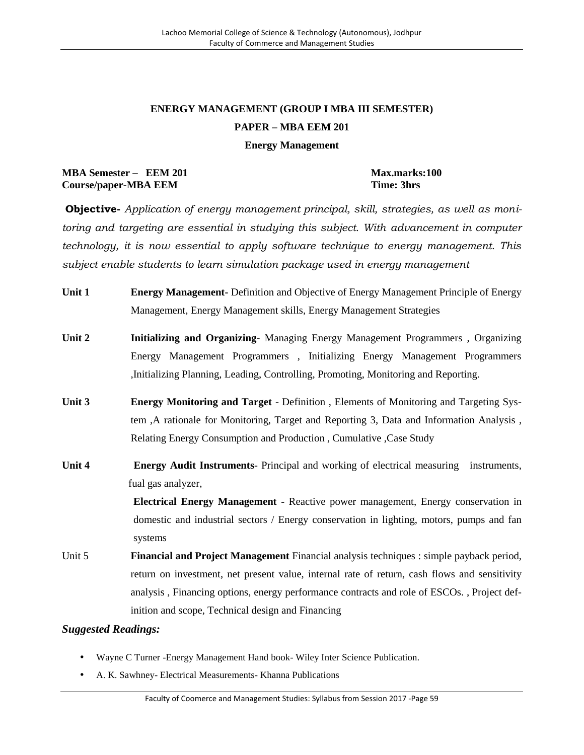## ENERGY MANAGEMENT (GROUP I MBA III SEMESTER)

### PAPER – MBA EEM 201

### Energy Management

**MBA Semester – EEM 201** **Max.marks:100**
**Course/paper-MBA EEM** **Time: 3hrs**

**Objective-** *Application of energy management principal, skill, strategies, as well as monitoring and targeting are essential in studying this subject. With advancement in computer technology, it is now essential to apply software technique to energy management. This subject enable students to learn simulation package used in energy management*

**Unit 1** **Energy Management-** Definition and Objective of Energy Management Principle of Energy Management, Energy Management skills, Energy Management Strategies

**Unit 2** **Initializing and Organizing-** Managing Energy Management Programmers , Organizing Energy Management Programmers , Initializing Energy Management Programmers ,Initializing Planning, Leading, Controlling, Promoting, Monitoring and Reporting.

**Unit 3** **Energy Monitoring and Target** - Definition , Elements of Monitoring and Targeting System ,A rationale for Monitoring, Target and Reporting 3, Data and Information Analysis , Relating Energy Consumption and Production , Cumulative ,Case Study

**Unit 4** **Energy Audit Instruments**- Principal and working of electrical measuring instruments, fual gas analyzer,

**Electrical Energy Management** - Reactive power management, Energy conservation in domestic and industrial sectors / Energy conservation in lighting, motors, pumps and fan systems

Unit 5 **Financial and Project Management** Financial analysis techniques : simple payback period, return on investment, net present value, internal rate of return, cash flows and sensitivity analysis , Financing options, energy performance contracts and role of ESCOs. , Project definition and scope, Technical design and Financing

***Suggested Readings:***

- Wayne C Turner -Energy Management Hand book- Wiley Inter Science Publication.
- A. K. Sawhney- Electrical Measurements- Khanna Publications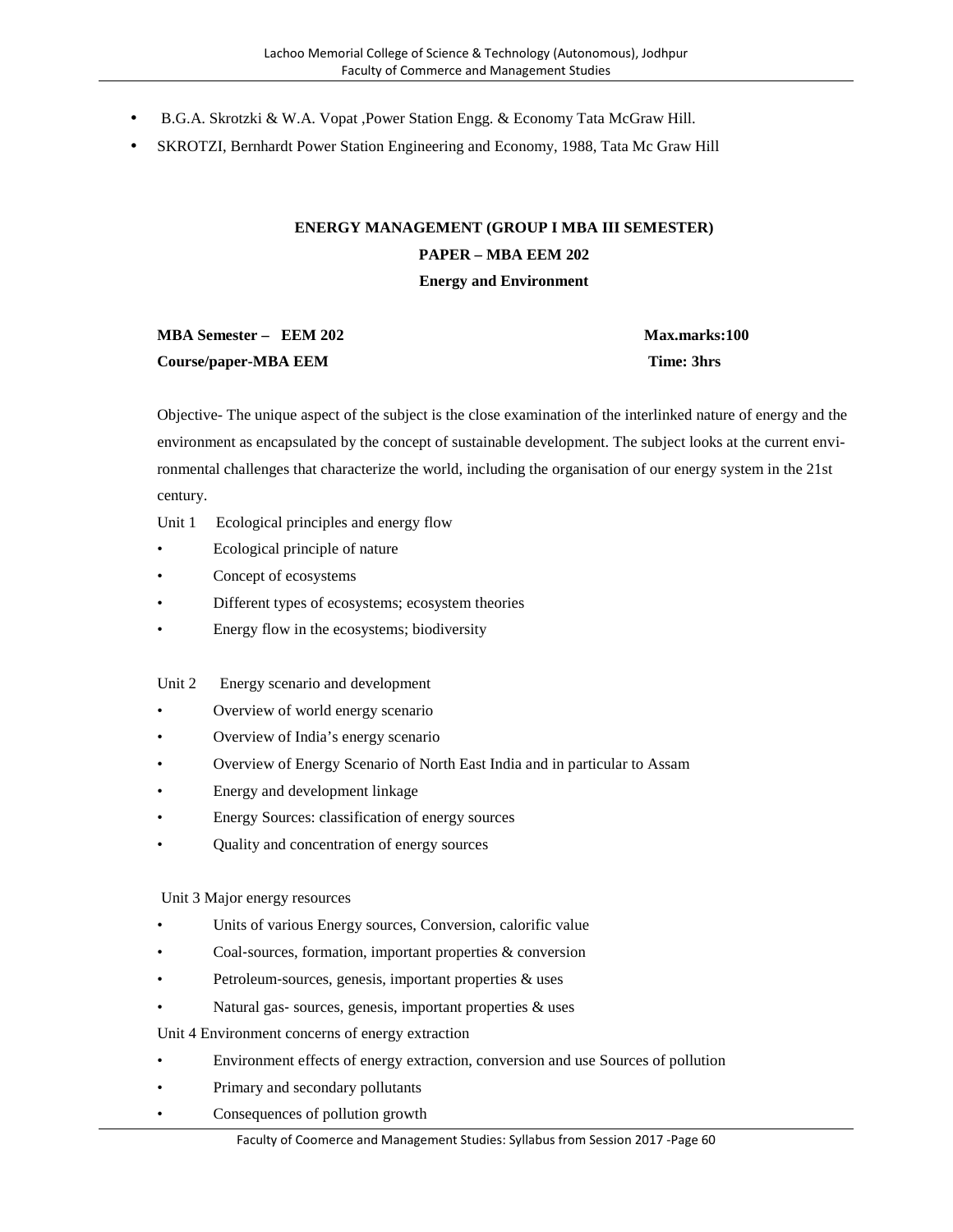- B.G.A. Skrotzki & W.A. Vopat ,Power Station Engg. & Economy Tata McGraw Hill.
- SKROTZI, Bernhardt Power Station Engineering and Economy, 1988, Tata Mc Graw Hill

**ENERGY MANAGEMENT (GROUP I MBA III SEMESTER)**

**PAPER – MBA EEM 202**

**Energy and Environment**

**MBA Semester – EEM 202** **Max.marks:100**

**Course/paper-MBA EEM** **Time: 3hrs**

Objective- The unique aspect of the subject is the close examination of the interlinked nature of energy and the environment as encapsulated by the concept of sustainable development. The subject looks at the current environmental challenges that characterize the world, including the organisation of our energy system in the 21st century.

Unit 1 Ecological principles and energy flow

- Ecological principle of nature
- Concept of ecosystems
- Different types of ecosystems; ecosystem theories
- Energy flow in the ecosystems; biodiversity

Unit 2 Energy scenario and development

- Overview of world energy scenario
- Overview of India's energy scenario
- Overview of Energy Scenario of North East India and in particular to Assam
- Energy and development linkage
- Energy Sources: classification of energy sources
- Quality and concentration of energy sources

Unit 3 Major energy resources

- Units of various Energy sources, Conversion, calorific value
- Coal-sources, formation, important properties & conversion
- Petroleum-sources, genesis, important properties & uses
- Natural gas- sources, genesis, important properties & uses

Unit 4 Environment concerns of energy extraction

- Environment effects of energy extraction, conversion and use Sources of pollution
- Primary and secondary pollutants
- Consequences of pollution growth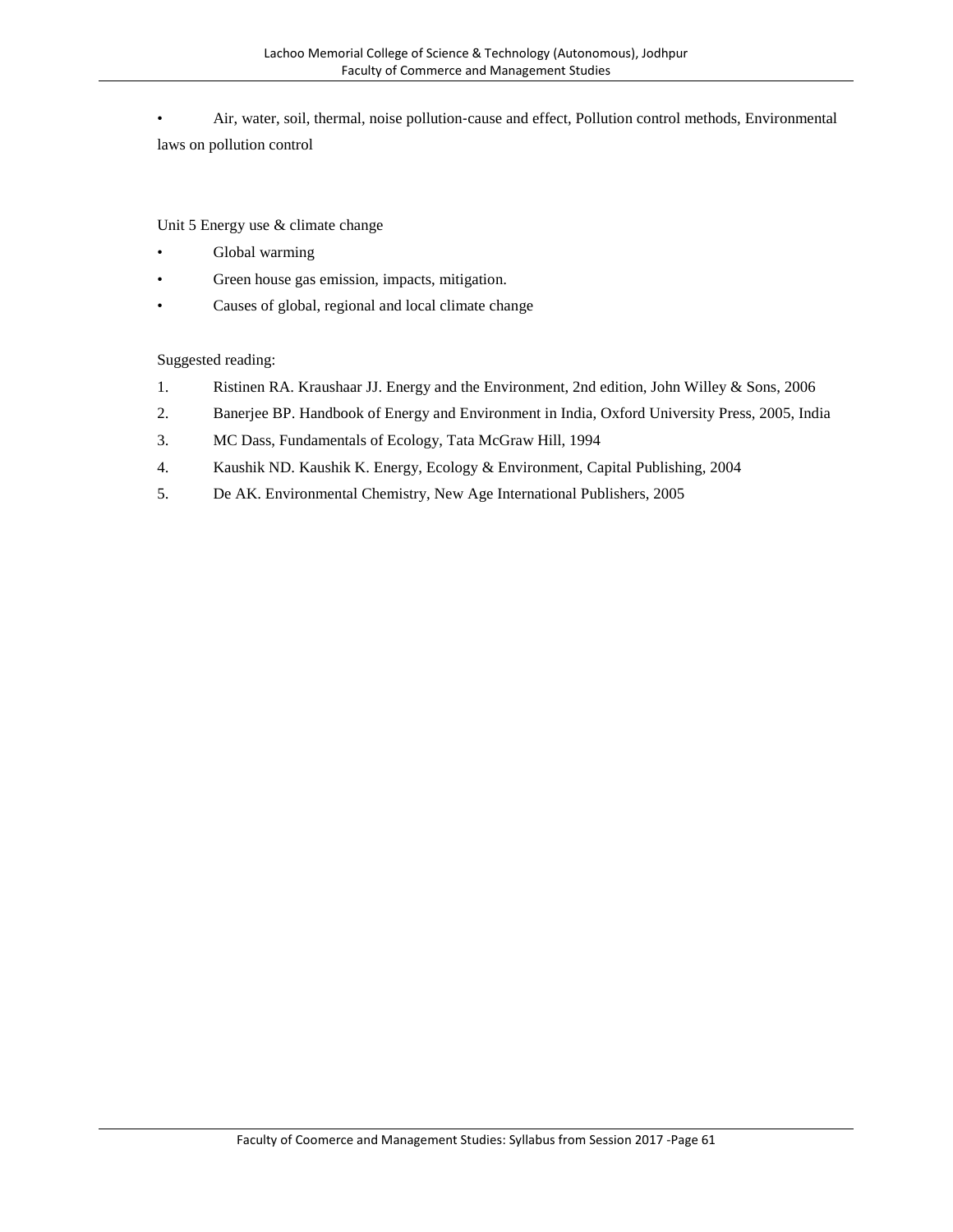- Air, water, soil, thermal, noise pollution-cause and effect, Pollution control methods, Environmental laws on pollution control

Unit 5 Energy use & climate change

- Global warming
- Green house gas emission, impacts, mitigation.
- Causes of global, regional and local climate change

Suggested reading:

1. Ristinen RA. Kraushaar JJ. Energy and the Environment, 2nd edition, John Willey & Sons, 2006
2. Banerjee BP. Handbook of Energy and Environment in India, Oxford University Press, 2005, India
3. MC Dass, Fundamentals of Ecology, Tata McGraw Hill, 1994
4. Kaushik ND. Kaushik K. Energy, Ecology & Environment, Capital Publishing, 2004
5. De AK. Environmental Chemistry, New Age International Publishers, 2005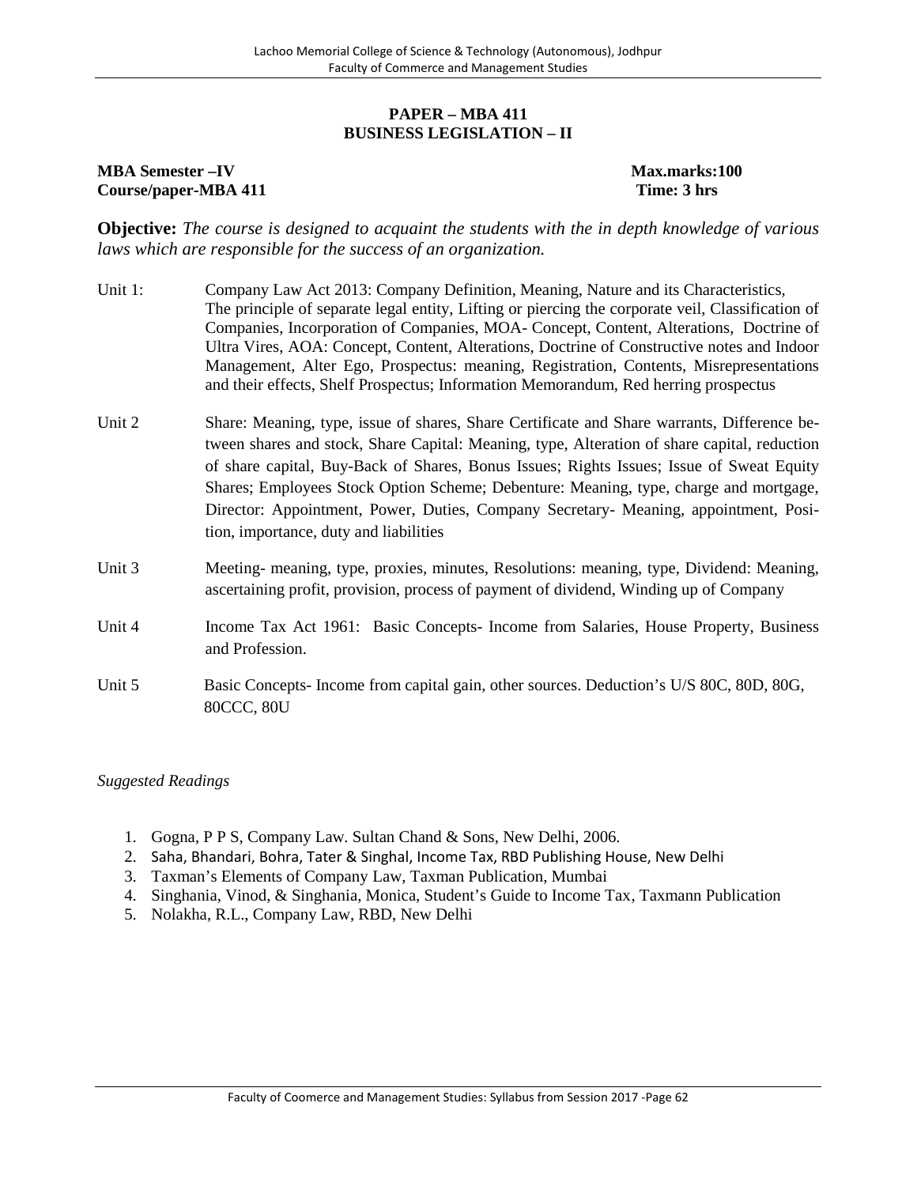## PAPER – MBA 411
## BUSINESS LEGISLATION – II

**MBA Semester –IV** **Max.marks:100**
**Course/paper-MBA 411** **Time: 3 hrs**

**Objective:** *The course is designed to acquaint the students with the in depth knowledge of various laws which are responsible for the success of an organization.*

Unit 1: Company Law Act 2013: Company Definition, Meaning, Nature and its Characteristics, The principle of separate legal entity, Lifting or piercing the corporate veil, Classification of Companies, Incorporation of Companies, MOA- Concept, Content, Alterations, Doctrine of Ultra Vires, AOA: Concept, Content, Alterations, Doctrine of Constructive notes and Indoor Management, Alter Ego, Prospectus: meaning, Registration, Contents, Misrepresentations and their effects, Shelf Prospectus; Information Memorandum, Red herring prospectus

Unit 2 Share: Meaning, type, issue of shares, Share Certificate and Share warrants, Difference between shares and stock, Share Capital: Meaning, type, Alteration of share capital, reduction of share capital, Buy-Back of Shares, Bonus Issues; Rights Issues; Issue of Sweat Equity Shares; Employees Stock Option Scheme; Debenture: Meaning, type, charge and mortgage, Director: Appointment, Power, Duties, Company Secretary- Meaning, appointment, Position, importance, duty and liabilities

Unit 3 Meeting- meaning, type, proxies, minutes, Resolutions: meaning, type, Dividend: Meaning, ascertaining profit, provision, process of payment of dividend, Winding up of Company

Unit 4 Income Tax Act 1961: Basic Concepts- Income from Salaries, House Property, Business and Profession.

Unit 5 Basic Concepts- Income from capital gain, other sources. Deduction's U/S 80C, 80D, 80G, 80CCC, 80U

*Suggested Readings*

1. Gogna, P P S, Company Law. Sultan Chand & Sons, New Delhi, 2006.
2. Saha, Bhandari, Bohra, Tater & Singhal, Income Tax, RBD Publishing House, New Delhi
3. Taxman's Elements of Company Law, Taxman Publication, Mumbai
4. Singhania, Vinod, & Singhania, Monica, Student's Guide to Income Tax, Taxmann Publication
5. Nolakha, R.L., Company Law, RBD, New Delhi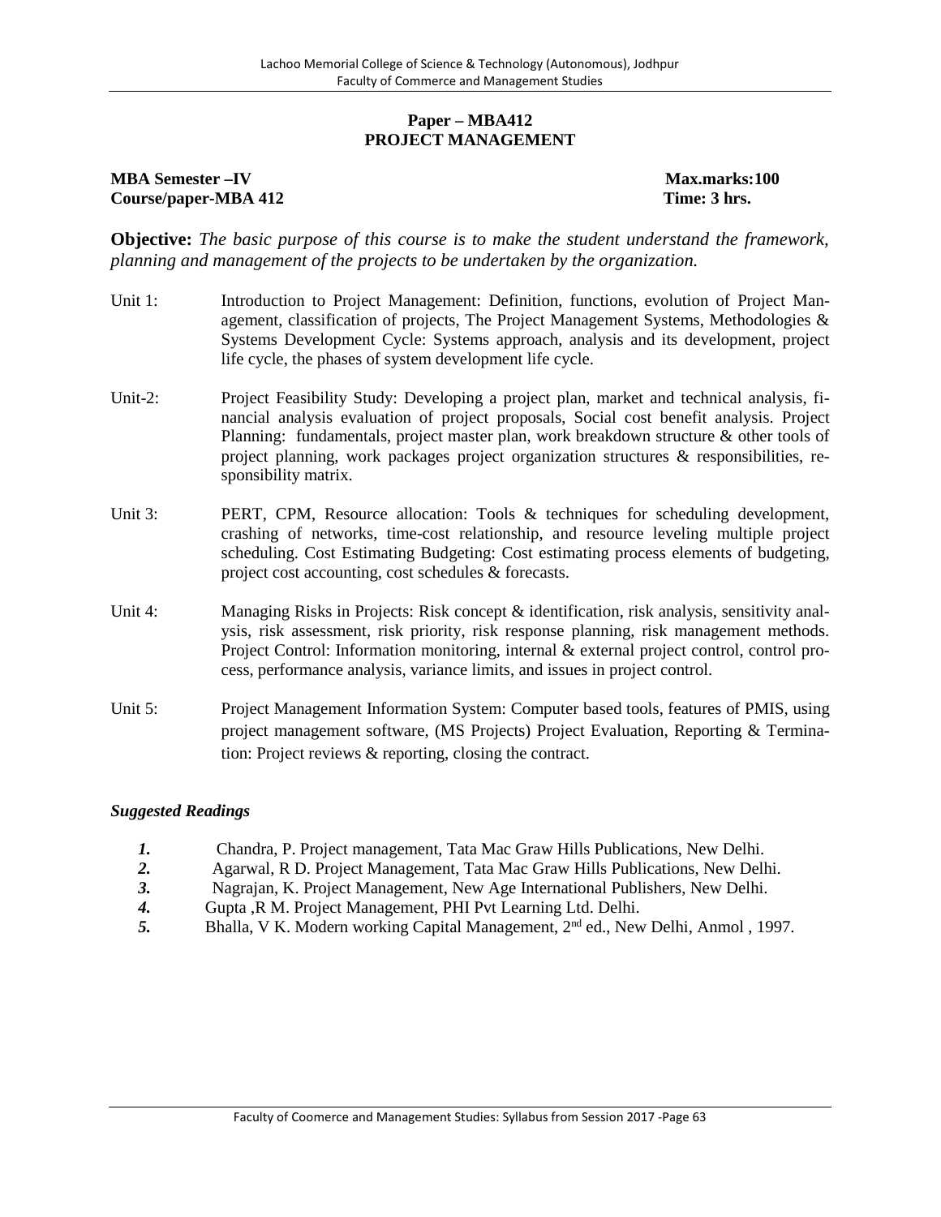## Paper – MBA412
## PROJECT MANAGEMENT

**MBA Semester –IV** **Max.marks:100**
**Course/paper-MBA 412** **Time: 3 hrs.**

**Objective:** *The basic purpose of this course is to make the student understand the framework, planning and management of the projects to be undertaken by the organization.*

Unit 1: Introduction to Project Management: Definition, functions, evolution of Project Management, classification of projects, The Project Management Systems, Methodologies & Systems Development Cycle: Systems approach, analysis and its development, project life cycle, the phases of system development life cycle.

Unit-2: Project Feasibility Study: Developing a project plan, market and technical analysis, financial analysis evaluation of project proposals, Social cost benefit analysis. Project Planning: fundamentals, project master plan, work breakdown structure & other tools of project planning, work packages project organization structures & responsibilities, responsibility matrix.

Unit 3: PERT, CPM, Resource allocation: Tools & techniques for scheduling development, crashing of networks, time-cost relationship, and resource leveling multiple project scheduling. Cost Estimating Budgeting: Cost estimating process elements of budgeting, project cost accounting, cost schedules & forecasts.

Unit 4: Managing Risks in Projects: Risk concept & identification, risk analysis, sensitivity analysis, risk assessment, risk priority, risk response planning, risk management methods. Project Control: Information monitoring, internal & external project control, control process, performance analysis, variance limits, and issues in project control.

Unit 5: Project Management Information System: Computer based tools, features of PMIS, using project management software, (MS Projects) Project Evaluation, Reporting & Termination: Project reviews & reporting, closing the contract.

### *Suggested Readings*

1. Chandra, P. Project management, Tata Mac Graw Hills Publications, New Delhi.
2. Agarwal, R D. Project Management, Tata Mac Graw Hills Publications, New Delhi.
3. Nagrajan, K. Project Management, New Age International Publishers, New Delhi.
4. Gupta ,R M. Project Management, PHI Pvt Learning Ltd. Delhi.
5. Bhalla, V K. Modern working Capital Management, 2nd ed., New Delhi, Anmol , 1997.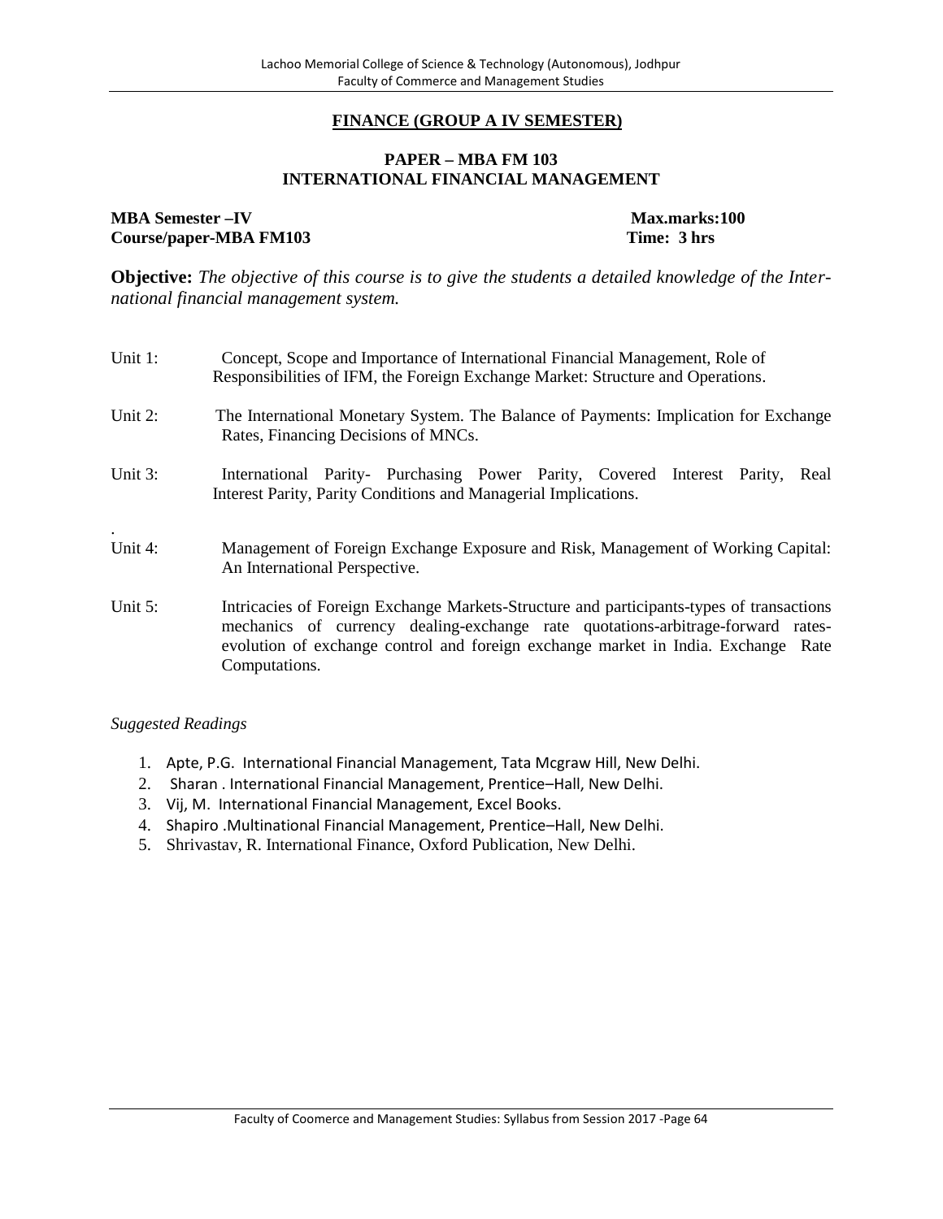## FINANCE (GROUP A IV SEMESTER)

### PAPER – MBA FM 103
### INTERNATIONAL FINANCIAL MANAGEMENT

**MBA Semester –IV** **Max.marks:100**
**Course/paper-MBA FM103** **Time: 3 hrs**

**Objective:** *The objective of this course is to give the students a detailed knowledge of the International financial management system.*

Unit 1: Concept, Scope and Importance of International Financial Management, Role of Responsibilities of IFM, the Foreign Exchange Market: Structure and Operations.

Unit 2: The International Monetary System. The Balance of Payments: Implication for Exchange Rates, Financing Decisions of MNCs.

Unit 3: International Parity- Purchasing Power Parity, Covered Interest Parity, Real Interest Parity, Parity Conditions and Managerial Implications.

.

Unit 4: Management of Foreign Exchange Exposure and Risk, Management of Working Capital: An International Perspective.

Unit 5: Intricacies of Foreign Exchange Markets-Structure and participants-types of transactions mechanics of currency dealing-exchange rate quotations-arbitrage-forward rates-evolution of exchange control and foreign exchange market in India. Exchange Rate Computations.

*Suggested Readings*

1. Apte, P.G. International Financial Management, Tata Mcgraw Hill, New Delhi.
2. Sharan . International Financial Management, Prentice–Hall, New Delhi.
3. Vij, M. International Financial Management, Excel Books.
4. Shapiro .Multinational Financial Management, Prentice–Hall, New Delhi.
5. Shrivastav, R. International Finance, Oxford Publication, New Delhi.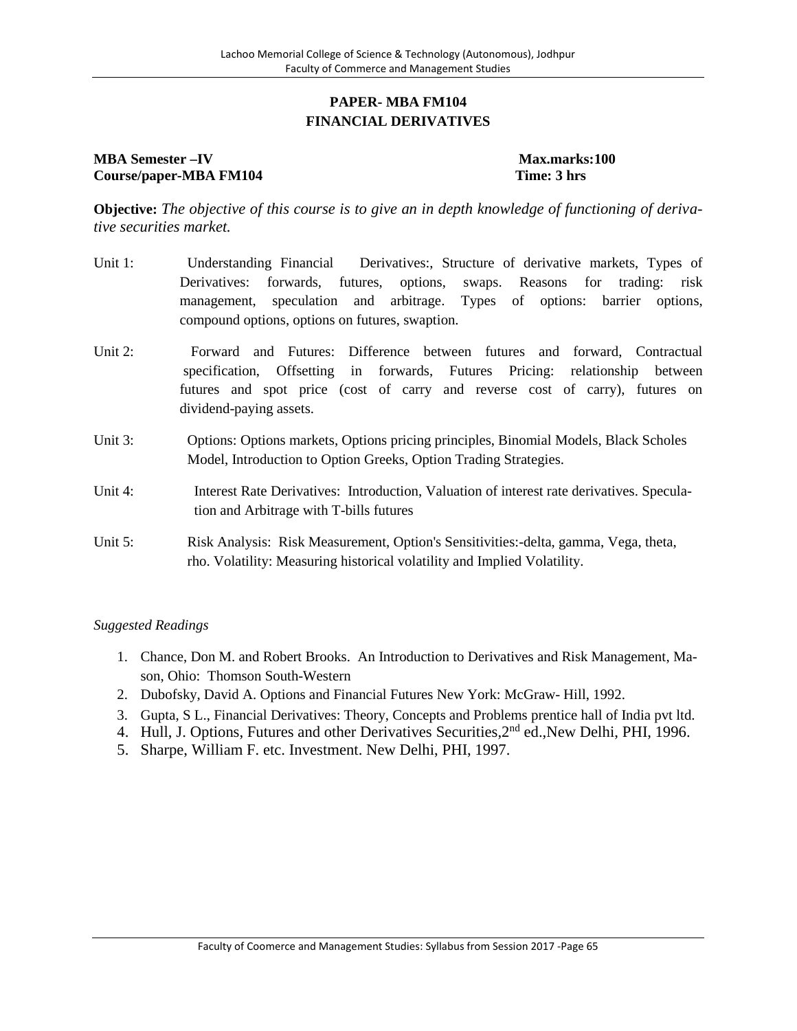## PAPER- MBA FM104
## FINANCIAL DERIVATIVES

**MBA Semester –IV** **Max.marks:100**
**Course/paper-MBA FM104** **Time: 3 hrs**

**Objective:** *The objective of this course is to give an in depth knowledge of functioning of derivative securities market.*

Unit 1: Understanding Financial Derivatives:, Structure of derivative markets, Types of Derivatives: forwards, futures, options, swaps. Reasons for trading: risk management, speculation and arbitrage. Types of options: barrier options, compound options, options on futures, swaption.

Unit 2: Forward and Futures: Difference between futures and forward, Contractual specification, Offsetting in forwards, Futures Pricing: relationship between futures and spot price (cost of carry and reverse cost of carry), futures on dividend-paying assets.

Unit 3: Options: Options markets, Options pricing principles, Binomial Models, Black Scholes Model, Introduction to Option Greeks, Option Trading Strategies.

Unit 4: Interest Rate Derivatives: Introduction, Valuation of interest rate derivatives. Speculation and Arbitrage with T-bills futures

Unit 5: Risk Analysis: Risk Measurement, Option's Sensitivities:-delta, gamma, Vega, theta, rho. Volatility: Measuring historical volatility and Implied Volatility.

*Suggested Readings*

1. Chance, Don M. and Robert Brooks. An Introduction to Derivatives and Risk Management, Mason, Ohio: Thomson South-Western
2. Dubofsky, David A. Options and Financial Futures New York: McGraw- Hill, 1992.
3. Gupta, S L., Financial Derivatives: Theory, Concepts and Problems prentice hall of India pvt ltd.
4. Hull, J. Options, Futures and other Derivatives Securities,2nd ed.,New Delhi, PHI, 1996.
5. Sharpe, William F. etc. Investment. New Delhi, PHI, 1997.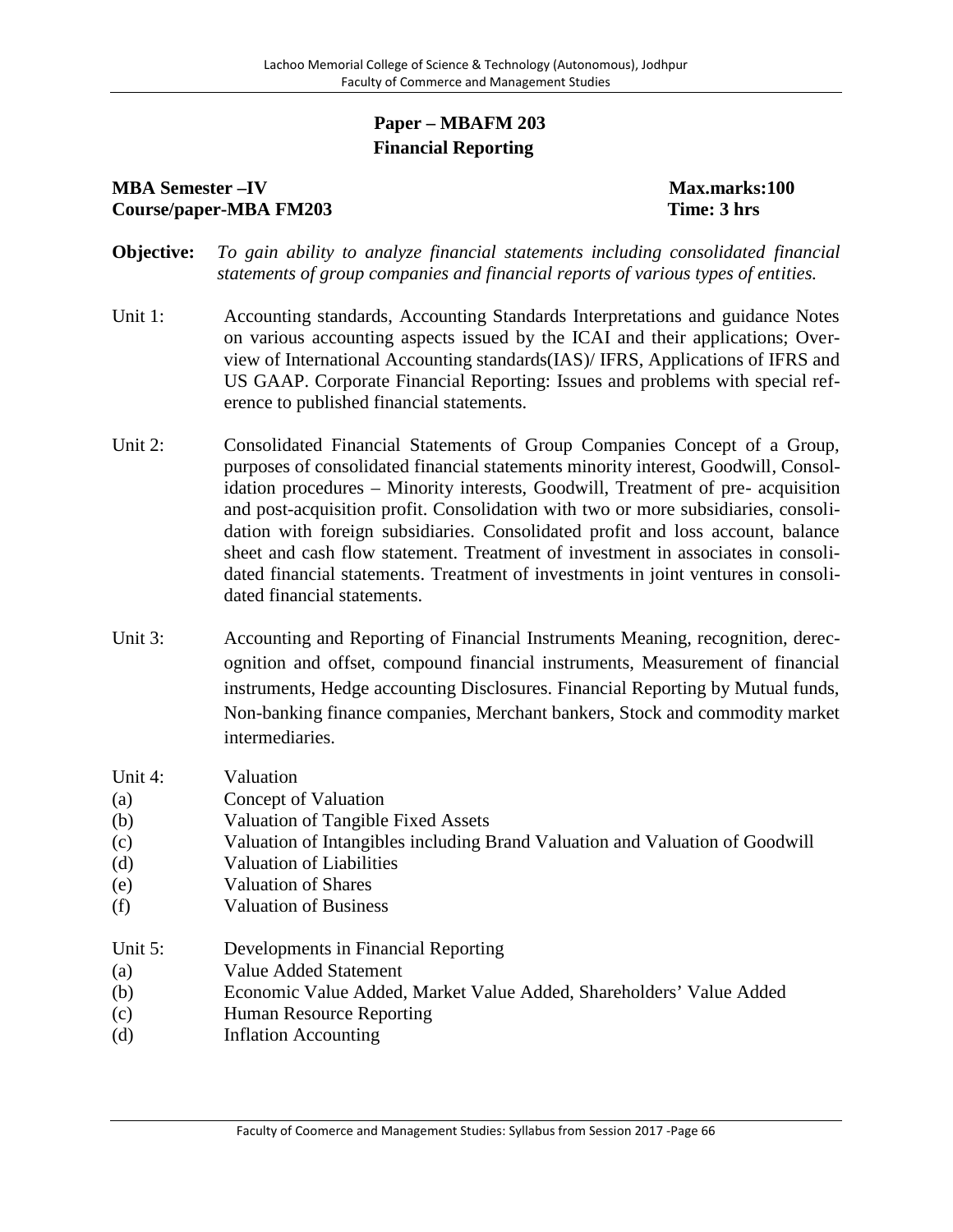## Paper – MBAFM 203
## Financial Reporting

**MBA Semester –IV** **Max.marks:100**
**Course/paper-MBA FM203** **Time: 3 hrs**

**Objective:** *To gain ability to analyze financial statements including consolidated financial statements of group companies and financial reports of various types of entities.*

Unit 1: Accounting standards, Accounting Standards Interpretations and guidance Notes on various accounting aspects issued by the ICAI and their applications; Overview of International Accounting standards(IAS)/ IFRS, Applications of IFRS and US GAAP. Corporate Financial Reporting: Issues and problems with special reference to published financial statements.

Unit 2: Consolidated Financial Statements of Group Companies Concept of a Group, purposes of consolidated financial statements minority interest, Goodwill, Consolidation procedures – Minority interests, Goodwill, Treatment of pre- acquisition and post-acquisition profit. Consolidation with two or more subsidiaries, consolidation with foreign subsidiaries. Consolidated profit and loss account, balance sheet and cash flow statement. Treatment of investment in associates in consolidated financial statements. Treatment of investments in joint ventures in consolidated financial statements.

Unit 3: Accounting and Reporting of Financial Instruments Meaning, recognition, derecognition and offset, compound financial instruments, Measurement of financial instruments, Hedge accounting Disclosures. Financial Reporting by Mutual funds, Non-banking finance companies, Merchant bankers, Stock and commodity market intermediaries.

Unit 4: Valuation
(a) Concept of Valuation
(b) Valuation of Tangible Fixed Assets
(c) Valuation of Intangibles including Brand Valuation and Valuation of Goodwill
(d) Valuation of Liabilities
(e) Valuation of Shares
(f) Valuation of Business

Unit 5: Developments in Financial Reporting
(a) Value Added Statement
(b) Economic Value Added, Market Value Added, Shareholders' Value Added
(c) Human Resource Reporting
(d) Inflation Accounting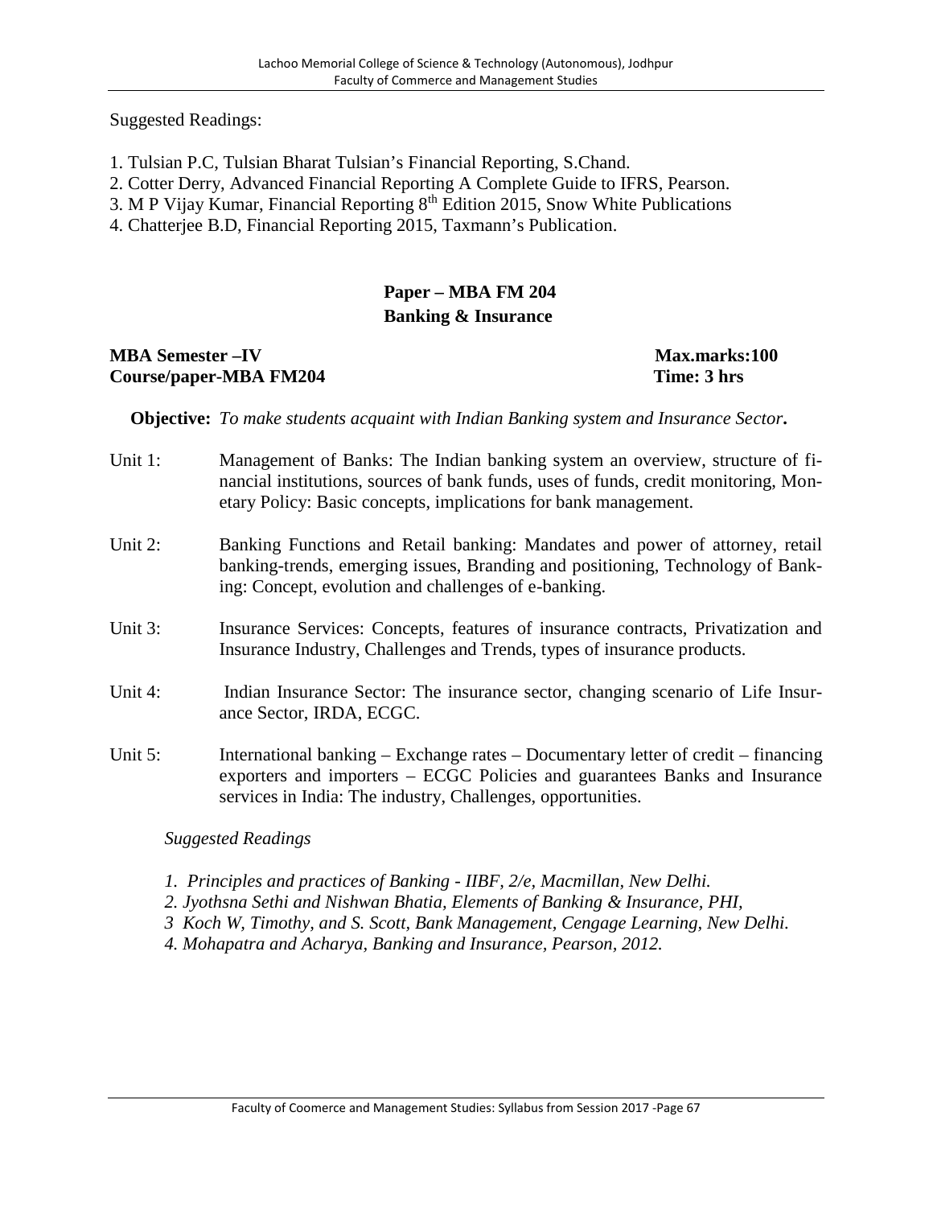Suggested Readings:

1. Tulsian P.C, Tulsian Bharat Tulsian's Financial Reporting, S.Chand.
2. Cotter Derry, Advanced Financial Reporting A Complete Guide to IFRS, Pearson.
3. M P Vijay Kumar, Financial Reporting 8th Edition 2015, Snow White Publications
4. Chatterjee B.D, Financial Reporting 2015, Taxmann's Publication.

## Paper – MBA FM 204
## Banking & Insurance

**MBA Semester –IV** **Max.marks:100**
**Course/paper-MBA FM204** **Time: 3 hrs**

**Objective:** *To make students acquaint with Indian Banking system and Insurance Sector*.

Unit 1: Management of Banks: The Indian banking system an overview, structure of financial institutions, sources of bank funds, uses of funds, credit monitoring, Monetary Policy: Basic concepts, implications for bank management.

Unit 2: Banking Functions and Retail banking: Mandates and power of attorney, retail banking-trends, emerging issues, Branding and positioning, Technology of Banking: Concept, evolution and challenges of e-banking.

Unit 3: Insurance Services: Concepts, features of insurance contracts, Privatization and Insurance Industry, Challenges and Trends, types of insurance products.

Unit 4: Indian Insurance Sector: The insurance sector, changing scenario of Life Insurance Sector, IRDA, ECGC.

Unit 5: International banking – Exchange rates – Documentary letter of credit – financing exporters and importers – ECGC Policies and guarantees Banks and Insurance services in India: The industry, Challenges, opportunities.

*Suggested Readings*

*1. Principles and practices of Banking - IIBF, 2/e, Macmillan, New Delhi.*
*2. Jyothsna Sethi and Nishwan Bhatia, Elements of Banking & Insurance, PHI,*
*3 Koch W, Timothy, and S. Scott, Bank Management, Cengage Learning, New Delhi.*
*4. Mohapatra and Acharya, Banking and Insurance, Pearson, 2012.*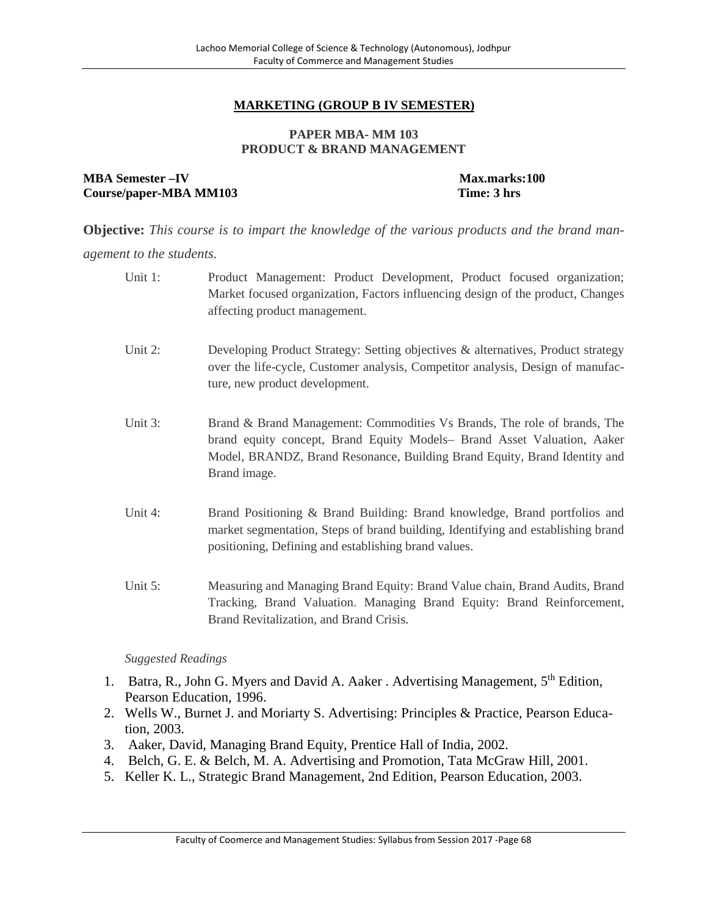## MARKETING (GROUP B IV SEMESTER)

### PAPER MBA- MM 103
### PRODUCT & BRAND MANAGEMENT

**MBA Semester –IV** **Max.marks:100**
**Course/paper-MBA MM103** **Time: 3 hrs**

**Objective:** *This course is to impart the knowledge of the various products and the brand management to the students.*

| | |
|---|---|
| Unit 1: | Product Management: Product Development, Product focused organization; Market focused organization, Factors influencing design of the product, Changes affecting product management. |
| Unit 2: | Developing Product Strategy: Setting objectives & alternatives, Product strategy over the life-cycle, Customer analysis, Competitor analysis, Design of manufacture, new product development. |
| Unit 3: | Brand & Brand Management: Commodities Vs Brands, The role of brands, The brand equity concept, Brand Equity Models– Brand Asset Valuation, Aaker Model, BRANDZ, Brand Resonance, Building Brand Equity, Brand Identity and Brand image. |
| Unit 4: | Brand Positioning & Brand Building: Brand knowledge, Brand portfolios and market segmentation, Steps of brand building, Identifying and establishing brand positioning, Defining and establishing brand values. |
| Unit 5: | Measuring and Managing Brand Equity: Brand Value chain, Brand Audits, Brand Tracking, Brand Valuation. Managing Brand Equity: Brand Reinforcement, Brand Revitalization, and Brand Crisis. |

*Suggested Readings*

1. Batra, R., John G. Myers and David A. Aaker . Advertising Management, 5th Edition, Pearson Education, 1996.
2. Wells W., Burnet J. and Moriarty S. Advertising: Principles & Practice, Pearson Education, 2003.
3. Aaker, David, Managing Brand Equity, Prentice Hall of India, 2002.
4. Belch, G. E. & Belch, M. A. Advertising and Promotion, Tata McGraw Hill, 2001.
5. Keller K. L., Strategic Brand Management, 2nd Edition, Pearson Education, 2003.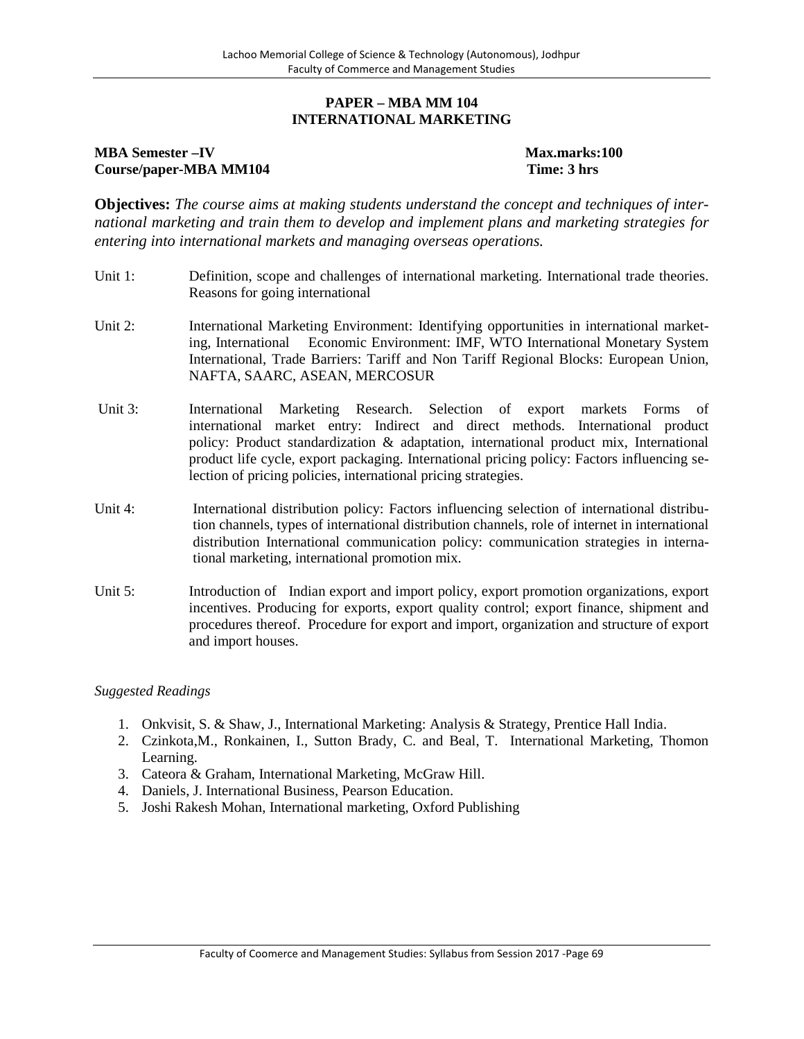## PAPER – MBA MM 104
## INTERNATIONAL MARKETING

**MBA Semester –IV** **Max.marks:100**
**Course/paper-MBA MM104** **Time: 3 hrs**

**Objectives:** *The course aims at making students understand the concept and techniques of international marketing and train them to develop and implement plans and marketing strategies for entering into international markets and managing overseas operations.*

Unit 1: Definition, scope and challenges of international marketing. International trade theories. Reasons for going international

Unit 2: International Marketing Environment: Identifying opportunities in international marketing, International Economic Environment: IMF, WTO International Monetary System International, Trade Barriers: Tariff and Non Tariff Regional Blocks: European Union, NAFTA, SAARC, ASEAN, MERCOSUR

Unit 3: International Marketing Research. Selection of export markets Forms of international market entry: Indirect and direct methods. International product policy: Product standardization & adaptation, international product mix, International product life cycle, export packaging. International pricing policy: Factors influencing selection of pricing policies, international pricing strategies.

Unit 4: International distribution policy: Factors influencing selection of international distribution channels, types of international distribution channels, role of internet in international distribution International communication policy: communication strategies in international marketing, international promotion mix.

Unit 5: Introduction of Indian export and import policy, export promotion organizations, export incentives. Producing for exports, export quality control; export finance, shipment and procedures thereof. Procedure for export and import, organization and structure of export and import houses.

*Suggested Readings*

1. Onkvisit, S. & Shaw, J., International Marketing: Analysis & Strategy, Prentice Hall India.
2. Czinkota,M., Ronkainen, I., Sutton Brady, C. and Beal, T. International Marketing, Thomon Learning.
3. Cateora & Graham, International Marketing, McGraw Hill.
4. Daniels, J. International Business, Pearson Education.
5. Joshi Rakesh Mohan, International marketing, Oxford Publishing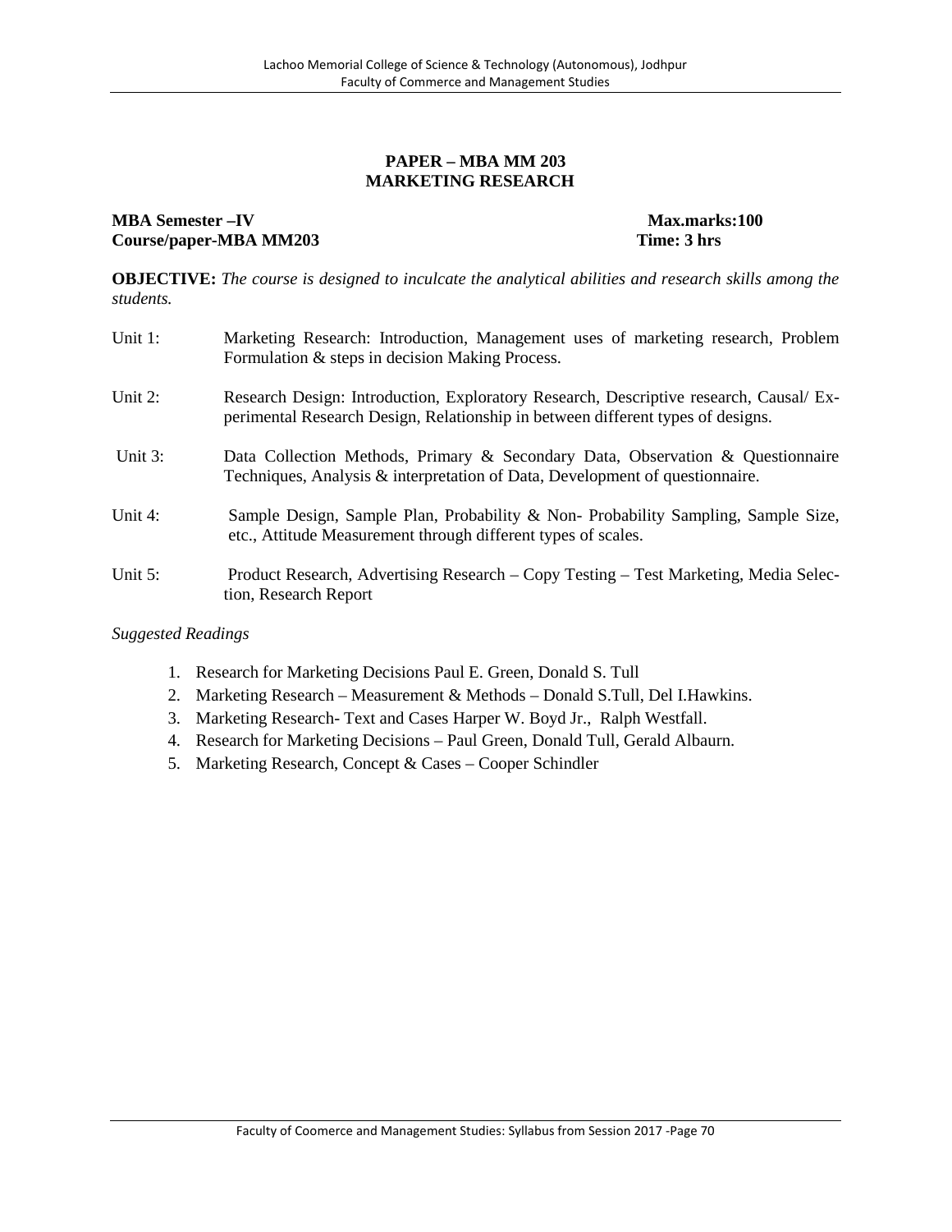## PAPER – MBA MM 203
## MARKETING RESEARCH

**MBA Semester –IV** **Max.marks:100**
**Course/paper-MBA MM203** **Time: 3 hrs**

**OBJECTIVE:** *The course is designed to inculcate the analytical abilities and research skills among the students.*

| | |
|---|---|
| Unit 1: | Marketing Research: Introduction, Management uses of marketing research, Problem Formulation & steps in decision Making Process. |
| Unit 2: | Research Design: Introduction, Exploratory Research, Descriptive research, Causal/ Experimental Research Design, Relationship in between different types of designs. |
| Unit 3: | Data Collection Methods, Primary & Secondary Data, Observation & Questionnaire Techniques, Analysis & interpretation of Data, Development of questionnaire. |
| Unit 4: | Sample Design, Sample Plan, Probability & Non- Probability Sampling, Sample Size, etc., Attitude Measurement through different types of scales. |
| Unit 5: | Product Research, Advertising Research – Copy Testing – Test Marketing, Media Selection, Research Report |

*Suggested Readings*

1. Research for Marketing Decisions Paul E. Green, Donald S. Tull
2. Marketing Research – Measurement & Methods – Donald S.Tull, Del I.Hawkins.
3. Marketing Research- Text and Cases Harper W. Boyd Jr., Ralph Westfall.
4. Research for Marketing Decisions – Paul Green, Donald Tull, Gerald Albaurn.
5. Marketing Research, Concept & Cases – Cooper Schindler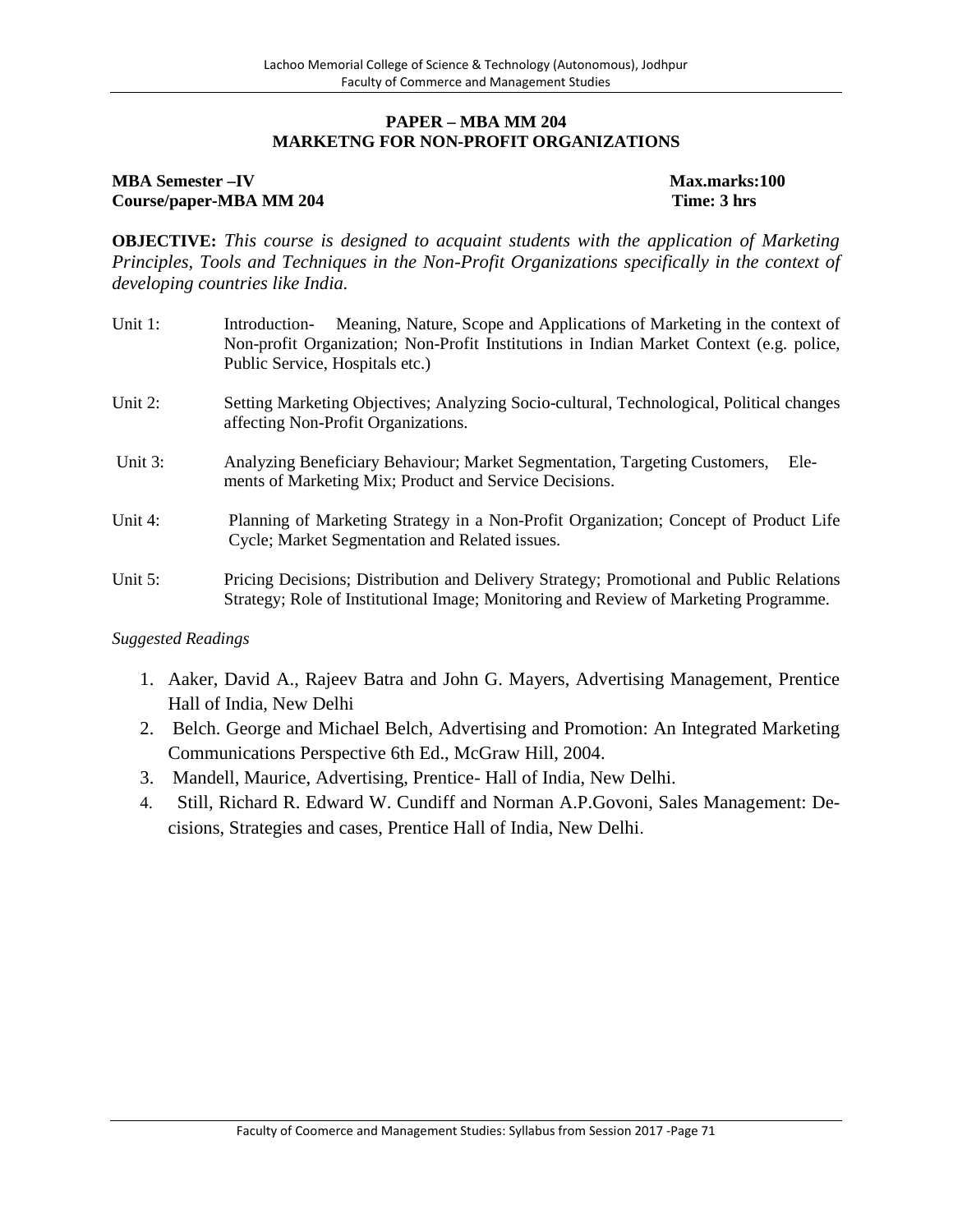## PAPER – MBA MM 204
## MARKETNG FOR NON-PROFIT ORGANIZATIONS

**MBA Semester –IV** **Max.marks:100**
**Course/paper-MBA MM 204** **Time: 3 hrs**

**OBJECTIVE:** *This course is designed to acquaint students with the application of Marketing Principles, Tools and Techniques in the Non-Profit Organizations specifically in the context of developing countries like India.*

Unit 1: Introduction- Meaning, Nature, Scope and Applications of Marketing in the context of Non-profit Organization; Non-Profit Institutions in Indian Market Context (e.g. police, Public Service, Hospitals etc.)

Unit 2: Setting Marketing Objectives; Analyzing Socio-cultural, Technological, Political changes affecting Non-Profit Organizations.

Unit 3: Analyzing Beneficiary Behaviour; Market Segmentation, Targeting Customers, Elements of Marketing Mix; Product and Service Decisions.

Unit 4: Planning of Marketing Strategy in a Non-Profit Organization; Concept of Product Life Cycle; Market Segmentation and Related issues.

Unit 5: Pricing Decisions; Distribution and Delivery Strategy; Promotional and Public Relations Strategy; Role of Institutional Image; Monitoring and Review of Marketing Programme.

*Suggested Readings*

1. Aaker, David A., Rajeev Batra and John G. Mayers, Advertising Management, Prentice Hall of India, New Delhi
2. Belch. George and Michael Belch, Advertising and Promotion: An Integrated Marketing Communications Perspective 6th Ed., McGraw Hill, 2004.
3. Mandell, Maurice, Advertising, Prentice- Hall of India, New Delhi.
4. Still, Richard R. Edward W. Cundiff and Norman A.P.Govoni, Sales Management: Decisions, Strategies and cases, Prentice Hall of India, New Delhi.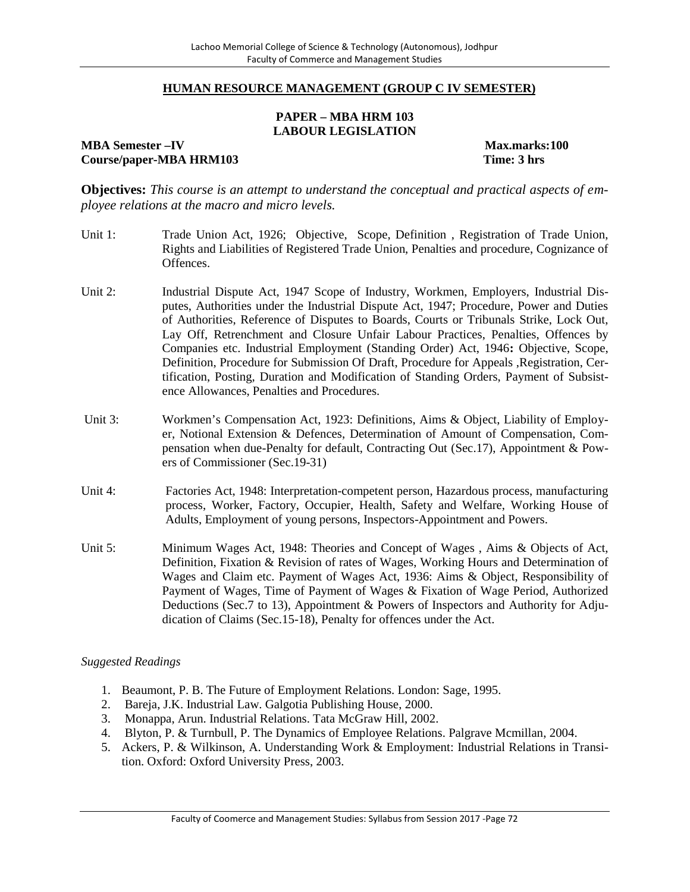## HUMAN RESOURCE MANAGEMENT (GROUP C IV SEMESTER)

### PAPER – MBA HRM 103
### LABOUR LEGISLATION

**MBA Semester –IV** **Max.marks:100**
**Course/paper-MBA HRM103** **Time: 3 hrs**

**Objectives:** *This course is an attempt to understand the conceptual and practical aspects of employee relations at the macro and micro levels.*

Unit 1: Trade Union Act, 1926; Objective, Scope, Definition , Registration of Trade Union, Rights and Liabilities of Registered Trade Union, Penalties and procedure, Cognizance of Offences.

Unit 2: Industrial Dispute Act, 1947 Scope of Industry, Workmen, Employers, Industrial Disputes, Authorities under the Industrial Dispute Act, 1947; Procedure, Power and Duties of Authorities, Reference of Disputes to Boards, Courts or Tribunals Strike, Lock Out, Lay Off, Retrenchment and Closure Unfair Labour Practices, Penalties, Offences by Companies etc. Industrial Employment (Standing Order) Act, 1946**:** Objective, Scope, Definition, Procedure for Submission Of Draft, Procedure for Appeals ,Registration, Certification, Posting, Duration and Modification of Standing Orders, Payment of Subsistence Allowances, Penalties and Procedures.

Unit 3: Workmen's Compensation Act, 1923: Definitions, Aims & Object, Liability of Employer, Notional Extension & Defences, Determination of Amount of Compensation, Compensation when due-Penalty for default, Contracting Out (Sec.17), Appointment & Powers of Commissioner (Sec.19-31)

Unit 4: Factories Act, 1948: Interpretation-competent person, Hazardous process, manufacturing process, Worker, Factory, Occupier, Health, Safety and Welfare, Working House of Adults, Employment of young persons, Inspectors-Appointment and Powers.

Unit 5: Minimum Wages Act, 1948: Theories and Concept of Wages , Aims & Objects of Act, Definition, Fixation & Revision of rates of Wages, Working Hours and Determination of Wages and Claim etc. Payment of Wages Act, 1936: Aims & Object, Responsibility of Payment of Wages, Time of Payment of Wages & Fixation of Wage Period, Authorized Deductions (Sec.7 to 13), Appointment & Powers of Inspectors and Authority for Adjudication of Claims (Sec.15-18), Penalty for offences under the Act.

*Suggested Readings*

1. Beaumont, P. B. The Future of Employment Relations. London: Sage, 1995.
2. Bareja, J.K. Industrial Law. Galgotia Publishing House, 2000.
3. Monappa, Arun. Industrial Relations. Tata McGraw Hill, 2002.
4. Blyton, P. & Turnbull, P. The Dynamics of Employee Relations. Palgrave Mcmillan, 2004.
5. Ackers, P. & Wilkinson, A. Understanding Work & Employment: Industrial Relations in Transition. Oxford: Oxford University Press, 2003.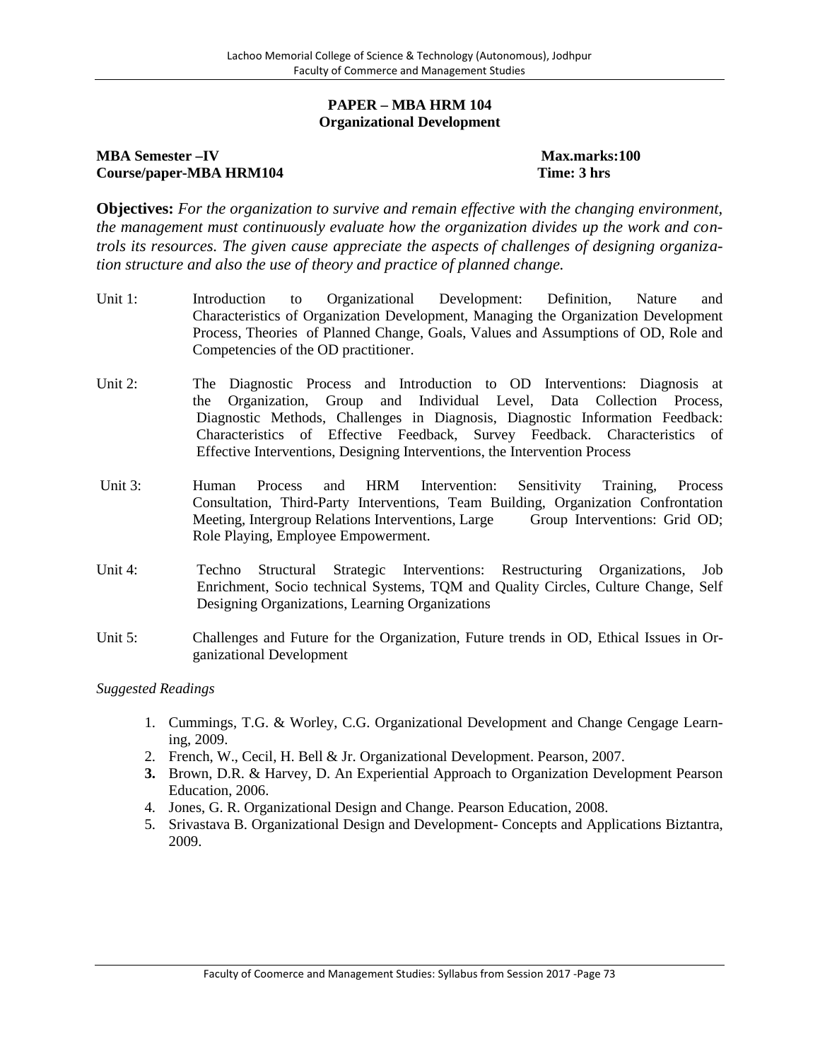## PAPER – MBA HRM 104
## Organizational Development

**MBA Semester –IV** **Max.marks:100**
**Course/paper-MBA HRM104** **Time: 3 hrs**

**Objectives:** *For the organization to survive and remain effective with the changing environment, the management must continuously evaluate how the organization divides up the work and controls its resources. The given cause appreciate the aspects of challenges of designing organization structure and also the use of theory and practice of planned change.*

Unit 1: Introduction to Organizational Development: Definition, Nature and Characteristics of Organization Development, Managing the Organization Development Process, Theories of Planned Change, Goals, Values and Assumptions of OD, Role and Competencies of the OD practitioner.

Unit 2: The Diagnostic Process and Introduction to OD Interventions: Diagnosis at the Organization, Group and Individual Level, Data Collection Process, Diagnostic Methods, Challenges in Diagnosis, Diagnostic Information Feedback: Characteristics of Effective Feedback, Survey Feedback. Characteristics of Effective Interventions, Designing Interventions, the Intervention Process

Unit 3: Human Process and HRM Intervention: Sensitivity Training, Process Consultation, Third-Party Interventions, Team Building, Organization Confrontation Meeting, Intergroup Relations Interventions, Large Group Interventions: Grid OD; Role Playing, Employee Empowerment.

Unit 4: Techno Structural Strategic Interventions: Restructuring Organizations, Job Enrichment, Socio technical Systems, TQM and Quality Circles, Culture Change, Self Designing Organizations, Learning Organizations

Unit 5: Challenges and Future for the Organization, Future trends in OD, Ethical Issues in Organizational Development

*Suggested Readings*

1. Cummings, T.G. & Worley, C.G. Organizational Development and Change Cengage Learning, 2009.
2. French, W., Cecil, H. Bell & Jr. Organizational Development. Pearson, 2007.
3. Brown, D.R. & Harvey, D. An Experiential Approach to Organization Development Pearson Education, 2006.
4. Jones, G. R. Organizational Design and Change. Pearson Education, 2008.
5. Srivastava B. Organizational Design and Development- Concepts and Applications Biztantra, 2009.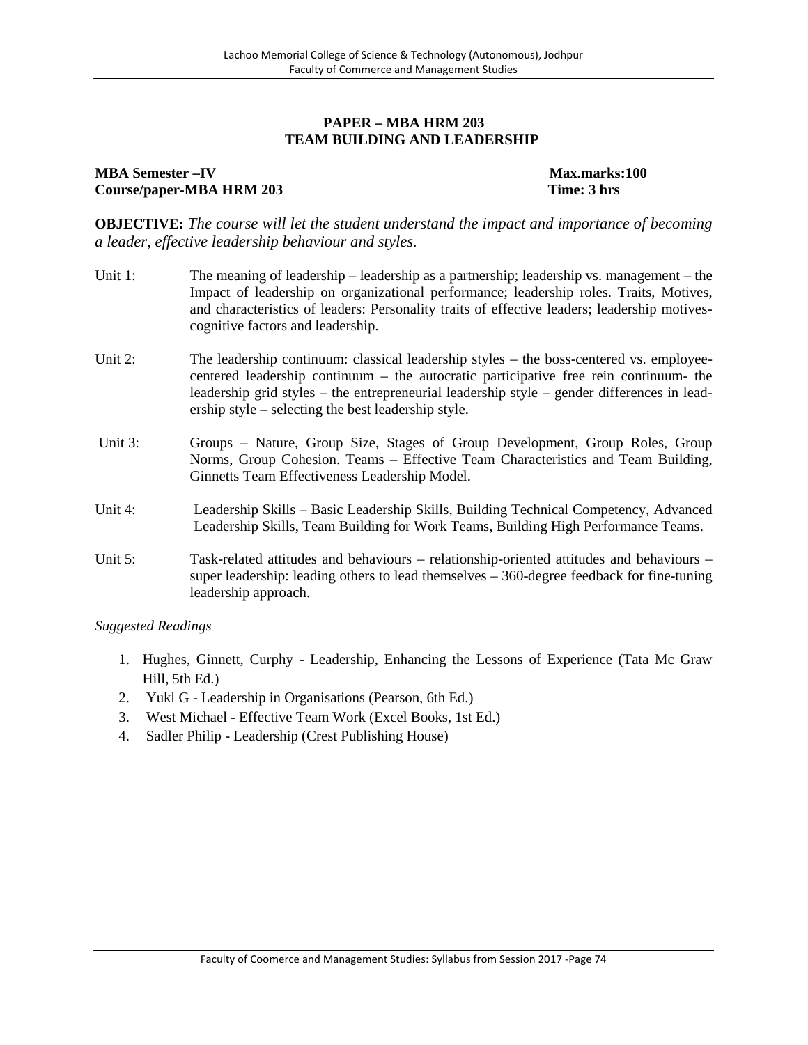## PAPER – MBA HRM 203
## TEAM BUILDING AND LEADERSHIP

**MBA Semester –IV** **Max.marks:100**
**Course/paper-MBA HRM 203** **Time: 3 hrs**

**OBJECTIVE:** *The course will let the student understand the impact and importance of becoming a leader, effective leadership behaviour and styles.*

Unit 1: The meaning of leadership – leadership as a partnership; leadership vs. management – the Impact of leadership on organizational performance; leadership roles. Traits, Motives, and characteristics of leaders: Personality traits of effective leaders; leadership motives-cognitive factors and leadership.

Unit 2: The leadership continuum: classical leadership styles – the boss-centered vs. employee-centered leadership continuum – the autocratic participative free rein continuum- the leadership grid styles – the entrepreneurial leadership style – gender differences in leadership style – selecting the best leadership style.

Unit 3: Groups – Nature, Group Size, Stages of Group Development, Group Roles, Group Norms, Group Cohesion. Teams – Effective Team Characteristics and Team Building, Ginnetts Team Effectiveness Leadership Model.

Unit 4: Leadership Skills – Basic Leadership Skills, Building Technical Competency, Advanced Leadership Skills, Team Building for Work Teams, Building High Performance Teams.

Unit 5: Task-related attitudes and behaviours – relationship-oriented attitudes and behaviours – super leadership: leading others to lead themselves – 360-degree feedback for fine-tuning leadership approach.

*Suggested Readings*

1. Hughes, Ginnett, Curphy - Leadership, Enhancing the Lessons of Experience (Tata Mc Graw Hill, 5th Ed.)
2. Yukl G - Leadership in Organisations (Pearson, 6th Ed.)
3. West Michael - Effective Team Work (Excel Books, 1st Ed.)
4. Sadler Philip - Leadership (Crest Publishing House)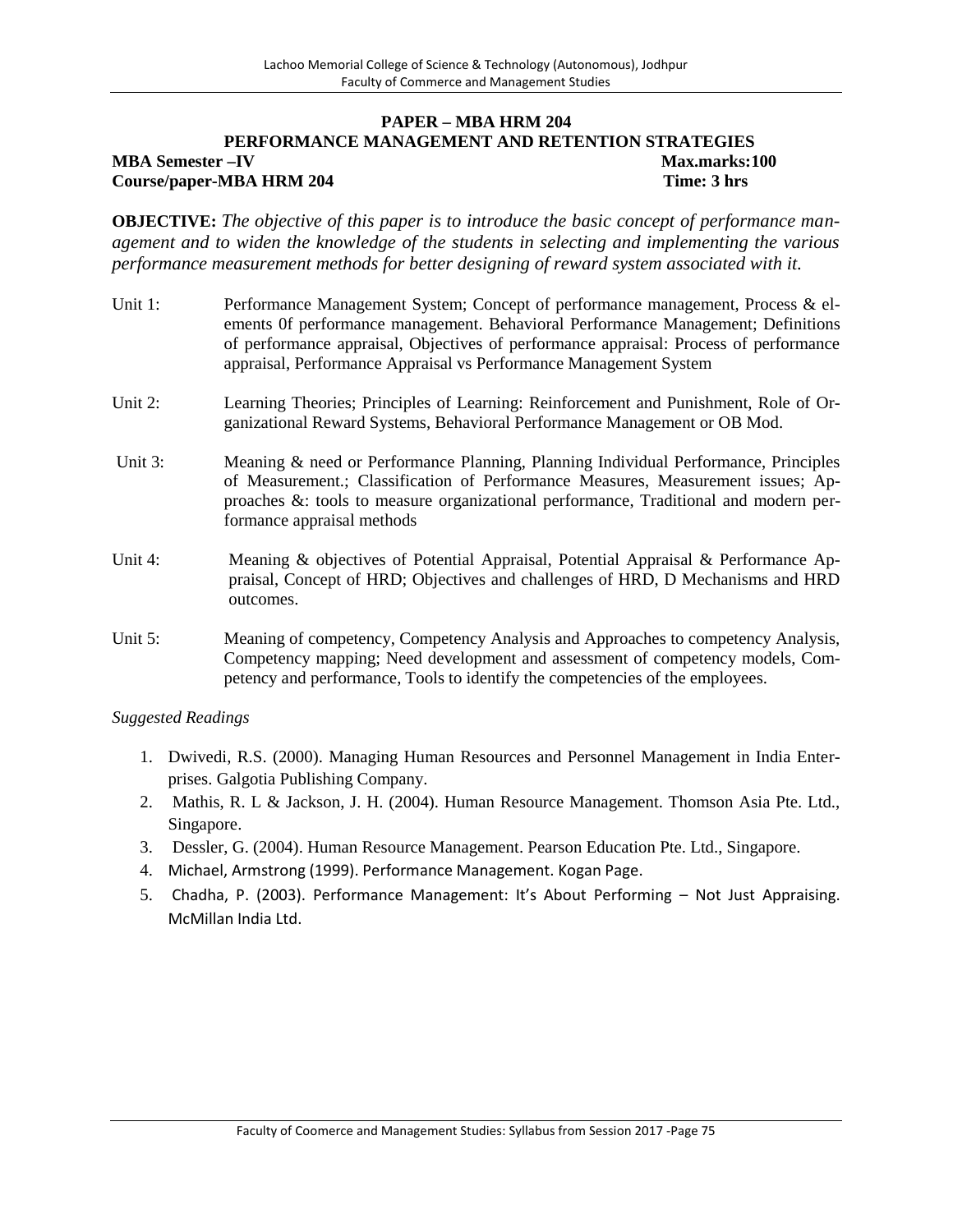## PAPER – MBA HRM 204

## PERFORMANCE MANAGEMENT AND RETENTION STRATEGIES

**MBA Semester –IV** **Max.marks:100**

**Course/paper-MBA HRM 204** **Time: 3 hrs**

**OBJECTIVE:** *The objective of this paper is to introduce the basic concept of performance management and to widen the knowledge of the students in selecting and implementing the various performance measurement methods for better designing of reward system associated with it.*

Unit 1: Performance Management System; Concept of performance management, Process & elements 0f performance management. Behavioral Performance Management; Definitions of performance appraisal, Objectives of performance appraisal: Process of performance appraisal, Performance Appraisal vs Performance Management System

Unit 2: Learning Theories; Principles of Learning: Reinforcement and Punishment, Role of Organizational Reward Systems, Behavioral Performance Management or OB Mod.

Unit 3: Meaning & need or Performance Planning, Planning Individual Performance, Principles of Measurement.; Classification of Performance Measures, Measurement issues; Approaches &: tools to measure organizational performance, Traditional and modern performance appraisal methods

Unit 4: Meaning & objectives of Potential Appraisal, Potential Appraisal & Performance Appraisal, Concept of HRD; Objectives and challenges of HRD, D Mechanisms and HRD outcomes.

Unit 5: Meaning of competency, Competency Analysis and Approaches to competency Analysis, Competency mapping; Need development and assessment of competency models, Competency and performance, Tools to identify the competencies of the employees.

*Suggested Readings*

1. Dwivedi, R.S. (2000). Managing Human Resources and Personnel Management in India Enterprises. Galgotia Publishing Company.
2. Mathis, R. L & Jackson, J. H. (2004). Human Resource Management. Thomson Asia Pte. Ltd., Singapore.
3. Dessler, G. (2004). Human Resource Management. Pearson Education Pte. Ltd., Singapore.
4. Michael, Armstrong (1999). Performance Management. Kogan Page.
5. Chadha, P. (2003). Performance Management: It's About Performing – Not Just Appraising. McMillan India Ltd.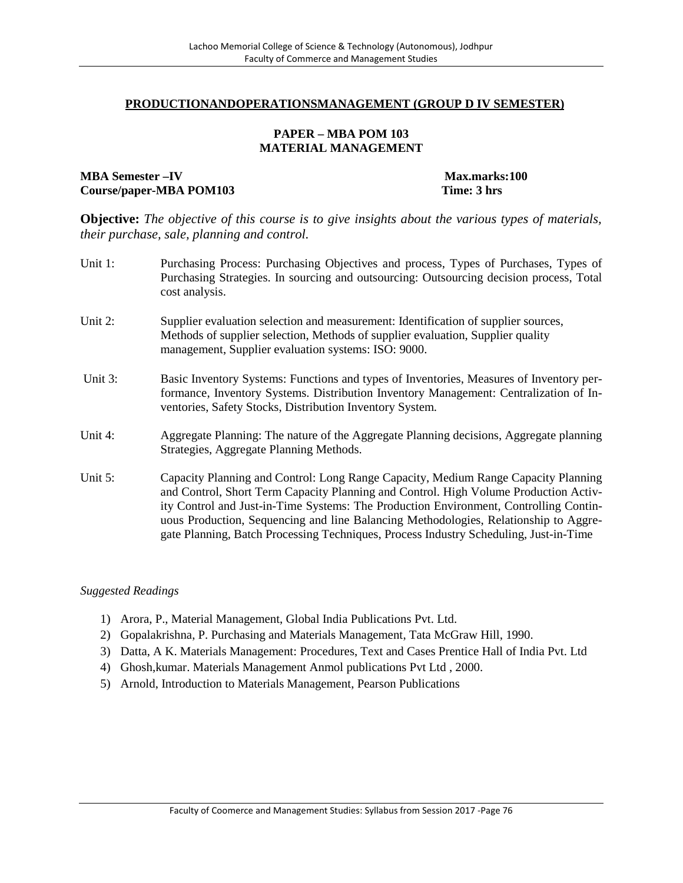## PRODUCTIONANDOPERATIONSMANAGEMENT (GROUP D IV SEMESTER)

### PAPER – MBA POM 103
### MATERIAL MANAGEMENT

**MBA Semester –IV** **Max.marks:100**
**Course/paper-MBA POM103** **Time: 3 hrs**

**Objective:** *The objective of this course is to give insights about the various types of materials, their purchase, sale, planning and control.*

Unit 1: Purchasing Process: Purchasing Objectives and process, Types of Purchases, Types of Purchasing Strategies. In sourcing and outsourcing: Outsourcing decision process, Total cost analysis.

Unit 2: Supplier evaluation selection and measurement: Identification of supplier sources, Methods of supplier selection, Methods of supplier evaluation, Supplier quality management, Supplier evaluation systems: ISO: 9000.

Unit 3: Basic Inventory Systems: Functions and types of Inventories, Measures of Inventory performance, Inventory Systems. Distribution Inventory Management: Centralization of Inventories, Safety Stocks, Distribution Inventory System.

Unit 4: Aggregate Planning: The nature of the Aggregate Planning decisions, Aggregate planning Strategies, Aggregate Planning Methods.

Unit 5: Capacity Planning and Control: Long Range Capacity, Medium Range Capacity Planning and Control, Short Term Capacity Planning and Control. High Volume Production Activity Control and Just-in-Time Systems: The Production Environment, Controlling Continuous Production, Sequencing and line Balancing Methodologies, Relationship to Aggregate Planning, Batch Processing Techniques, Process Industry Scheduling, Just-in-Time

*Suggested Readings*

1) Arora, P., Material Management, Global India Publications Pvt. Ltd.
2) Gopalakrishna, P. Purchasing and Materials Management, Tata McGraw Hill, 1990.
3) Datta, A K. Materials Management: Procedures, Text and Cases Prentice Hall of India Pvt. Ltd
4) Ghosh,kumar. Materials Management Anmol publications Pvt Ltd , 2000.
5) Arnold, Introduction to Materials Management, Pearson Publications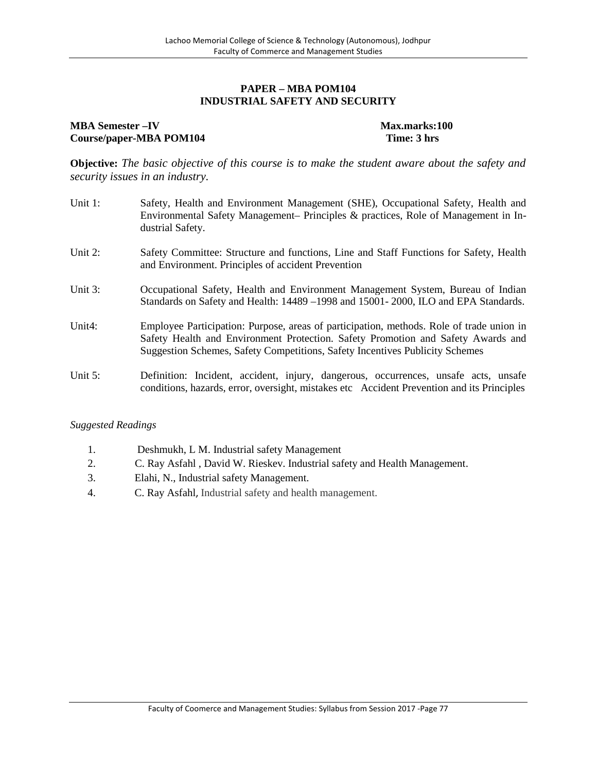## PAPER – MBA POM104
## INDUSTRIAL SAFETY AND SECURITY

**MBA Semester –IV** **Max.marks:100**
**Course/paper-MBA POM104** **Time: 3 hrs**

**Objective:** *The basic objective of this course is to make the student aware about the safety and security issues in an industry.*

Unit 1: Safety, Health and Environment Management (SHE), Occupational Safety, Health and Environmental Safety Management– Principles & practices, Role of Management in Industrial Safety.

Unit 2: Safety Committee: Structure and functions, Line and Staff Functions for Safety, Health and Environment. Principles of accident Prevention

Unit 3: Occupational Safety, Health and Environment Management System, Bureau of Indian Standards on Safety and Health: 14489 –1998 and 15001- 2000, ILO and EPA Standards.

Unit4: Employee Participation: Purpose, areas of participation, methods. Role of trade union in Safety Health and Environment Protection. Safety Promotion and Safety Awards and Suggestion Schemes, Safety Competitions, Safety Incentives Publicity Schemes

Unit 5: Definition: Incident, accident, injury, dangerous, occurrences, unsafe acts, unsafe conditions, hazards, error, oversight, mistakes etc Accident Prevention and its Principles

*Suggested Readings*

1. Deshmukh, L M. Industrial safety Management
2. C. Ray Asfahl , David W. Rieskev. Industrial safety and Health Management.
3. Elahi, N., Industrial safety Management.
4. C. Ray Asfahl, Industrial safety and health management.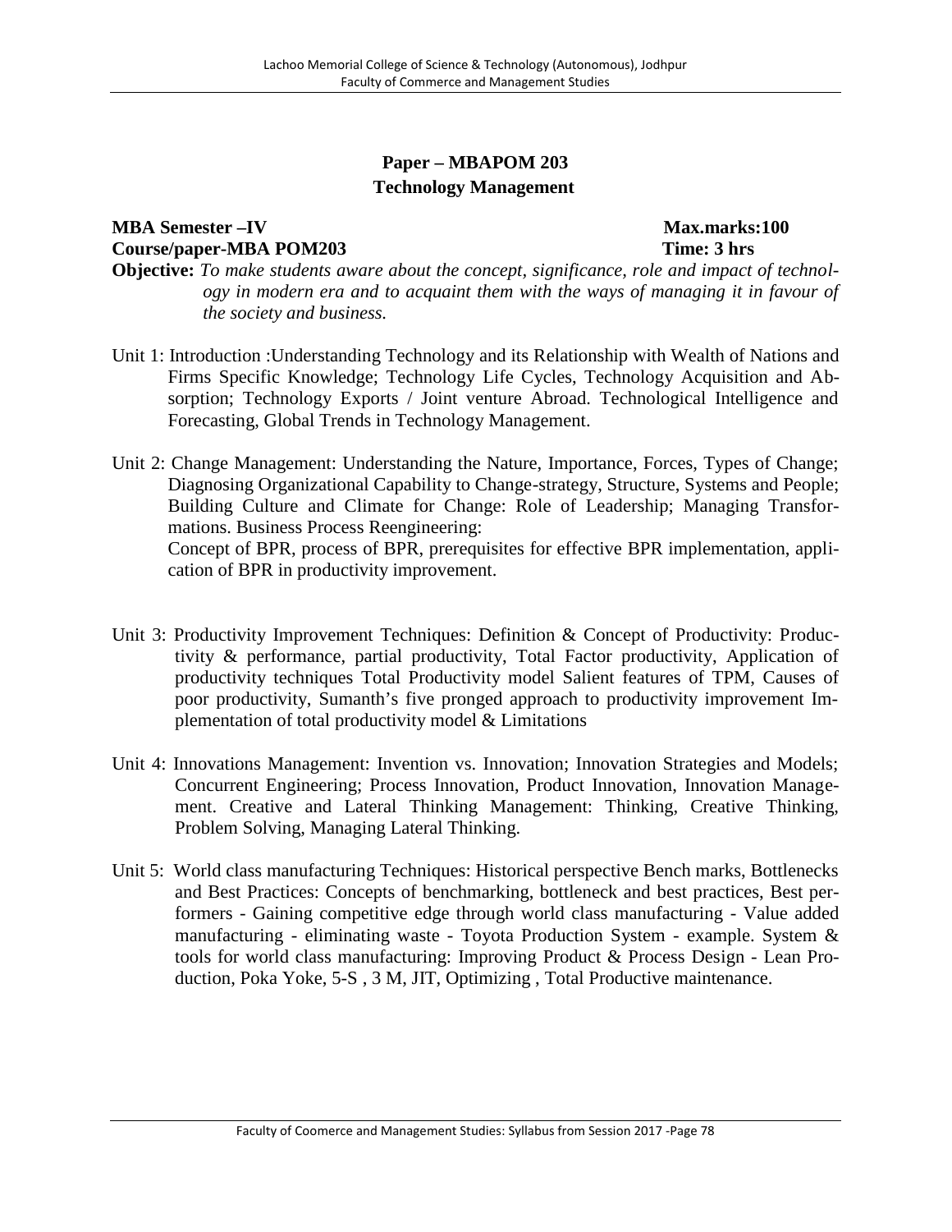## Paper – MBAPOM 203
## Technology Management

**MBA Semester –IV** **Max.marks:100**
**Course/paper-MBA POM203** **Time: 3 hrs**

**Objective:** *To make students aware about the concept, significance, role and impact of technology in modern era and to acquaint them with the ways of managing it in favour of the society and business.*

Unit 1: Introduction :Understanding Technology and its Relationship with Wealth of Nations and Firms Specific Knowledge; Technology Life Cycles, Technology Acquisition and Absorption; Technology Exports / Joint venture Abroad. Technological Intelligence and Forecasting, Global Trends in Technology Management.

Unit 2: Change Management: Understanding the Nature, Importance, Forces, Types of Change; Diagnosing Organizational Capability to Change-strategy, Structure, Systems and People; Building Culture and Climate for Change: Role of Leadership; Managing Transformations. Business Process Reengineering:
Concept of BPR, process of BPR, prerequisites for effective BPR implementation, application of BPR in productivity improvement.

Unit 3: Productivity Improvement Techniques: Definition & Concept of Productivity: Productivity & performance, partial productivity, Total Factor productivity, Application of productivity techniques Total Productivity model Salient features of TPM, Causes of poor productivity, Sumanth's five pronged approach to productivity improvement Implementation of total productivity model & Limitations

Unit 4: Innovations Management: Invention vs. Innovation; Innovation Strategies and Models; Concurrent Engineering; Process Innovation, Product Innovation, Innovation Management. Creative and Lateral Thinking Management: Thinking, Creative Thinking, Problem Solving, Managing Lateral Thinking.

Unit 5: World class manufacturing Techniques: Historical perspective Bench marks, Bottlenecks and Best Practices: Concepts of benchmarking, bottleneck and best practices, Best performers - Gaining competitive edge through world class manufacturing - Value added manufacturing - eliminating waste - Toyota Production System - example. System & tools for world class manufacturing: Improving Product & Process Design - Lean Production, Poka Yoke, 5-S , 3 M, JIT, Optimizing , Total Productive maintenance.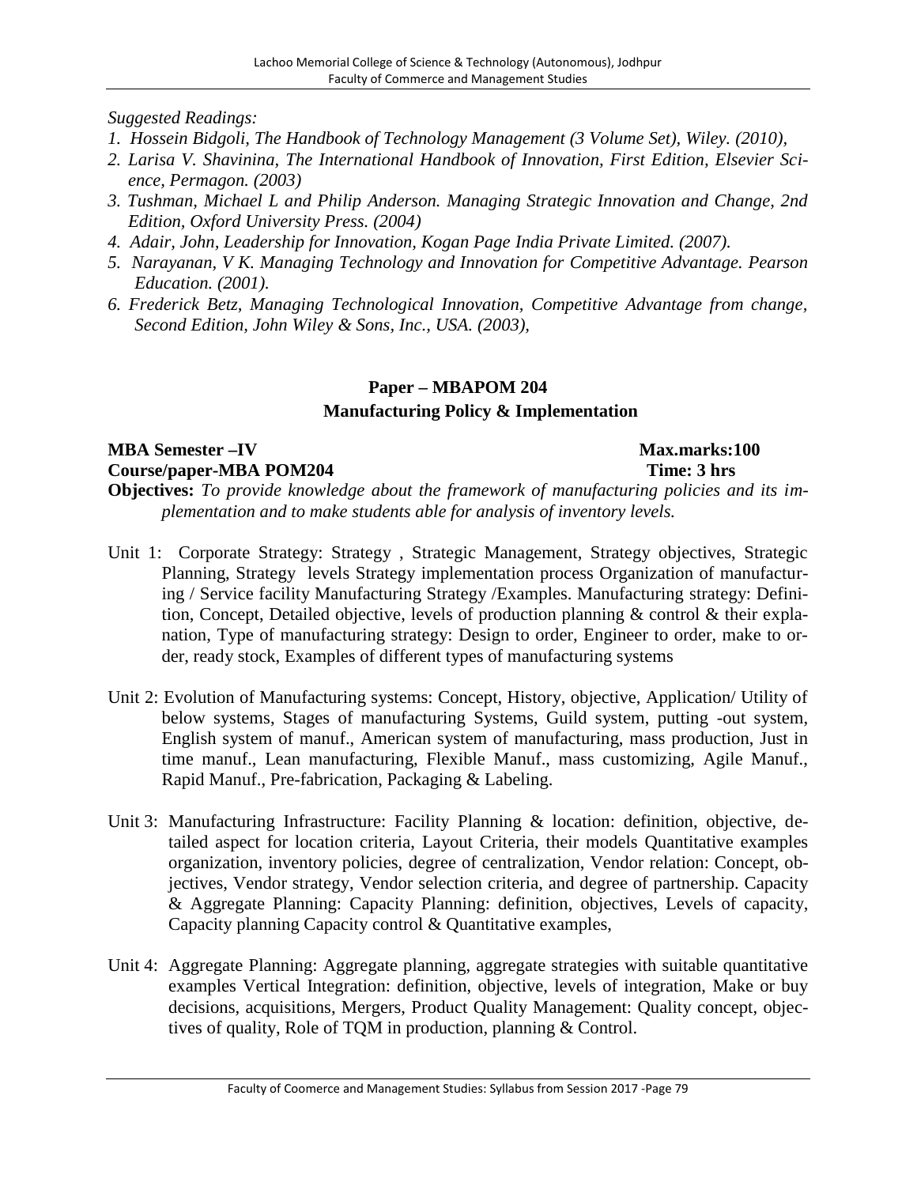*Suggested Readings:*

1. *Hossein Bidgoli, The Handbook of Technology Management (3 Volume Set), Wiley. (2010),*
2. *Larisa V. Shavinina, The International Handbook of Innovation, First Edition, Elsevier Science, Permagon. (2003)*
3. *Tushman, Michael L and Philip Anderson. Managing Strategic Innovation and Change, 2nd Edition, Oxford University Press. (2004)*
4. *Adair, John, Leadership for Innovation, Kogan Page India Private Limited. (2007).*
5. *Narayanan, V K. Managing Technology and Innovation for Competitive Advantage. Pearson Education. (2001).*
6. *Frederick Betz, Managing Technological Innovation, Competitive Advantage from change, Second Edition, John Wiley & Sons, Inc., USA. (2003),*

## Paper – MBAPOM 204
## Manufacturing Policy & Implementation

**MBA Semester –IV** **Max.marks:100**
**Course/paper-MBA POM204** **Time: 3 hrs**

**Objectives:** *To provide knowledge about the framework of manufacturing policies and its implementation and to make students able for analysis of inventory levels.*

Unit 1: Corporate Strategy: Strategy , Strategic Management, Strategy objectives, Strategic Planning, Strategy levels Strategy implementation process Organization of manufacturing / Service facility Manufacturing Strategy /Examples. Manufacturing strategy: Definition, Concept, Detailed objective, levels of production planning & control & their explanation, Type of manufacturing strategy: Design to order, Engineer to order, make to order, ready stock, Examples of different types of manufacturing systems

Unit 2: Evolution of Manufacturing systems: Concept, History, objective, Application/ Utility of below systems, Stages of manufacturing Systems, Guild system, putting -out system, English system of manuf., American system of manufacturing, mass production, Just in time manuf., Lean manufacturing, Flexible Manuf., mass customizing, Agile Manuf., Rapid Manuf., Pre-fabrication, Packaging & Labeling.

Unit 3: Manufacturing Infrastructure: Facility Planning & location: definition, objective, detailed aspect for location criteria, Layout Criteria, their models Quantitative examples organization, inventory policies, degree of centralization, Vendor relation: Concept, objectives, Vendor strategy, Vendor selection criteria, and degree of partnership. Capacity & Aggregate Planning: Capacity Planning: definition, objectives, Levels of capacity, Capacity planning Capacity control & Quantitative examples,

Unit 4: Aggregate Planning: Aggregate planning, aggregate strategies with suitable quantitative examples Vertical Integration: definition, objective, levels of integration, Make or buy decisions, acquisitions, Mergers, Product Quality Management: Quality concept, objectives of quality, Role of TQM in production, planning & Control.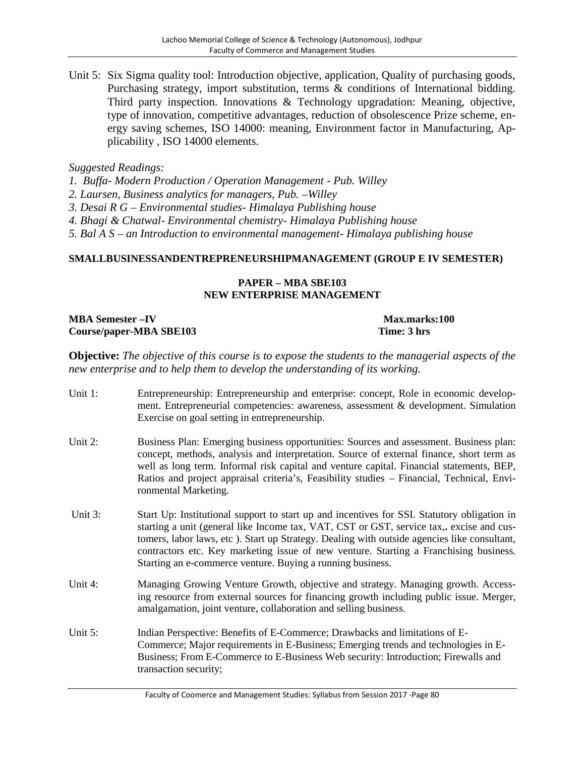Unit 5: Six Sigma quality tool: Introduction objective, application, Quality of purchasing goods, Purchasing strategy, import substitution, terms & conditions of International bidding. Third party inspection. Innovations & Technology upgradation: Meaning, objective, type of innovation, competitive advantages, reduction of obsolescence Prize scheme, energy saving schemes, ISO 14000: meaning, Environment factor in Manufacturing, Applicability , ISO 14000 elements.

*Suggested Readings:*

*1. Buffa- Modern Production / Operation Management - Pub. Willey*
*2. Laursen, Business analytics for managers, Pub. –Willey*
*3. Desai R G – Environmental studies- Himalaya Publishing house*
*4. Bhagi & Chatwal- Environmental chemistry- Himalaya Publishing house*
*5. Bal A S – an Introduction to environmental management- Himalaya publishing house*

**SMALLBUSINESSANDENTREPRENEURSHIPMANAGEMENT (GROUP E IV SEMESTER)**

**PAPER – MBA SBE103**
**NEW ENTERPRISE MANAGEMENT**

**MBA Semester –IV** **Max.marks:100**
**Course/paper-MBA SBE103** **Time: 3 hrs**

**Objective:** *The objective of this course is to expose the students to the managerial aspects of the new enterprise and to help them to develop the understanding of its working.*

Unit 1: Entrepreneurship: Entrepreneurship and enterprise: concept, Role in economic development. Entrepreneurial competencies: awareness, assessment & development. Simulation Exercise on goal setting in entrepreneurship.

Unit 2: Business Plan: Emerging business opportunities: Sources and assessment. Business plan: concept, methods, analysis and interpretation. Source of external finance, short term as well as long term. Informal risk capital and venture capital. Financial statements, BEP, Ratios and project appraisal criteria's, Feasibility studies – Financial, Technical, Environmental Marketing.

Unit 3: Start Up: Institutional support to start up and incentives for SSI. Statutory obligation in starting a unit (general like Income tax, VAT, CST or GST, service tax,**.** excise and customers, labor laws, etc ). Start up Strategy. Dealing with outside agencies like consultant, contractors etc. Key marketing issue of new venture. Starting a Franchising business. Starting an e-commerce venture. Buying a running business.

Unit 4: Managing Growing Venture Growth, objective and strategy. Managing growth. Accessing resource from external sources for financing growth including public issue. Merger, amalgamation, joint venture, collaboration and selling business.

Unit 5: Indian Perspective: Benefits of E-Commerce; Drawbacks and limitations of E-Commerce; Major requirements in E-Business; Emerging trends and technologies in E-Business; From E-Commerce to E-Business Web security: Introduction; Firewalls and transaction security;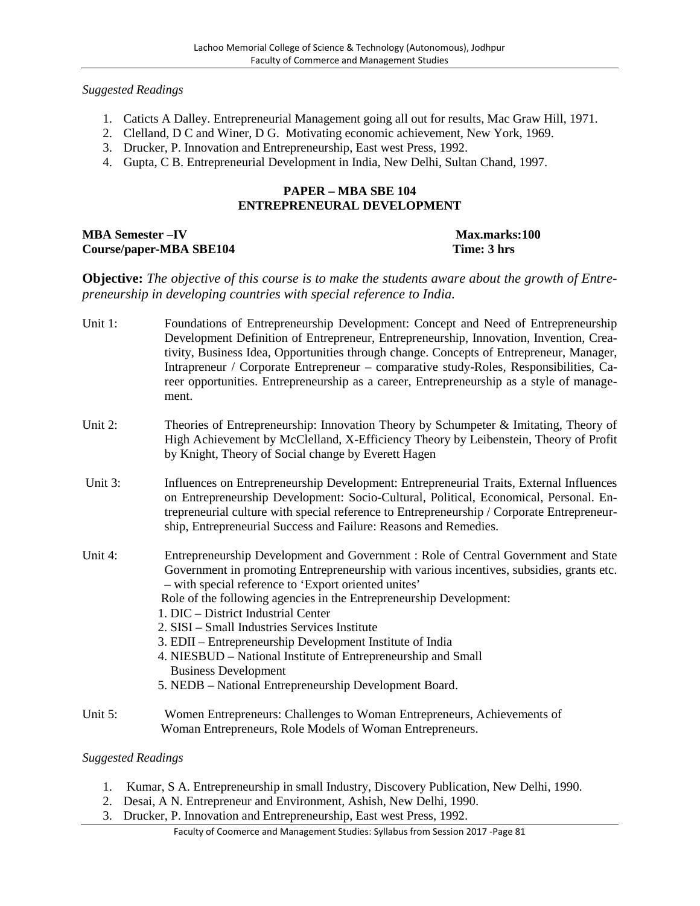*Suggested Readings*

1. Caticts A Dalley. Entrepreneurial Management going all out for results, Mac Graw Hill, 1971.
2. Clelland, D C and Winer, D G. Motivating economic achievement, New York, 1969.
3. Drucker, P. Innovation and Entrepreneurship, East west Press, 1992.
4. Gupta, C B. Entrepreneurial Development in India, New Delhi, Sultan Chand, 1997.

## PAPER – MBA SBE 104
## ENTREPRENEURAL DEVELOPMENT

**MBA Semester –IV** **Max.marks:100**
**Course/paper-MBA SBE104** **Time: 3 hrs**

**Objective:** *The objective of this course is to make the students aware about the growth of Entrepreneurship in developing countries with special reference to India.*

Unit 1: Foundations of Entrepreneurship Development: Concept and Need of Entrepreneurship Development Definition of Entrepreneur, Entrepreneurship, Innovation, Invention, Creativity, Business Idea, Opportunities through change. Concepts of Entrepreneur, Manager, Intrapreneur / Corporate Entrepreneur – comparative study-Roles, Responsibilities, Career opportunities. Entrepreneurship as a career, Entrepreneurship as a style of management.

Unit 2: Theories of Entrepreneurship: Innovation Theory by Schumpeter & Imitating, Theory of High Achievement by McClelland, X-Efficiency Theory by Leibenstein, Theory of Profit by Knight, Theory of Social change by Everett Hagen

Unit 3: Influences on Entrepreneurship Development: Entrepreneurial Traits, External Influences on Entrepreneurship Development: Socio-Cultural, Political, Economical, Personal. Entrepreneurial culture with special reference to Entrepreneurship / Corporate Entrepreneurship, Entrepreneurial Success and Failure: Reasons and Remedies.

Unit 4: Entrepreneurship Development and Government : Role of Central Government and State Government in promoting Entrepreneurship with various incentives, subsidies, grants etc. – with special reference to 'Export oriented unites'
Role of the following agencies in the Entrepreneurship Development:
1. DIC – District Industrial Center
2. SISI – Small Industries Services Institute
3. EDII – Entrepreneurship Development Institute of India
4. NIESBUD – National Institute of Entrepreneurship and Small Business Development
5. NEDB – National Entrepreneurship Development Board.

Unit 5: Women Entrepreneurs: Challenges to Woman Entrepreneurs, Achievements of Woman Entrepreneurs, Role Models of Woman Entrepreneurs.

*Suggested Readings*

1. Kumar, S A. Entrepreneurship in small Industry, Discovery Publication, New Delhi, 1990.
2. Desai, A N. Entrepreneur and Environment, Ashish, New Delhi, 1990.
3. Drucker, P. Innovation and Entrepreneurship, East west Press, 1992.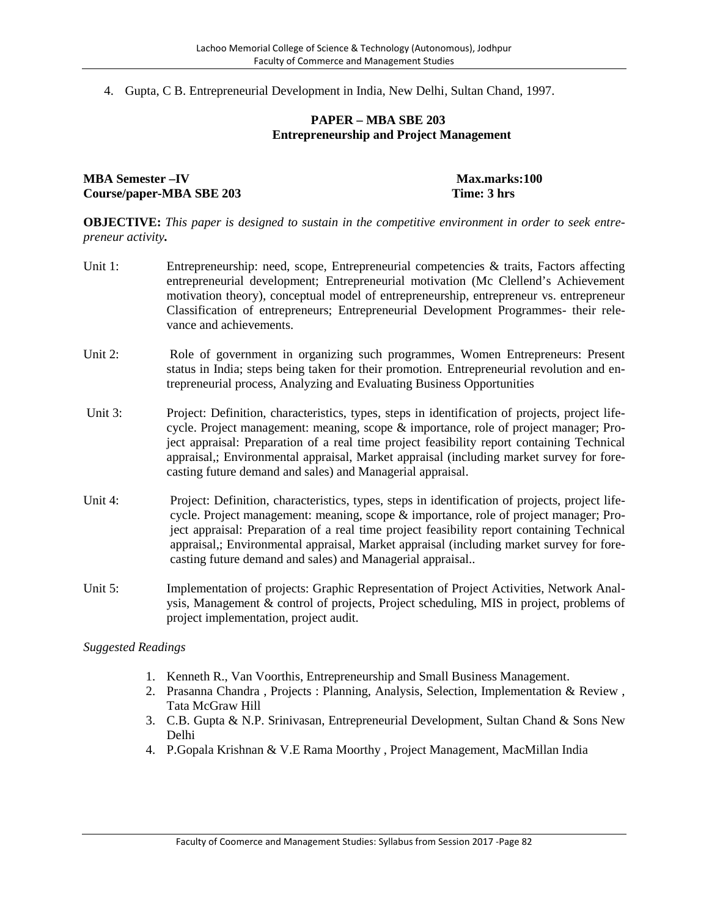4. Gupta, C B. Entrepreneurial Development in India, New Delhi, Sultan Chand, 1997.

## PAPER – MBA SBE 203
## Entrepreneurship and Project Management

**MBA Semester –IV** **Max.marks:100**
**Course/paper-MBA SBE 203** **Time: 3 hrs**

**OBJECTIVE:** *This paper is designed to sustain in the competitive environment in order to seek entrepreneur activity.*

Unit 1: Entrepreneurship: need, scope, Entrepreneurial competencies & traits, Factors affecting entrepreneurial development; Entrepreneurial motivation (Mc Clellend's Achievement motivation theory), conceptual model of entrepreneurship, entrepreneur vs. entrepreneur Classification of entrepreneurs; Entrepreneurial Development Programmes- their relevance and achievements.

Unit 2: Role of government in organizing such programmes, Women Entrepreneurs: Present status in India; steps being taken for their promotion. Entrepreneurial revolution and entrepreneurial process, Analyzing and Evaluating Business Opportunities

Unit 3: Project: Definition, characteristics, types, steps in identification of projects, project lifecycle. Project management: meaning, scope & importance, role of project manager; Project appraisal: Preparation of a real time project feasibility report containing Technical appraisal,; Environmental appraisal, Market appraisal (including market survey for forecasting future demand and sales) and Managerial appraisal.

Unit 4: Project: Definition, characteristics, types, steps in identification of projects, project lifecycle. Project management: meaning, scope & importance, role of project manager; Project appraisal: Preparation of a real time project feasibility report containing Technical appraisal,; Environmental appraisal, Market appraisal (including market survey for forecasting future demand and sales) and Managerial appraisal..

Unit 5: Implementation of projects: Graphic Representation of Project Activities, Network Analysis, Management & control of projects, Project scheduling, MIS in project, problems of project implementation, project audit.

*Suggested Readings*

1. Kenneth R., Van Voorthis, Entrepreneurship and Small Business Management.
2. Prasanna Chandra , Projects : Planning, Analysis, Selection, Implementation & Review , Tata McGraw Hill
3. C.B. Gupta & N.P. Srinivasan, Entrepreneurial Development, Sultan Chand & Sons New Delhi
4. P.Gopala Krishnan & V.E Rama Moorthy , Project Management, MacMillan India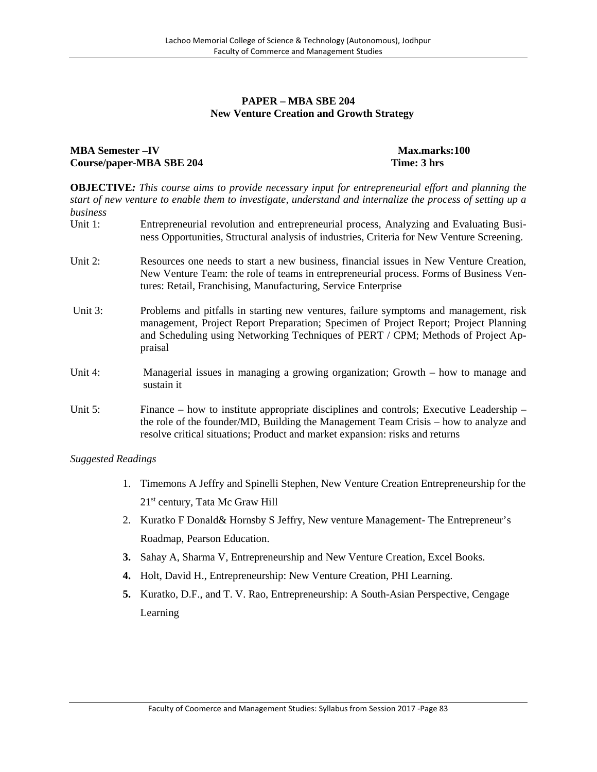## PAPER – MBA SBE 204
## New Venture Creation and Growth Strategy

**MBA Semester –IV** **Max.marks:100**
**Course/paper-MBA SBE 204** **Time: 3 hrs**

**OBJECTIVE***: This course aims to provide necessary input for entrepreneurial effort and planning the start of new venture to enable them to investigate, understand and internalize the process of setting up a business*

Unit 1: Entrepreneurial revolution and entrepreneurial process, Analyzing and Evaluating Business Opportunities, Structural analysis of industries, Criteria for New Venture Screening.

Unit 2: Resources one needs to start a new business, financial issues in New Venture Creation, New Venture Team: the role of teams in entrepreneurial process. Forms of Business Ventures: Retail, Franchising, Manufacturing, Service Enterprise

Unit 3: Problems and pitfalls in starting new ventures, failure symptoms and management, risk management, Project Report Preparation; Specimen of Project Report; Project Planning and Scheduling using Networking Techniques of PERT / CPM; Methods of Project Appraisal

Unit 4: Managerial issues in managing a growing organization; Growth – how to manage and sustain it

Unit 5: Finance – how to institute appropriate disciplines and controls; Executive Leadership – the role of the founder/MD, Building the Management Team Crisis – how to analyze and resolve critical situations; Product and market expansion: risks and returns

*Suggested Readings*

1. Timemons A Jeffry and Spinelli Stephen, New Venture Creation Entrepreneurship for the 21st century, Tata Mc Graw Hill
2. Kuratko F Donald& Hornsby S Jeffry, New venture Management- The Entrepreneur's Roadmap, Pearson Education.
3. Sahay A, Sharma V, Entrepreneurship and New Venture Creation, Excel Books.
4. Holt, David H., Entrepreneurship: New Venture Creation, PHI Learning.
5. Kuratko, D.F., and T. V. Rao, Entrepreneurship: A South-Asian Perspective, Cengage Learning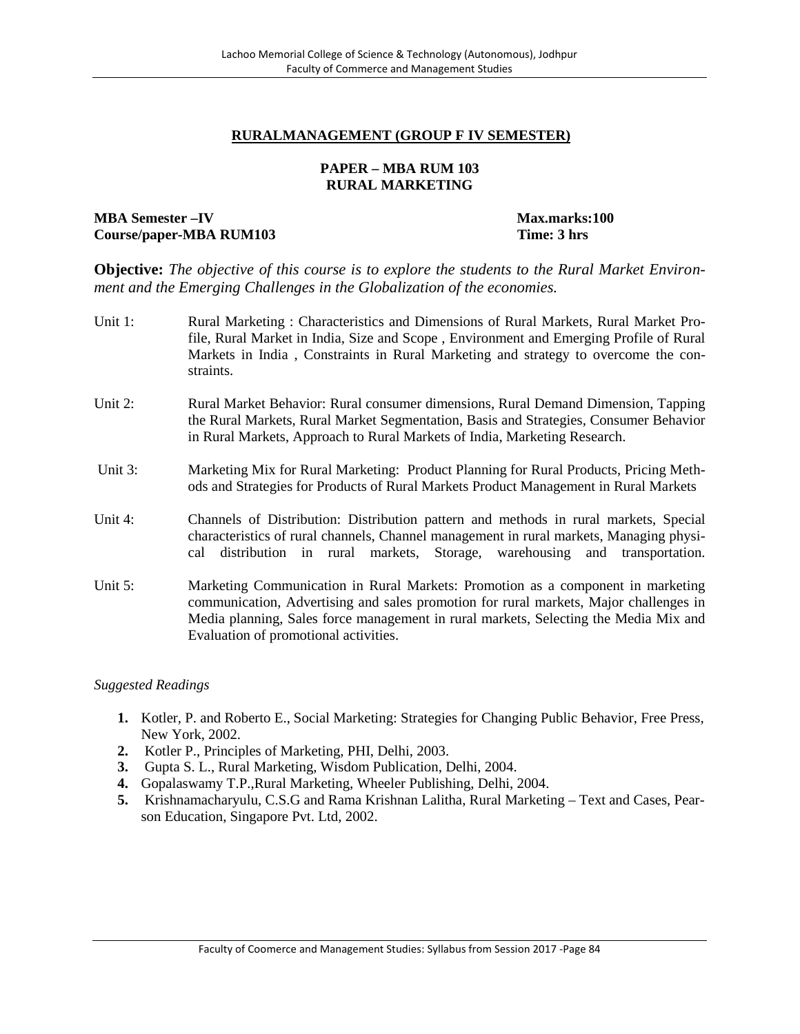## RURALMANAGEMENT (GROUP F IV SEMESTER)

### PAPER – MBA RUM 103
### RURAL MARKETING

**MBA Semester –IV** | **Max.marks:100**
**Course/paper-MBA RUM103** | **Time: 3 hrs**

**Objective:** *The objective of this course is to explore the students to the Rural Market Environment and the Emerging Challenges in the Globalization of the economies.*

Unit 1: Rural Marketing : Characteristics and Dimensions of Rural Markets, Rural Market Profile, Rural Market in India, Size and Scope , Environment and Emerging Profile of Rural Markets in India , Constraints in Rural Marketing and strategy to overcome the constraints.

Unit 2: Rural Market Behavior: Rural consumer dimensions, Rural Demand Dimension, Tapping the Rural Markets, Rural Market Segmentation, Basis and Strategies, Consumer Behavior in Rural Markets, Approach to Rural Markets of India, Marketing Research.

Unit 3: Marketing Mix for Rural Marketing: Product Planning for Rural Products, Pricing Methods and Strategies for Products of Rural Markets Product Management in Rural Markets

Unit 4: Channels of Distribution: Distribution pattern and methods in rural markets, Special characteristics of rural channels, Channel management in rural markets, Managing physical distribution in rural markets, Storage, warehousing and transportation.

Unit 5: Marketing Communication in Rural Markets: Promotion as a component in marketing communication, Advertising and sales promotion for rural markets, Major challenges in Media planning, Sales force management in rural markets, Selecting the Media Mix and Evaluation of promotional activities.

*Suggested Readings*

1. Kotler, P. and Roberto E., Social Marketing: Strategies for Changing Public Behavior, Free Press, New York, 2002.
2. Kotler P., Principles of Marketing, PHI, Delhi, 2003.
3. Gupta S. L., Rural Marketing, Wisdom Publication, Delhi, 2004.
4. Gopalaswamy T.P.,Rural Marketing, Wheeler Publishing, Delhi, 2004.
5. Krishnamacharyulu, C.S.G and Rama Krishnan Lalitha, Rural Marketing – Text and Cases, Pearson Education, Singapore Pvt. Ltd, 2002.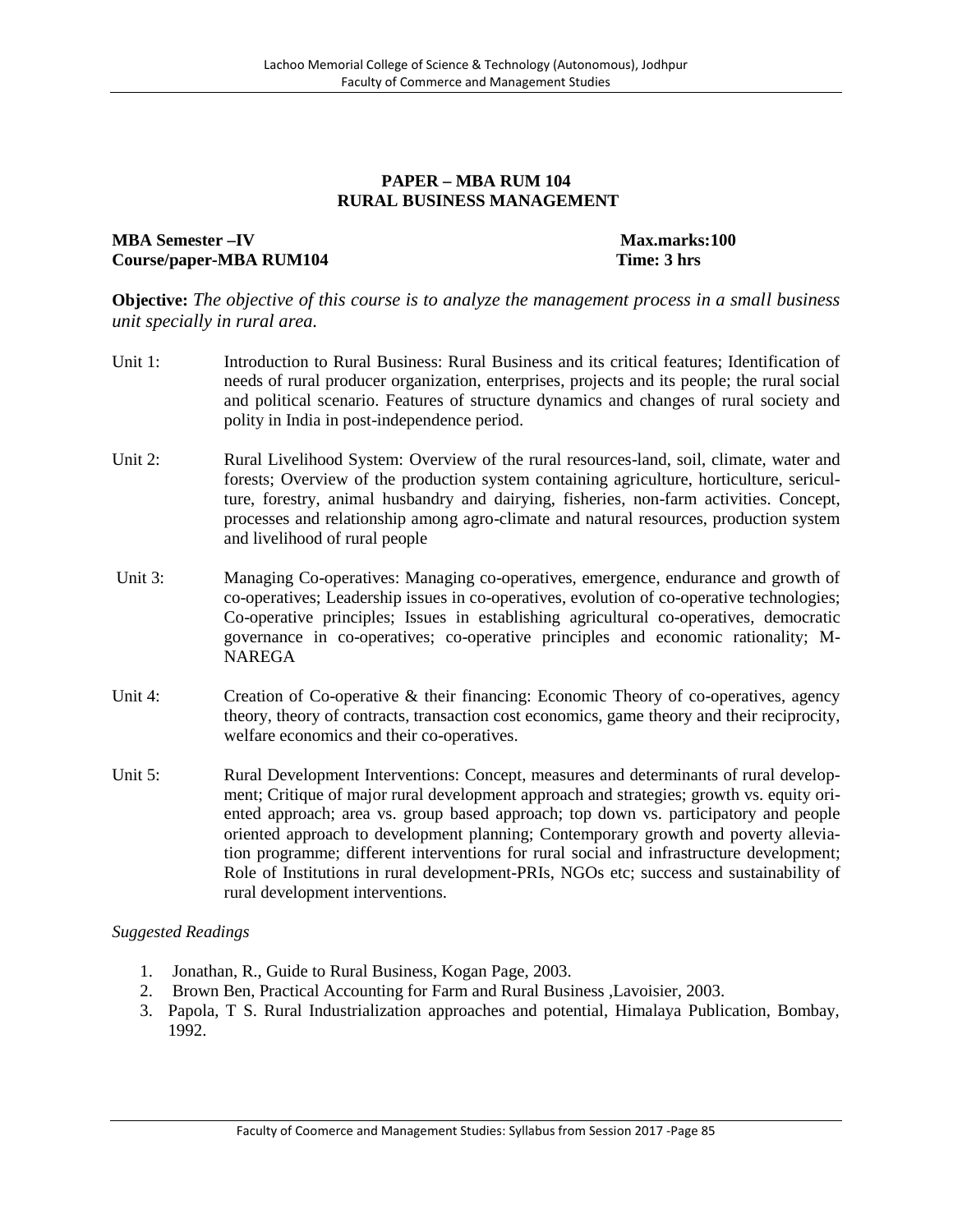## PAPER – MBA RUM 104
## RURAL BUSINESS MANAGEMENT

**MBA Semester –IV** **Max.marks:100**
**Course/paper-MBA RUM104** **Time: 3 hrs**

**Objective:** *The objective of this course is to analyze the management process in a small business unit specially in rural area.*

Unit 1: Introduction to Rural Business: Rural Business and its critical features; Identification of needs of rural producer organization, enterprises, projects and its people; the rural social and political scenario. Features of structure dynamics and changes of rural society and polity in India in post-independence period.

Unit 2: Rural Livelihood System: Overview of the rural resources-land, soil, climate, water and forests; Overview of the production system containing agriculture, horticulture, sericulture, forestry, animal husbandry and dairying, fisheries, non-farm activities. Concept, processes and relationship among agro-climate and natural resources, production system and livelihood of rural people

Unit 3: Managing Co-operatives: Managing co-operatives, emergence, endurance and growth of co-operatives; Leadership issues in co-operatives, evolution of co-operative technologies; Co-operative principles; Issues in establishing agricultural co-operatives, democratic governance in co-operatives; co-operative principles and economic rationality; M-NAREGA

Unit 4: Creation of Co-operative & their financing: Economic Theory of co-operatives, agency theory, theory of contracts, transaction cost economics, game theory and their reciprocity, welfare economics and their co-operatives.

Unit 5: Rural Development Interventions: Concept, measures and determinants of rural development; Critique of major rural development approach and strategies; growth vs. equity oriented approach; area vs. group based approach; top down vs. participatory and people oriented approach to development planning; Contemporary growth and poverty alleviation programme; different interventions for rural social and infrastructure development; Role of Institutions in rural development-PRIs, NGOs etc; success and sustainability of rural development interventions.

*Suggested Readings*

1. Jonathan, R., Guide to Rural Business, Kogan Page, 2003.
2. Brown Ben, Practical Accounting for Farm and Rural Business ,Lavoisier, 2003.
3. Papola, T S. Rural Industrialization approaches and potential, Himalaya Publication, Bombay, 1992.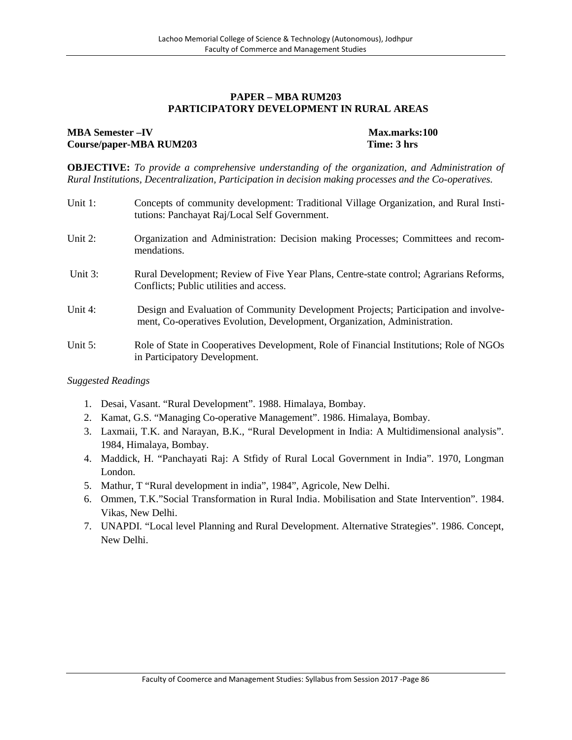## PAPER – MBA RUM203
## PARTICIPATORY DEVELOPMENT IN RURAL AREAS

**MBA Semester –IV** **Max.marks:100**
**Course/paper-MBA RUM203** **Time: 3 hrs**

**OBJECTIVE:** *To provide a comprehensive understanding of the organization, and Administration of Rural Institutions, Decentralization, Participation in decision making processes and the Co-operatives.*

Unit 1: Concepts of community development: Traditional Village Organization, and Rural Institutions: Panchayat Raj/Local Self Government.

Unit 2: Organization and Administration: Decision making Processes; Committees and recommendations.

Unit 3: Rural Development; Review of Five Year Plans, Centre-state control; Agrarians Reforms, Conflicts; Public utilities and access.

Unit 4: Design and Evaluation of Community Development Projects; Participation and involvement, Co-operatives Evolution, Development, Organization, Administration.

Unit 5: Role of State in Cooperatives Development, Role of Financial Institutions; Role of NGOs in Participatory Development.

*Suggested Readings*

1. Desai, Vasant. "Rural Development". 1988. Himalaya, Bombay.
2. Kamat, G.S. "Managing Co-operative Management". 1986. Himalaya, Bombay.
3. Laxmaii, T.K. and Narayan, B.K., "Rural Development in India: A Multidimensional analysis". 1984, Himalaya, Bombay.
4. Maddick, H. "Panchayati Raj: A Stfidy of Rural Local Government in India". 1970, Longman London.
5. Mathur, T "Rural development in india", 1984", Agricole, New Delhi.
6. Ommen, T.K."Social Transformation in Rural India. Mobilisation and State Intervention". 1984. Vikas, New Delhi.
7. UNAPDI. "Local level Planning and Rural Development. Alternative Strategies". 1986. Concept, New Delhi.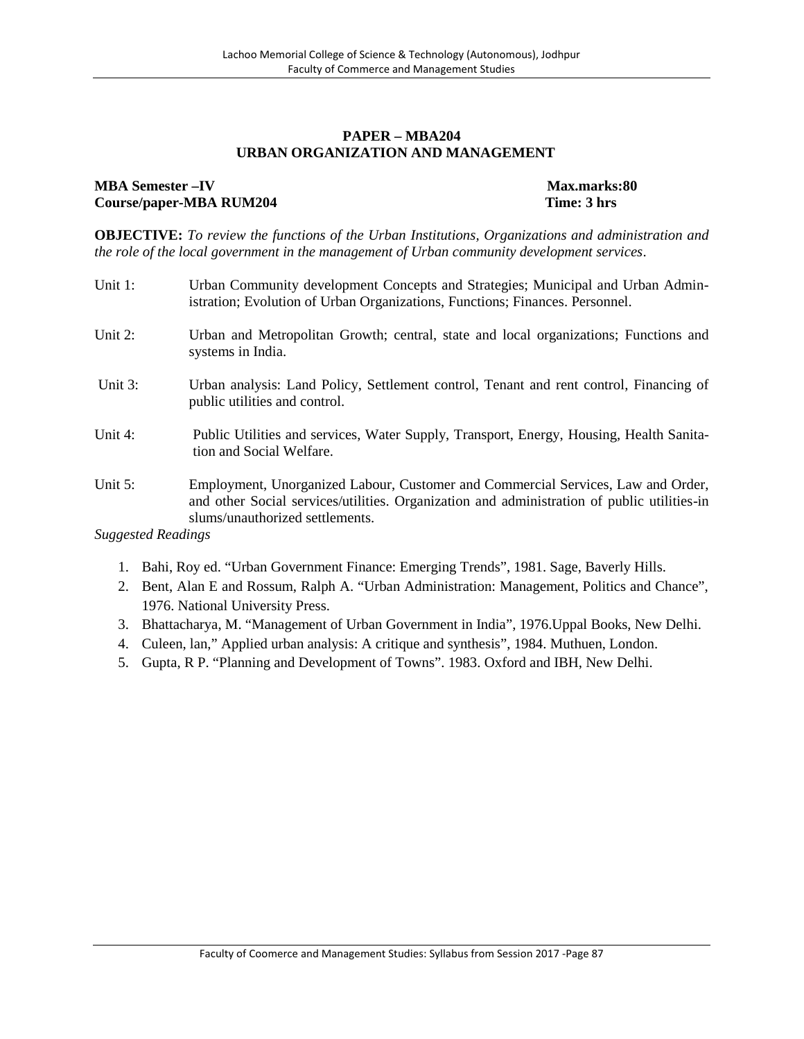## PAPER – MBA204
## URBAN ORGANIZATION AND MANAGEMENT

**MBA Semester –IV** **Max.marks:80**
**Course/paper-MBA RUM204** **Time: 3 hrs**

**OBJECTIVE:** *To review the functions of the Urban Institutions, Organizations and administration and the role of the local government in the management of Urban community development services*.

Unit 1: Urban Community development Concepts and Strategies; Municipal and Urban Administration; Evolution of Urban Organizations, Functions; Finances. Personnel.

Unit 2: Urban and Metropolitan Growth; central, state and local organizations; Functions and systems in India.

Unit 3: Urban analysis: Land Policy, Settlement control, Tenant and rent control, Financing of public utilities and control.

Unit 4: Public Utilities and services, Water Supply, Transport, Energy, Housing, Health Sanitation and Social Welfare.

Unit 5: Employment, Unorganized Labour, Customer and Commercial Services, Law and Order, and other Social services/utilities. Organization and administration of public utilities-in slums/unauthorized settlements.

*Suggested Readings*

1. Bahi, Roy ed. "Urban Government Finance: Emerging Trends", 1981. Sage, Baverly Hills.
2. Bent, Alan E and Rossum, Ralph A. "Urban Administration: Management, Politics and Chance", 1976. National University Press.
3. Bhattacharya, M. "Management of Urban Government in India", 1976.Uppal Books, New Delhi.
4. Culeen, lan," Applied urban analysis: A critique and synthesis", 1984. Muthuen, London.
5. Gupta, R P. "Planning and Development of Towns". 1983. Oxford and IBH, New Delhi.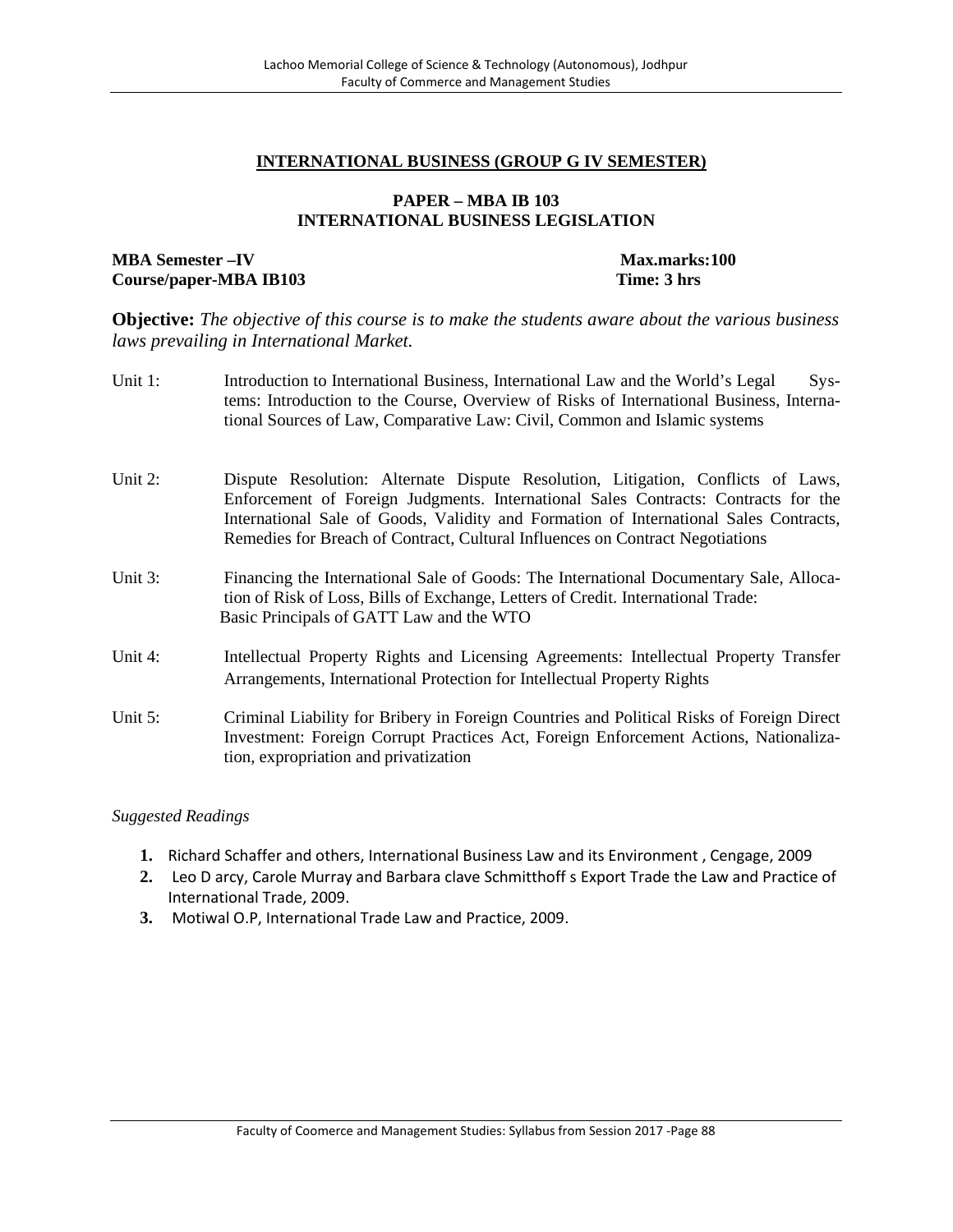## INTERNATIONAL BUSINESS (GROUP G IV SEMESTER)

### PAPER – MBA IB 103
### INTERNATIONAL BUSINESS LEGISLATION

**MBA Semester –IV** | **Max.marks:100**
**Course/paper-MBA IB103** | **Time: 3 hrs**

**Objective:** *The objective of this course is to make the students aware about the various business laws prevailing in International Market.*

Unit 1: Introduction to International Business, International Law and the World's Legal Systems: Introduction to the Course, Overview of Risks of International Business, International Sources of Law, Comparative Law: Civil, Common and Islamic systems

Unit 2: Dispute Resolution: Alternate Dispute Resolution, Litigation, Conflicts of Laws, Enforcement of Foreign Judgments. International Sales Contracts: Contracts for the International Sale of Goods, Validity and Formation of International Sales Contracts, Remedies for Breach of Contract, Cultural Influences on Contract Negotiations

Unit 3: Financing the International Sale of Goods: The International Documentary Sale, Allocation of Risk of Loss, Bills of Exchange, Letters of Credit. International Trade: Basic Principals of GATT Law and the WTO

Unit 4: Intellectual Property Rights and Licensing Agreements: Intellectual Property Transfer Arrangements, International Protection for Intellectual Property Rights

Unit 5: Criminal Liability for Bribery in Foreign Countries and Political Risks of Foreign Direct Investment: Foreign Corrupt Practices Act, Foreign Enforcement Actions, Nationalization, expropriation and privatization

*Suggested Readings*

1. Richard Schaffer and others, International Business Law and its Environment , Cengage, 2009
2. Leo D arcy, Carole Murray and Barbara clave Schmitthoff s Export Trade the Law and Practice of International Trade, 2009.
3. Motiwal O.P, International Trade Law and Practice, 2009.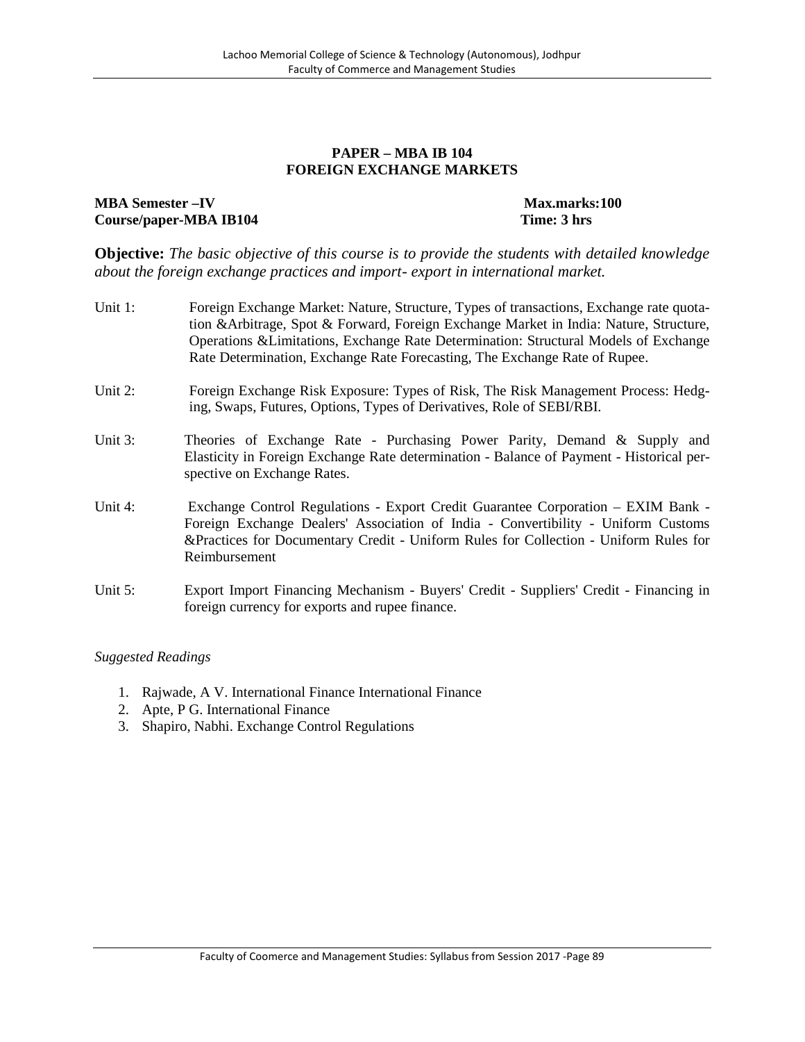## PAPER – MBA IB 104
## FOREIGN EXCHANGE MARKETS

**MBA Semester –IV** **Max.marks:100**
**Course/paper-MBA IB104** **Time: 3 hrs**

**Objective:** *The basic objective of this course is to provide the students with detailed knowledge about the foreign exchange practices and import- export in international market.*

Unit 1: Foreign Exchange Market: Nature, Structure, Types of transactions, Exchange rate quotation &Arbitrage, Spot & Forward, Foreign Exchange Market in India: Nature, Structure, Operations &Limitations, Exchange Rate Determination: Structural Models of Exchange Rate Determination, Exchange Rate Forecasting, The Exchange Rate of Rupee.

Unit 2: Foreign Exchange Risk Exposure: Types of Risk, The Risk Management Process: Hedging, Swaps, Futures, Options, Types of Derivatives, Role of SEBI/RBI.

Unit 3: Theories of Exchange Rate - Purchasing Power Parity, Demand & Supply and Elasticity in Foreign Exchange Rate determination - Balance of Payment - Historical perspective on Exchange Rates.

Unit 4: Exchange Control Regulations - Export Credit Guarantee Corporation – EXIM Bank - Foreign Exchange Dealers' Association of India - Convertibility - Uniform Customs &Practices for Documentary Credit - Uniform Rules for Collection - Uniform Rules for Reimbursement

Unit 5: Export Import Financing Mechanism - Buyers' Credit - Suppliers' Credit - Financing in foreign currency for exports and rupee finance.

*Suggested Readings*

1. Rajwade, A V. International Finance International Finance
2. Apte, P G. International Finance
3. Shapiro, Nabhi. Exchange Control Regulations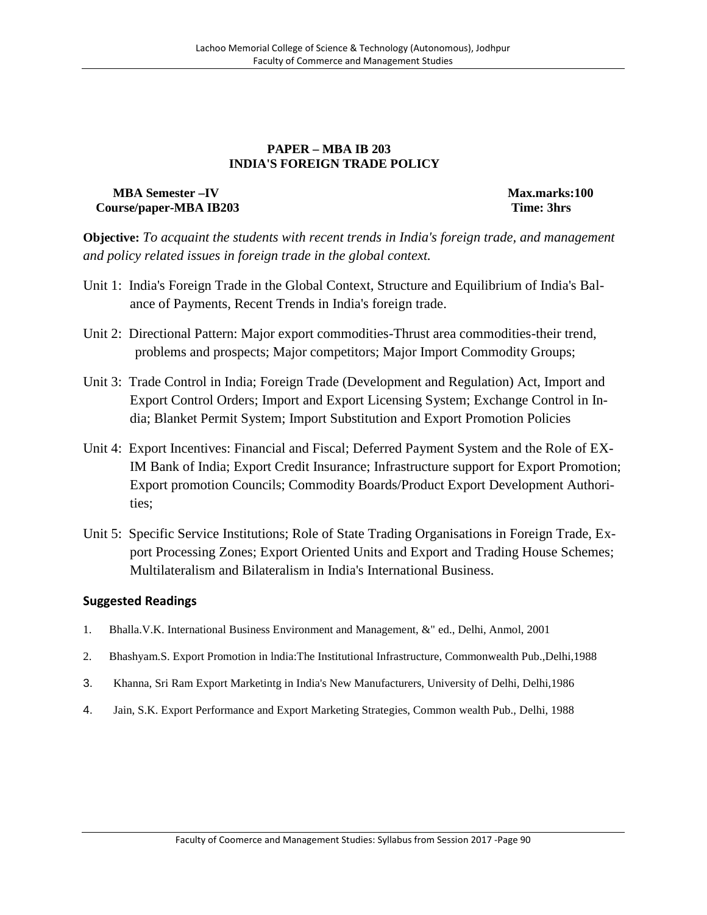## PAPER – MBA IB 203
## INDIA'S FOREIGN TRADE POLICY

**MBA Semester –IV** **Max.marks:100**
**Course/paper-MBA IB203** **Time: 3hrs**

**Objective:** *To acquaint the students with recent trends in India's foreign trade, and management and policy related issues in foreign trade in the global context.*

Unit 1: India's Foreign Trade in the Global Context, Structure and Equilibrium of India's Balance of Payments, Recent Trends in India's foreign trade.

Unit 2: Directional Pattern: Major export commodities-Thrust area commodities-their trend, problems and prospects; Major competitors; Major Import Commodity Groups;

Unit 3: Trade Control in India; Foreign Trade (Development and Regulation) Act, Import and Export Control Orders; Import and Export Licensing System; Exchange Control in India; Blanket Permit System; Import Substitution and Export Promotion Policies

Unit 4: Export Incentives: Financial and Fiscal; Deferred Payment System and the Role of EX-IM Bank of India; Export Credit Insurance; Infrastructure support for Export Promotion; Export promotion Councils; Commodity Boards/Product Export Development Authorities;

Unit 5: Specific Service Institutions; Role of State Trading Organisations in Foreign Trade, Export Processing Zones; Export Oriented Units and Export and Trading House Schemes; Multilateralism and Bilateralism in India's International Business.

### Suggested Readings

1. Bhalla.V.K. International Business Environment and Management, &" ed., Delhi, Anmol, 2001
2. Bhashyam.S. Export Promotion in lndia:The Institutional Infrastructure, Commonwealth Pub.,Delhi,1988
3. Khanna, Sri Ram Export Marketintg in India's New Manufacturers, University of Delhi, Delhi,1986
4. Jain, S.K. Export Performance and Export Marketing Strategies, Common wealth Pub., Delhi, 1988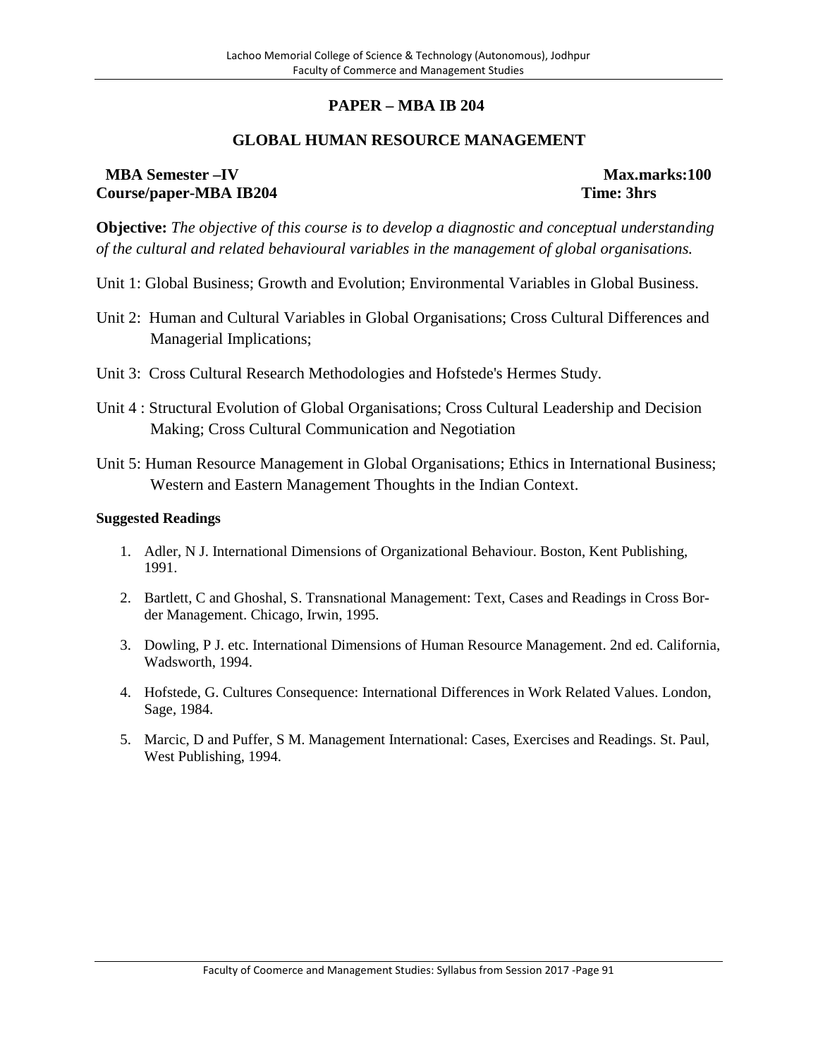## PAPER – MBA IB 204

## GLOBAL HUMAN RESOURCE MANAGEMENT

**MBA Semester –IV** **Max.marks:100**
**Course/paper-MBA IB204** **Time: 3hrs**

**Objective:** *The objective of this course is to develop a diagnostic and conceptual understanding of the cultural and related behavioural variables in the management of global organisations.*

Unit 1: Global Business; Growth and Evolution; Environmental Variables in Global Business.

Unit 2: Human and Cultural Variables in Global Organisations; Cross Cultural Differences and Managerial Implications;

Unit 3: Cross Cultural Research Methodologies and Hofstede's Hermes Study.

Unit 4 : Structural Evolution of Global Organisations; Cross Cultural Leadership and Decision Making; Cross Cultural Communication and Negotiation

Unit 5: Human Resource Management in Global Organisations; Ethics in International Business; Western and Eastern Management Thoughts in the Indian Context.

**Suggested Readings**

1. Adler, N J. International Dimensions of Organizational Behaviour. Boston, Kent Publishing, 1991.
2. Bartlett, C and Ghoshal, S. Transnational Management: Text, Cases and Readings in Cross Border Management. Chicago, Irwin, 1995.
3. Dowling, P J. etc. International Dimensions of Human Resource Management. 2nd ed. California, Wadsworth, 1994.
4. Hofstede, G. Cultures Consequence: International Differences in Work Related Values. London, Sage, 1984.
5. Marcic, D and Puffer, S M. Management International: Cases, Exercises and Readings. St. Paul, West Publishing, 1994.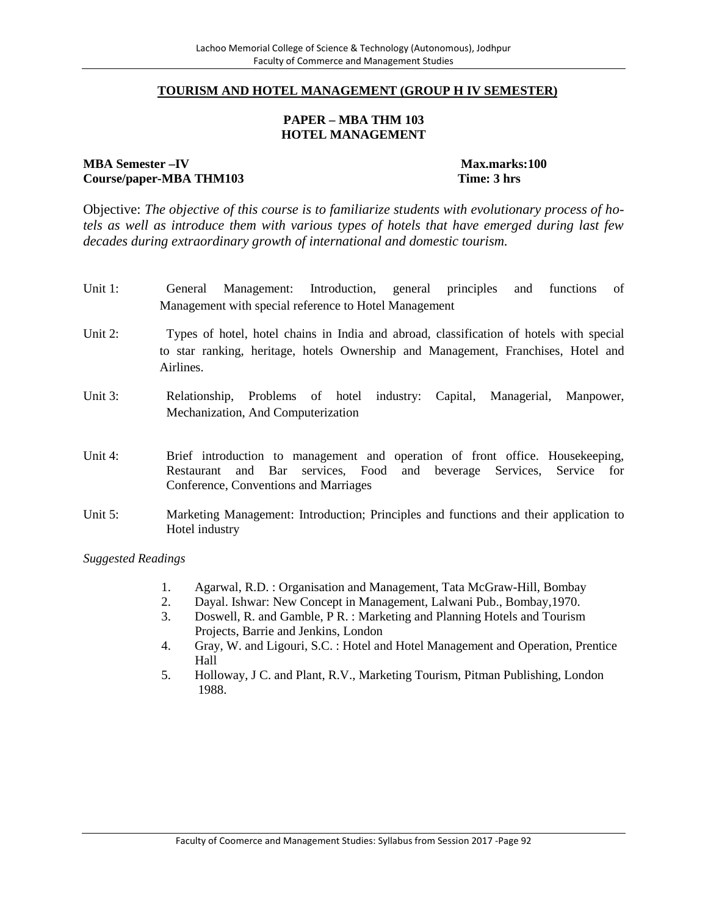## TOURISM AND HOTEL MANAGEMENT (GROUP H IV SEMESTER)

### PAPER – MBA THM 103
### HOTEL MANAGEMENT

**MBA Semester –IV** **Max.marks:100**
**Course/paper-MBA THM103** **Time: 3 hrs**

Objective: *The objective of this course is to familiarize students with evolutionary process of hotels as well as introduce them with various types of hotels that have emerged during last few decades during extraordinary growth of international and domestic tourism.*

Unit 1: General Management: Introduction, general principles and functions of Management with special reference to Hotel Management

Unit 2: Types of hotel, hotel chains in India and abroad, classification of hotels with special to star ranking, heritage, hotels Ownership and Management, Franchises, Hotel and Airlines.

Unit 3: Relationship, Problems of hotel industry: Capital, Managerial, Manpower, Mechanization, And Computerization

Unit 4: Brief introduction to management and operation of front office. Housekeeping, Restaurant and Bar services, Food and beverage Services, Service for Conference, Conventions and Marriages

Unit 5: Marketing Management: Introduction; Principles and functions and their application to Hotel industry

*Suggested Readings*

1. Agarwal, R.D. : Organisation and Management, Tata McGraw-Hill, Bombay
2. Dayal. Ishwar: New Concept in Management, Lalwani Pub., Bombay,1970.
3. Doswell, R. and Gamble, P R. : Marketing and Planning Hotels and Tourism Projects, Barrie and Jenkins, London
4. Gray, W. and Ligouri, S.C. : Hotel and Hotel Management and Operation, Prentice Hall
5. Holloway, J C. and Plant, R.V., Marketing Tourism, Pitman Publishing, London 1988.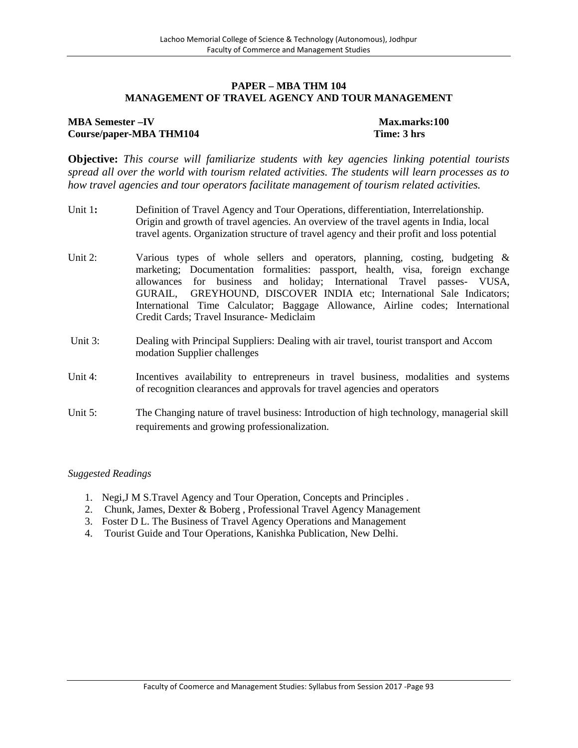## PAPER – MBA THM 104
## MANAGEMENT OF TRAVEL AGENCY AND TOUR MANAGEMENT

**MBA Semester –IV** **Max.marks:100**
**Course/paper-MBA THM104** **Time: 3 hrs**

**Objective:** *This course will familiarize students with key agencies linking potential tourists spread all over the world with tourism related activities. The students will learn processes as to how travel agencies and tour operators facilitate management of tourism related activities.*

Unit 1**:** Definition of Travel Agency and Tour Operations, differentiation, Interrelationship. Origin and growth of travel agencies. An overview of the travel agents in India, local travel agents. Organization structure of travel agency and their profit and loss potential

Unit 2: Various types of whole sellers and operators, planning, costing, budgeting & marketing; Documentation formalities: passport, health, visa, foreign exchange allowances for business and holiday; International Travel passes- VUSA, GURAIL, GREYHOUND, DISCOVER INDIA etc; International Sale Indicators; International Time Calculator; Baggage Allowance, Airline codes; International Credit Cards; Travel Insurance- Mediclaim

Unit 3: Dealing with Principal Suppliers: Dealing with air travel, tourist transport and Accom modation Supplier challenges

Unit 4: Incentives availability to entrepreneurs in travel business, modalities and systems of recognition clearances and approvals for travel agencies and operators

Unit 5: The Changing nature of travel business: Introduction of high technology, managerial skill requirements and growing professionalization.

*Suggested Readings*

1. Negi,J M S.Travel Agency and Tour Operation, Concepts and Principles .
2. Chunk, James, Dexter & Boberg , Professional Travel Agency Management
3. Foster D L. The Business of Travel Agency Operations and Management
4. Tourist Guide and Tour Operations, Kanishka Publication, New Delhi.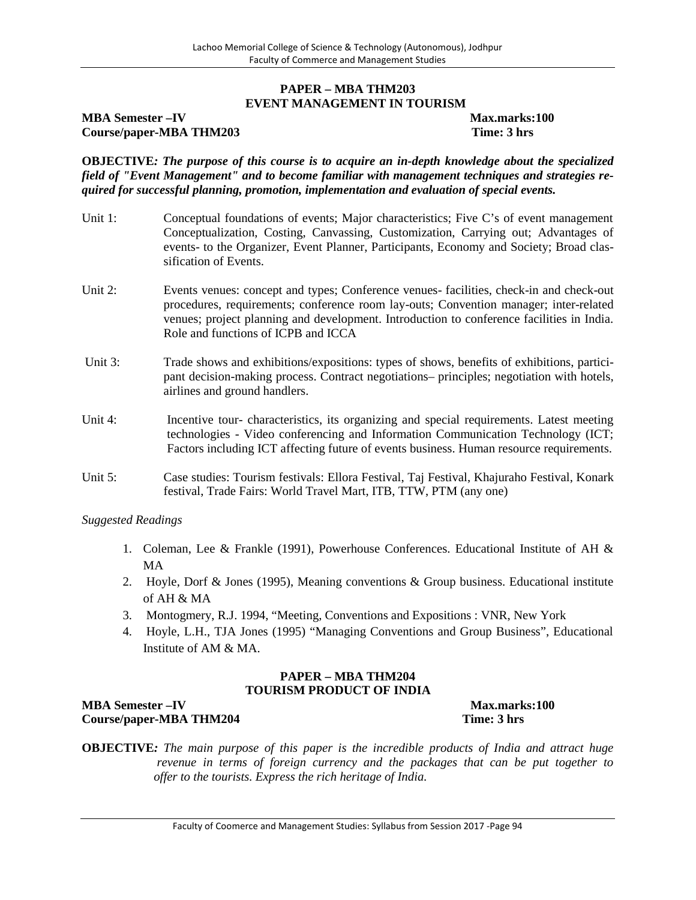## PAPER – MBA THM203
## EVENT MANAGEMENT IN TOURISM

**MBA Semester –IV** **Max.marks:100**
**Course/paper-MBA THM203** **Time: 3 hrs**

**OBJECTIVE*: The purpose of this course is to acquire an in-depth knowledge about the specialized field of "Event Management" and to become familiar with management techniques and strategies required for successful planning, promotion, implementation and evaluation of special events.***

Unit 1: Conceptual foundations of events; Major characteristics; Five C's of event management Conceptualization, Costing, Canvassing, Customization, Carrying out; Advantages of events- to the Organizer, Event Planner, Participants, Economy and Society; Broad classification of Events.

Unit 2: Events venues: concept and types; Conference venues- facilities, check-in and check-out procedures, requirements; conference room lay-outs; Convention manager; inter-related venues; project planning and development. Introduction to conference facilities in India. Role and functions of ICPB and ICCA

Unit 3: Trade shows and exhibitions/expositions: types of shows, benefits of exhibitions, participant decision-making process. Contract negotiations– principles; negotiation with hotels, airlines and ground handlers.

Unit 4: Incentive tour- characteristics, its organizing and special requirements. Latest meeting technologies - Video conferencing and Information Communication Technology (ICT; Factors including ICT affecting future of events business. Human resource requirements.

Unit 5: Case studies: Tourism festivals: Ellora Festival, Taj Festival, Khajuraho Festival, Konark festival, Trade Fairs: World Travel Mart, ITB, TTW, PTM (any one)

*Suggested Readings*

1. Coleman, Lee & Frankle (1991), Powerhouse Conferences. Educational Institute of AH & MA
2. Hoyle, Dorf & Jones (1995), Meaning conventions & Group business. Educational institute of AH & MA
3. Montogmery, R.J. 1994, "Meeting, Conventions and Expositions : VNR, New York
4. Hoyle, L.H., TJA Jones (1995) "Managing Conventions and Group Business", Educational Institute of AM & MA.

## PAPER – MBA THM204
## TOURISM PRODUCT OF INDIA

**MBA Semester –IV** **Max.marks:100**
**Course/paper-MBA THM204** **Time: 3 hrs**

**OBJECTIVE*:*** *The main purpose of this paper is the incredible products of India and attract huge revenue in terms of foreign currency and the packages that can be put together to offer to the tourists. Express the rich heritage of India.*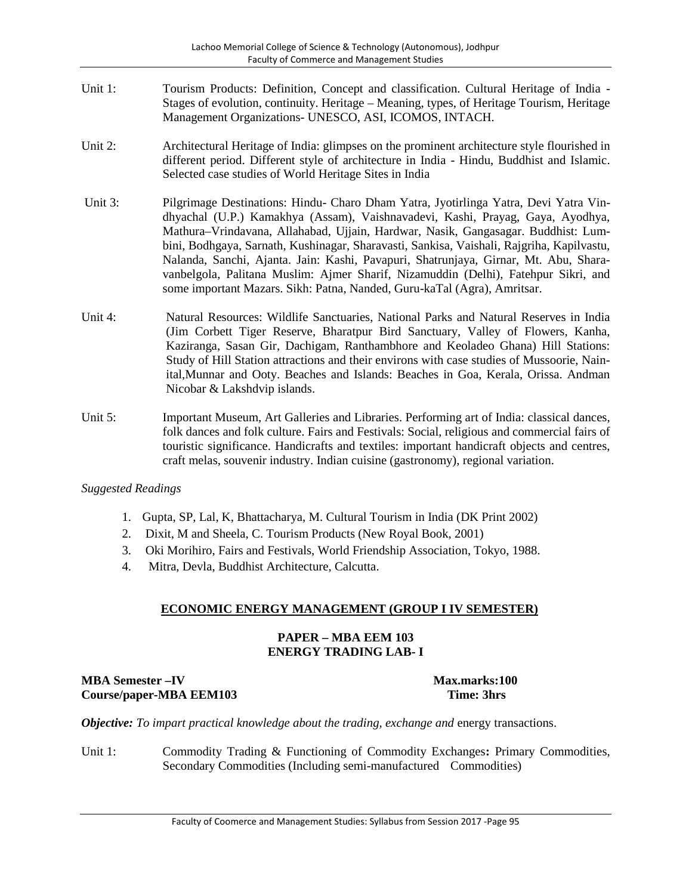Unit 1: Tourism Products: Definition, Concept and classification. Cultural Heritage of India - Stages of evolution, continuity. Heritage – Meaning, types, of Heritage Tourism, Heritage Management Organizations- UNESCO, ASI, ICOMOS, INTACH.

Unit 2: Architectural Heritage of India: glimpses on the prominent architecture style flourished in different period. Different style of architecture in India - Hindu, Buddhist and Islamic. Selected case studies of World Heritage Sites in India

Unit 3: Pilgrimage Destinations: Hindu- Charo Dham Yatra, Jyotirlinga Yatra, Devi Yatra Vindhyachal (U.P.) Kamakhya (Assam), Vaishnavadevi, Kashi, Prayag, Gaya, Ayodhya, Mathura–Vrindavana, Allahabad, Ujjain, Hardwar, Nasik, Gangasagar. Buddhist: Lumbini, Bodhgaya, Sarnath, Kushinagar, Sharavasti, Sankisa, Vaishali, Rajgriha, Kapilvastu, Nalanda, Sanchi, Ajanta. Jain: Kashi, Pavapuri, Shatrunjaya, Girnar, Mt. Abu, Sharavanbelgola, Palitana Muslim: Ajmer Sharif, Nizamuddin (Delhi), Fatehpur Sikri, and some important Mazars. Sikh: Patna, Nanded, Guru-kaTal (Agra), Amritsar.

Unit 4: Natural Resources: Wildlife Sanctuaries, National Parks and Natural Reserves in India (Jim Corbett Tiger Reserve, Bharatpur Bird Sanctuary, Valley of Flowers, Kanha, Kaziranga, Sasan Gir, Dachigam, Ranthambhore and Keoladeo Ghana) Hill Stations: Study of Hill Station attractions and their environs with case studies of Mussoorie, Nainital,Munnar and Ooty. Beaches and Islands: Beaches in Goa, Kerala, Orissa. Andman Nicobar & Lakshdvip islands.

Unit 5: Important Museum, Art Galleries and Libraries. Performing art of India: classical dances, folk dances and folk culture. Fairs and Festivals: Social, religious and commercial fairs of touristic significance. Handicrafts and textiles: important handicraft objects and centres, craft melas, souvenir industry. Indian cuisine (gastronomy), regional variation.

*Suggested Readings*

1. Gupta, SP, Lal, K, Bhattacharya, M. Cultural Tourism in India (DK Print 2002)
2. Dixit, M and Sheela, C. Tourism Products (New Royal Book, 2001)
3. Oki Morihiro, Fairs and Festivals, World Friendship Association, Tokyo, 1988.
4. Mitra, Devla, Buddhist Architecture, Calcutta.

## ECONOMIC ENERGY MANAGEMENT (GROUP I IV SEMESTER)

### PAPER – MBA EEM 103
### ENERGY TRADING LAB- I

**MBA Semester –IV** **Max.marks:100**
**Course/paper-MBA EEM103** **Time: 3hrs**

***Objective:*** *To impart practical knowledge about the trading, exchange and* energy transactions.

Unit 1: Commodity Trading & Functioning of Commodity Exchanges**:** Primary Commodities, Secondary Commodities (Including semi-manufactured Commodities)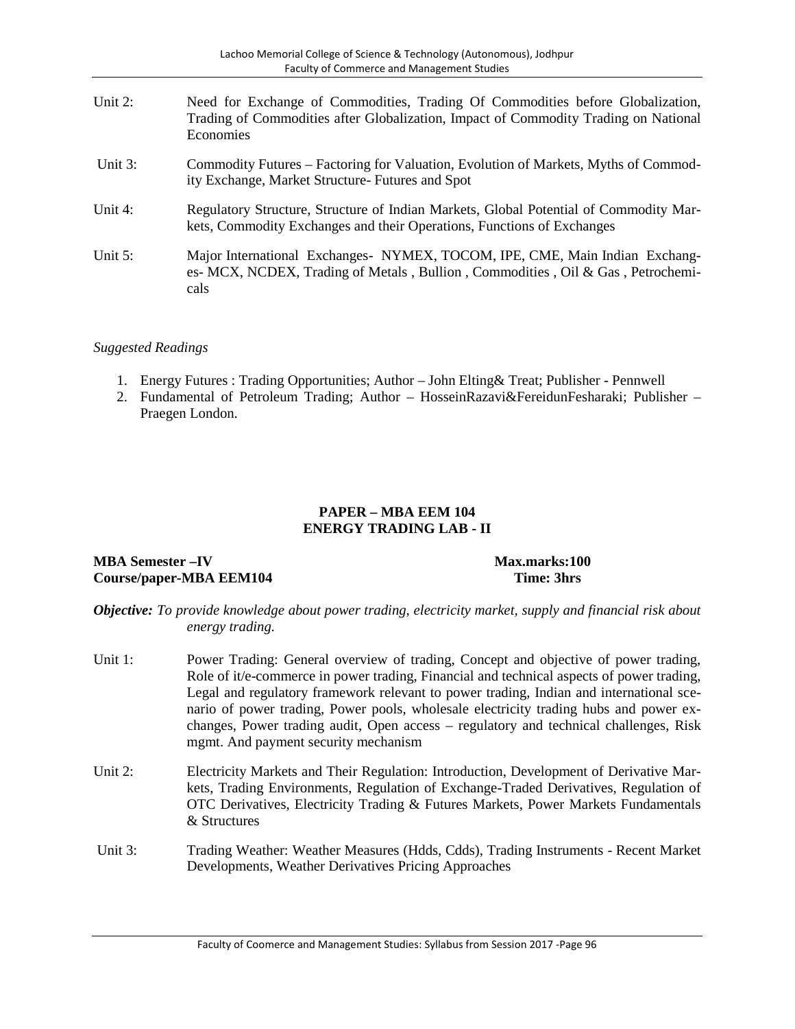Unit 2: Need for Exchange of Commodities, Trading Of Commodities before Globalization, Trading of Commodities after Globalization, Impact of Commodity Trading on National Economies

Unit 3: Commodity Futures – Factoring for Valuation, Evolution of Markets, Myths of Commodity Exchange, Market Structure- Futures and Spot

Unit 4: Regulatory Structure, Structure of Indian Markets, Global Potential of Commodity Markets, Commodity Exchanges and their Operations, Functions of Exchanges

Unit 5: Major International Exchanges- NYMEX, TOCOM, IPE, CME, Main Indian Exchanges- MCX, NCDEX, Trading of Metals , Bullion , Commodities , Oil & Gas , Petrochemicals

*Suggested Readings*

1. Energy Futures : Trading Opportunities; Author – John Elting& Treat; Publisher - Pennwell
2. Fundamental of Petroleum Trading; Author – HosseinRazavi&FereidunFesharaki; Publisher – Praegen London.

## PAPER – MBA EEM 104
## ENERGY TRADING LAB - II

**MBA Semester –IV** **Max.marks:100**
**Course/paper-MBA EEM104** **Time: 3hrs**

***Objective:*** *To provide knowledge about power trading, electricity market, supply and financial risk about energy trading.*

Unit 1: Power Trading: General overview of trading, Concept and objective of power trading, Role of it/e-commerce in power trading, Financial and technical aspects of power trading, Legal and regulatory framework relevant to power trading, Indian and international scenario of power trading, Power pools, wholesale electricity trading hubs and power exchanges, Power trading audit, Open access – regulatory and technical challenges, Risk mgmt. And payment security mechanism

Unit 2: Electricity Markets and Their Regulation: Introduction, Development of Derivative Markets, Trading Environments, Regulation of Exchange-Traded Derivatives, Regulation of OTC Derivatives, Electricity Trading & Futures Markets, Power Markets Fundamentals & Structures

Unit 3: Trading Weather: Weather Measures (Hdds, Cdds), Trading Instruments - Recent Market Developments, Weather Derivatives Pricing Approaches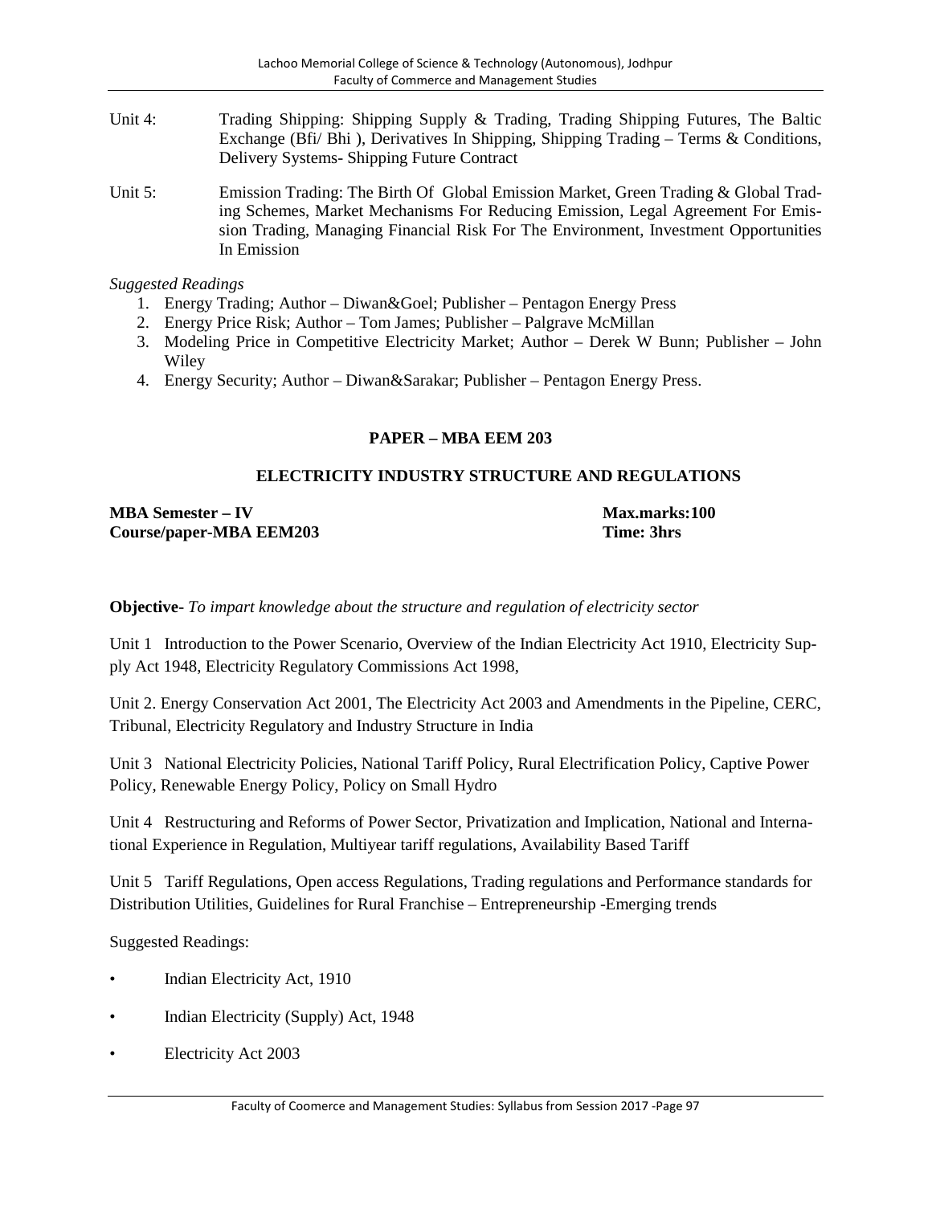Unit 4: Trading Shipping: Shipping Supply & Trading, Trading Shipping Futures, The Baltic Exchange (Bfi/ Bhi ), Derivatives In Shipping, Shipping Trading – Terms & Conditions, Delivery Systems- Shipping Future Contract

Unit 5: Emission Trading: The Birth Of Global Emission Market, Green Trading & Global Trading Schemes, Market Mechanisms For Reducing Emission, Legal Agreement For Emission Trading, Managing Financial Risk For The Environment, Investment Opportunities In Emission

*Suggested Readings*

1. Energy Trading; Author – Diwan&Goel; Publisher – Pentagon Energy Press
2. Energy Price Risk; Author – Tom James; Publisher – Palgrave McMillan
3. Modeling Price in Competitive Electricity Market; Author – Derek W Bunn; Publisher – John Wiley
4. Energy Security; Author – Diwan&Sarakar; Publisher – Pentagon Energy Press.

## PAPER – MBA EEM 203

## ELECTRICITY INDUSTRY STRUCTURE AND REGULATIONS

**MBA Semester – IV** **Max.marks:100**
**Course/paper-MBA EEM203** **Time: 3hrs**

**Objective**- *To impart knowledge about the structure and regulation of electricity sector*

Unit 1 Introduction to the Power Scenario, Overview of the Indian Electricity Act 1910, Electricity Supply Act 1948, Electricity Regulatory Commissions Act 1998,

Unit 2. Energy Conservation Act 2001, The Electricity Act 2003 and Amendments in the Pipeline, CERC, Tribunal, Electricity Regulatory and Industry Structure in India

Unit 3 National Electricity Policies, National Tariff Policy, Rural Electrification Policy, Captive Power Policy, Renewable Energy Policy, Policy on Small Hydro

Unit 4 Restructuring and Reforms of Power Sector, Privatization and Implication, National and International Experience in Regulation, Multiyear tariff regulations, Availability Based Tariff

Unit 5 Tariff Regulations, Open access Regulations, Trading regulations and Performance standards for Distribution Utilities, Guidelines for Rural Franchise – Entrepreneurship -Emerging trends

Suggested Readings:

- Indian Electricity Act, 1910
- Indian Electricity (Supply) Act, 1948
- Electricity Act 2003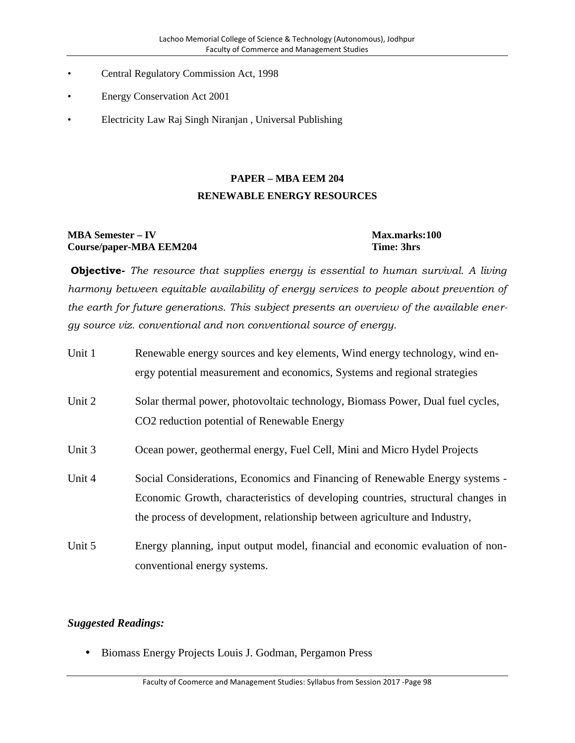- Central Regulatory Commission Act, 1998
- Energy Conservation Act 2001
- Electricity Law Raj Singh Niranjan , Universal Publishing

## PAPER – MBA EEM 204

## RENEWABLE ENERGY RESOURCES

**MBA Semester – IV** **Max.marks:100**
**Course/paper-MBA EEM204** **Time: 3hrs**

**Objective-** *The resource that supplies energy is essential to human survival. A living harmony between equitable availability of energy services to people about prevention of the earth for future generations. This subject presents an overview of the available energy source viz. conventional and non conventional source of energy.*

| | |
|---|---|
| Unit 1 | Renewable energy sources and key elements, Wind energy technology, wind energy potential measurement and economics, Systems and regional strategies |
| Unit 2 | Solar thermal power, photovoltaic technology, Biomass Power, Dual fuel cycles, $CO_2$ reduction potential of Renewable Energy |
| Unit 3 | Ocean power, geothermal energy, Fuel Cell, Mini and Micro Hydel Projects |
| Unit 4 | Social Considerations, Economics and Financing of Renewable Energy systems - Economic Growth, characteristics of developing countries, structural changes in the process of development, relationship between agriculture and Industry, |
| Unit 5 | Energy planning, input output model, financial and economic evaluation of non-conventional energy systems. |

***Suggested Readings:***

- Biomass Energy Projects Louis J. Godman, Pergamon Press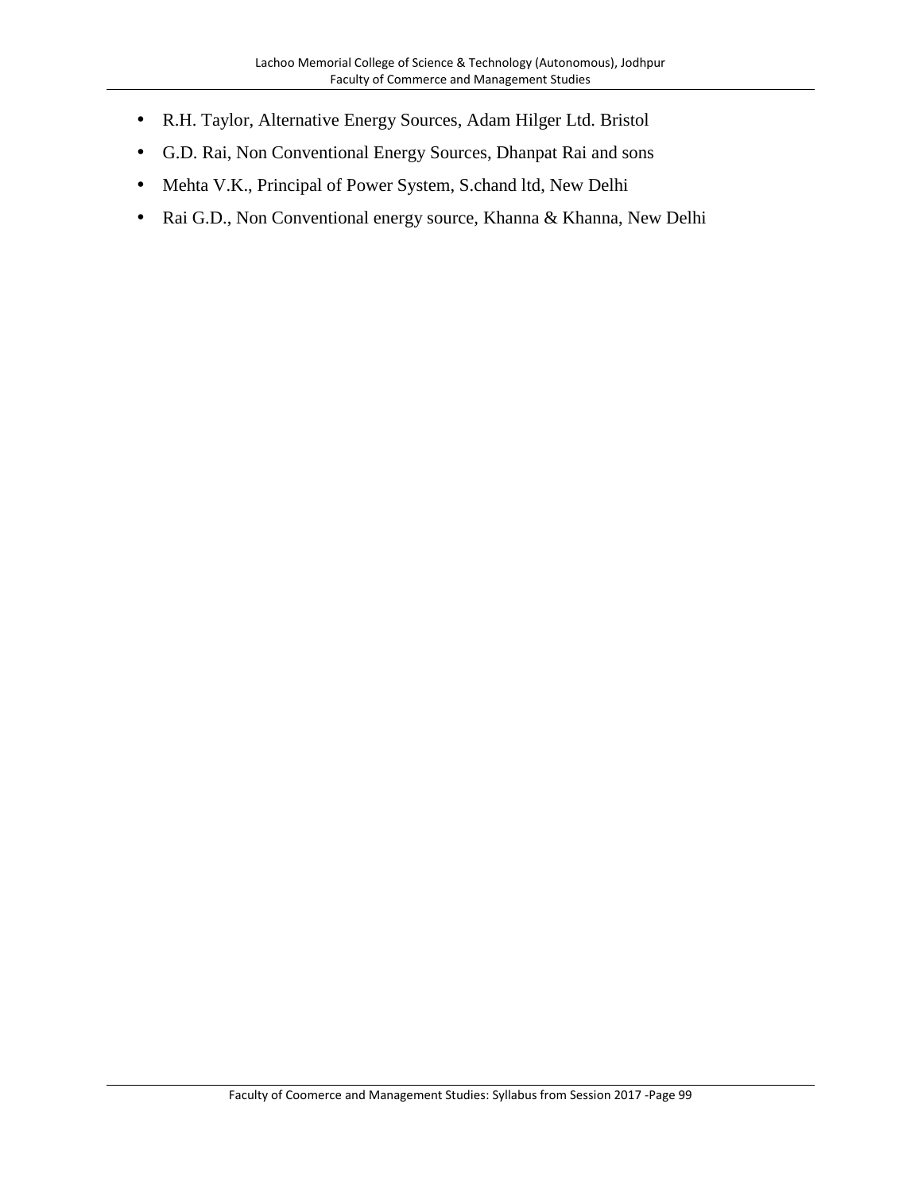- R.H. Taylor, Alternative Energy Sources, Adam Hilger Ltd. Bristol
- G.D. Rai, Non Conventional Energy Sources, Dhanpat Rai and sons
- Mehta V.K., Principal of Power System, S.chand ltd, New Delhi
- Rai G.D., Non Conventional energy source, Khanna & Khanna, New Delhi